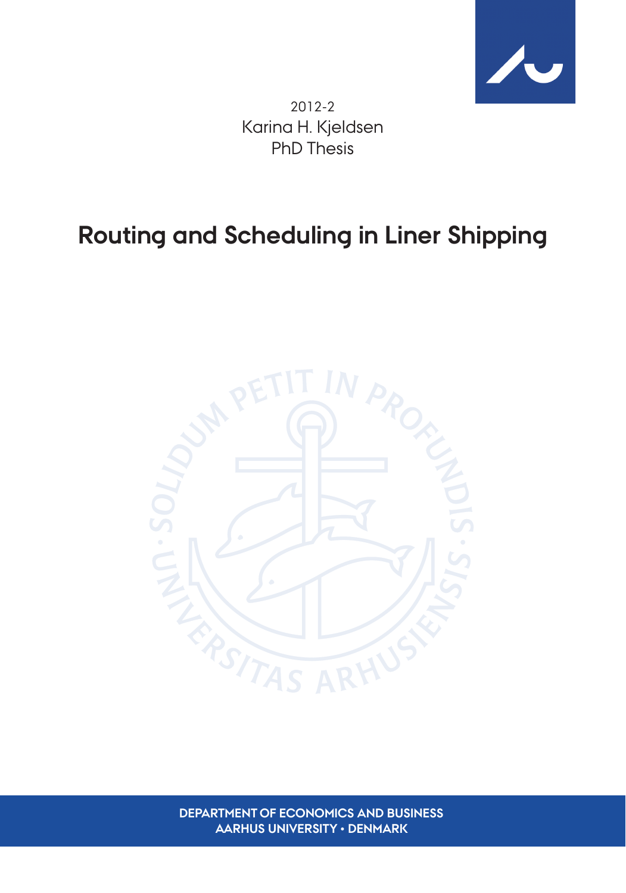2012-2

Karina H. Kjeldsen

PhD Thesis

# Routing and Scheduling in Liner Shipping

**DEPARTMENT OF ECONOMICS AND BUSINESS**
**AARHUS UNIVERSITY • DENMARK**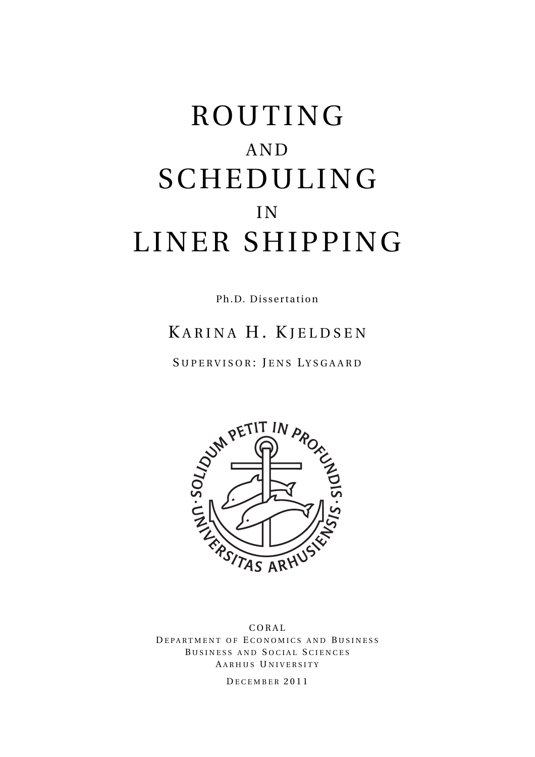# ROUTING AND SCHEDULING IN LINER SHIPPING

Ph.D. Dissertation

KARINA H. KJELDSEN

SUPERVISOR: JENS LYSGAARD

CORAL
DEPARTMENT OF ECONOMICS AND BUSINESS
BUSINESS AND SOCIAL SCIENCES
AARHUS UNIVERSITY

DECEMBER 2011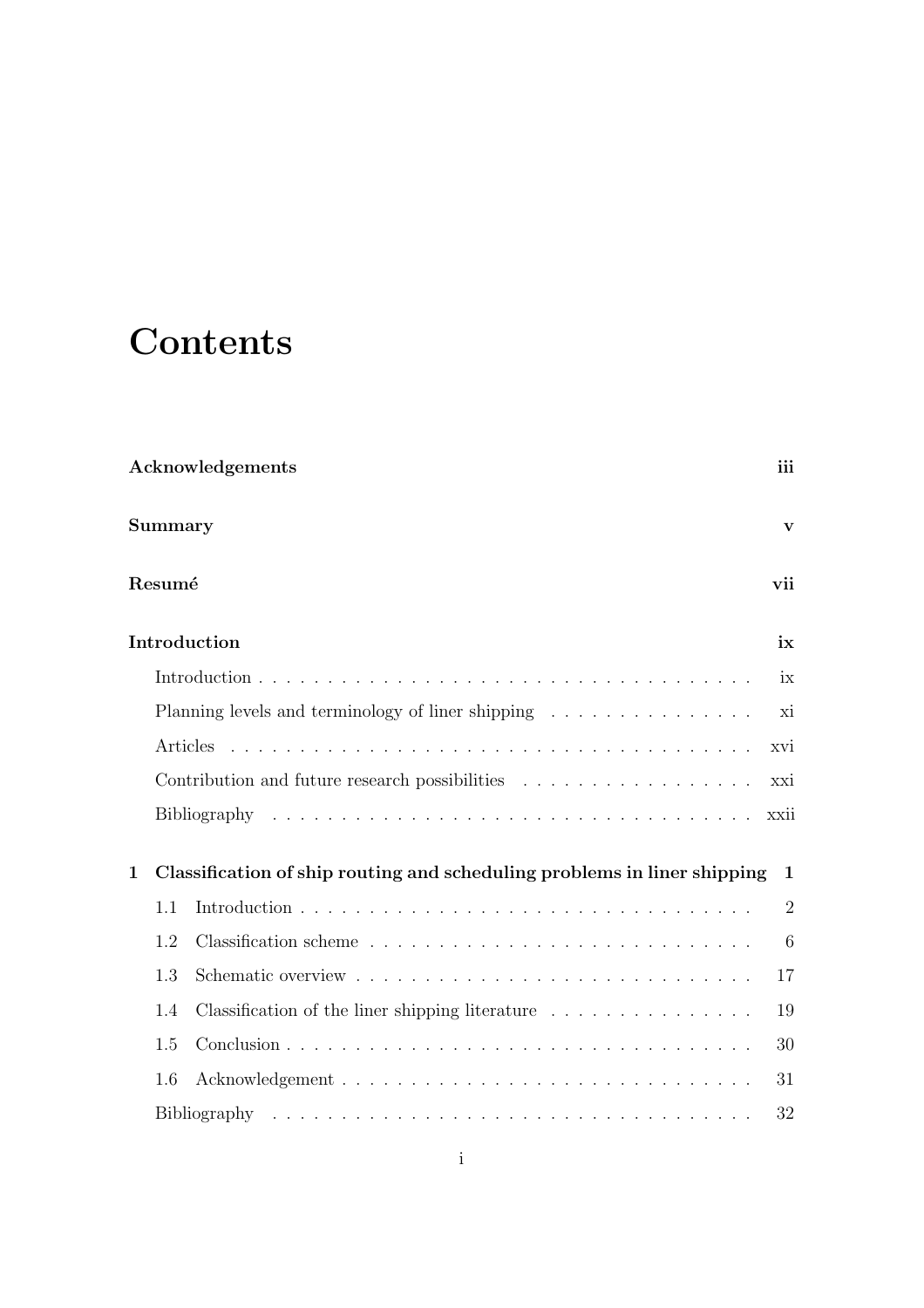# Contents

**Acknowledgements** iii

**Summary** v

**Resumé** vii

**Introduction** ix

- Introduction . . . ix
- Planning levels and terminology of liner shipping . . . xi
- Articles . . . xvi
- Contribution and future research possibilities . . . xxi
- Bibliography . . . xxii

**1 Classification of ship routing and scheduling problems in liner shipping** 1

- 1.1 Introduction . . . 2
- 1.2 Classification scheme . . . 6
- 1.3 Schematic overview . . . 17
- 1.4 Classification of the liner shipping literature . . . 19
- 1.5 Conclusion . . . 30
- 1.6 Acknowledgement . . . 31
- Bibliography . . . 32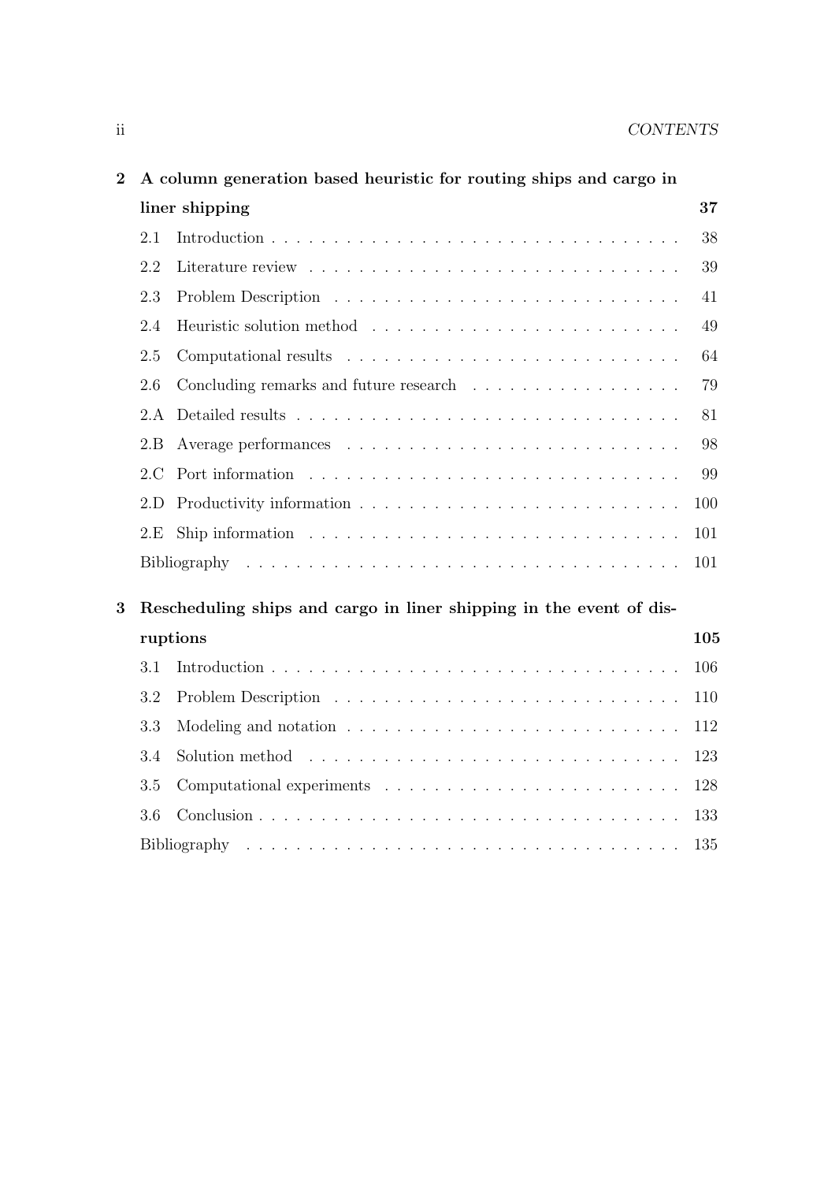**2 A column generation based heuristic for routing ships and cargo in liner shipping** **37**

- 2.1 Introduction . . . . . . . . . . . . . . . . . . . . . . . . . . . . . . . . . 38
- 2.2 Literature review . . . . . . . . . . . . . . . . . . . . . . . . . . . . . . 39
- 2.3 Problem Description . . . . . . . . . . . . . . . . . . . . . . . . . . . . 41
- 2.4 Heuristic solution method . . . . . . . . . . . . . . . . . . . . . . . . . 49
- 2.5 Computational results . . . . . . . . . . . . . . . . . . . . . . . . . . . 64
- 2.6 Concluding remarks and future research . . . . . . . . . . . . . . . . . 79
- 2.A Detailed results . . . . . . . . . . . . . . . . . . . . . . . . . . . . . . . 81
- 2.B Average performances . . . . . . . . . . . . . . . . . . . . . . . . . . . 98
- 2.C Port information . . . . . . . . . . . . . . . . . . . . . . . . . . . . . . 99
- 2.D Productivity information . . . . . . . . . . . . . . . . . . . . . . . . . . 100
- 2.E Ship information . . . . . . . . . . . . . . . . . . . . . . . . . . . . . . 101
- Bibliography . . . . . . . . . . . . . . . . . . . . . . . . . . . . . . . . . . 101

**3 Rescheduling ships and cargo in liner shipping in the event of disruptions** **105**

- 3.1 Introduction . . . . . . . . . . . . . . . . . . . . . . . . . . . . . . . . . 106
- 3.2 Problem Description . . . . . . . . . . . . . . . . . . . . . . . . . . . . 110
- 3.3 Modeling and notation . . . . . . . . . . . . . . . . . . . . . . . . . . . 112
- 3.4 Solution method . . . . . . . . . . . . . . . . . . . . . . . . . . . . . . 123
- 3.5 Computational experiments . . . . . . . . . . . . . . . . . . . . . . . . 128
- 3.6 Conclusion . . . . . . . . . . . . . . . . . . . . . . . . . . . . . . . . . . 133
- Bibliography . . . . . . . . . . . . . . . . . . . . . . . . . . . . . . . . . . 135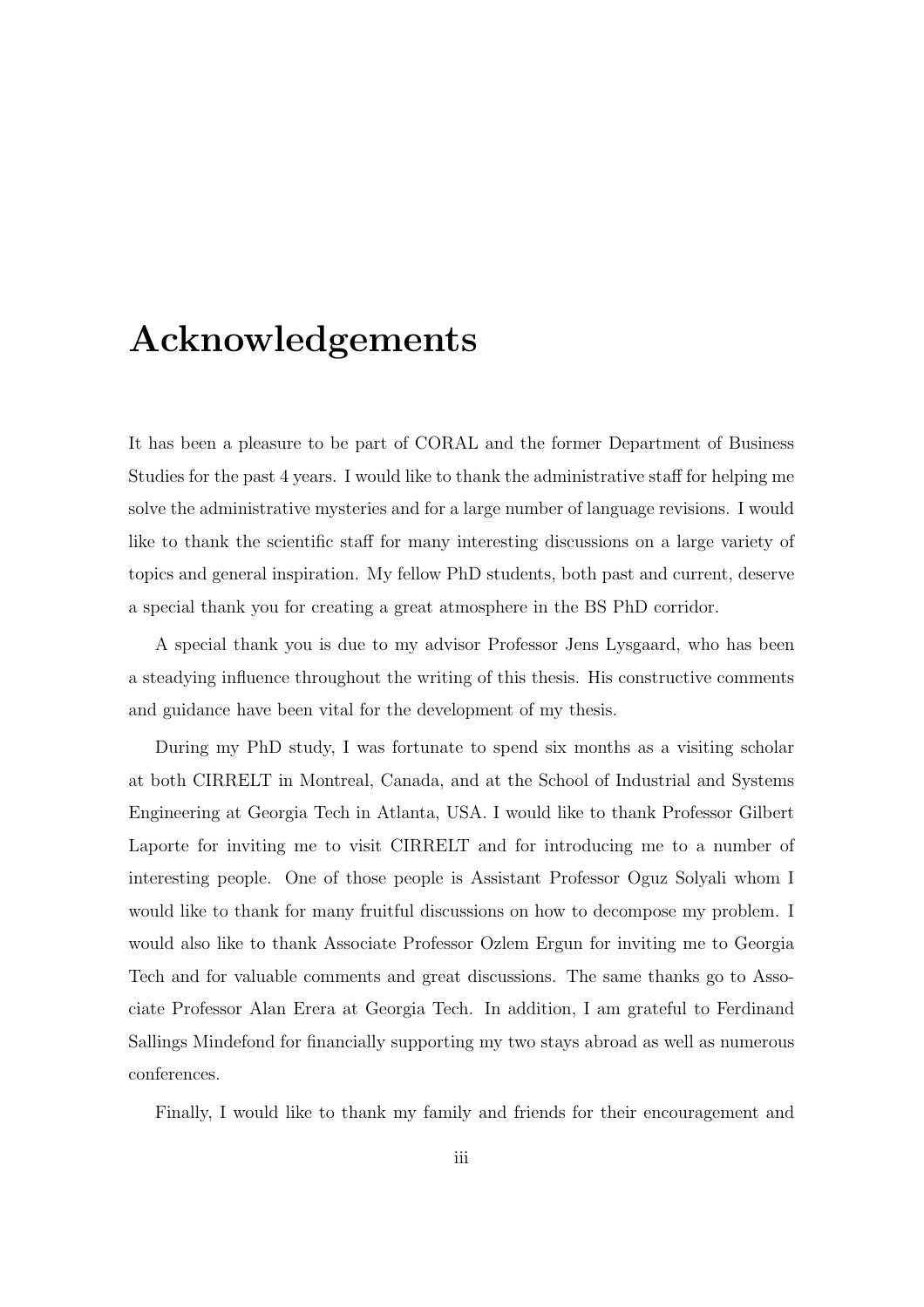# Acknowledgements

It has been a pleasure to be part of CORAL and the former Department of Business Studies for the past 4 years. I would like to thank the administrative staff for helping me solve the administrative mysteries and for a large number of language revisions. I would like to thank the scientific staff for many interesting discussions on a large variety of topics and general inspiration. My fellow PhD students, both past and current, deserve a special thank you for creating a great atmosphere in the BS PhD corridor.

A special thank you is due to my advisor Professor Jens Lysgaard, who has been a steadying influence throughout the writing of this thesis. His constructive comments and guidance have been vital for the development of my thesis.

During my PhD study, I was fortunate to spend six months as a visiting scholar at both CIRRELT in Montreal, Canada, and at the School of Industrial and Systems Engineering at Georgia Tech in Atlanta, USA. I would like to thank Professor Gilbert Laporte for inviting me to visit CIRRELT and for introducing me to a number of interesting people. One of those people is Assistant Professor Oguz Solyali whom I would like to thank for many fruitful discussions on how to decompose my problem. I would also like to thank Associate Professor Ozlem Ergun for inviting me to Georgia Tech and for valuable comments and great discussions. The same thanks go to Associate Professor Alan Erera at Georgia Tech. In addition, I am grateful to Ferdinand Sallings Mindefond for financially supporting my two stays abroad as well as numerous conferences.

Finally, I would like to thank my family and friends for their encouragement and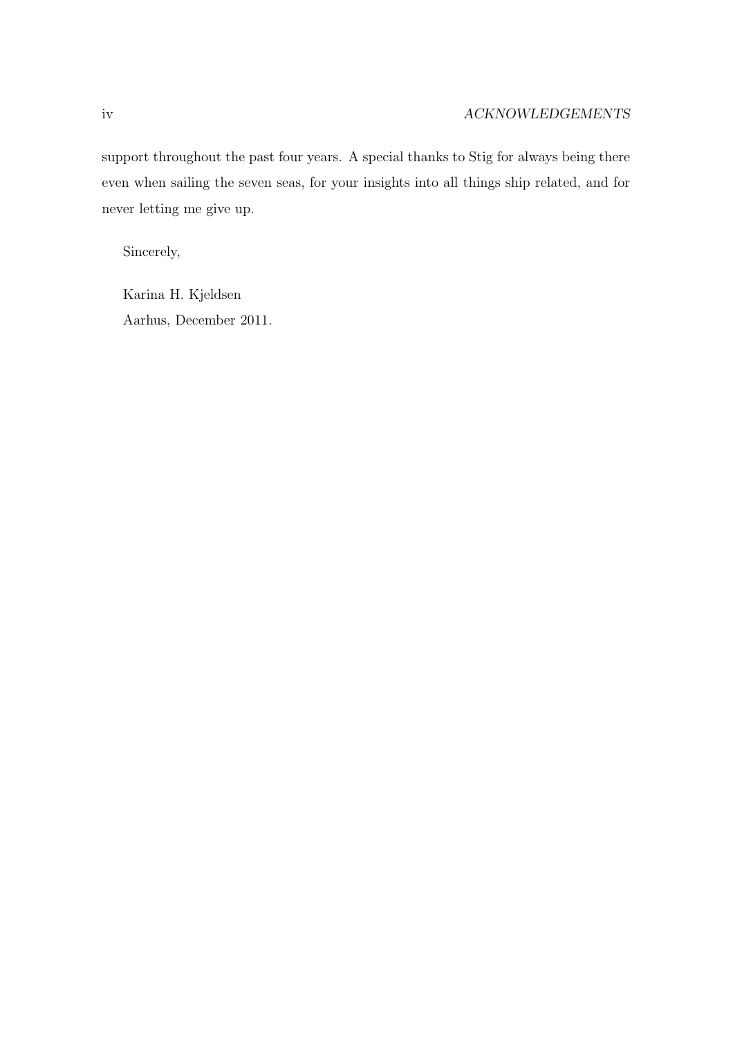support throughout the past four years. A special thanks to Stig for always being there even when sailing the seven seas, for your insights into all things ship related, and for never letting me give up.

Sincerely,

Karina H. Kjeldsen  
Aarhus, December 2011.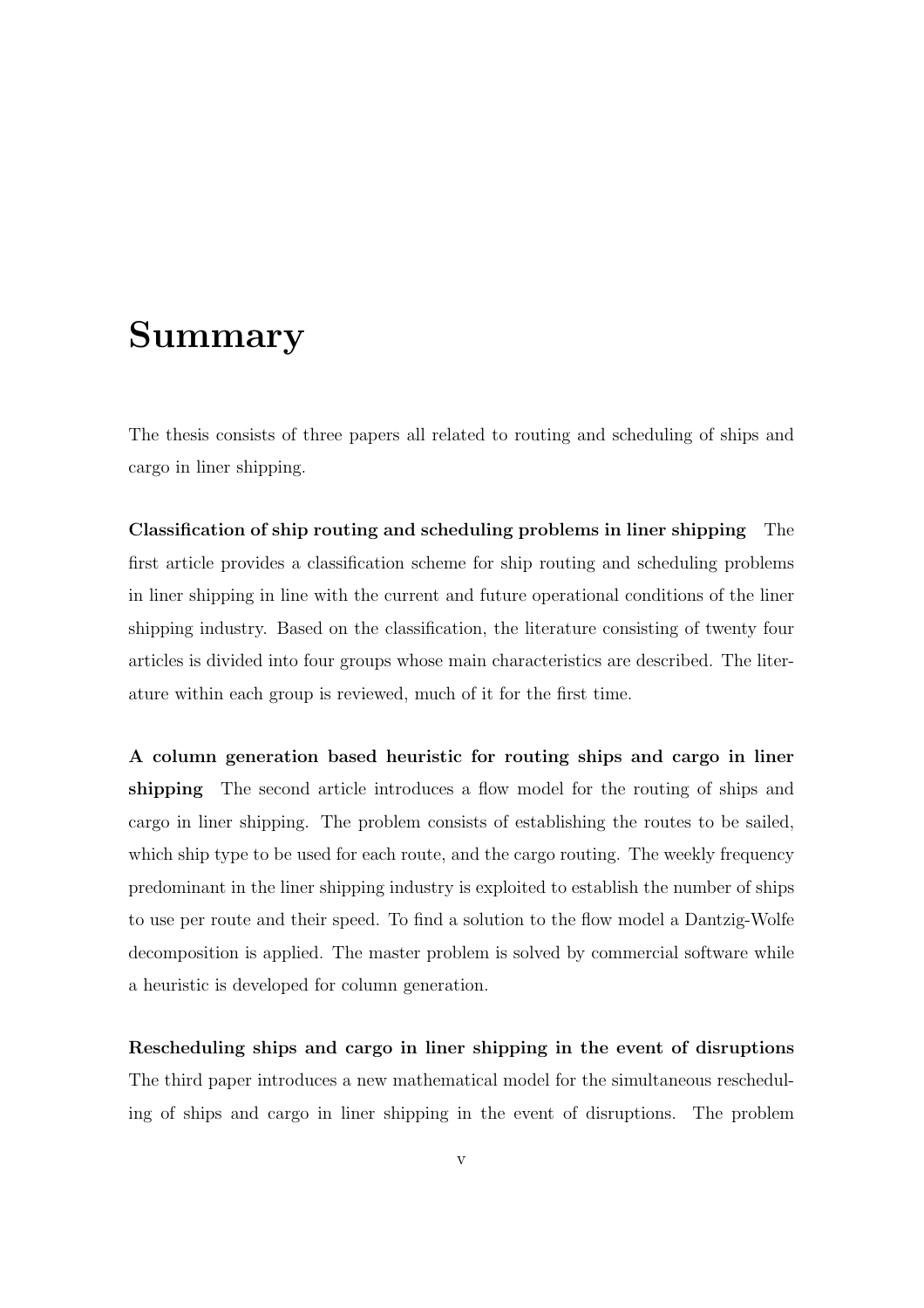# Summary

The thesis consists of three papers all related to routing and scheduling of ships and cargo in liner shipping.

**Classification of ship routing and scheduling problems in liner shipping** The first article provides a classification scheme for ship routing and scheduling problems in liner shipping in line with the current and future operational conditions of the liner shipping industry. Based on the classification, the literature consisting of twenty four articles is divided into four groups whose main characteristics are described. The literature within each group is reviewed, much of it for the first time.

**A column generation based heuristic for routing ships and cargo in liner shipping** The second article introduces a flow model for the routing of ships and cargo in liner shipping. The problem consists of establishing the routes to be sailed, which ship type to be used for each route, and the cargo routing. The weekly frequency predominant in the liner shipping industry is exploited to establish the number of ships to use per route and their speed. To find a solution to the flow model a Dantzig-Wolfe decomposition is applied. The master problem is solved by commercial software while a heuristic is developed for column generation.

**Rescheduling ships and cargo in liner shipping in the event of disruptions** The third paper introduces a new mathematical model for the simultaneous rescheduling of ships and cargo in liner shipping in the event of disruptions. The problem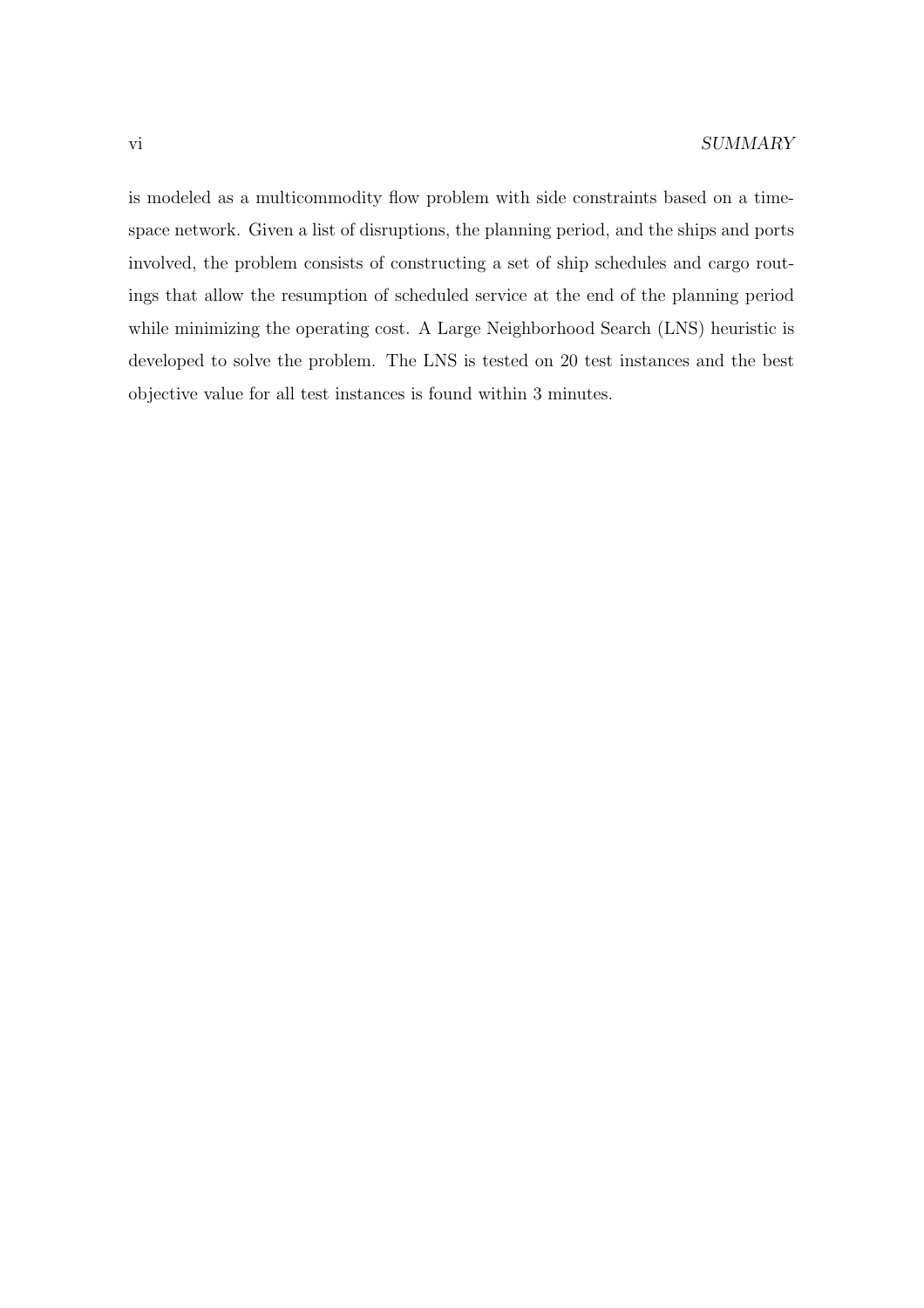is modeled as a multicommodity flow problem with side constraints based on a time-space network. Given a list of disruptions, the planning period, and the ships and ports involved, the problem consists of constructing a set of ship schedules and cargo routings that allow the resumption of scheduled service at the end of the planning period while minimizing the operating cost. A Large Neighborhood Search (LNS) heuristic is developed to solve the problem. The LNS is tested on 20 test instances and the best objective value for all test instances is found within 3 minutes.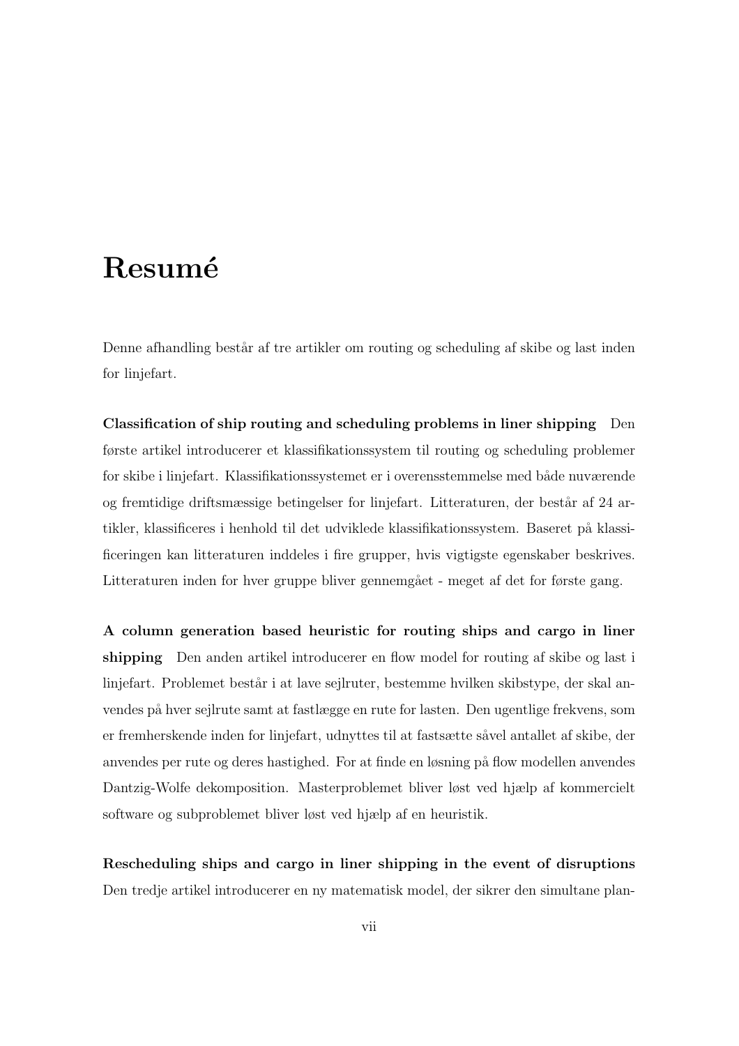# Resumé

Denne afhandling består af tre artikler om routing og scheduling af skibe og last inden for linjefart.

**Classification of ship routing and scheduling problems in liner shipping** Den første artikel introducerer et klassifikationssystem til routing og scheduling problemer for skibe i linjefart. Klassifikationssystemet er i overensstemmelse med både nuværende og fremtidige driftsmæssige betingelser for linjefart. Litteraturen, der består af 24 artikler, klassificeres i henhold til det udviklede klassifikationssystem. Baseret på klassificeringen kan litteraturen inddeles i fire grupper, hvis vigtigste egenskaber beskrives. Litteraturen inden for hver gruppe bliver gennemgået - meget af det for første gang.

**A column generation based heuristic for routing ships and cargo in liner shipping** Den anden artikel introducerer en flow model for routing af skibe og last i linjefart. Problemet består i at lave sejlruter, bestemme hvilken skibstype, der skal anvendes på hver sejlrute samt at fastlægge en rute for lasten. Den ugentlige frekvens, som er fremherskende inden for linjefart, udnyttes til at fastsætte såvel antallet af skibe, der anvendes per rute og deres hastighed. For at finde en løsning på flow modellen anvendes Dantzig-Wolfe dekomposition. Masterproblemet bliver løst ved hjælp af kommercielt software og subproblemet bliver løst ved hjælp af en heuristik.

**Rescheduling ships and cargo in liner shipping in the event of disruptions** Den tredje artikel introducerer en ny matematisk model, der sikrer den simultane plan-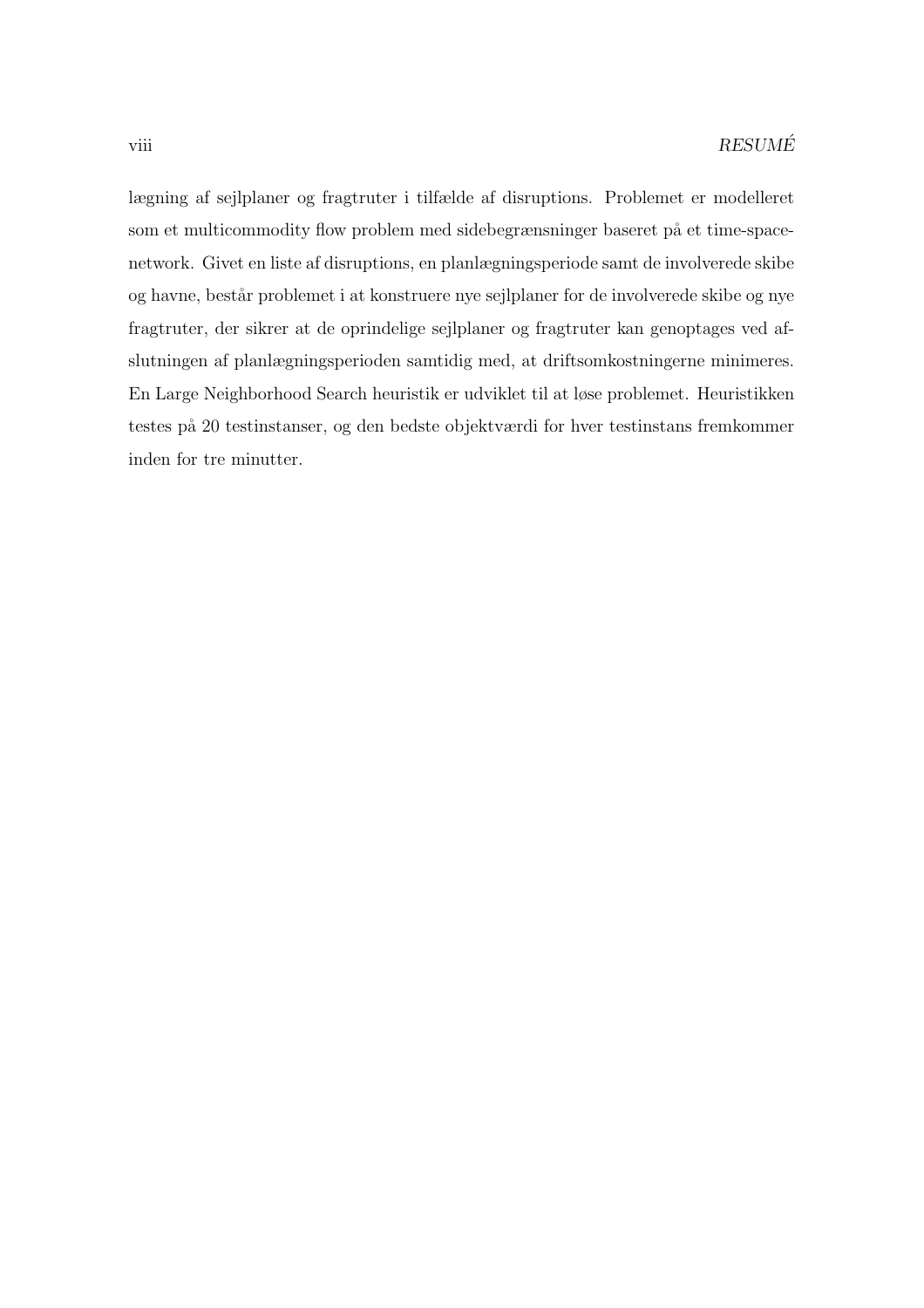lægning af sejlplaner og fragtruter i tilfælde af disruptions. Problemet er modelleret som et multicommodity flow problem med sidebegrænsninger baseret på et time-space-network. Givet en liste af disruptions, en planlægningsperiode samt de involverede skibe og havne, består problemet i at konstruere nye sejlplaner for de involverede skibe og nye fragtruter, der sikrer at de oprindelige sejlplaner og fragtruter kan genoptages ved afslutningen af planlægningsperioden samtidig med, at driftsomkostningerne minimeres. En Large Neighborhood Search heuristik er udviklet til at løse problemet. Heuristikken testes på 20 testinstanser, og den bedste objektværdi for hver testinstans fremkommer inden for tre minutter.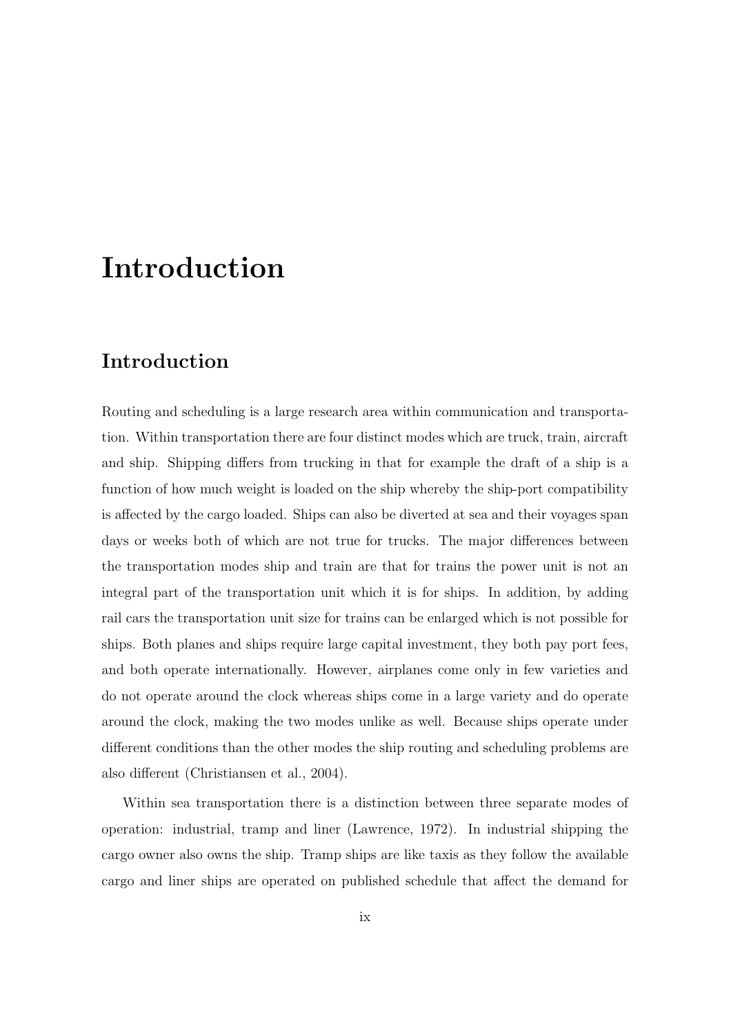# Introduction

## Introduction

Routing and scheduling is a large research area within communication and transportation. Within transportation there are four distinct modes which are truck, train, aircraft and ship. Shipping differs from trucking in that for example the draft of a ship is a function of how much weight is loaded on the ship whereby the ship-port compatibility is affected by the cargo loaded. Ships can also be diverted at sea and their voyages span days or weeks both of which are not true for trucks. The major differences between the transportation modes ship and train are that for trains the power unit is not an integral part of the transportation unit which it is for ships. In addition, by adding rail cars the transportation unit size for trains can be enlarged which is not possible for ships. Both planes and ships require large capital investment, they both pay port fees, and both operate internationally. However, airplanes come only in few varieties and do not operate around the clock whereas ships come in a large variety and do operate around the clock, making the two modes unlike as well. Because ships operate under different conditions than the other modes the ship routing and scheduling problems are also different (Christiansen et al., 2004).

Within sea transportation there is a distinction between three separate modes of operation: industrial, tramp and liner (Lawrence, 1972). In industrial shipping the cargo owner also owns the ship. Tramp ships are like taxis as they follow the available cargo and liner ships are operated on published schedule that affect the demand for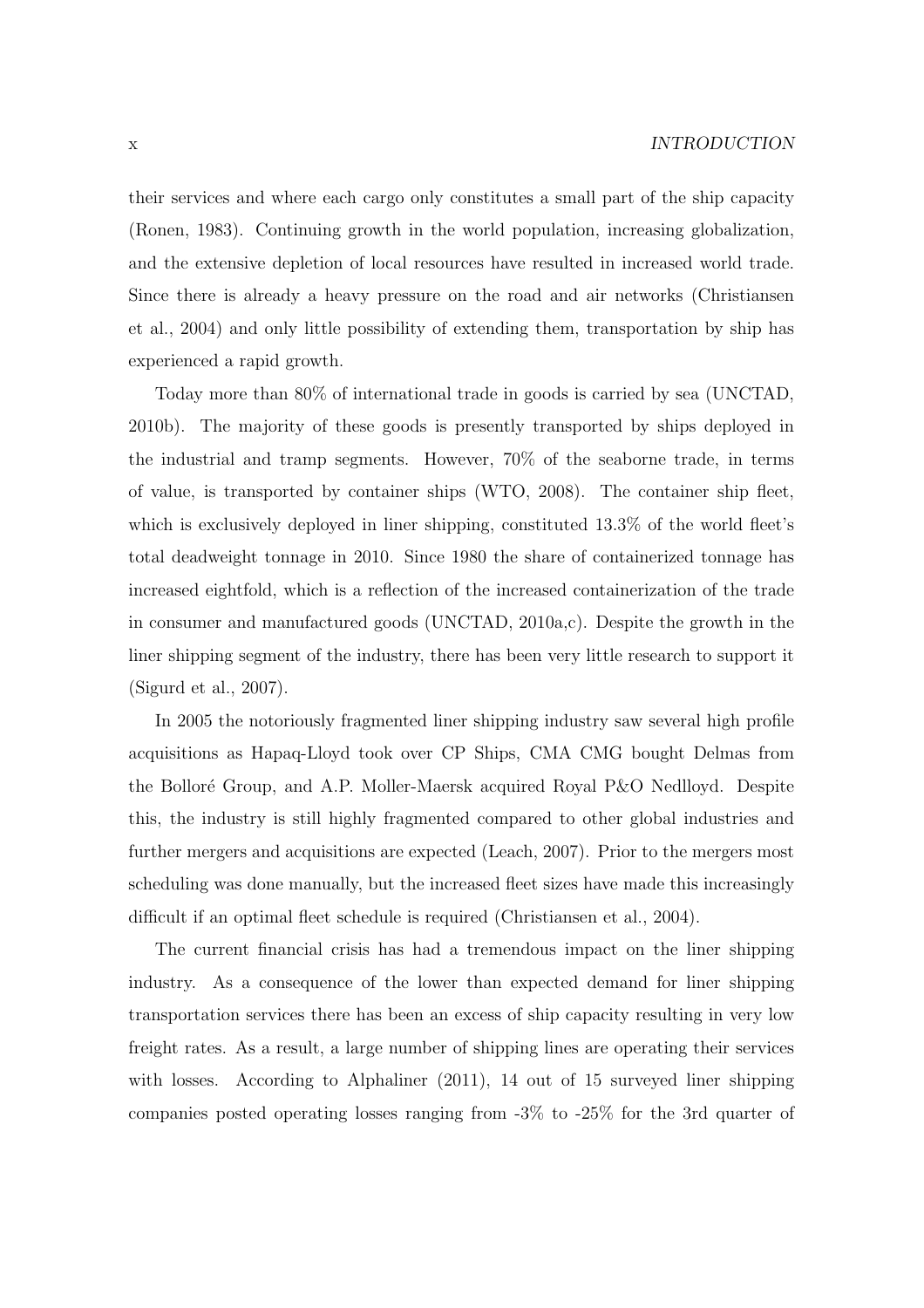their services and where each cargo only constitutes a small part of the ship capacity (Ronen, 1983). Continuing growth in the world population, increasing globalization, and the extensive depletion of local resources have resulted in increased world trade. Since there is already a heavy pressure on the road and air networks (Christiansen et al., 2004) and only little possibility of extending them, transportation by ship has experienced a rapid growth.

Today more than 80% of international trade in goods is carried by sea (UNCTAD, 2010b). The majority of these goods is presently transported by ships deployed in the industrial and tramp segments. However, 70% of the seaborne trade, in terms of value, is transported by container ships (WTO, 2008). The container ship fleet, which is exclusively deployed in liner shipping, constituted 13.3% of the world fleet's total deadweight tonnage in 2010. Since 1980 the share of containerized tonnage has increased eightfold, which is a reflection of the increased containerization of the trade in consumer and manufactured goods (UNCTAD, 2010a,c). Despite the growth in the liner shipping segment of the industry, there has been very little research to support it (Sigurd et al., 2007).

In 2005 the notoriously fragmented liner shipping industry saw several high profile acquisitions as Hapaq-Lloyd took over CP Ships, CMA CMG bought Delmas from the Bolloré Group, and A.P. Moller-Maersk acquired Royal P&O Nedlloyd. Despite this, the industry is still highly fragmented compared to other global industries and further mergers and acquisitions are expected (Leach, 2007). Prior to the mergers most scheduling was done manually, but the increased fleet sizes have made this increasingly difficult if an optimal fleet schedule is required (Christiansen et al., 2004).

The current financial crisis has had a tremendous impact on the liner shipping industry. As a consequence of the lower than expected demand for liner shipping transportation services there has been an excess of ship capacity resulting in very low freight rates. As a result, a large number of shipping lines are operating their services with losses. According to Alphaliner (2011), 14 out of 15 surveyed liner shipping companies posted operating losses ranging from -3% to -25% for the 3rd quarter of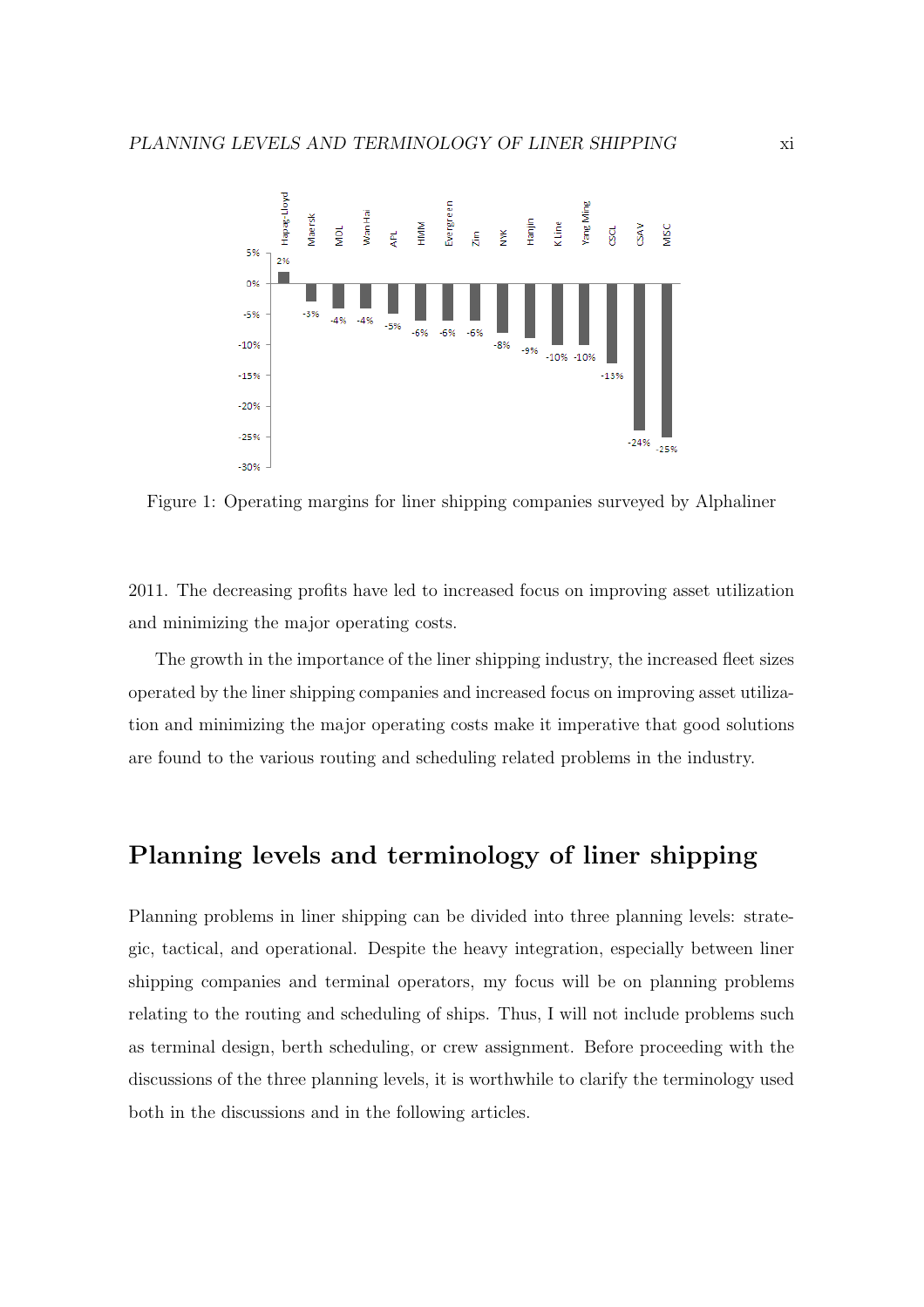Figure 1: Operating margins for liner shipping companies surveyed by Alphaliner

2011. The decreasing profits have led to increased focus on improving asset utilization and minimizing the major operating costs.

The growth in the importance of the liner shipping industry, the increased fleet sizes operated by the liner shipping companies and increased focus on improving asset utilization and minimizing the major operating costs make it imperative that good solutions are found to the various routing and scheduling related problems in the industry.

## Planning levels and terminology of liner shipping

Planning problems in liner shipping can be divided into three planning levels: strategic, tactical, and operational. Despite the heavy integration, especially between liner shipping companies and terminal operators, my focus will be on planning problems relating to the routing and scheduling of ships. Thus, I will not include problems such as terminal design, berth scheduling, or crew assignment. Before proceeding with the discussions of the three planning levels, it is worthwhile to clarify the terminology used both in the discussions and in the following articles.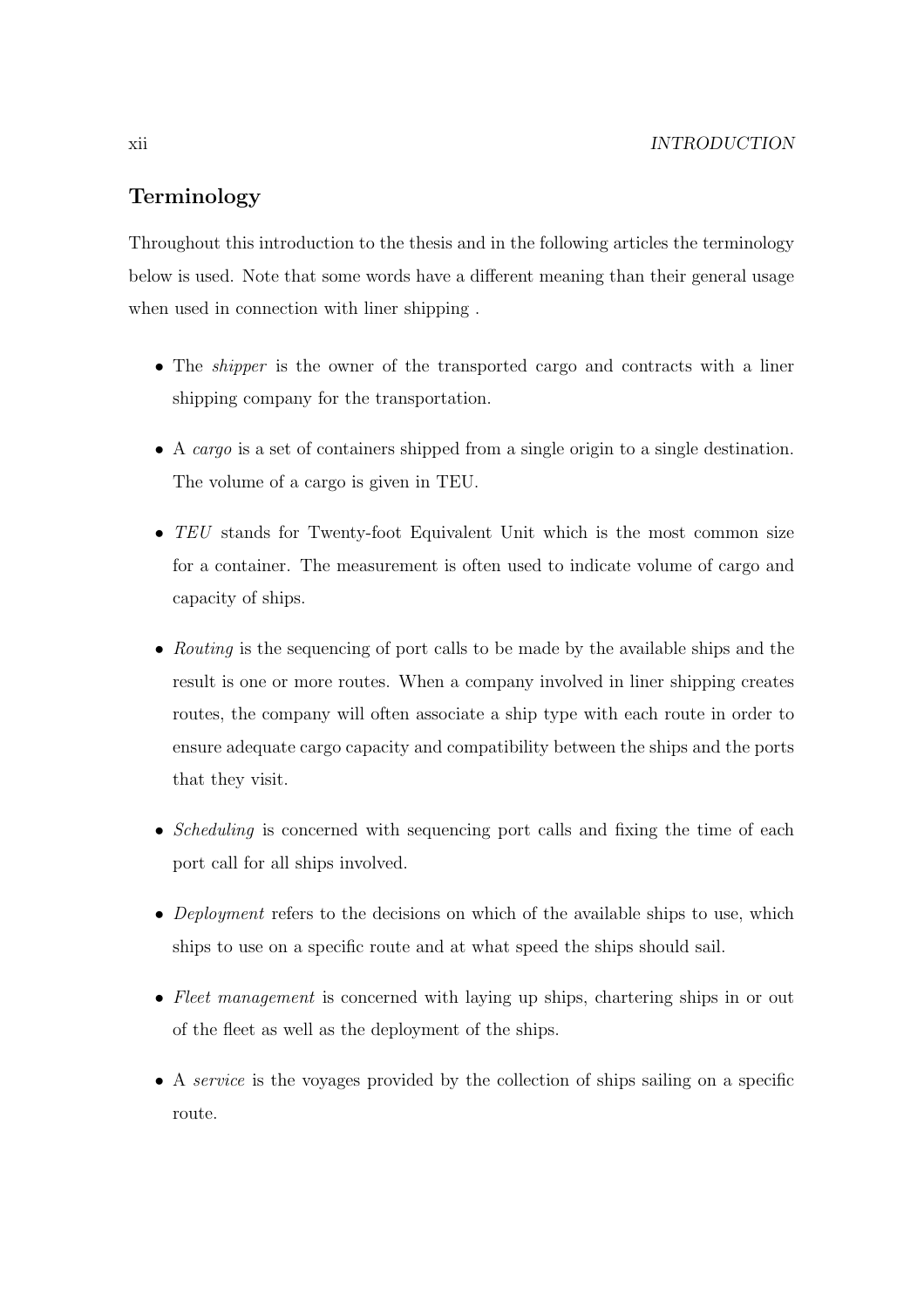## Terminology

Throughout this introduction to the thesis and in the following articles the terminology below is used. Note that some words have a different meaning than their general usage when used in connection with liner shipping .

- The *shipper* is the owner of the transported cargo and contracts with a liner shipping company for the transportation.
- A *cargo* is a set of containers shipped from a single origin to a single destination. The volume of a cargo is given in TEU.
- *TEU* stands for Twenty-foot Equivalent Unit which is the most common size for a container. The measurement is often used to indicate volume of cargo and capacity of ships.
- *Routing* is the sequencing of port calls to be made by the available ships and the result is one or more routes. When a company involved in liner shipping creates routes, the company will often associate a ship type with each route in order to ensure adequate cargo capacity and compatibility between the ships and the ports that they visit.
- *Scheduling* is concerned with sequencing port calls and fixing the time of each port call for all ships involved.
- *Deployment* refers to the decisions on which of the available ships to use, which ships to use on a specific route and at what speed the ships should sail.
- *Fleet management* is concerned with laying up ships, chartering ships in or out of the fleet as well as the deployment of the ships.
- A *service* is the voyages provided by the collection of ships sailing on a specific route.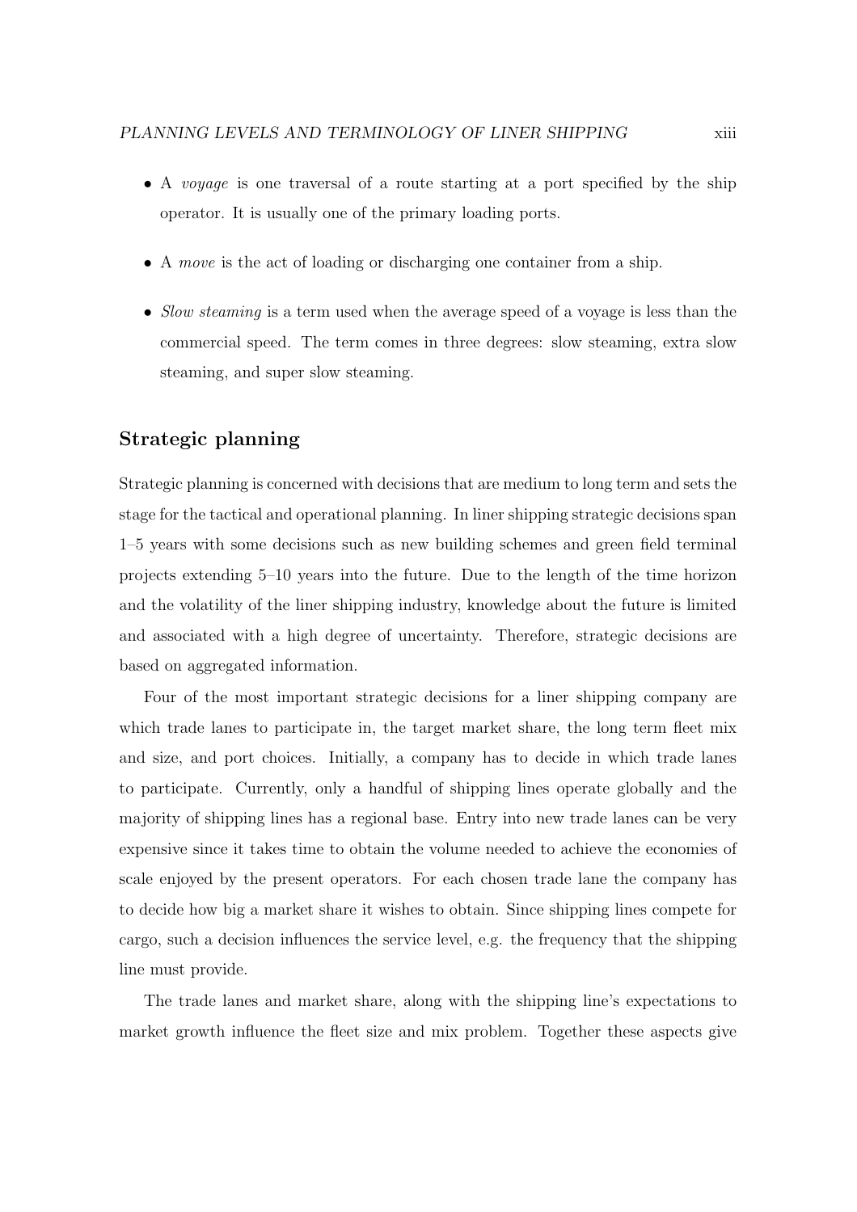- A *voyage* is one traversal of a route starting at a port specified by the ship operator. It is usually one of the primary loading ports.

- A *move* is the act of loading or discharging one container from a ship.

- *Slow steaming* is a term used when the average speed of a voyage is less than the commercial speed. The term comes in three degrees: slow steaming, extra slow steaming, and super slow steaming.

## Strategic planning

Strategic planning is concerned with decisions that are medium to long term and sets the stage for the tactical and operational planning. In liner shipping strategic decisions span 1–5 years with some decisions such as new building schemes and green field terminal projects extending 5–10 years into the future. Due to the length of the time horizon and the volatility of the liner shipping industry, knowledge about the future is limited and associated with a high degree of uncertainty. Therefore, strategic decisions are based on aggregated information.

Four of the most important strategic decisions for a liner shipping company are which trade lanes to participate in, the target market share, the long term fleet mix and size, and port choices. Initially, a company has to decide in which trade lanes to participate. Currently, only a handful of shipping lines operate globally and the majority of shipping lines has a regional base. Entry into new trade lanes can be very expensive since it takes time to obtain the volume needed to achieve the economies of scale enjoyed by the present operators. For each chosen trade lane the company has to decide how big a market share it wishes to obtain. Since shipping lines compete for cargo, such a decision influences the service level, e.g. the frequency that the shipping line must provide.

The trade lanes and market share, along with the shipping line's expectations to market growth influence the fleet size and mix problem. Together these aspects give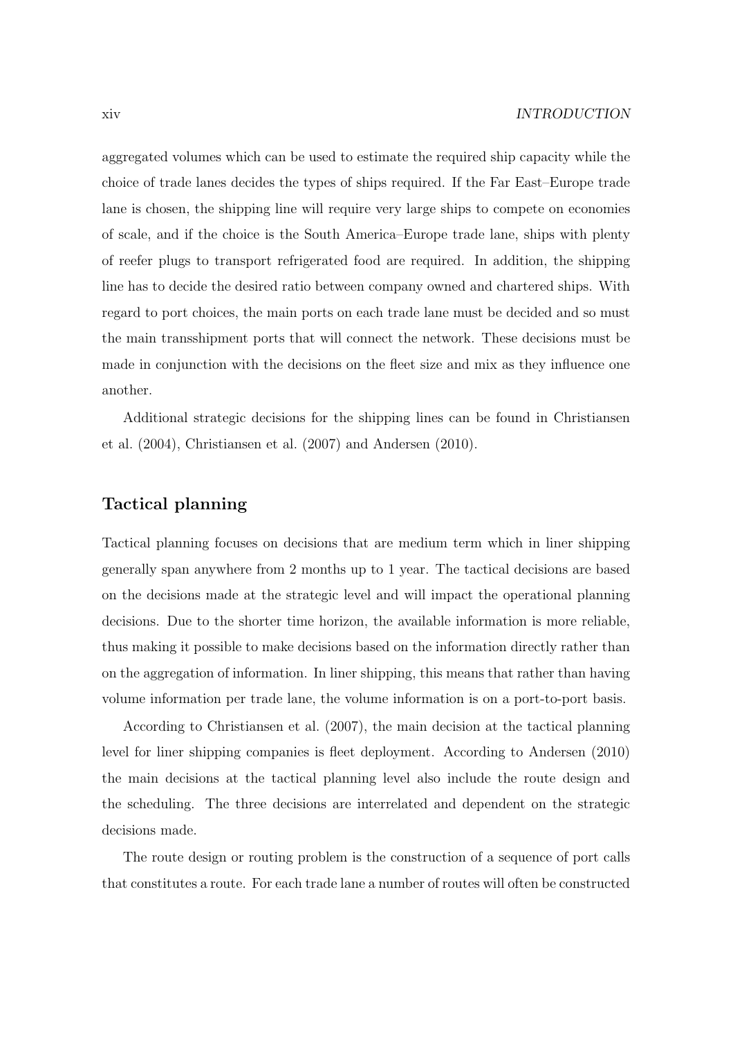aggregated volumes which can be used to estimate the required ship capacity while the choice of trade lanes decides the types of ships required. If the Far East–Europe trade lane is chosen, the shipping line will require very large ships to compete on economies of scale, and if the choice is the South America–Europe trade lane, ships with plenty of reefer plugs to transport refrigerated food are required. In addition, the shipping line has to decide the desired ratio between company owned and chartered ships. With regard to port choices, the main ports on each trade lane must be decided and so must the main transshipment ports that will connect the network. These decisions must be made in conjunction with the decisions on the fleet size and mix as they influence one another.

Additional strategic decisions for the shipping lines can be found in Christiansen et al. (2004), Christiansen et al. (2007) and Andersen (2010).

## Tactical planning

Tactical planning focuses on decisions that are medium term which in liner shipping generally span anywhere from 2 months up to 1 year. The tactical decisions are based on the decisions made at the strategic level and will impact the operational planning decisions. Due to the shorter time horizon, the available information is more reliable, thus making it possible to make decisions based on the information directly rather than on the aggregation of information. In liner shipping, this means that rather than having volume information per trade lane, the volume information is on a port-to-port basis.

According to Christiansen et al. (2007), the main decision at the tactical planning level for liner shipping companies is fleet deployment. According to Andersen (2010) the main decisions at the tactical planning level also include the route design and the scheduling. The three decisions are interrelated and dependent on the strategic decisions made.

The route design or routing problem is the construction of a sequence of port calls that constitutes a route. For each trade lane a number of routes will often be constructed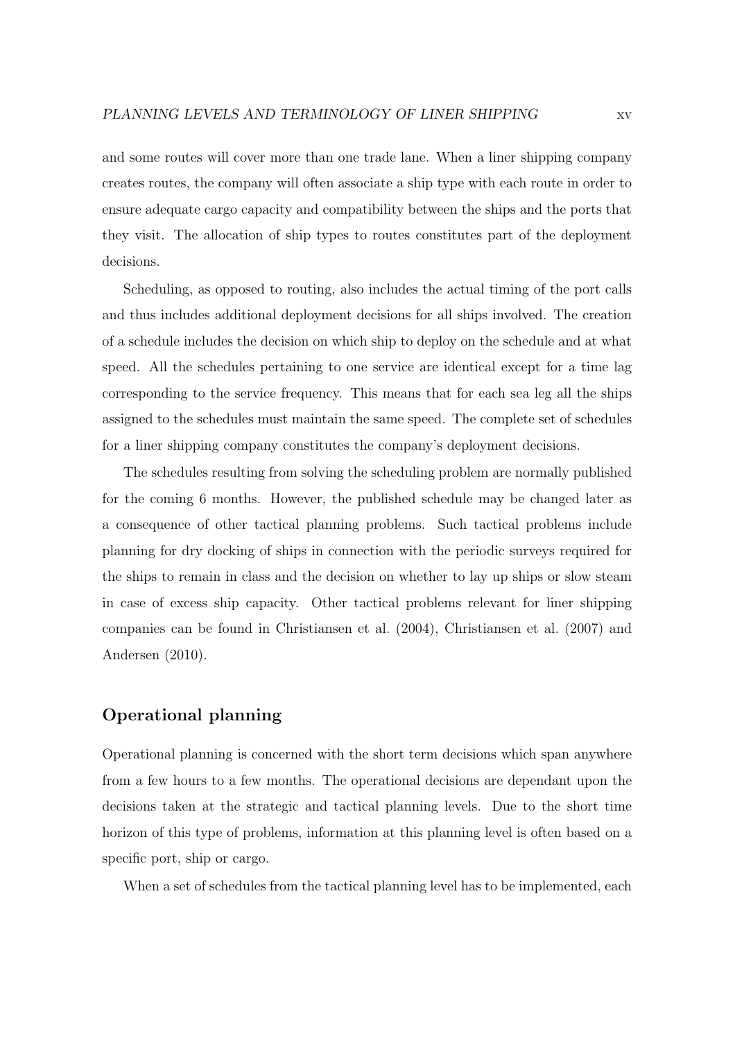and some routes will cover more than one trade lane. When a liner shipping company creates routes, the company will often associate a ship type with each route in order to ensure adequate cargo capacity and compatibility between the ships and the ports that they visit. The allocation of ship types to routes constitutes part of the deployment decisions.

Scheduling, as opposed to routing, also includes the actual timing of the port calls and thus includes additional deployment decisions for all ships involved. The creation of a schedule includes the decision on which ship to deploy on the schedule and at what speed. All the schedules pertaining to one service are identical except for a time lag corresponding to the service frequency. This means that for each sea leg all the ships assigned to the schedules must maintain the same speed. The complete set of schedules for a liner shipping company constitutes the company's deployment decisions.

The schedules resulting from solving the scheduling problem are normally published for the coming 6 months. However, the published schedule may be changed later as a consequence of other tactical planning problems. Such tactical problems include planning for dry docking of ships in connection with the periodic surveys required for the ships to remain in class and the decision on whether to lay up ships or slow steam in case of excess ship capacity. Other tactical problems relevant for liner shipping companies can be found in Christiansen et al. (2004), Christiansen et al. (2007) and Andersen (2010).

## Operational planning

Operational planning is concerned with the short term decisions which span anywhere from a few hours to a few months. The operational decisions are dependant upon the decisions taken at the strategic and tactical planning levels. Due to the short time horizon of this type of problems, information at this planning level is often based on a specific port, ship or cargo.

When a set of schedules from the tactical planning level has to be implemented, each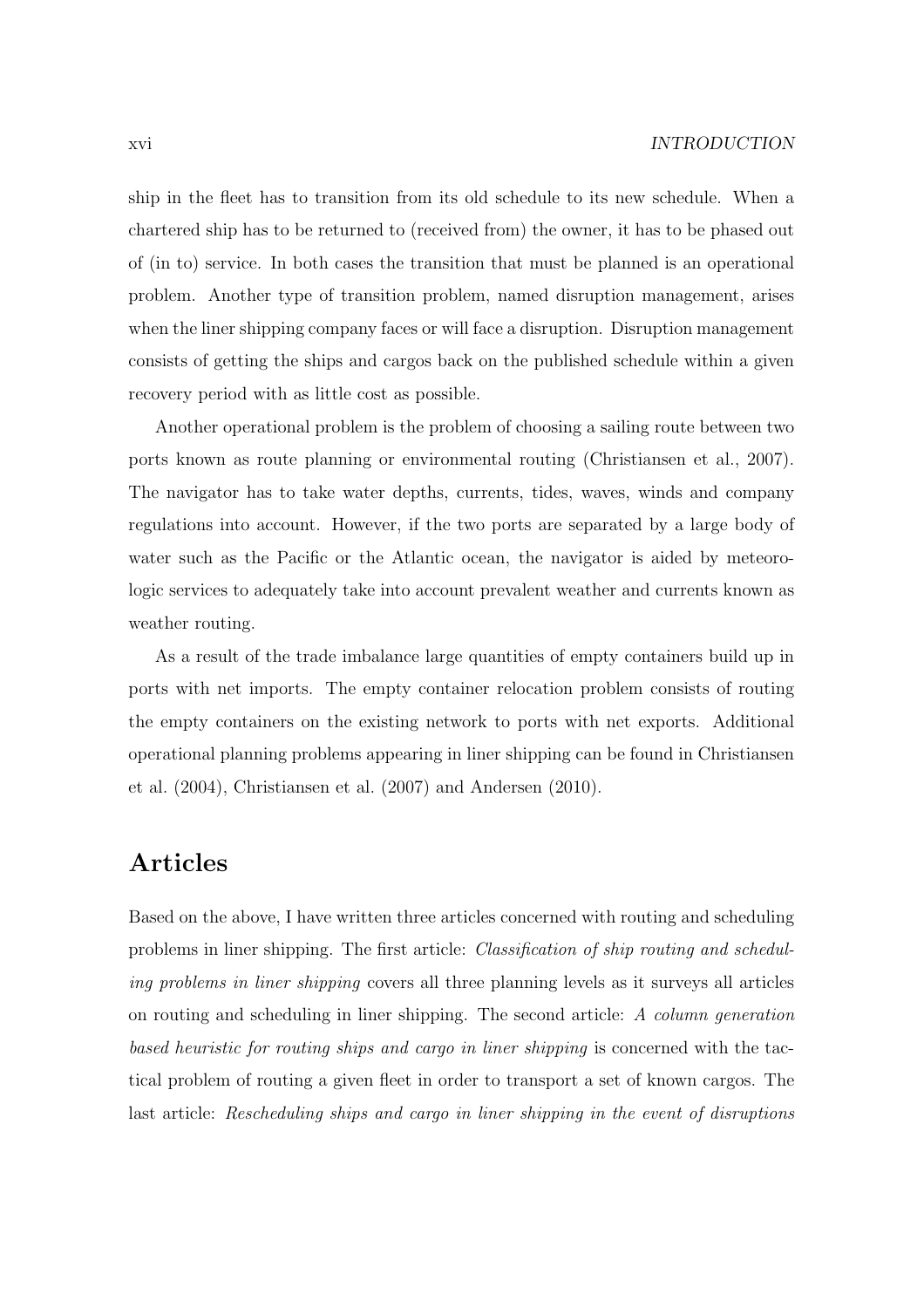ship in the fleet has to transition from its old schedule to its new schedule. When a chartered ship has to be returned to (received from) the owner, it has to be phased out of (in to) service. In both cases the transition that must be planned is an operational problem. Another type of transition problem, named disruption management, arises when the liner shipping company faces or will face a disruption. Disruption management consists of getting the ships and cargos back on the published schedule within a given recovery period with as little cost as possible.

Another operational problem is the problem of choosing a sailing route between two ports known as route planning or environmental routing (Christiansen et al., 2007). The navigator has to take water depths, currents, tides, waves, winds and company regulations into account. However, if the two ports are separated by a large body of water such as the Pacific or the Atlantic ocean, the navigator is aided by meteorologic services to adequately take into account prevalent weather and currents known as weather routing.

As a result of the trade imbalance large quantities of empty containers build up in ports with net imports. The empty container relocation problem consists of routing the empty containers on the existing network to ports with net exports. Additional operational planning problems appearing in liner shipping can be found in Christiansen et al. (2004), Christiansen et al. (2007) and Andersen (2010).

## Articles

Based on the above, I have written three articles concerned with routing and scheduling problems in liner shipping. The first article: *Classification of ship routing and scheduling problems in liner shipping* covers all three planning levels as it surveys all articles on routing and scheduling in liner shipping. The second article: *A column generation based heuristic for routing ships and cargo in liner shipping* is concerned with the tactical problem of routing a given fleet in order to transport a set of known cargos. The last article: *Rescheduling ships and cargo in liner shipping in the event of disruptions*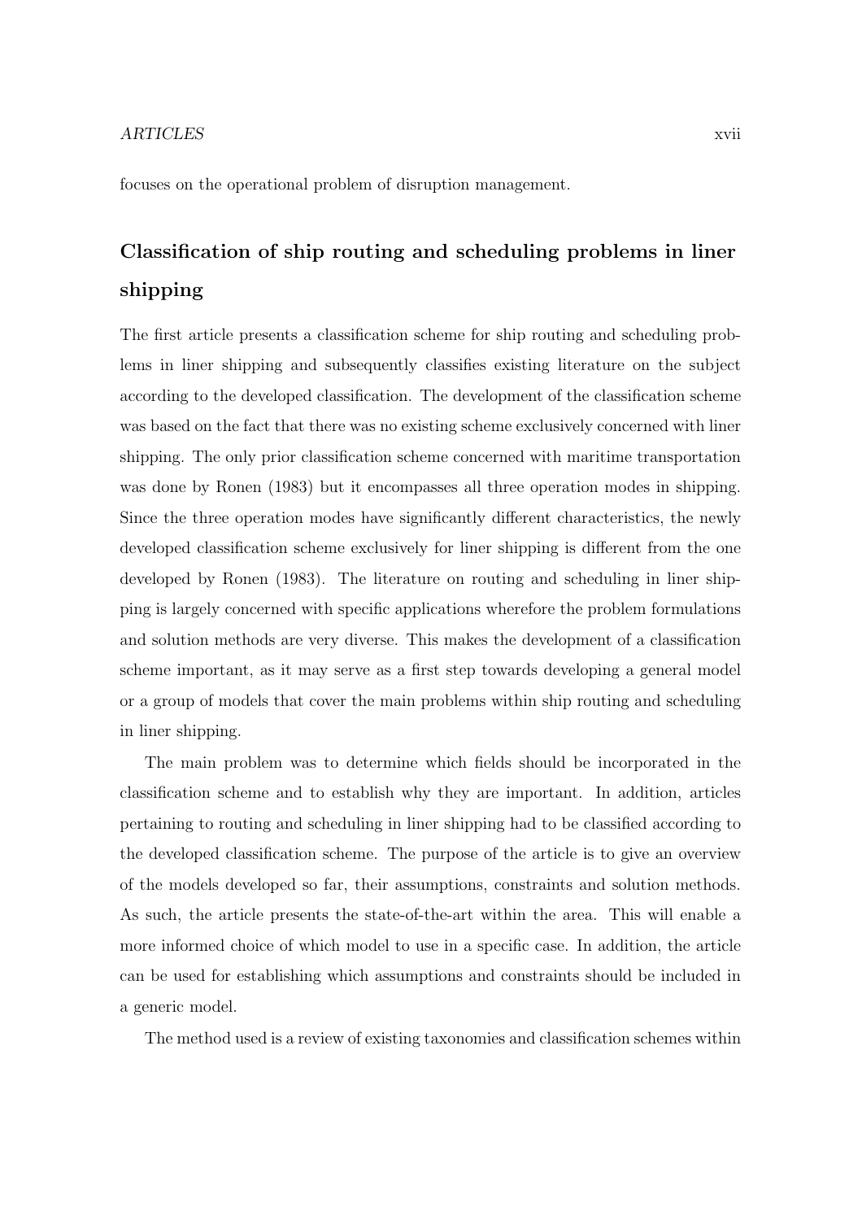focuses on the operational problem of disruption management.

## Classification of ship routing and scheduling problems in liner shipping

The first article presents a classification scheme for ship routing and scheduling problems in liner shipping and subsequently classifies existing literature on the subject according to the developed classification. The development of the classification scheme was based on the fact that there was no existing scheme exclusively concerned with liner shipping. The only prior classification scheme concerned with maritime transportation was done by Ronen (1983) but it encompasses all three operation modes in shipping. Since the three operation modes have significantly different characteristics, the newly developed classification scheme exclusively for liner shipping is different from the one developed by Ronen (1983). The literature on routing and scheduling in liner shipping is largely concerned with specific applications wherefore the problem formulations and solution methods are very diverse. This makes the development of a classification scheme important, as it may serve as a first step towards developing a general model or a group of models that cover the main problems within ship routing and scheduling in liner shipping.

The main problem was to determine which fields should be incorporated in the classification scheme and to establish why they are important. In addition, articles pertaining to routing and scheduling in liner shipping had to be classified according to the developed classification scheme. The purpose of the article is to give an overview of the models developed so far, their assumptions, constraints and solution methods. As such, the article presents the state-of-the-art within the area. This will enable a more informed choice of which model to use in a specific case. In addition, the article can be used for establishing which assumptions and constraints should be included in a generic model.

The method used is a review of existing taxonomies and classification schemes within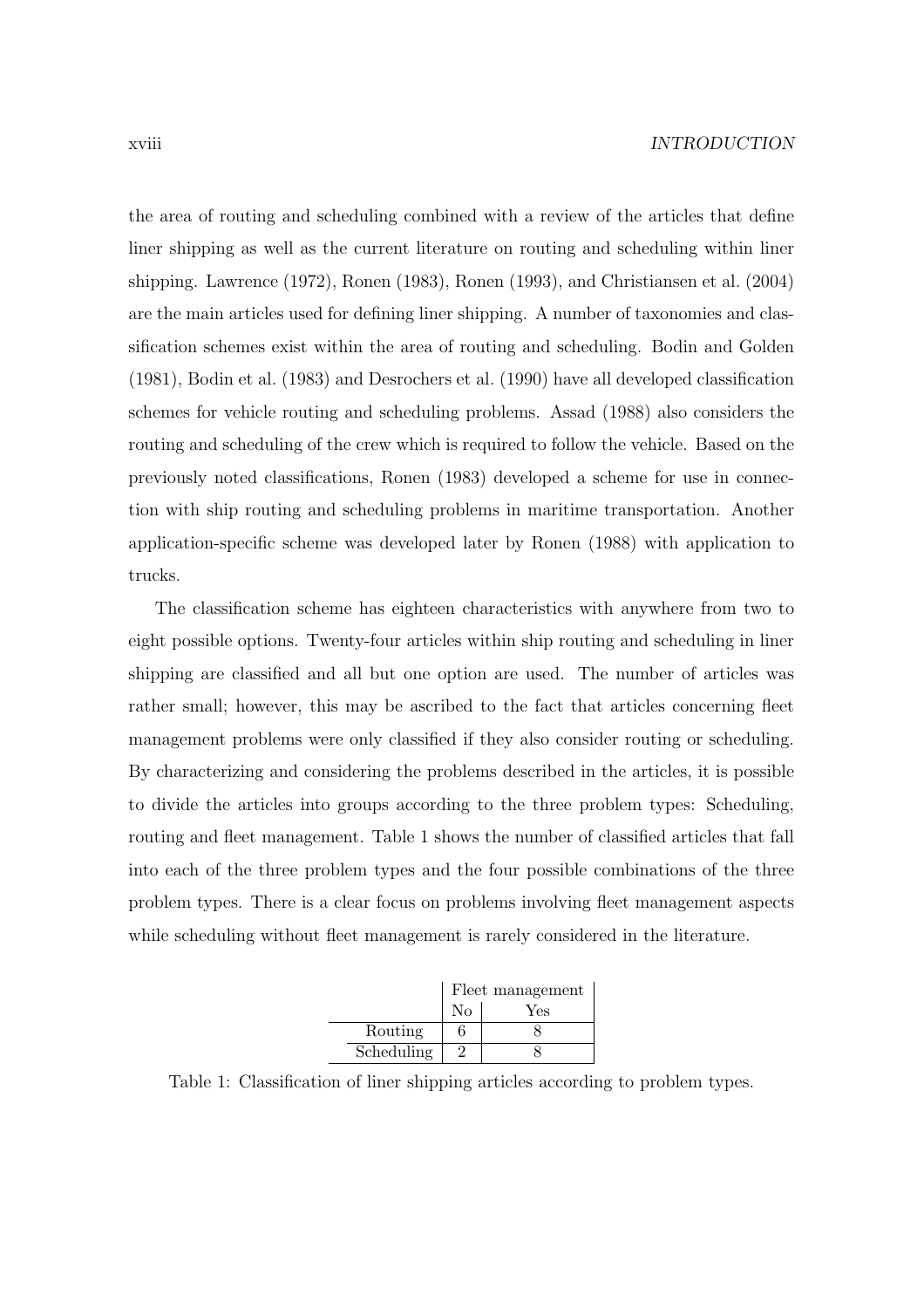the area of routing and scheduling combined with a review of the articles that define liner shipping as well as the current literature on routing and scheduling within liner shipping. Lawrence (1972), Ronen (1983), Ronen (1993), and Christiansen et al. (2004) are the main articles used for defining liner shipping. A number of taxonomies and classification schemes exist within the area of routing and scheduling. Bodin and Golden (1981), Bodin et al. (1983) and Desrochers et al. (1990) have all developed classification schemes for vehicle routing and scheduling problems. Assad (1988) also considers the routing and scheduling of the crew which is required to follow the vehicle. Based on the previously noted classifications, Ronen (1983) developed a scheme for use in connection with ship routing and scheduling problems in maritime transportation. Another application-specific scheme was developed later by Ronen (1988) with application to trucks.

The classification scheme has eighteen characteristics with anywhere from two to eight possible options. Twenty-four articles within ship routing and scheduling in liner shipping are classified and all but one option are used. The number of articles was rather small; however, this may be ascribed to the fact that articles concerning fleet management problems were only classified if they also consider routing or scheduling. By characterizing and considering the problems described in the articles, it is possible to divide the articles into groups according to the three problem types: Scheduling, routing and fleet management. Table 1 shows the number of classified articles that fall into each of the three problem types and the four possible combinations of the three problem types. There is a clear focus on problems involving fleet management aspects while scheduling without fleet management is rarely considered in the literature.

| | Fleet management | |
|---|---|---|
| | No | Yes |
| Routing | 6 | 8 |
| Scheduling | 2 | 8 |

Table 1: Classification of liner shipping articles according to problem types.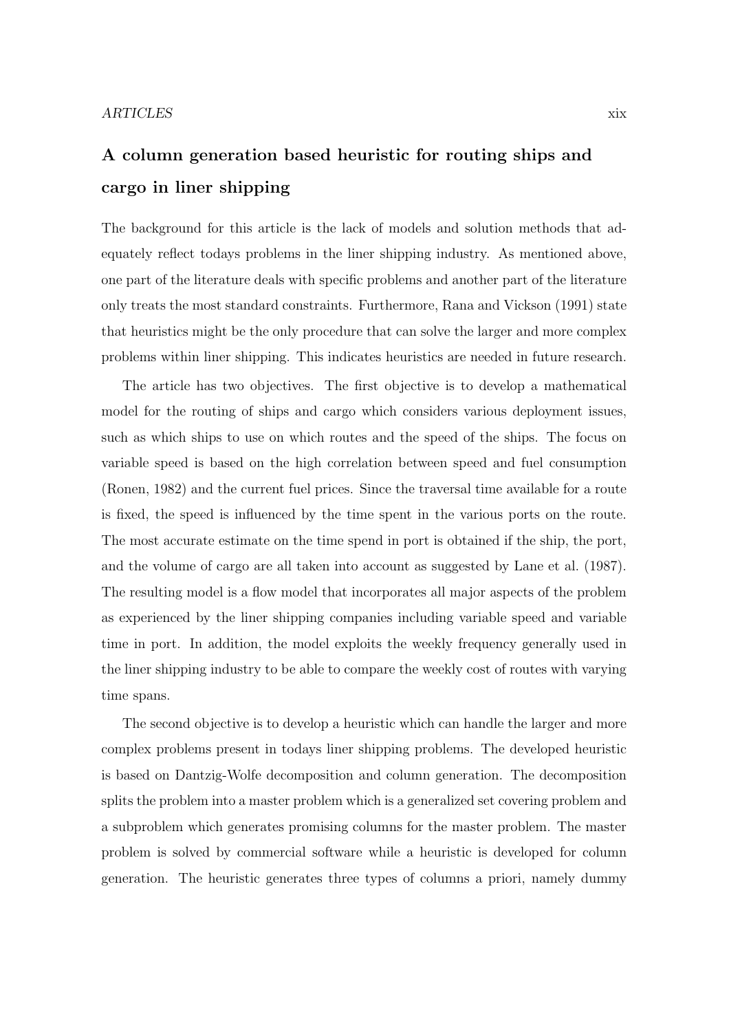## A column generation based heuristic for routing ships and cargo in liner shipping

The background for this article is the lack of models and solution methods that adequately reflect todays problems in the liner shipping industry. As mentioned above, one part of the literature deals with specific problems and another part of the literature only treats the most standard constraints. Furthermore, Rana and Vickson (1991) state that heuristics might be the only procedure that can solve the larger and more complex problems within liner shipping. This indicates heuristics are needed in future research.

The article has two objectives. The first objective is to develop a mathematical model for the routing of ships and cargo which considers various deployment issues, such as which ships to use on which routes and the speed of the ships. The focus on variable speed is based on the high correlation between speed and fuel consumption (Ronen, 1982) and the current fuel prices. Since the traversal time available for a route is fixed, the speed is influenced by the time spent in the various ports on the route. The most accurate estimate on the time spend in port is obtained if the ship, the port, and the volume of cargo are all taken into account as suggested by Lane et al. (1987). The resulting model is a flow model that incorporates all major aspects of the problem as experienced by the liner shipping companies including variable speed and variable time in port. In addition, the model exploits the weekly frequency generally used in the liner shipping industry to be able to compare the weekly cost of routes with varying time spans.

The second objective is to develop a heuristic which can handle the larger and more complex problems present in todays liner shipping problems. The developed heuristic is based on Dantzig-Wolfe decomposition and column generation. The decomposition splits the problem into a master problem which is a generalized set covering problem and a subproblem which generates promising columns for the master problem. The master problem is solved by commercial software while a heuristic is developed for column generation. The heuristic generates three types of columns a priori, namely dummy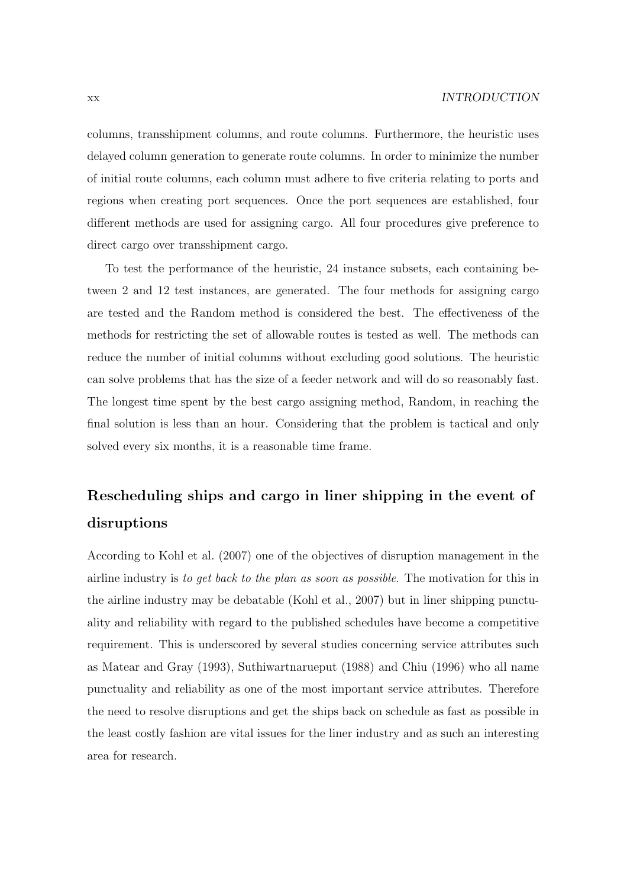columns, transshipment columns, and route columns. Furthermore, the heuristic uses delayed column generation to generate route columns. In order to minimize the number of initial route columns, each column must adhere to five criteria relating to ports and regions when creating port sequences. Once the port sequences are established, four different methods are used for assigning cargo. All four procedures give preference to direct cargo over transshipment cargo.

To test the performance of the heuristic, 24 instance subsets, each containing between 2 and 12 test instances, are generated. The four methods for assigning cargo are tested and the Random method is considered the best. The effectiveness of the methods for restricting the set of allowable routes is tested as well. The methods can reduce the number of initial columns without excluding good solutions. The heuristic can solve problems that has the size of a feeder network and will do so reasonably fast. The longest time spent by the best cargo assigning method, Random, in reaching the final solution is less than an hour. Considering that the problem is tactical and only solved every six months, it is a reasonable time frame.

## Rescheduling ships and cargo in liner shipping in the event of disruptions

According to Kohl et al. (2007) one of the objectives of disruption management in the airline industry is *to get back to the plan as soon as possible*. The motivation for this in the airline industry may be debatable (Kohl et al., 2007) but in liner shipping punctuality and reliability with regard to the published schedules have become a competitive requirement. This is underscored by several studies concerning service attributes such as Matear and Gray (1993), Suthiwartnarueput (1988) and Chiu (1996) who all name punctuality and reliability as one of the most important service attributes. Therefore the need to resolve disruptions and get the ships back on schedule as fast as possible in the least costly fashion are vital issues for the liner industry and as such an interesting area for research.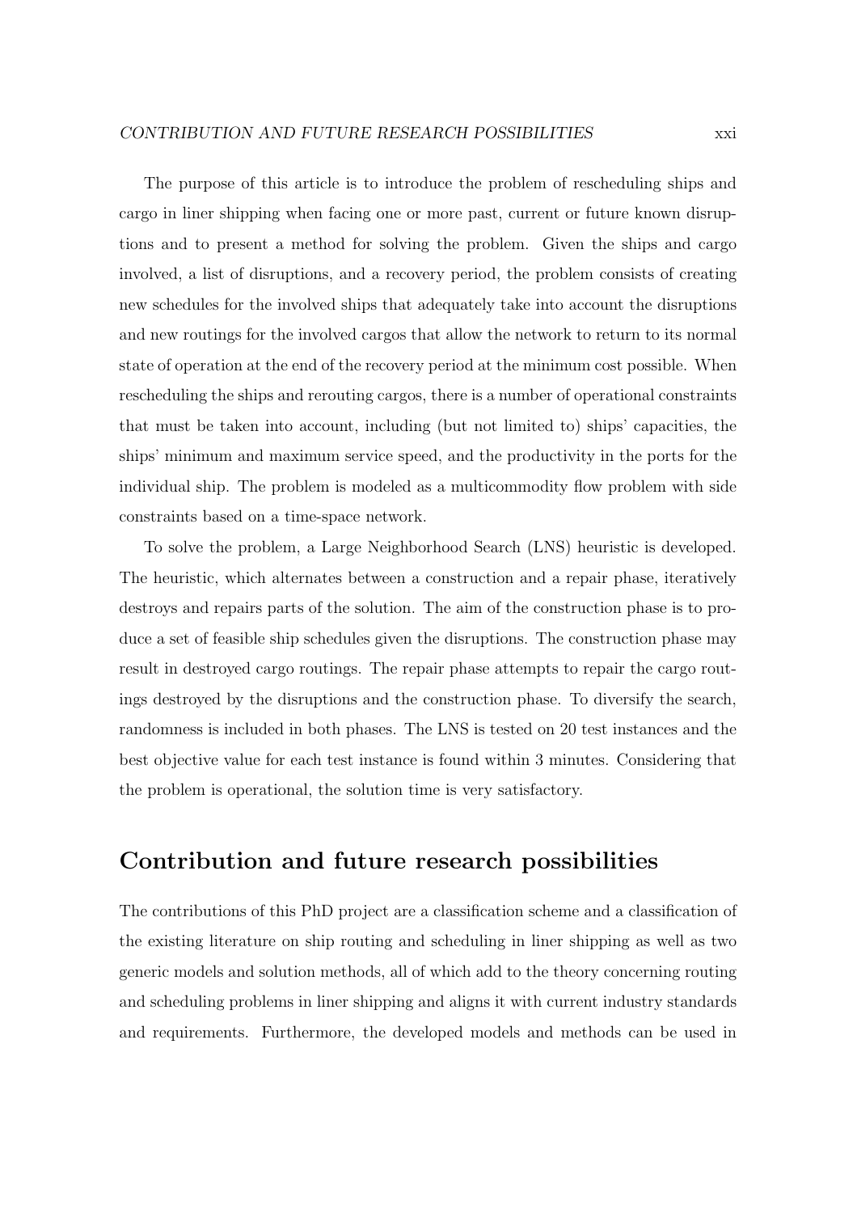The purpose of this article is to introduce the problem of rescheduling ships and cargo in liner shipping when facing one or more past, current or future known disruptions and to present a method for solving the problem. Given the ships and cargo involved, a list of disruptions, and a recovery period, the problem consists of creating new schedules for the involved ships that adequately take into account the disruptions and new routings for the involved cargos that allow the network to return to its normal state of operation at the end of the recovery period at the minimum cost possible. When rescheduling the ships and rerouting cargos, there is a number of operational constraints that must be taken into account, including (but not limited to) ships' capacities, the ships' minimum and maximum service speed, and the productivity in the ports for the individual ship. The problem is modeled as a multicommodity flow problem with side constraints based on a time-space network.

To solve the problem, a Large Neighborhood Search (LNS) heuristic is developed. The heuristic, which alternates between a construction and a repair phase, iteratively destroys and repairs parts of the solution. The aim of the construction phase is to produce a set of feasible ship schedules given the disruptions. The construction phase may result in destroyed cargo routings. The repair phase attempts to repair the cargo routings destroyed by the disruptions and the construction phase. To diversify the search, randomness is included in both phases. The LNS is tested on 20 test instances and the best objective value for each test instance is found within 3 minutes. Considering that the problem is operational, the solution time is very satisfactory.

## Contribution and future research possibilities

The contributions of this PhD project are a classification scheme and a classification of the existing literature on ship routing and scheduling in liner shipping as well as two generic models and solution methods, all of which add to the theory concerning routing and scheduling problems in liner shipping and aligns it with current industry standards and requirements. Furthermore, the developed models and methods can be used in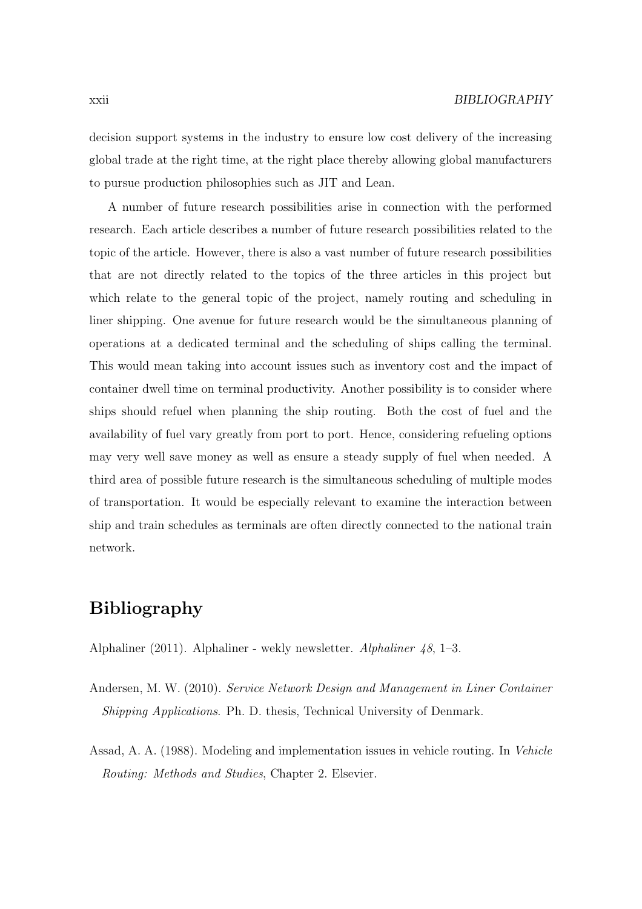decision support systems in the industry to ensure low cost delivery of the increasing global trade at the right time, at the right place thereby allowing global manufacturers to pursue production philosophies such as JIT and Lean.

A number of future research possibilities arise in connection with the performed research. Each article describes a number of future research possibilities related to the topic of the article. However, there is also a vast number of future research possibilities that are not directly related to the topics of the three articles in this project but which relate to the general topic of the project, namely routing and scheduling in liner shipping. One avenue for future research would be the simultaneous planning of operations at a dedicated terminal and the scheduling of ships calling the terminal. This would mean taking into account issues such as inventory cost and the impact of container dwell time on terminal productivity. Another possibility is to consider where ships should refuel when planning the ship routing. Both the cost of fuel and the availability of fuel vary greatly from port to port. Hence, considering refueling options may very well save money as well as ensure a steady supply of fuel when needed. A third area of possible future research is the simultaneous scheduling of multiple modes of transportation. It would be especially relevant to examine the interaction between ship and train schedules as terminals are often directly connected to the national train network.

# Bibliography

Alphaliner (2011). Alphaliner - wekly newsletter. *Alphaliner 48*, 1–3.

Andersen, M. W. (2010). *Service Network Design and Management in Liner Container Shipping Applications*. Ph. D. thesis, Technical University of Denmark.

Assad, A. A. (1988). Modeling and implementation issues in vehicle routing. In *Vehicle Routing: Methods and Studies*, Chapter 2. Elsevier.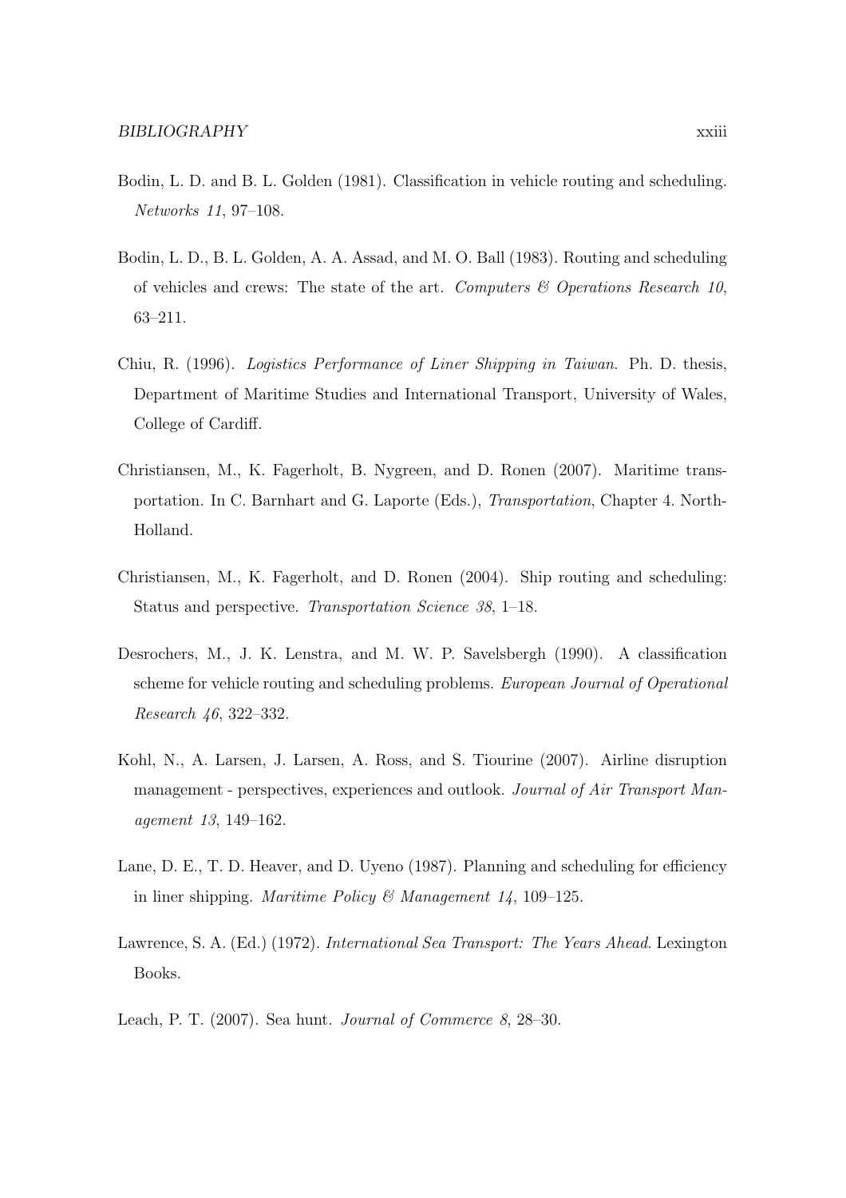Bodin, L. D. and B. L. Golden (1981). Classification in vehicle routing and scheduling. *Networks 11*, 97–108.

Bodin, L. D., B. L. Golden, A. A. Assad, and M. O. Ball (1983). Routing and scheduling of vehicles and crews: The state of the art. *Computers & Operations Research 10*, 63–211.

Chiu, R. (1996). *Logistics Performance of Liner Shipping in Taiwan*. Ph. D. thesis, Department of Maritime Studies and International Transport, University of Wales, College of Cardiff.

Christiansen, M., K. Fagerholt, B. Nygreen, and D. Ronen (2007). Maritime transportation. In C. Barnhart and G. Laporte (Eds.), *Transportation*, Chapter 4. North-Holland.

Christiansen, M., K. Fagerholt, and D. Ronen (2004). Ship routing and scheduling: Status and perspective. *Transportation Science 38*, 1–18.

Desrochers, M., J. K. Lenstra, and M. W. P. Savelsbergh (1990). A classification scheme for vehicle routing and scheduling problems. *European Journal of Operational Research 46*, 322–332.

Kohl, N., A. Larsen, J. Larsen, A. Ross, and S. Tiourine (2007). Airline disruption management - perspectives, experiences and outlook. *Journal of Air Transport Management 13*, 149–162.

Lane, D. E., T. D. Heaver, and D. Uyeno (1987). Planning and scheduling for efficiency in liner shipping. *Maritime Policy & Management 14*, 109–125.

Lawrence, S. A. (Ed.) (1972). *International Sea Transport: The Years Ahead*. Lexington Books.

Leach, P. T. (2007). Sea hunt. *Journal of Commerce 8*, 28–30.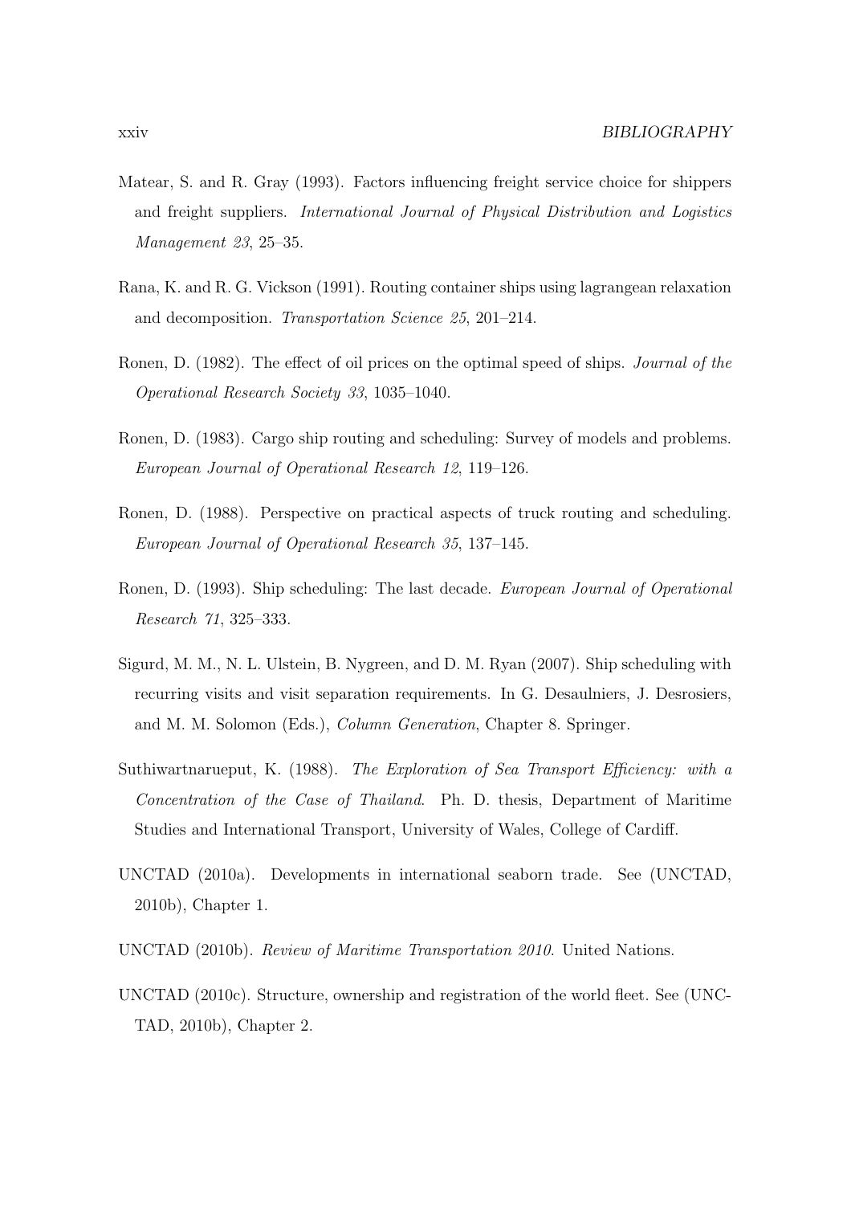Matear, S. and R. Gray (1993). Factors influencing freight service choice for shippers and freight suppliers. *International Journal of Physical Distribution and Logistics Management 23*, 25–35.

Rana, K. and R. G. Vickson (1991). Routing container ships using lagrangean relaxation and decomposition. *Transportation Science 25*, 201–214.

Ronen, D. (1982). The effect of oil prices on the optimal speed of ships. *Journal of the Operational Research Society 33*, 1035–1040.

Ronen, D. (1983). Cargo ship routing and scheduling: Survey of models and problems. *European Journal of Operational Research 12*, 119–126.

Ronen, D. (1988). Perspective on practical aspects of truck routing and scheduling. *European Journal of Operational Research 35*, 137–145.

Ronen, D. (1993). Ship scheduling: The last decade. *European Journal of Operational Research 71*, 325–333.

Sigurd, M. M., N. L. Ulstein, B. Nygreen, and D. M. Ryan (2007). Ship scheduling with recurring visits and visit separation requirements. In G. Desaulniers, J. Desrosiers, and M. M. Solomon (Eds.), *Column Generation*, Chapter 8. Springer.

Suthiwartnarueput, K. (1988). *The Exploration of Sea Transport Efficiency: with a Concentration of the Case of Thailand*. Ph. D. thesis, Department of Maritime Studies and International Transport, University of Wales, College of Cardiff.

UNCTAD (2010a). Developments in international seaborn trade. See (UNCTAD, 2010b), Chapter 1.

UNCTAD (2010b). *Review of Maritime Transportation 2010*. United Nations.

UNCTAD (2010c). Structure, ownership and registration of the world fleet. See (UNCTAD, 2010b), Chapter 2.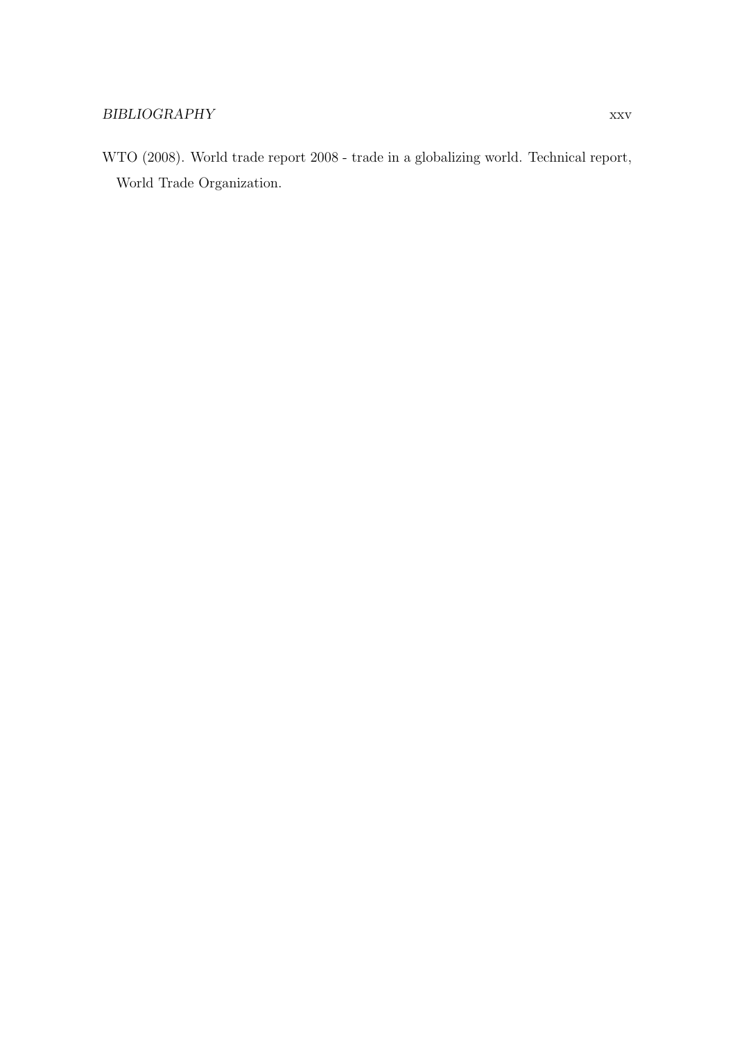WTO (2008). World trade report 2008 - trade in a globalizing world. Technical report, World Trade Organization.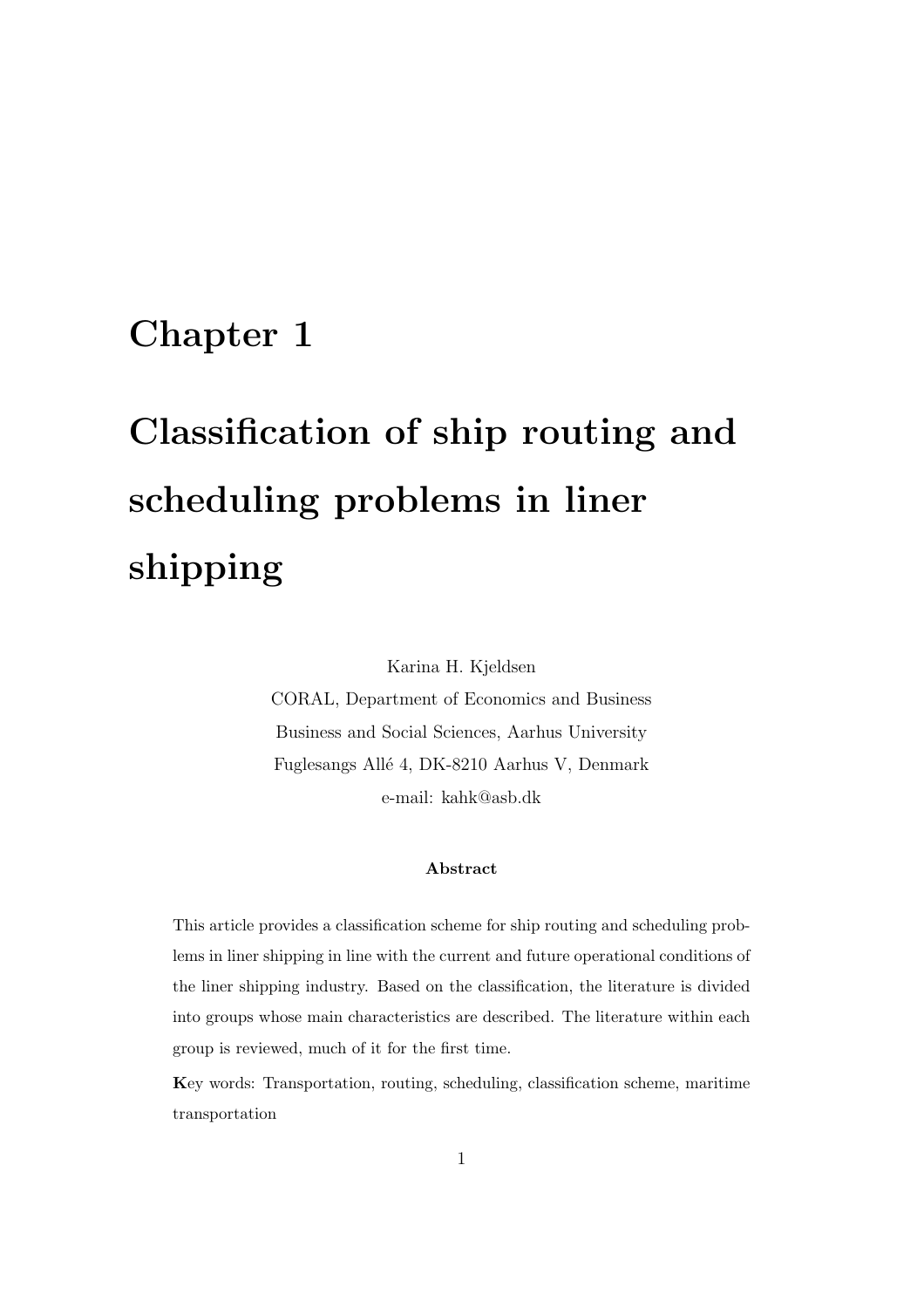# Chapter 1

# Classification of ship routing and scheduling problems in liner shipping

Karina H. Kjeldsen

CORAL, Department of Economics and Business

Business and Social Sciences, Aarhus University

Fuglesangs Allé 4, DK-8210 Aarhus V, Denmark

e-mail: kahk@asb.dk

**Abstract**

This article provides a classification scheme for ship routing and scheduling problems in liner shipping in line with the current and future operational conditions of the liner shipping industry. Based on the classification, the literature is divided into groups whose main characteristics are described. The literature within each group is reviewed, much of it for the first time.

**K**ey words: Transportation, routing, scheduling, classification scheme, maritime transportation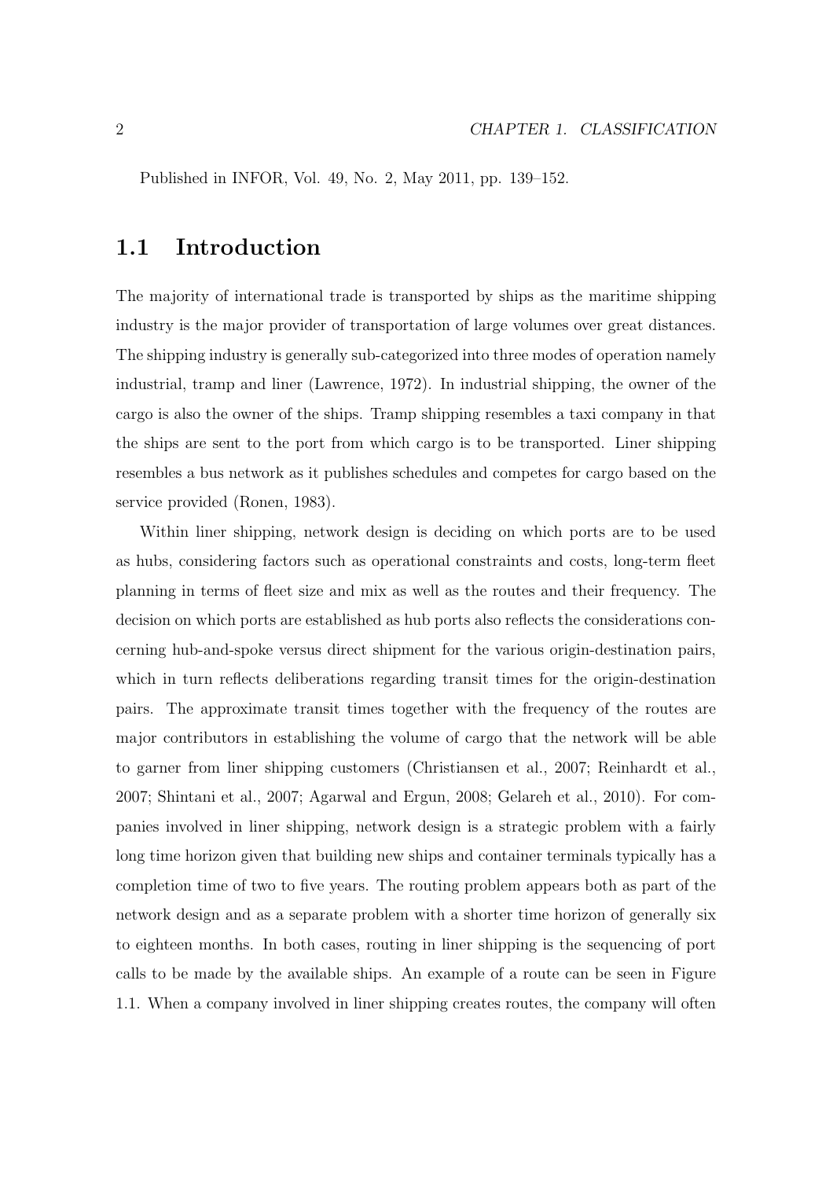Published in INFOR, Vol. 49, No. 2, May 2011, pp. 139–152.

## 1.1 Introduction

The majority of international trade is transported by ships as the maritime shipping industry is the major provider of transportation of large volumes over great distances. The shipping industry is generally sub-categorized into three modes of operation namely industrial, tramp and liner (Lawrence, 1972). In industrial shipping, the owner of the cargo is also the owner of the ships. Tramp shipping resembles a taxi company in that the ships are sent to the port from which cargo is to be transported. Liner shipping resembles a bus network as it publishes schedules and competes for cargo based on the service provided (Ronen, 1983).

Within liner shipping, network design is deciding on which ports are to be used as hubs, considering factors such as operational constraints and costs, long-term fleet planning in terms of fleet size and mix as well as the routes and their frequency. The decision on which ports are established as hub ports also reflects the considerations concerning hub-and-spoke versus direct shipment for the various origin-destination pairs, which in turn reflects deliberations regarding transit times for the origin-destination pairs. The approximate transit times together with the frequency of the routes are major contributors in establishing the volume of cargo that the network will be able to garner from liner shipping customers (Christiansen et al., 2007; Reinhardt et al., 2007; Shintani et al., 2007; Agarwal and Ergun, 2008; Gelareh et al., 2010). For companies involved in liner shipping, network design is a strategic problem with a fairly long time horizon given that building new ships and container terminals typically has a completion time of two to five years. The routing problem appears both as part of the network design and as a separate problem with a shorter time horizon of generally six to eighteen months. In both cases, routing in liner shipping is the sequencing of port calls to be made by the available ships. An example of a route can be seen in Figure 1.1. When a company involved in liner shipping creates routes, the company will often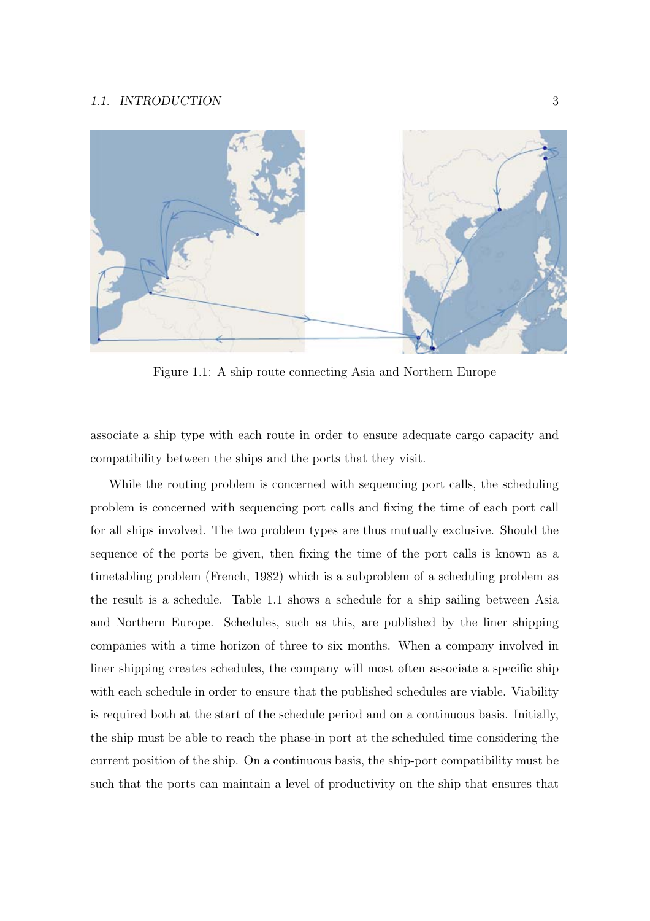Figure 1.1: A ship route connecting Asia and Northern Europe

associate a ship type with each route in order to ensure adequate cargo capacity and compatibility between the ships and the ports that they visit.

While the routing problem is concerned with sequencing port calls, the scheduling problem is concerned with sequencing port calls and fixing the time of each port call for all ships involved. The two problem types are thus mutually exclusive. Should the sequence of the ports be given, then fixing the time of the port calls is known as a timetabling problem (French, 1982) which is a subproblem of a scheduling problem as the result is a schedule. Table 1.1 shows a schedule for a ship sailing between Asia and Northern Europe. Schedules, such as this, are published by the liner shipping companies with a time horizon of three to six months. When a company involved in liner shipping creates schedules, the company will most often associate a specific ship with each schedule in order to ensure that the published schedules are viable. Viability is required both at the start of the schedule period and on a continuous basis. Initially, the ship must be able to reach the phase-in port at the scheduled time considering the current position of the ship. On a continuous basis, the ship-port compatibility must be such that the ports can maintain a level of productivity on the ship that ensures that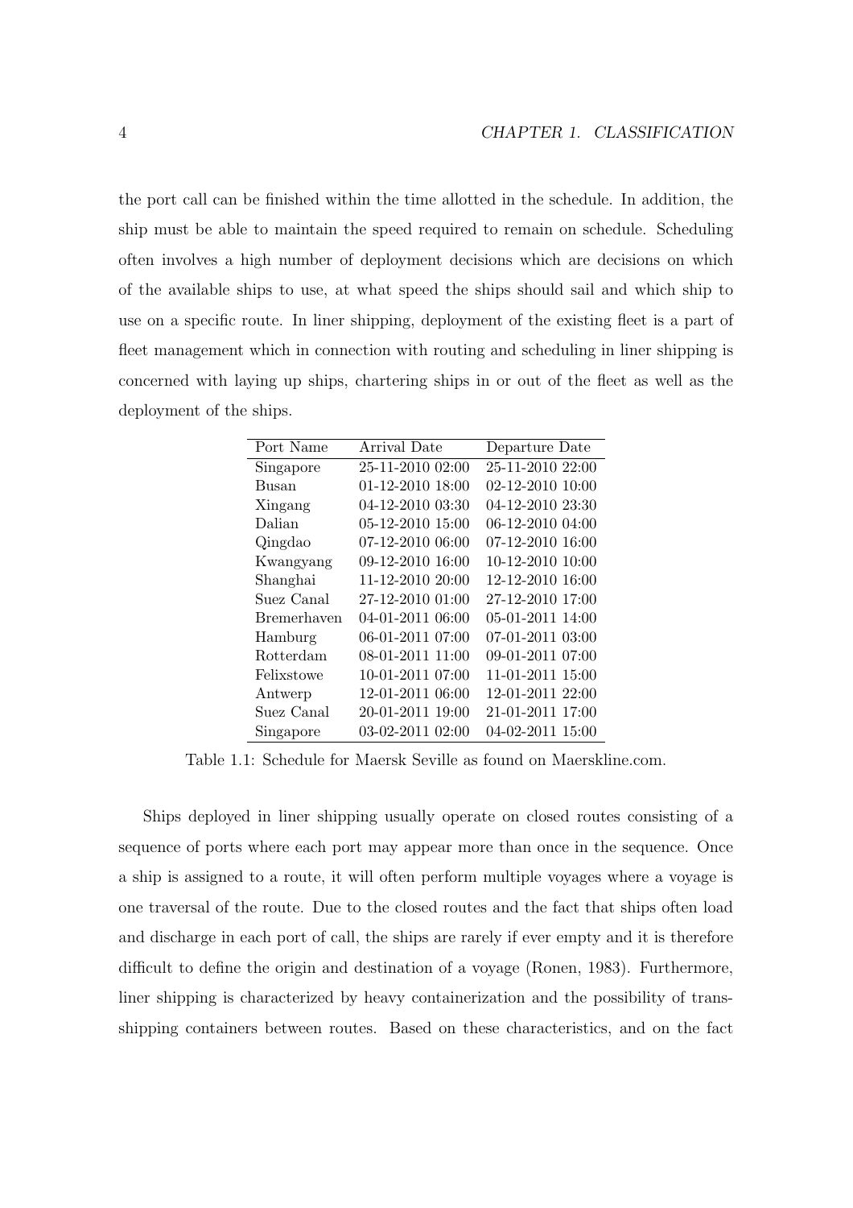the port call can be finished within the time allotted in the schedule. In addition, the ship must be able to maintain the speed required to remain on schedule. Scheduling often involves a high number of deployment decisions which are decisions on which of the available ships to use, at what speed the ships should sail and which ship to use on a specific route. In liner shipping, deployment of the existing fleet is a part of fleet management which in connection with routing and scheduling in liner shipping is concerned with laying up ships, chartering ships in or out of the fleet as well as the deployment of the ships.

| Port Name | Arrival Date | Departure Date |
|---|---|---|
| Singapore | 25-11-2010 02:00 | 25-11-2010 22:00 |
| Busan | 01-12-2010 18:00 | 02-12-2010 10:00 |
| Xingang | 04-12-2010 03:30 | 04-12-2010 23:30 |
| Dalian | 05-12-2010 15:00 | 06-12-2010 04:00 |
| Qingdao | 07-12-2010 06:00 | 07-12-2010 16:00 |
| Kwangyang | 09-12-2010 16:00 | 10-12-2010 10:00 |
| Shanghai | 11-12-2010 20:00 | 12-12-2010 16:00 |
| Suez Canal | 27-12-2010 01:00 | 27-12-2010 17:00 |
| Bremerhaven | 04-01-2011 06:00 | 05-01-2011 14:00 |
| Hamburg | 06-01-2011 07:00 | 07-01-2011 03:00 |
| Rotterdam | 08-01-2011 11:00 | 09-01-2011 07:00 |
| Felixstowe | 10-01-2011 07:00 | 11-01-2011 15:00 |
| Antwerp | 12-01-2011 06:00 | 12-01-2011 22:00 |
| Suez Canal | 20-01-2011 19:00 | 21-01-2011 17:00 |
| Singapore | 03-02-2011 02:00 | 04-02-2011 15:00 |

Table 1.1: Schedule for Maersk Seville as found on Maerskline.com.

Ships deployed in liner shipping usually operate on closed routes consisting of a sequence of ports where each port may appear more than once in the sequence. Once a ship is assigned to a route, it will often perform multiple voyages where a voyage is one traversal of the route. Due to the closed routes and the fact that ships often load and discharge in each port of call, the ships are rarely if ever empty and it is therefore difficult to define the origin and destination of a voyage (Ronen, 1983). Furthermore, liner shipping is characterized by heavy containerization and the possibility of transshipping containers between routes. Based on these characteristics, and on the fact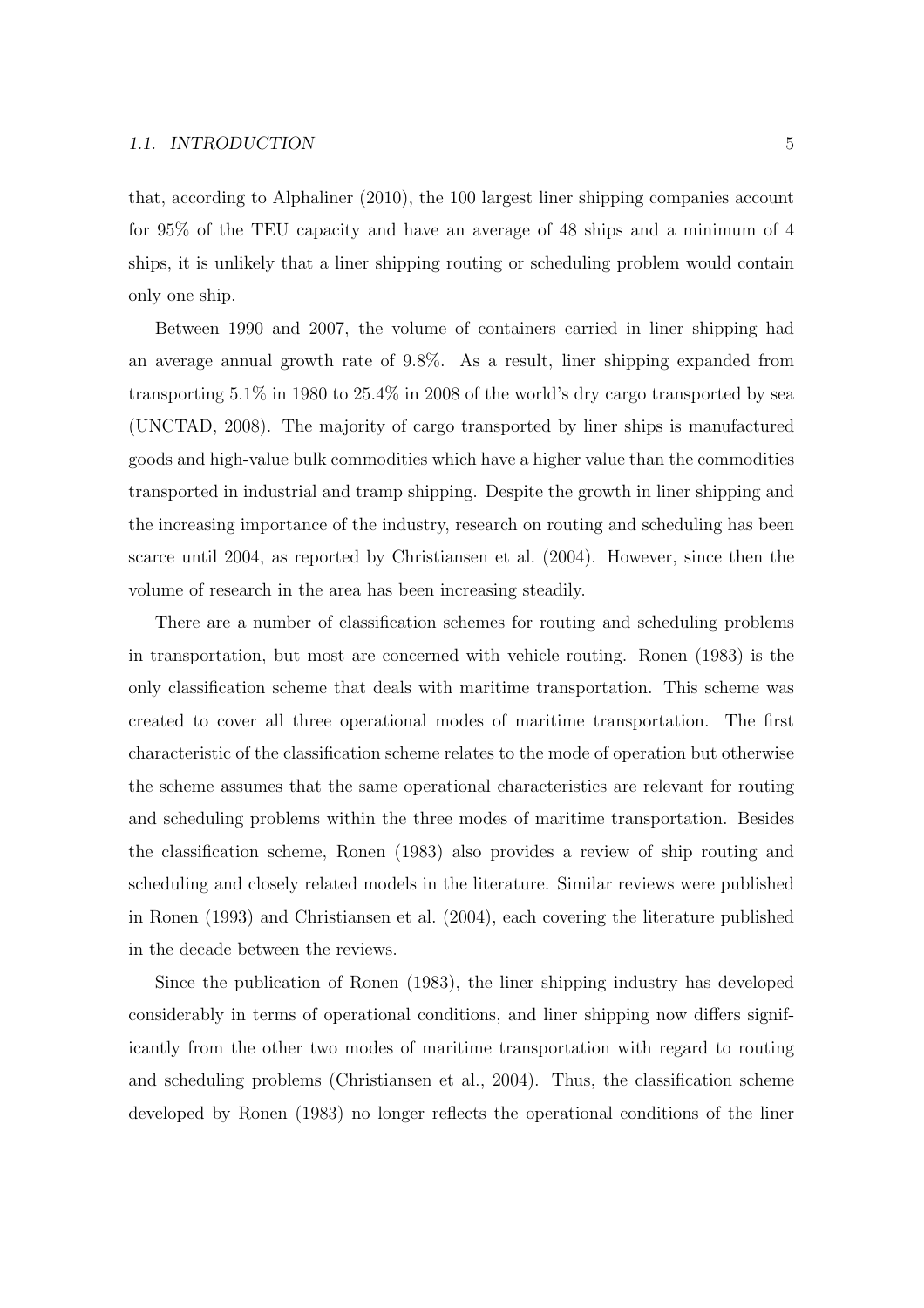that, according to Alphaliner (2010), the 100 largest liner shipping companies account for 95% of the TEU capacity and have an average of 48 ships and a minimum of 4 ships, it is unlikely that a liner shipping routing or scheduling problem would contain only one ship.

Between 1990 and 2007, the volume of containers carried in liner shipping had an average annual growth rate of 9.8%. As a result, liner shipping expanded from transporting 5.1% in 1980 to 25.4% in 2008 of the world's dry cargo transported by sea (UNCTAD, 2008). The majority of cargo transported by liner ships is manufactured goods and high-value bulk commodities which have a higher value than the commodities transported in industrial and tramp shipping. Despite the growth in liner shipping and the increasing importance of the industry, research on routing and scheduling has been scarce until 2004, as reported by Christiansen et al. (2004). However, since then the volume of research in the area has been increasing steadily.

There are a number of classification schemes for routing and scheduling problems in transportation, but most are concerned with vehicle routing. Ronen (1983) is the only classification scheme that deals with maritime transportation. This scheme was created to cover all three operational modes of maritime transportation. The first characteristic of the classification scheme relates to the mode of operation but otherwise the scheme assumes that the same operational characteristics are relevant for routing and scheduling problems within the three modes of maritime transportation. Besides the classification scheme, Ronen (1983) also provides a review of ship routing and scheduling and closely related models in the literature. Similar reviews were published in Ronen (1993) and Christiansen et al. (2004), each covering the literature published in the decade between the reviews.

Since the publication of Ronen (1983), the liner shipping industry has developed considerably in terms of operational conditions, and liner shipping now differs significantly from the other two modes of maritime transportation with regard to routing and scheduling problems (Christiansen et al., 2004). Thus, the classification scheme developed by Ronen (1983) no longer reflects the operational conditions of the liner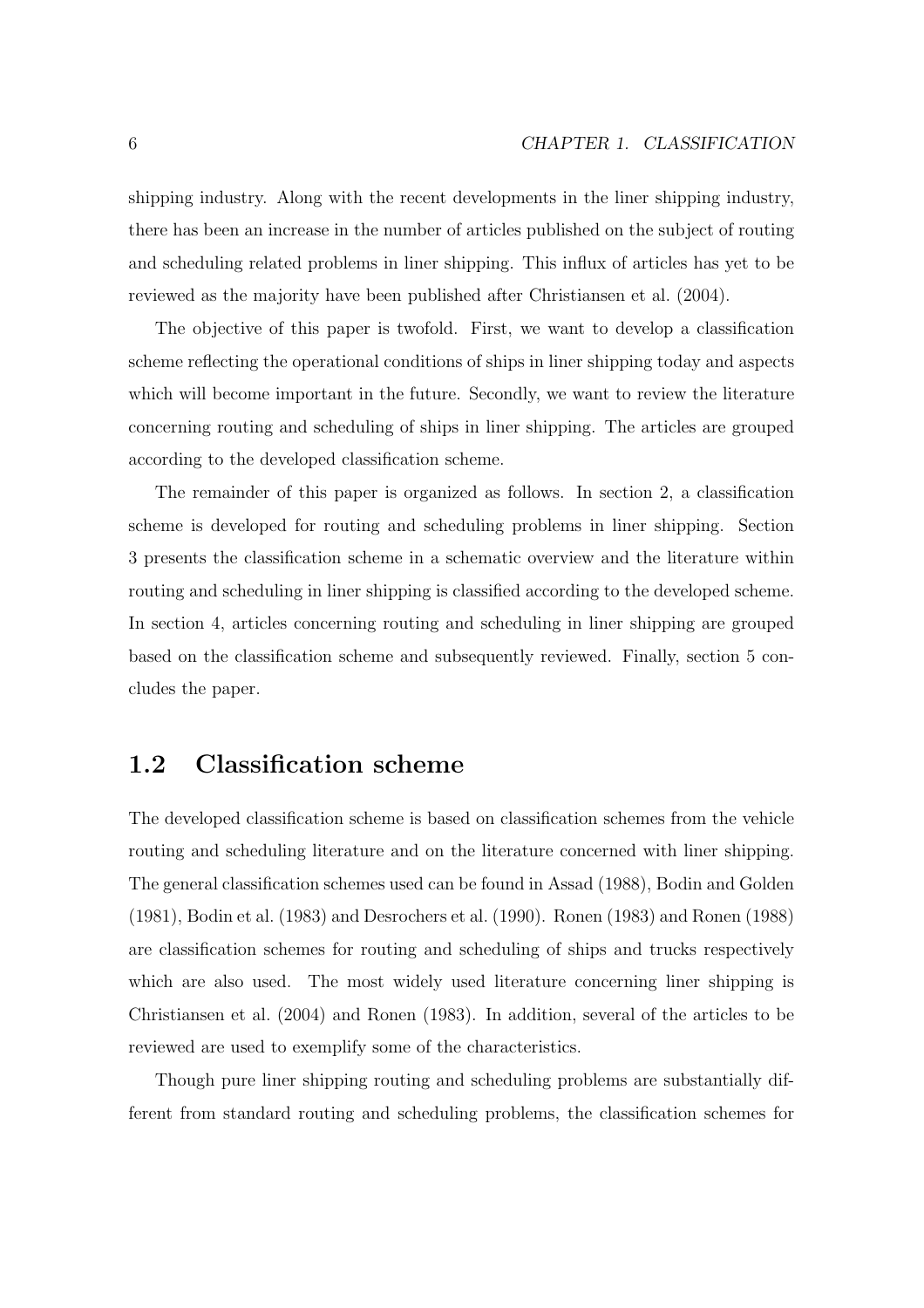shipping industry. Along with the recent developments in the liner shipping industry, there has been an increase in the number of articles published on the subject of routing and scheduling related problems in liner shipping. This influx of articles has yet to be reviewed as the majority have been published after Christiansen et al. (2004).

The objective of this paper is twofold. First, we want to develop a classification scheme reflecting the operational conditions of ships in liner shipping today and aspects which will become important in the future. Secondly, we want to review the literature concerning routing and scheduling of ships in liner shipping. The articles are grouped according to the developed classification scheme.

The remainder of this paper is organized as follows. In section 2, a classification scheme is developed for routing and scheduling problems in liner shipping. Section 3 presents the classification scheme in a schematic overview and the literature within routing and scheduling in liner shipping is classified according to the developed scheme. In section 4, articles concerning routing and scheduling in liner shipping are grouped based on the classification scheme and subsequently reviewed. Finally, section 5 concludes the paper.

## 1.2 Classification scheme

The developed classification scheme is based on classification schemes from the vehicle routing and scheduling literature and on the literature concerned with liner shipping. The general classification schemes used can be found in Assad (1988), Bodin and Golden (1981), Bodin et al. (1983) and Desrochers et al. (1990). Ronen (1983) and Ronen (1988) are classification schemes for routing and scheduling of ships and trucks respectively which are also used. The most widely used literature concerning liner shipping is Christiansen et al. (2004) and Ronen (1983). In addition, several of the articles to be reviewed are used to exemplify some of the characteristics.

Though pure liner shipping routing and scheduling problems are substantially different from standard routing and scheduling problems, the classification schemes for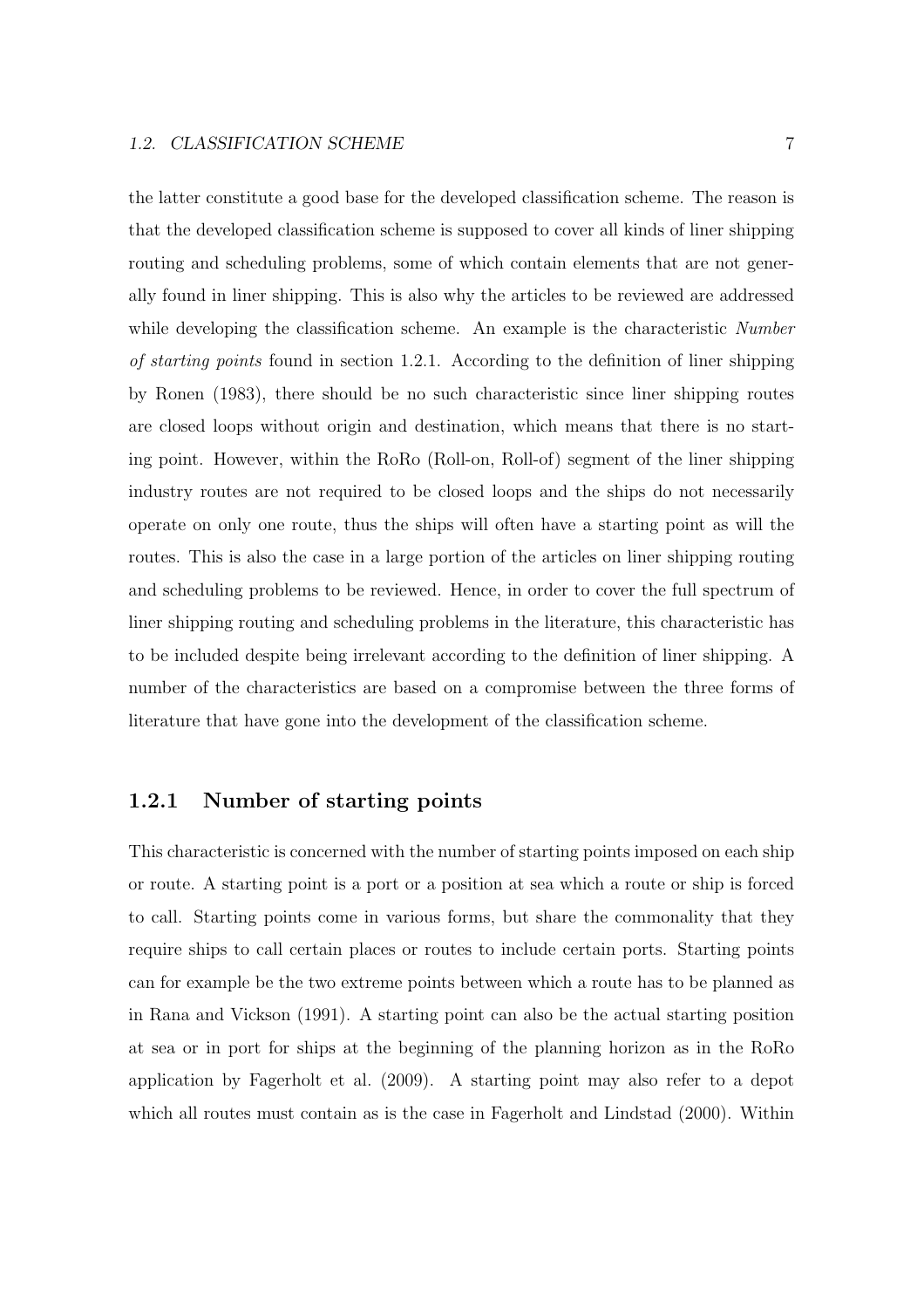the latter constitute a good base for the developed classification scheme. The reason is that the developed classification scheme is supposed to cover all kinds of liner shipping routing and scheduling problems, some of which contain elements that are not generally found in liner shipping. This is also why the articles to be reviewed are addressed while developing the classification scheme. An example is the characteristic *Number of starting points* found in section 1.2.1. According to the definition of liner shipping by Ronen (1983), there should be no such characteristic since liner shipping routes are closed loops without origin and destination, which means that there is no starting point. However, within the RoRo (Roll-on, Roll-of) segment of the liner shipping industry routes are not required to be closed loops and the ships do not necessarily operate on only one route, thus the ships will often have a starting point as will the routes. This is also the case in a large portion of the articles on liner shipping routing and scheduling problems to be reviewed. Hence, in order to cover the full spectrum of liner shipping routing and scheduling problems in the literature, this characteristic has to be included despite being irrelevant according to the definition of liner shipping. A number of the characteristics are based on a compromise between the three forms of literature that have gone into the development of the classification scheme.

### 1.2.1 Number of starting points

This characteristic is concerned with the number of starting points imposed on each ship or route. A starting point is a port or a position at sea which a route or ship is forced to call. Starting points come in various forms, but share the commonality that they require ships to call certain places or routes to include certain ports. Starting points can for example be the two extreme points between which a route has to be planned as in Rana and Vickson (1991). A starting point can also be the actual starting position at sea or in port for ships at the beginning of the planning horizon as in the RoRo application by Fagerholt et al. (2009). A starting point may also refer to a depot which all routes must contain as is the case in Fagerholt and Lindstad (2000). Within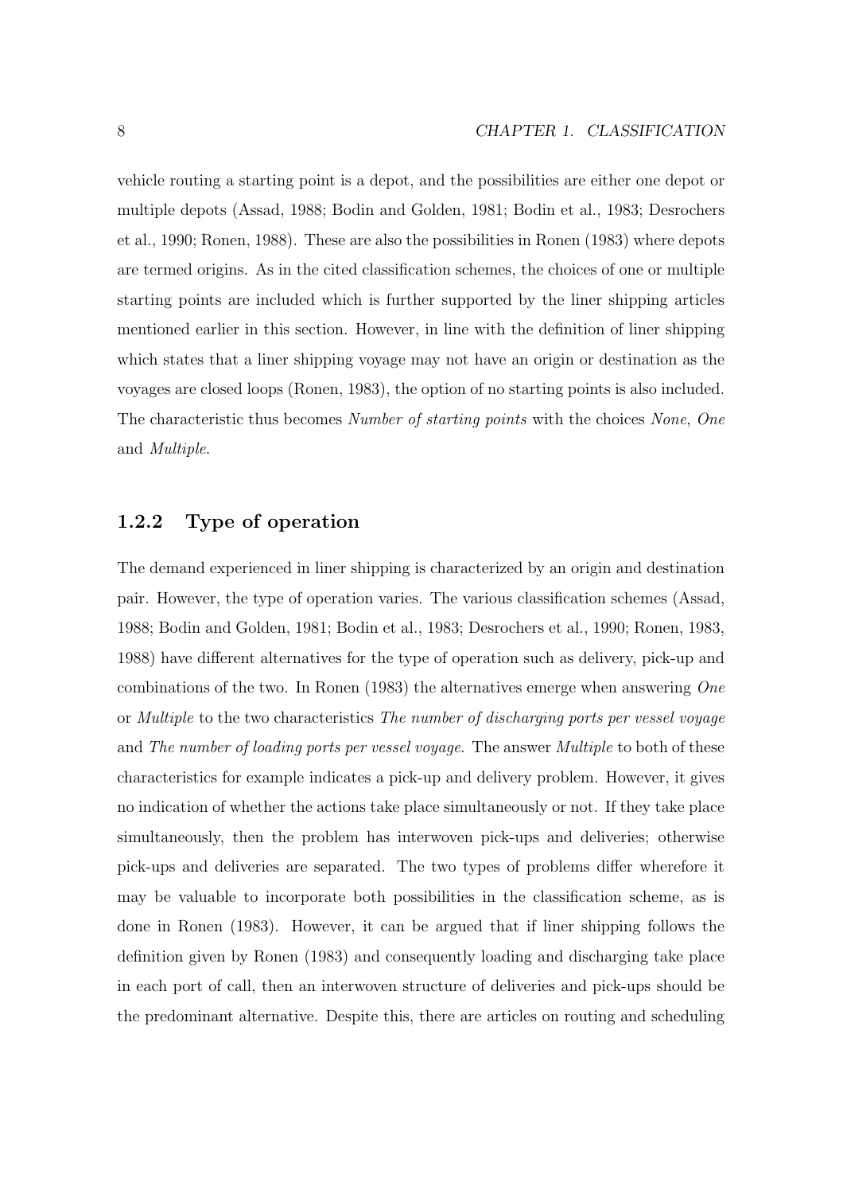vehicle routing a starting point is a depot, and the possibilities are either one depot or multiple depots (Assad, 1988; Bodin and Golden, 1981; Bodin et al., 1983; Desrochers et al., 1990; Ronen, 1988). These are also the possibilities in Ronen (1983) where depots are termed origins. As in the cited classification schemes, the choices of one or multiple starting points are included which is further supported by the liner shipping articles mentioned earlier in this section. However, in line with the definition of liner shipping which states that a liner shipping voyage may not have an origin or destination as the voyages are closed loops (Ronen, 1983), the option of no starting points is also included. The characteristic thus becomes *Number of starting points* with the choices *None*, *One* and *Multiple*.

### 1.2.2 Type of operation

The demand experienced in liner shipping is characterized by an origin and destination pair. However, the type of operation varies. The various classification schemes (Assad, 1988; Bodin and Golden, 1981; Bodin et al., 1983; Desrochers et al., 1990; Ronen, 1983, 1988) have different alternatives for the type of operation such as delivery, pick-up and combinations of the two. In Ronen (1983) the alternatives emerge when answering *One* or *Multiple* to the two characteristics *The number of discharging ports per vessel voyage* and *The number of loading ports per vessel voyage*. The answer *Multiple* to both of these characteristics for example indicates a pick-up and delivery problem. However, it gives no indication of whether the actions take place simultaneously or not. If they take place simultaneously, then the problem has interwoven pick-ups and deliveries; otherwise pick-ups and deliveries are separated. The two types of problems differ wherefore it may be valuable to incorporate both possibilities in the classification scheme, as is done in Ronen (1983). However, it can be argued that if liner shipping follows the definition given by Ronen (1983) and consequently loading and discharging take place in each port of call, then an interwoven structure of deliveries and pick-ups should be the predominant alternative. Despite this, there are articles on routing and scheduling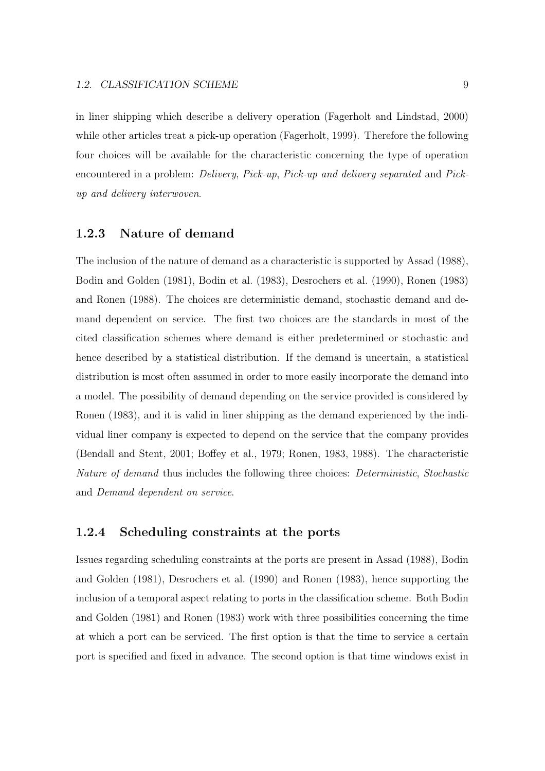in liner shipping which describe a delivery operation (Fagerholt and Lindstad, 2000) while other articles treat a pick-up operation (Fagerholt, 1999). Therefore the following four choices will be available for the characteristic concerning the type of operation encountered in a problem: *Delivery*, *Pick-up*, *Pick-up and delivery separated* and *Pick-up and delivery interwoven*.

### 1.2.3 Nature of demand

The inclusion of the nature of demand as a characteristic is supported by Assad (1988), Bodin and Golden (1981), Bodin et al. (1983), Desrochers et al. (1990), Ronen (1983) and Ronen (1988). The choices are deterministic demand, stochastic demand and demand dependent on service. The first two choices are the standards in most of the cited classification schemes where demand is either predetermined or stochastic and hence described by a statistical distribution. If the demand is uncertain, a statistical distribution is most often assumed in order to more easily incorporate the demand into a model. The possibility of demand depending on the service provided is considered by Ronen (1983), and it is valid in liner shipping as the demand experienced by the individual liner company is expected to depend on the service that the company provides (Bendall and Stent, 2001; Boffey et al., 1979; Ronen, 1983, 1988). The characteristic *Nature of demand* thus includes the following three choices: *Deterministic*, *Stochastic* and *Demand dependent on service*.

### 1.2.4 Scheduling constraints at the ports

Issues regarding scheduling constraints at the ports are present in Assad (1988), Bodin and Golden (1981), Desrochers et al. (1990) and Ronen (1983), hence supporting the inclusion of a temporal aspect relating to ports in the classification scheme. Both Bodin and Golden (1981) and Ronen (1983) work with three possibilities concerning the time at which a port can be serviced. The first option is that the time to service a certain port is specified and fixed in advance. The second option is that time windows exist in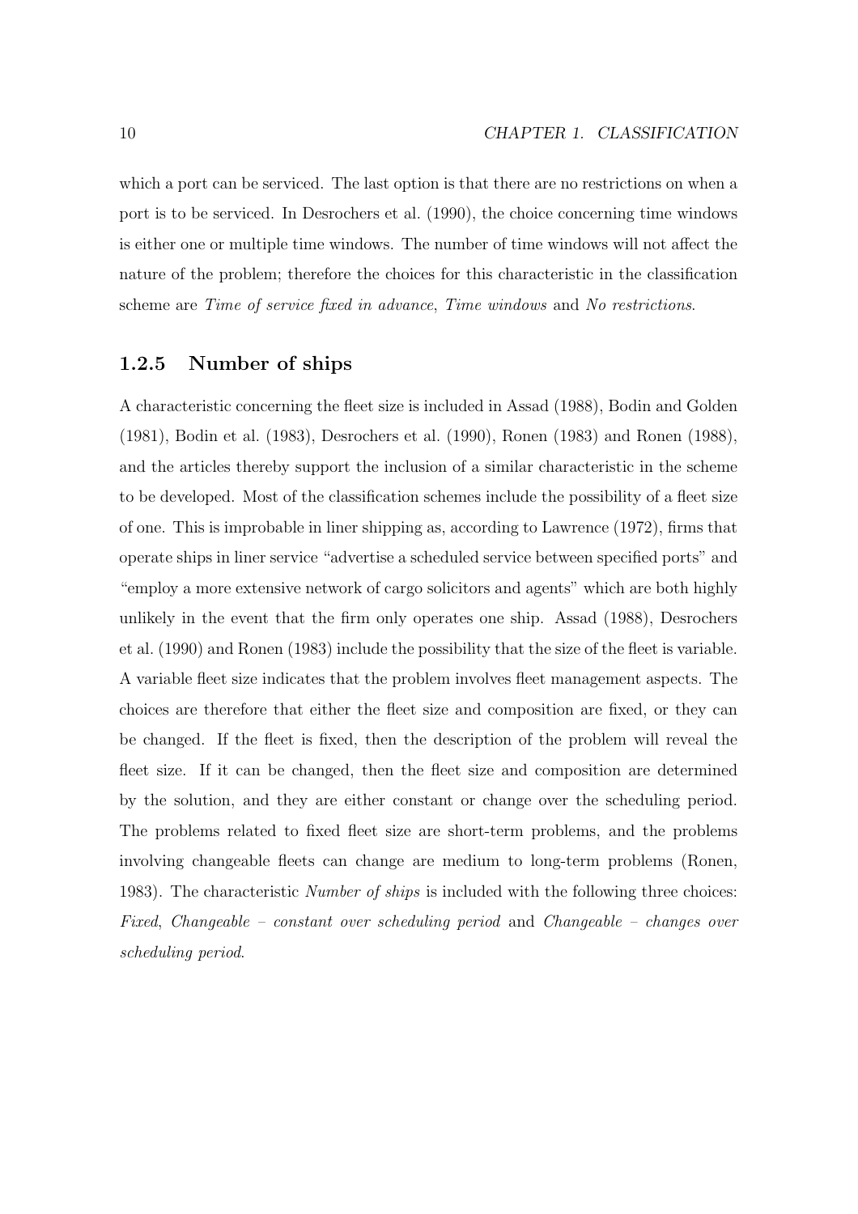which a port can be serviced. The last option is that there are no restrictions on when a port is to be serviced. In Desrochers et al. (1990), the choice concerning time windows is either one or multiple time windows. The number of time windows will not affect the nature of the problem; therefore the choices for this characteristic in the classification scheme are *Time of service fixed in advance*, *Time windows* and *No restrictions*.

### 1.2.5 Number of ships

A characteristic concerning the fleet size is included in Assad (1988), Bodin and Golden (1981), Bodin et al. (1983), Desrochers et al. (1990), Ronen (1983) and Ronen (1988), and the articles thereby support the inclusion of a similar characteristic in the scheme to be developed. Most of the classification schemes include the possibility of a fleet size of one. This is improbable in liner shipping as, according to Lawrence (1972), firms that operate ships in liner service "advertise a scheduled service between specified ports" and "employ a more extensive network of cargo solicitors and agents" which are both highly unlikely in the event that the firm only operates one ship. Assad (1988), Desrochers et al. (1990) and Ronen (1983) include the possibility that the size of the fleet is variable. A variable fleet size indicates that the problem involves fleet management aspects. The choices are therefore that either the fleet size and composition are fixed, or they can be changed. If the fleet is fixed, then the description of the problem will reveal the fleet size. If it can be changed, then the fleet size and composition are determined by the solution, and they are either constant or change over the scheduling period. The problems related to fixed fleet size are short-term problems, and the problems involving changeable fleets can change are medium to long-term problems (Ronen, 1983). The characteristic *Number of ships* is included with the following three choices: *Fixed*, *Changeable – constant over scheduling period* and *Changeable – changes over scheduling period*.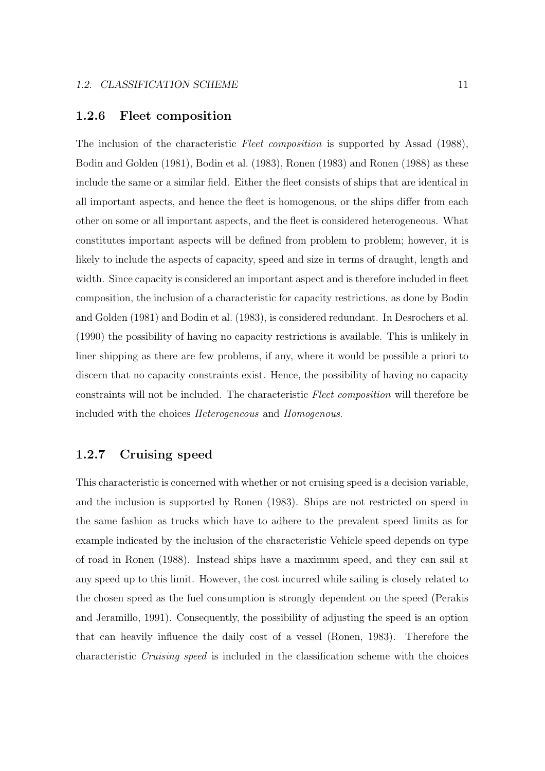### 1.2.6 Fleet composition

The inclusion of the characteristic *Fleet composition* is supported by Assad (1988), Bodin and Golden (1981), Bodin et al. (1983), Ronen (1983) and Ronen (1988) as these include the same or a similar field. Either the fleet consists of ships that are identical in all important aspects, and hence the fleet is homogenous, or the ships differ from each other on some or all important aspects, and the fleet is considered heterogeneous. What constitutes important aspects will be defined from problem to problem; however, it is likely to include the aspects of capacity, speed and size in terms of draught, length and width. Since capacity is considered an important aspect and is therefore included in fleet composition, the inclusion of a characteristic for capacity restrictions, as done by Bodin and Golden (1981) and Bodin et al. (1983), is considered redundant. In Desrochers et al. (1990) the possibility of having no capacity restrictions is available. This is unlikely in liner shipping as there are few problems, if any, where it would be possible a priori to discern that no capacity constraints exist. Hence, the possibility of having no capacity constraints will not be included. The characteristic *Fleet composition* will therefore be included with the choices *Heterogeneous* and *Homogenous*.

### 1.2.7 Cruising speed

This characteristic is concerned with whether or not cruising speed is a decision variable, and the inclusion is supported by Ronen (1983). Ships are not restricted on speed in the same fashion as trucks which have to adhere to the prevalent speed limits as for example indicated by the inclusion of the characteristic Vehicle speed depends on type of road in Ronen (1988). Instead ships have a maximum speed, and they can sail at any speed up to this limit. However, the cost incurred while sailing is closely related to the chosen speed as the fuel consumption is strongly dependent on the speed (Perakis and Jeramillo, 1991). Consequently, the possibility of adjusting the speed is an option that can heavily influence the daily cost of a vessel (Ronen, 1983). Therefore the characteristic *Cruising speed* is included in the classification scheme with the choices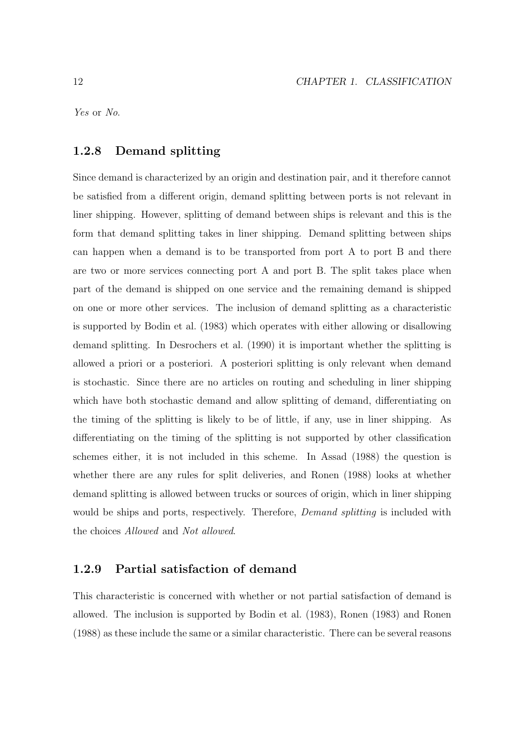*Yes* or *No*.

### 1.2.8 Demand splitting

Since demand is characterized by an origin and destination pair, and it therefore cannot be satisfied from a different origin, demand splitting between ports is not relevant in liner shipping. However, splitting of demand between ships is relevant and this is the form that demand splitting takes in liner shipping. Demand splitting between ships can happen when a demand is to be transported from port A to port B and there are two or more services connecting port A and port B. The split takes place when part of the demand is shipped on one service and the remaining demand is shipped on one or more other services. The inclusion of demand splitting as a characteristic is supported by Bodin et al. (1983) which operates with either allowing or disallowing demand splitting. In Desrochers et al. (1990) it is important whether the splitting is allowed a priori or a posteriori. A posteriori splitting is only relevant when demand is stochastic. Since there are no articles on routing and scheduling in liner shipping which have both stochastic demand and allow splitting of demand, differentiating on the timing of the splitting is likely to be of little, if any, use in liner shipping. As differentiating on the timing of the splitting is not supported by other classification schemes either, it is not included in this scheme. In Assad (1988) the question is whether there are any rules for split deliveries, and Ronen (1988) looks at whether demand splitting is allowed between trucks or sources of origin, which in liner shipping would be ships and ports, respectively. Therefore, *Demand splitting* is included with the choices *Allowed* and *Not allowed*.

### 1.2.9 Partial satisfaction of demand

This characteristic is concerned with whether or not partial satisfaction of demand is allowed. The inclusion is supported by Bodin et al. (1983), Ronen (1983) and Ronen (1988) as these include the same or a similar characteristic. There can be several reasons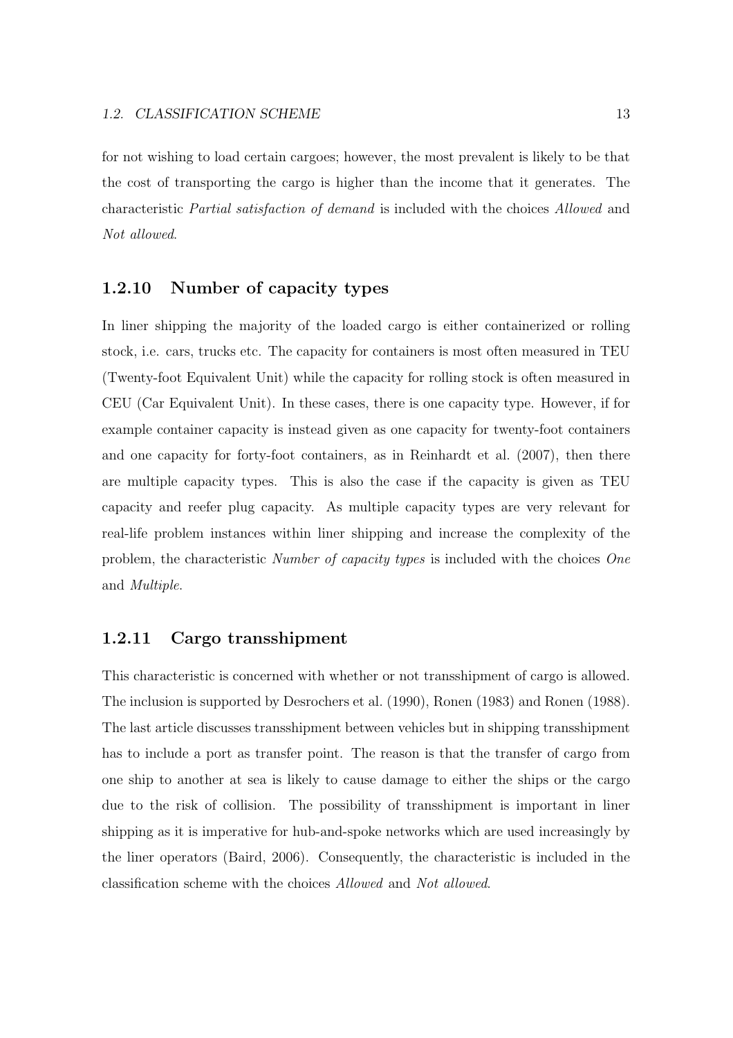for not wishing to load certain cargoes; however, the most prevalent is likely to be that the cost of transporting the cargo is higher than the income that it generates. The characteristic *Partial satisfaction of demand* is included with the choices *Allowed* and *Not allowed*.

### 1.2.10 Number of capacity types

In liner shipping the majority of the loaded cargo is either containerized or rolling stock, i.e. cars, trucks etc. The capacity for containers is most often measured in TEU (Twenty-foot Equivalent Unit) while the capacity for rolling stock is often measured in CEU (Car Equivalent Unit). In these cases, there is one capacity type. However, if for example container capacity is instead given as one capacity for twenty-foot containers and one capacity for forty-foot containers, as in Reinhardt et al. (2007), then there are multiple capacity types. This is also the case if the capacity is given as TEU capacity and reefer plug capacity. As multiple capacity types are very relevant for real-life problem instances within liner shipping and increase the complexity of the problem, the characteristic *Number of capacity types* is included with the choices *One* and *Multiple*.

### 1.2.11 Cargo transshipment

This characteristic is concerned with whether or not transshipment of cargo is allowed. The inclusion is supported by Desrochers et al. (1990), Ronen (1983) and Ronen (1988). The last article discusses transshipment between vehicles but in shipping transshipment has to include a port as transfer point. The reason is that the transfer of cargo from one ship to another at sea is likely to cause damage to either the ships or the cargo due to the risk of collision. The possibility of transshipment is important in liner shipping as it is imperative for hub-and-spoke networks which are used increasingly by the liner operators (Baird, 2006). Consequently, the characteristic is included in the classification scheme with the choices *Allowed* and *Not allowed*.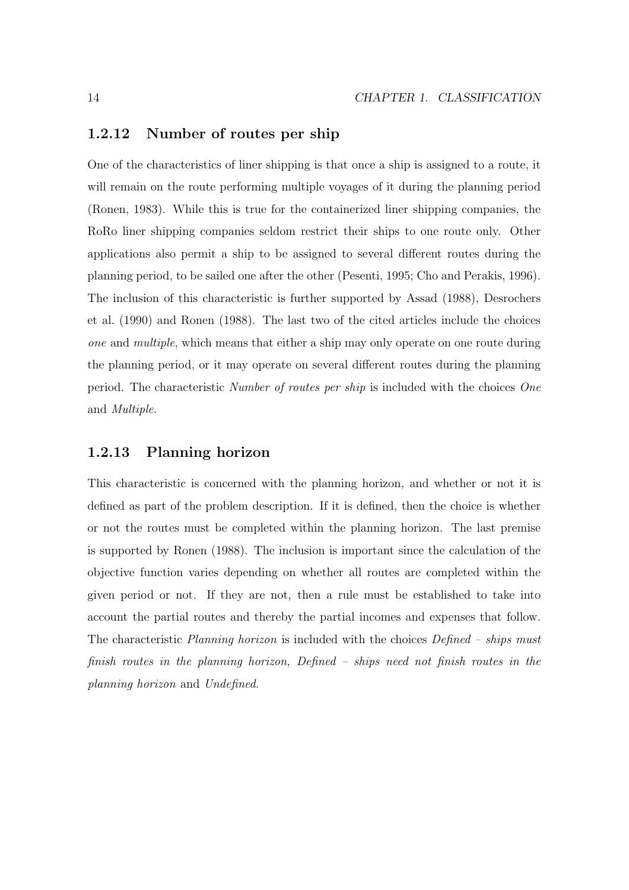### 1.2.12 Number of routes per ship

One of the characteristics of liner shipping is that once a ship is assigned to a route, it will remain on the route performing multiple voyages of it during the planning period (Ronen, 1983). While this is true for the containerized liner shipping companies, the RoRo liner shipping companies seldom restrict their ships to one route only. Other applications also permit a ship to be assigned to several different routes during the planning period, to be sailed one after the other (Pesenti, 1995; Cho and Perakis, 1996). The inclusion of this characteristic is further supported by Assad (1988), Desrochers et al. (1990) and Ronen (1988). The last two of the cited articles include the choices *one* and *multiple*, which means that either a ship may only operate on one route during the planning period, or it may operate on several different routes during the planning period. The characteristic *Number of routes per ship* is included with the choices *One* and *Multiple*.

### 1.2.13 Planning horizon

This characteristic is concerned with the planning horizon, and whether or not it is defined as part of the problem description. If it is defined, then the choice is whether or not the routes must be completed within the planning horizon. The last premise is supported by Ronen (1988). The inclusion is important since the calculation of the objective function varies depending on whether all routes are completed within the given period or not. If they are not, then a rule must be established to take into account the partial routes and thereby the partial incomes and expenses that follow. The characteristic *Planning horizon* is included with the choices *Defined – ships must finish routes in the planning horizon*, *Defined – ships need not finish routes in the planning horizon* and *Undefined*.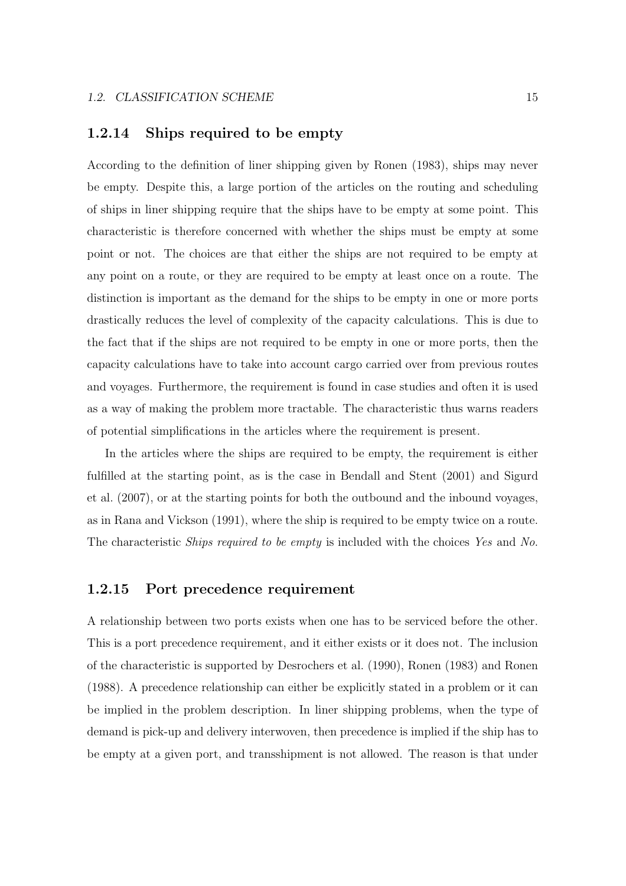### 1.2.14 Ships required to be empty

According to the definition of liner shipping given by Ronen (1983), ships may never be empty. Despite this, a large portion of the articles on the routing and scheduling of ships in liner shipping require that the ships have to be empty at some point. This characteristic is therefore concerned with whether the ships must be empty at some point or not. The choices are that either the ships are not required to be empty at any point on a route, or they are required to be empty at least once on a route. The distinction is important as the demand for the ships to be empty in one or more ports drastically reduces the level of complexity of the capacity calculations. This is due to the fact that if the ships are not required to be empty in one or more ports, then the capacity calculations have to take into account cargo carried over from previous routes and voyages. Furthermore, the requirement is found in case studies and often it is used as a way of making the problem more tractable. The characteristic thus warns readers of potential simplifications in the articles where the requirement is present.

In the articles where the ships are required to be empty, the requirement is either fulfilled at the starting point, as is the case in Bendall and Stent (2001) and Sigurd et al. (2007), or at the starting points for both the outbound and the inbound voyages, as in Rana and Vickson (1991), where the ship is required to be empty twice on a route. The characteristic *Ships required to be empty* is included with the choices *Yes* and *No*.

### 1.2.15 Port precedence requirement

A relationship between two ports exists when one has to be serviced before the other. This is a port precedence requirement, and it either exists or it does not. The inclusion of the characteristic is supported by Desrochers et al. (1990), Ronen (1983) and Ronen (1988). A precedence relationship can either be explicitly stated in a problem or it can be implied in the problem description. In liner shipping problems, when the type of demand is pick-up and delivery interwoven, then precedence is implied if the ship has to be empty at a given port, and transshipment is not allowed. The reason is that under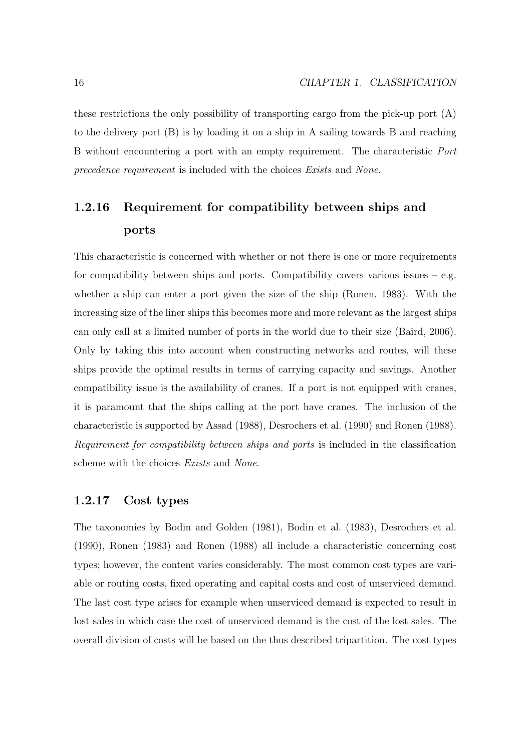these restrictions the only possibility of transporting cargo from the pick-up port (A) to the delivery port (B) is by loading it on a ship in A sailing towards B and reaching B without encountering a port with an empty requirement. The characteristic *Port precedence requirement* is included with the choices *Exists* and *None*.

### 1.2.16 Requirement for compatibility between ships and ports

This characteristic is concerned with whether or not there is one or more requirements for compatibility between ships and ports. Compatibility covers various issues – e.g. whether a ship can enter a port given the size of the ship (Ronen, 1983). With the increasing size of the liner ships this becomes more and more relevant as the largest ships can only call at a limited number of ports in the world due to their size (Baird, 2006). Only by taking this into account when constructing networks and routes, will these ships provide the optimal results in terms of carrying capacity and savings. Another compatibility issue is the availability of cranes. If a port is not equipped with cranes, it is paramount that the ships calling at the port have cranes. The inclusion of the characteristic is supported by Assad (1988), Desrochers et al. (1990) and Ronen (1988). *Requirement for compatibility between ships and ports* is included in the classification scheme with the choices *Exists* and *None*.

### 1.2.17 Cost types

The taxonomies by Bodin and Golden (1981), Bodin et al. (1983), Desrochers et al. (1990), Ronen (1983) and Ronen (1988) all include a characteristic concerning cost types; however, the content varies considerably. The most common cost types are variable or routing costs, fixed operating and capital costs and cost of unserviced demand. The last cost type arises for example when unserviced demand is expected to result in lost sales in which case the cost of unserviced demand is the cost of the lost sales. The overall division of costs will be based on the thus described tripartition. The cost types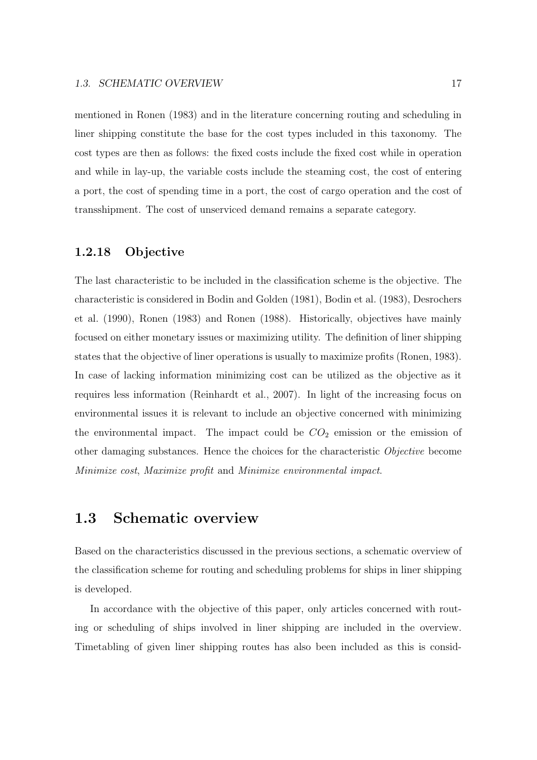mentioned in Ronen (1983) and in the literature concerning routing and scheduling in liner shipping constitute the base for the cost types included in this taxonomy. The cost types are then as follows: the fixed costs include the fixed cost while in operation and while in lay-up, the variable costs include the steaming cost, the cost of entering a port, the cost of spending time in a port, the cost of cargo operation and the cost of transshipment. The cost of unserviced demand remains a separate category.

### 1.2.18 Objective

The last characteristic to be included in the classification scheme is the objective. The characteristic is considered in Bodin and Golden (1981), Bodin et al. (1983), Desrochers et al. (1990), Ronen (1983) and Ronen (1988). Historically, objectives have mainly focused on either monetary issues or maximizing utility. The definition of liner shipping states that the objective of liner operations is usually to maximize profits (Ronen, 1983). In case of lacking information minimizing cost can be utilized as the objective as it requires less information (Reinhardt et al., 2007). In light of the increasing focus on environmental issues it is relevant to include an objective concerned with minimizing the environmental impact. The impact could be $CO_2$ emission or the emission of other damaging substances. Hence the choices for the characteristic *Objective* become *Minimize cost*, *Maximize profit* and *Minimize environmental impact*.

## 1.3 Schematic overview

Based on the characteristics discussed in the previous sections, a schematic overview of the classification scheme for routing and scheduling problems for ships in liner shipping is developed.

In accordance with the objective of this paper, only articles concerned with routing or scheduling of ships involved in liner shipping are included in the overview. Timetabling of given liner shipping routes has also been included as this is consid-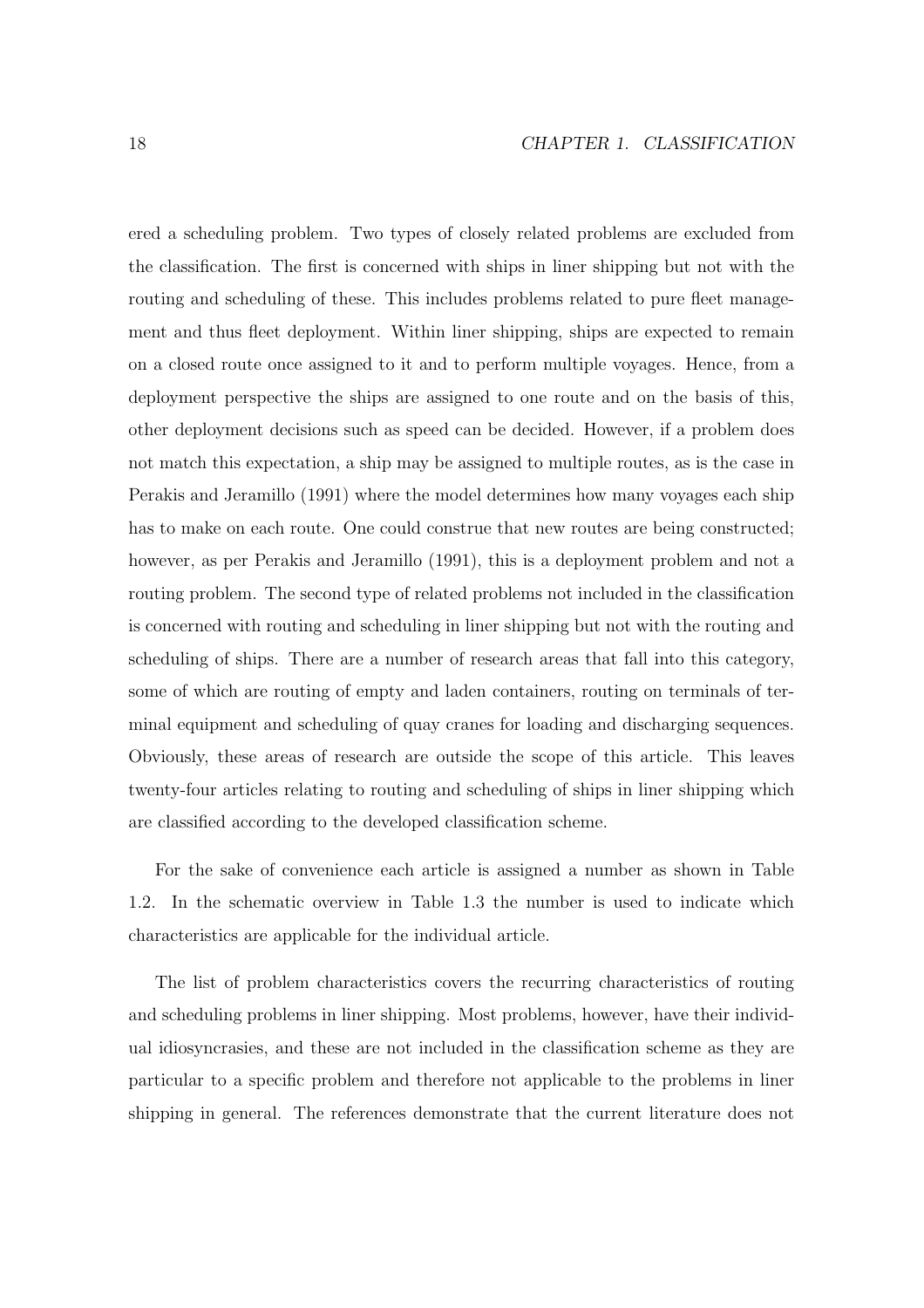ered a scheduling problem. Two types of closely related problems are excluded from the classification. The first is concerned with ships in liner shipping but not with the routing and scheduling of these. This includes problems related to pure fleet management and thus fleet deployment. Within liner shipping, ships are expected to remain on a closed route once assigned to it and to perform multiple voyages. Hence, from a deployment perspective the ships are assigned to one route and on the basis of this, other deployment decisions such as speed can be decided. However, if a problem does not match this expectation, a ship may be assigned to multiple routes, as is the case in Perakis and Jeramillo (1991) where the model determines how many voyages each ship has to make on each route. One could construe that new routes are being constructed; however, as per Perakis and Jeramillo (1991), this is a deployment problem and not a routing problem. The second type of related problems not included in the classification is concerned with routing and scheduling in liner shipping but not with the routing and scheduling of ships. There are a number of research areas that fall into this category, some of which are routing of empty and laden containers, routing on terminals of terminal equipment and scheduling of quay cranes for loading and discharging sequences. Obviously, these areas of research are outside the scope of this article. This leaves twenty-four articles relating to routing and scheduling of ships in liner shipping which are classified according to the developed classification scheme.

For the sake of convenience each article is assigned a number as shown in Table 1.2. In the schematic overview in Table 1.3 the number is used to indicate which characteristics are applicable for the individual article.

The list of problem characteristics covers the recurring characteristics of routing and scheduling problems in liner shipping. Most problems, however, have their individual idiosyncrasies, and these are not included in the classification scheme as they are particular to a specific problem and therefore not applicable to the problems in liner shipping in general. The references demonstrate that the current literature does not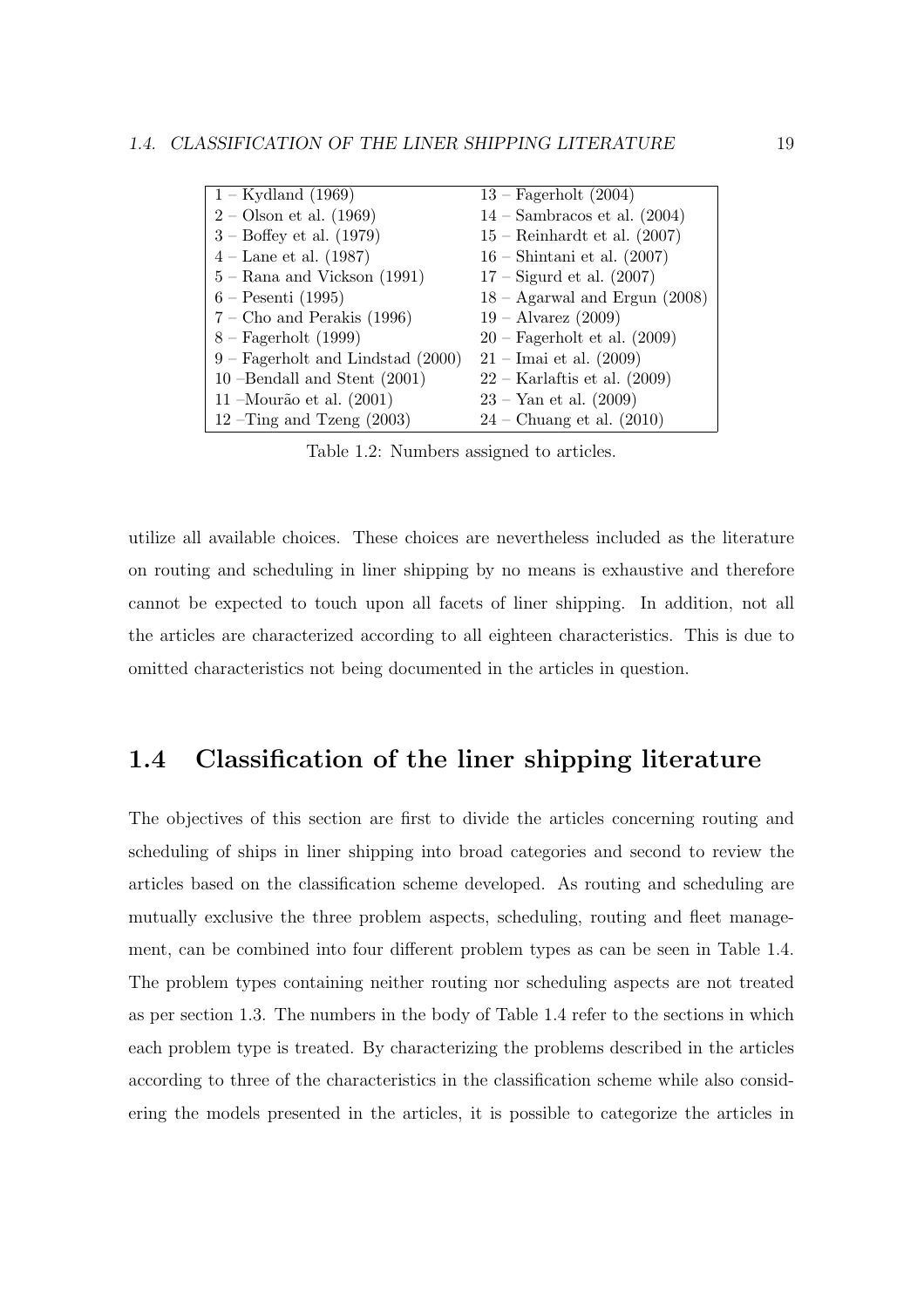| | |
|---|---|
| 1 – Kydland (1969) | 13 – Fagerholt (2004) |
| 2 – Olson et al. (1969) | 14 – Sambracos et al. (2004) |
| 3 – Boffey et al. (1979) | 15 – Reinhardt et al. (2007) |
| 4 – Lane et al. (1987) | 16 – Shintani et al. (2007) |
| 5 – Rana and Vickson (1991) | 17 – Sigurd et al. (2007) |
| 6 – Pesenti (1995) | 18 – Agarwal and Ergun (2008) |
| 7 – Cho and Perakis (1996) | 19 – Alvarez (2009) |
| 8 – Fagerholt (1999) | 20 – Fagerholt et al. (2009) |
| 9 – Fagerholt and Lindstad (2000) | 21 – Imai et al. (2009) |
| 10 –Bendall and Stent (2001) | 22 – Karlaftis et al. (2009) |
| 11 –Mourão et al. (2001) | 23 – Yan et al. (2009) |
| 12 –Ting and Tzeng (2003) | 24 – Chuang et al. (2010) |

Table 1.2: Numbers assigned to articles.

utilize all available choices. These choices are nevertheless included as the literature on routing and scheduling in liner shipping by no means is exhaustive and therefore cannot be expected to touch upon all facets of liner shipping. In addition, not all the articles are characterized according to all eighteen characteristics. This is due to omitted characteristics not being documented in the articles in question.

## 1.4 Classification of the liner shipping literature

The objectives of this section are first to divide the articles concerning routing and scheduling of ships in liner shipping into broad categories and second to review the articles based on the classification scheme developed. As routing and scheduling are mutually exclusive the three problem aspects, scheduling, routing and fleet management, can be combined into four different problem types as can be seen in Table 1.4. The problem types containing neither routing nor scheduling aspects are not treated as per section 1.3. The numbers in the body of Table 1.4 refer to the sections in which each problem type is treated. By characterizing the problems described in the articles according to three of the characteristics in the classification scheme while also considering the models presented in the articles, it is possible to categorize the articles in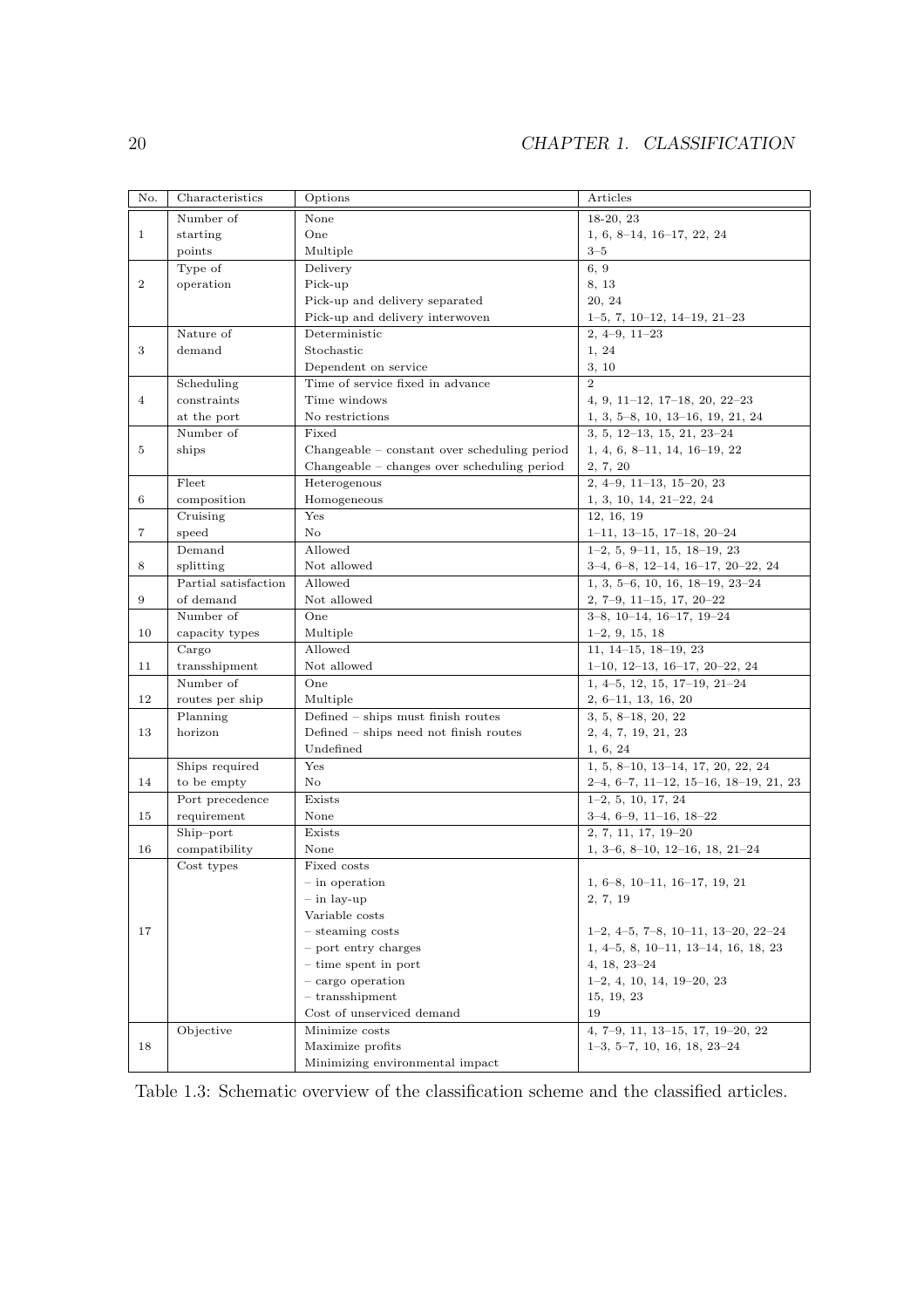| No. | Characteristics | Options | Articles |
|---|---|---|---|
| 1 | Number of starting points | None | 18-20, 23 |
| | | One | 1, 6, 8–14, 16–17, 22, 24 |
| | | Multiple | 3–5 |
| 2 | Type of operation | Delivery | 6, 9 |
| | | Pick-up | 8, 13 |
| | | Pick-up and delivery separated | 20, 24 |
| | | Pick-up and delivery interwoven | 1–5, 7, 10–12, 14–19, 21–23 |
| 3 | Nature of demand | Deterministic | 2, 4–9, 11–23 |
| | | Stochastic | 1, 24 |
| | | Dependent on service | 3, 10 |
| 4 | Scheduling constraints at the port | Time of service fixed in advance | 2 |
| | | Time windows | 4, 9, 11–12, 17–18, 20, 22–23 |
| | | No restrictions | 1, 3, 5–8, 10, 13–16, 19, 21, 24 |
| 5 | Number of ships | Fixed | 3, 5, 12–13, 15, 21, 23–24 |
| | | Changeable – constant over scheduling period | 1, 4, 6, 8–11, 14, 16–19, 22 |
| | | Changeable – changes over scheduling period | 2, 7, 20 |
| 6 | Fleet composition | Heterogenous | 2, 4–9, 11–13, 15–20, 23 |
| | | Homogeneous | 1, 3, 10, 14, 21–22, 24 |
| 7 | Cruising speed | Yes | 12, 16, 19 |
| | | No | 1–11, 13–15, 17–18, 20–24 |
| 8 | Demand splitting | Allowed | 1–2, 5, 9–11, 15, 18–19, 23 |
| | | Not allowed | 3–4, 6–8, 12–14, 16–17, 20–22, 24 |
| 9 | Partial satisfaction of demand | Allowed | 1, 3, 5–6, 10, 16, 18–19, 23–24 |
| | | Not allowed | 2, 7–9, 11–15, 17, 20–22 |
| 10 | Number of capacity types | One | 3–8, 10–14, 16–17, 19–24 |
| | | Multiple | 1–2, 9, 15, 18 |
| 11 | Cargo transshipment | Allowed | 11, 14–15, 18–19, 23 |
| | | Not allowed | 1–10, 12–13, 16–17, 20–22, 24 |
| 12 | Number of routes per ship | One | 1, 4–5, 12, 15, 17–19, 21–24 |
| | | Multiple | 2, 6–11, 13, 16, 20 |
| 13 | Planning horizon | Defined – ships must finish routes | 3, 5, 8–18, 20, 22 |
| | | Defined – ships need not finish routes | 2, 4, 7, 19, 21, 23 |
| | | Undefined | 1, 6, 24 |
| 14 | Ships required to be empty | Yes | 1, 5, 8–10, 13–14, 17, 20, 22, 24 |
| | | No | 2–4, 6–7, 11–12, 15–16, 18–19, 21, 23 |
| 15 | Port precedence requirement | Exists | 1–2, 5, 10, 17, 24 |
| | | None | 3–4, 6–9, 11–16, 18–22 |
| 16 | Ship–port compatibility | Exists | 2, 7, 11, 17, 19–20 |
| | | None | 1, 3–6, 8–10, 12–16, 18, 21–24 |
| 17 | Cost types | Fixed costs | |
| | | – in operation | 1, 6–8, 10–11, 16–17, 19, 21 |
| | | – in lay-up | 2, 7, 19 |
| | | Variable costs | |
| | | – steaming costs | 1–2, 4–5, 7–8, 10–11, 13–20, 22–24 |
| | | – port entry charges | 1, 4–5, 8, 10–11, 13–14, 16, 18, 23 |
| | | – time spent in port | 4, 18, 23–24 |
| | | – cargo operation | 1–2, 4, 10, 14, 19–20, 23 |
| | | – transshipment | 15, 19, 23 |
| | | Cost of unserviced demand | 19 |
| 18 | Objective | Minimize costs | 4, 7–9, 11, 13–15, 17, 19–20, 22 |
| | | Maximize profits | 1–3, 5–7, 10, 16, 18, 23–24 |
| | | Minimizing environmental impact | |

Table 1.3: Schematic overview of the classification scheme and the classified articles.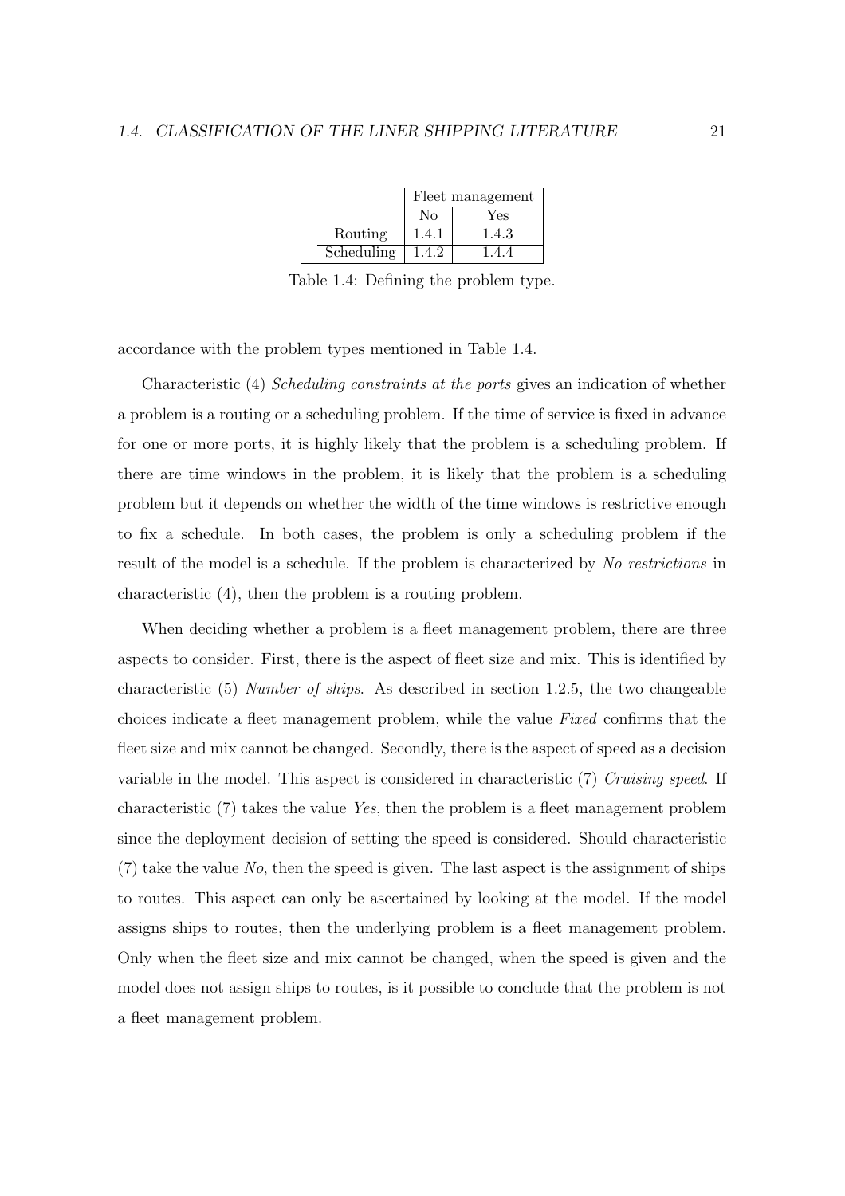| | Fleet management | |
|---|---|---|
| | No | Yes |
| Routing | 1.4.1 | 1.4.3 |
| Scheduling | 1.4.2 | 1.4.4 |

Table 1.4: Defining the problem type.

accordance with the problem types mentioned in Table 1.4.

Characteristic (4) *Scheduling constraints at the ports* gives an indication of whether a problem is a routing or a scheduling problem. If the time of service is fixed in advance for one or more ports, it is highly likely that the problem is a scheduling problem. If there are time windows in the problem, it is likely that the problem is a scheduling problem but it depends on whether the width of the time windows is restrictive enough to fix a schedule. In both cases, the problem is only a scheduling problem if the result of the model is a schedule. If the problem is characterized by *No restrictions* in characteristic (4), then the problem is a routing problem.

When deciding whether a problem is a fleet management problem, there are three aspects to consider. First, there is the aspect of fleet size and mix. This is identified by characteristic (5) *Number of ships*. As described in section 1.2.5, the two changeable choices indicate a fleet management problem, while the value *Fixed* confirms that the fleet size and mix cannot be changed. Secondly, there is the aspect of speed as a decision variable in the model. This aspect is considered in characteristic (7) *Cruising speed*. If characteristic (7) takes the value *Yes*, then the problem is a fleet management problem since the deployment decision of setting the speed is considered. Should characteristic (7) take the value *No*, then the speed is given. The last aspect is the assignment of ships to routes. This aspect can only be ascertained by looking at the model. If the model assigns ships to routes, then the underlying problem is a fleet management problem. Only when the fleet size and mix cannot be changed, when the speed is given and the model does not assign ships to routes, is it possible to conclude that the problem is not a fleet management problem.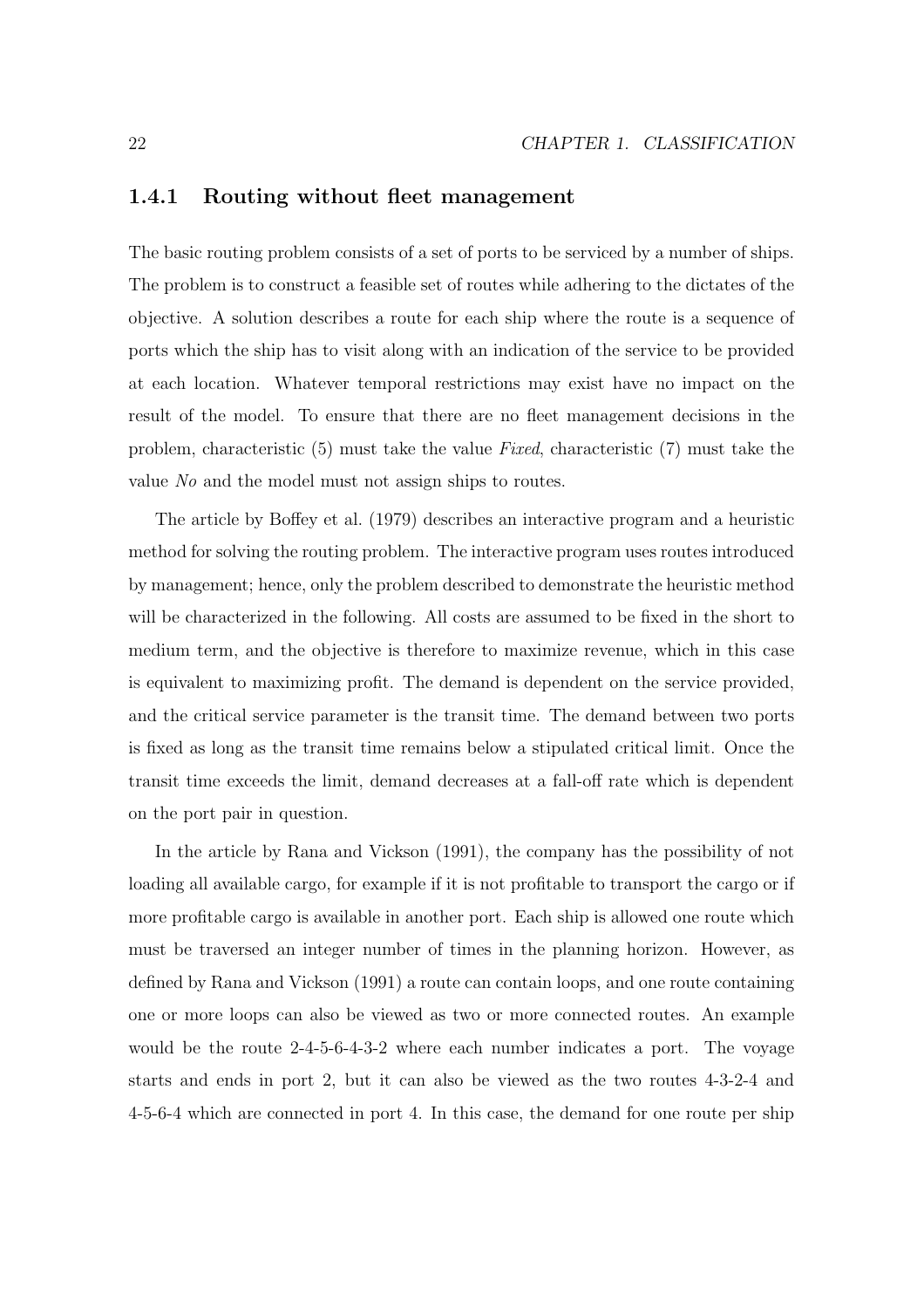### 1.4.1 Routing without fleet management

The basic routing problem consists of a set of ports to be serviced by a number of ships. The problem is to construct a feasible set of routes while adhering to the dictates of the objective. A solution describes a route for each ship where the route is a sequence of ports which the ship has to visit along with an indication of the service to be provided at each location. Whatever temporal restrictions may exist have no impact on the result of the model. To ensure that there are no fleet management decisions in the problem, characteristic (5) must take the value *Fixed*, characteristic (7) must take the value *No* and the model must not assign ships to routes.

The article by Boffey et al. (1979) describes an interactive program and a heuristic method for solving the routing problem. The interactive program uses routes introduced by management; hence, only the problem described to demonstrate the heuristic method will be characterized in the following. All costs are assumed to be fixed in the short to medium term, and the objective is therefore to maximize revenue, which in this case is equivalent to maximizing profit. The demand is dependent on the service provided, and the critical service parameter is the transit time. The demand between two ports is fixed as long as the transit time remains below a stipulated critical limit. Once the transit time exceeds the limit, demand decreases at a fall-off rate which is dependent on the port pair in question.

In the article by Rana and Vickson (1991), the company has the possibility of not loading all available cargo, for example if it is not profitable to transport the cargo or if more profitable cargo is available in another port. Each ship is allowed one route which must be traversed an integer number of times in the planning horizon. However, as defined by Rana and Vickson (1991) a route can contain loops, and one route containing one or more loops can also be viewed as two or more connected routes. An example would be the route 2-4-5-6-4-3-2 where each number indicates a port. The voyage starts and ends in port 2, but it can also be viewed as the two routes 4-3-2-4 and 4-5-6-4 which are connected in port 4. In this case, the demand for one route per ship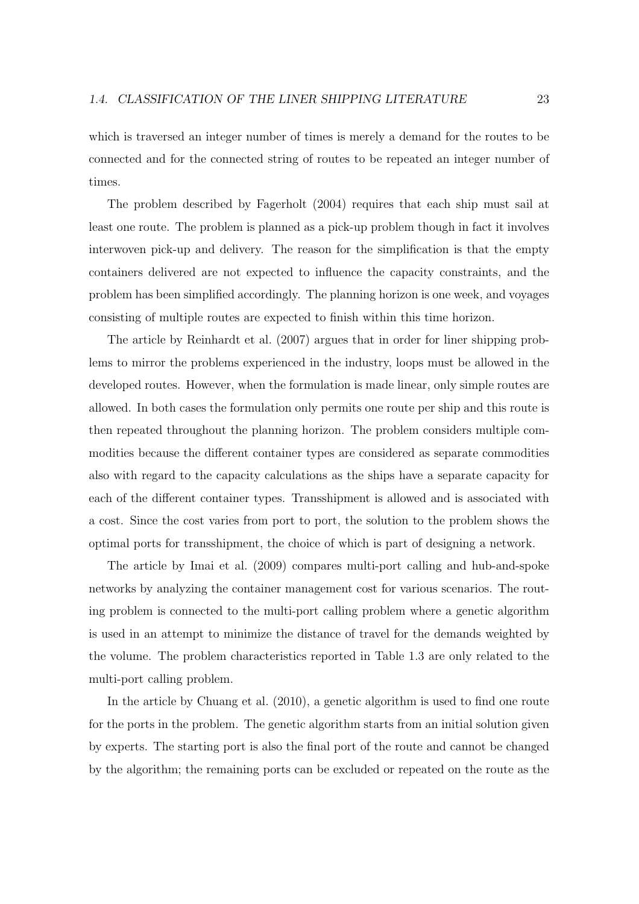which is traversed an integer number of times is merely a demand for the routes to be connected and for the connected string of routes to be repeated an integer number of times.

The problem described by Fagerholt (2004) requires that each ship must sail at least one route. The problem is planned as a pick-up problem though in fact it involves interwoven pick-up and delivery. The reason for the simplification is that the empty containers delivered are not expected to influence the capacity constraints, and the problem has been simplified accordingly. The planning horizon is one week, and voyages consisting of multiple routes are expected to finish within this time horizon.

The article by Reinhardt et al. (2007) argues that in order for liner shipping problems to mirror the problems experienced in the industry, loops must be allowed in the developed routes. However, when the formulation is made linear, only simple routes are allowed. In both cases the formulation only permits one route per ship and this route is then repeated throughout the planning horizon. The problem considers multiple commodities because the different container types are considered as separate commodities also with regard to the capacity calculations as the ships have a separate capacity for each of the different container types. Transshipment is allowed and is associated with a cost. Since the cost varies from port to port, the solution to the problem shows the optimal ports for transshipment, the choice of which is part of designing a network.

The article by Imai et al. (2009) compares multi-port calling and hub-and-spoke networks by analyzing the container management cost for various scenarios. The routing problem is connected to the multi-port calling problem where a genetic algorithm is used in an attempt to minimize the distance of travel for the demands weighted by the volume. The problem characteristics reported in Table 1.3 are only related to the multi-port calling problem.

In the article by Chuang et al. (2010), a genetic algorithm is used to find one route for the ports in the problem. The genetic algorithm starts from an initial solution given by experts. The starting port is also the final port of the route and cannot be changed by the algorithm; the remaining ports can be excluded or repeated on the route as the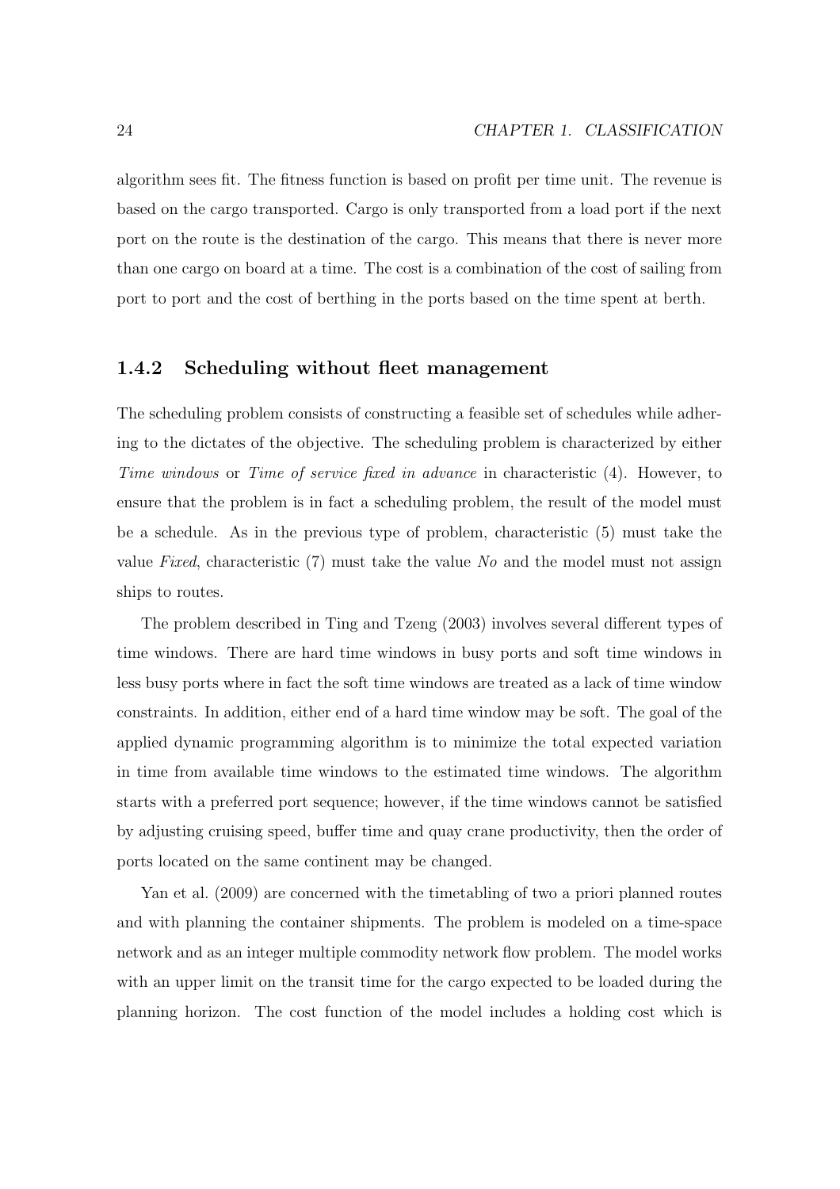algorithm sees fit. The fitness function is based on profit per time unit. The revenue is based on the cargo transported. Cargo is only transported from a load port if the next port on the route is the destination of the cargo. This means that there is never more than one cargo on board at a time. The cost is a combination of the cost of sailing from port to port and the cost of berthing in the ports based on the time spent at berth.

### 1.4.2 Scheduling without fleet management

The scheduling problem consists of constructing a feasible set of schedules while adhering to the dictates of the objective. The scheduling problem is characterized by either *Time windows* or *Time of service fixed in advance* in characteristic (4). However, to ensure that the problem is in fact a scheduling problem, the result of the model must be a schedule. As in the previous type of problem, characteristic (5) must take the value *Fixed*, characteristic (7) must take the value *No* and the model must not assign ships to routes.

The problem described in Ting and Tzeng (2003) involves several different types of time windows. There are hard time windows in busy ports and soft time windows in less busy ports where in fact the soft time windows are treated as a lack of time window constraints. In addition, either end of a hard time window may be soft. The goal of the applied dynamic programming algorithm is to minimize the total expected variation in time from available time windows to the estimated time windows. The algorithm starts with a preferred port sequence; however, if the time windows cannot be satisfied by adjusting cruising speed, buffer time and quay crane productivity, then the order of ports located on the same continent may be changed.

Yan et al. (2009) are concerned with the timetabling of two a priori planned routes and with planning the container shipments. The problem is modeled on a time-space network and as an integer multiple commodity network flow problem. The model works with an upper limit on the transit time for the cargo expected to be loaded during the planning horizon. The cost function of the model includes a holding cost which is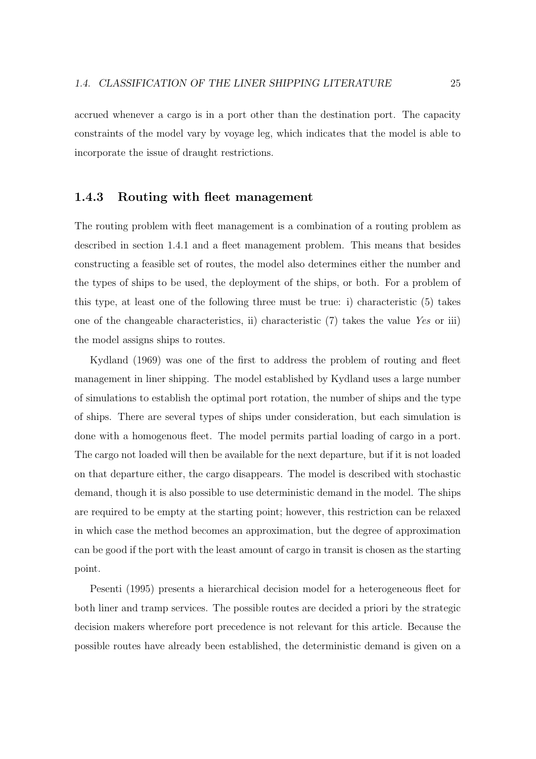accrued whenever a cargo is in a port other than the destination port. The capacity constraints of the model vary by voyage leg, which indicates that the model is able to incorporate the issue of draught restrictions.

### 1.4.3 Routing with fleet management

The routing problem with fleet management is a combination of a routing problem as described in section 1.4.1 and a fleet management problem. This means that besides constructing a feasible set of routes, the model also determines either the number and the types of ships to be used, the deployment of the ships, or both. For a problem of this type, at least one of the following three must be true: i) characteristic (5) takes one of the changeable characteristics, ii) characteristic (7) takes the value *Yes* or iii) the model assigns ships to routes.

Kydland (1969) was one of the first to address the problem of routing and fleet management in liner shipping. The model established by Kydland uses a large number of simulations to establish the optimal port rotation, the number of ships and the type of ships. There are several types of ships under consideration, but each simulation is done with a homogenous fleet. The model permits partial loading of cargo in a port. The cargo not loaded will then be available for the next departure, but if it is not loaded on that departure either, the cargo disappears. The model is described with stochastic demand, though it is also possible to use deterministic demand in the model. The ships are required to be empty at the starting point; however, this restriction can be relaxed in which case the method becomes an approximation, but the degree of approximation can be good if the port with the least amount of cargo in transit is chosen as the starting point.

Pesenti (1995) presents a hierarchical decision model for a heterogeneous fleet for both liner and tramp services. The possible routes are decided a priori by the strategic decision makers wherefore port precedence is not relevant for this article. Because the possible routes have already been established, the deterministic demand is given on a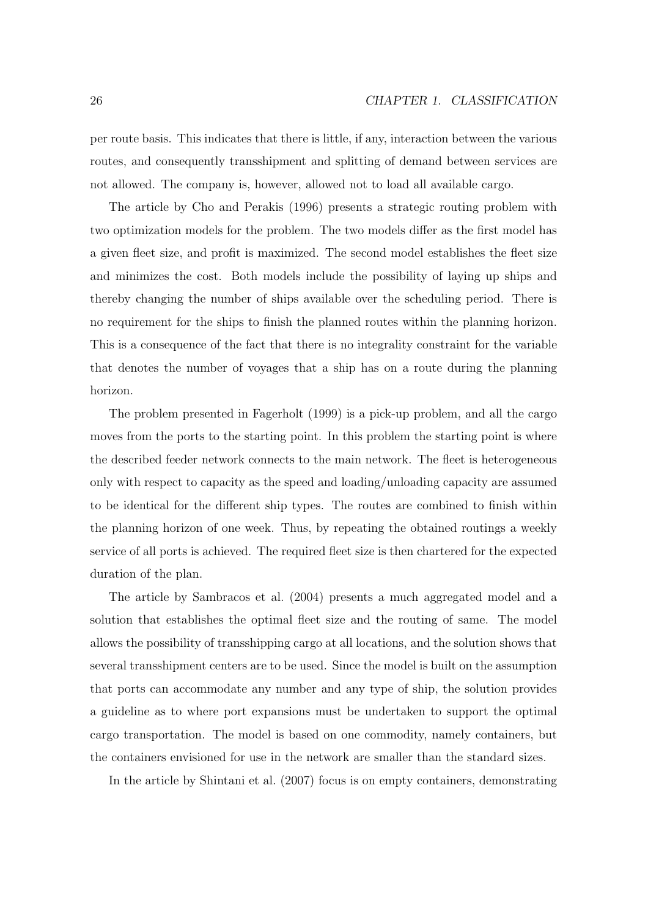per route basis. This indicates that there is little, if any, interaction between the various routes, and consequently transshipment and splitting of demand between services are not allowed. The company is, however, allowed not to load all available cargo.

The article by Cho and Perakis (1996) presents a strategic routing problem with two optimization models for the problem. The two models differ as the first model has a given fleet size, and profit is maximized. The second model establishes the fleet size and minimizes the cost. Both models include the possibility of laying up ships and thereby changing the number of ships available over the scheduling period. There is no requirement for the ships to finish the planned routes within the planning horizon. This is a consequence of the fact that there is no integrality constraint for the variable that denotes the number of voyages that a ship has on a route during the planning horizon.

The problem presented in Fagerholt (1999) is a pick-up problem, and all the cargo moves from the ports to the starting point. In this problem the starting point is where the described feeder network connects to the main network. The fleet is heterogeneous only with respect to capacity as the speed and loading/unloading capacity are assumed to be identical for the different ship types. The routes are combined to finish within the planning horizon of one week. Thus, by repeating the obtained routings a weekly service of all ports is achieved. The required fleet size is then chartered for the expected duration of the plan.

The article by Sambracos et al. (2004) presents a much aggregated model and a solution that establishes the optimal fleet size and the routing of same. The model allows the possibility of transshipping cargo at all locations, and the solution shows that several transshipment centers are to be used. Since the model is built on the assumption that ports can accommodate any number and any type of ship, the solution provides a guideline as to where port expansions must be undertaken to support the optimal cargo transportation. The model is based on one commodity, namely containers, but the containers envisioned for use in the network are smaller than the standard sizes.

In the article by Shintani et al. (2007) focus is on empty containers, demonstrating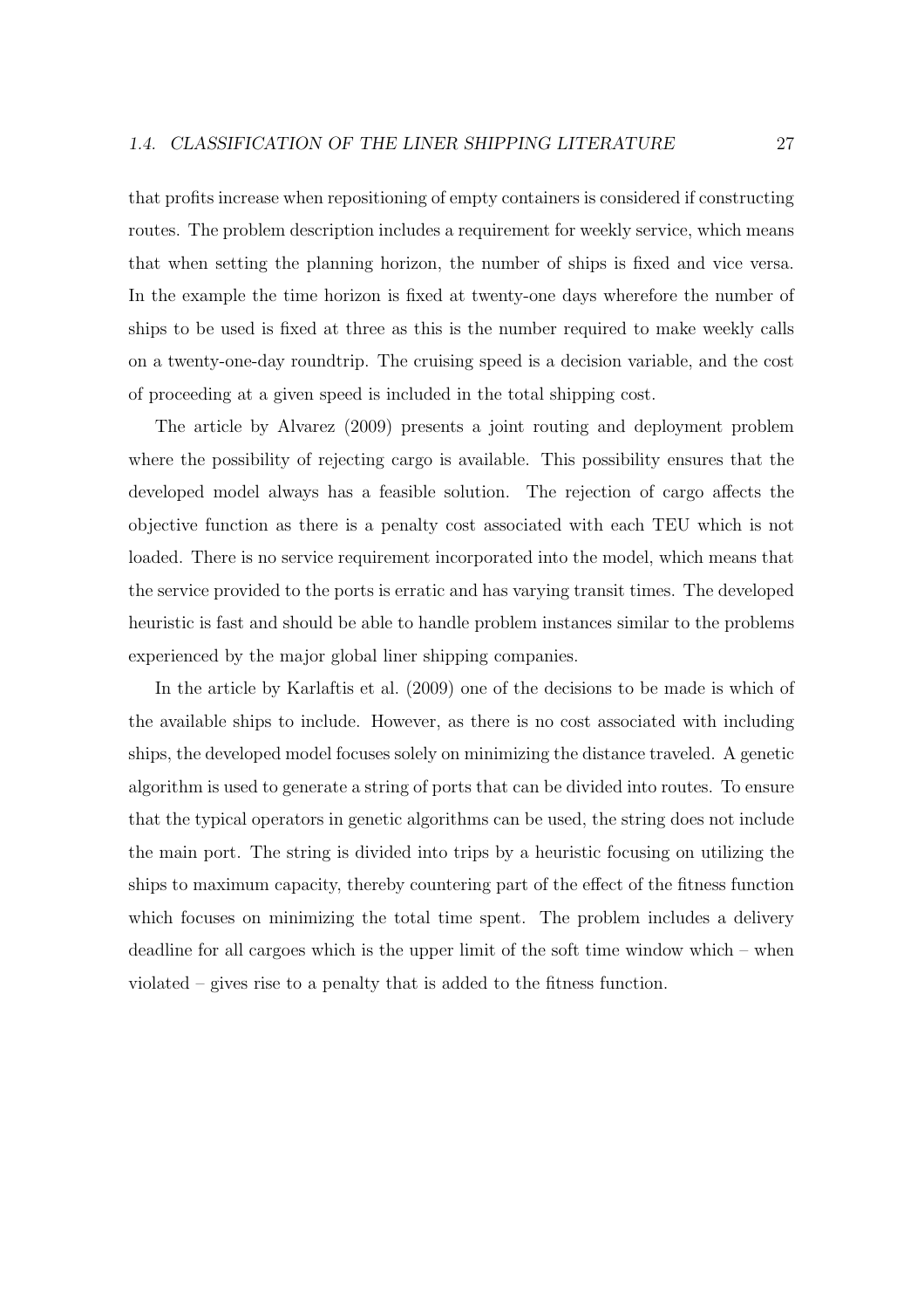that profits increase when repositioning of empty containers is considered if constructing routes. The problem description includes a requirement for weekly service, which means that when setting the planning horizon, the number of ships is fixed and vice versa. In the example the time horizon is fixed at twenty-one days wherefore the number of ships to be used is fixed at three as this is the number required to make weekly calls on a twenty-one-day roundtrip. The cruising speed is a decision variable, and the cost of proceeding at a given speed is included in the total shipping cost.

The article by Alvarez (2009) presents a joint routing and deployment problem where the possibility of rejecting cargo is available. This possibility ensures that the developed model always has a feasible solution. The rejection of cargo affects the objective function as there is a penalty cost associated with each TEU which is not loaded. There is no service requirement incorporated into the model, which means that the service provided to the ports is erratic and has varying transit times. The developed heuristic is fast and should be able to handle problem instances similar to the problems experienced by the major global liner shipping companies.

In the article by Karlaftis et al. (2009) one of the decisions to be made is which of the available ships to include. However, as there is no cost associated with including ships, the developed model focuses solely on minimizing the distance traveled. A genetic algorithm is used to generate a string of ports that can be divided into routes. To ensure that the typical operators in genetic algorithms can be used, the string does not include the main port. The string is divided into trips by a heuristic focusing on utilizing the ships to maximum capacity, thereby countering part of the effect of the fitness function which focuses on minimizing the total time spent. The problem includes a delivery deadline for all cargoes which is the upper limit of the soft time window which – when violated – gives rise to a penalty that is added to the fitness function.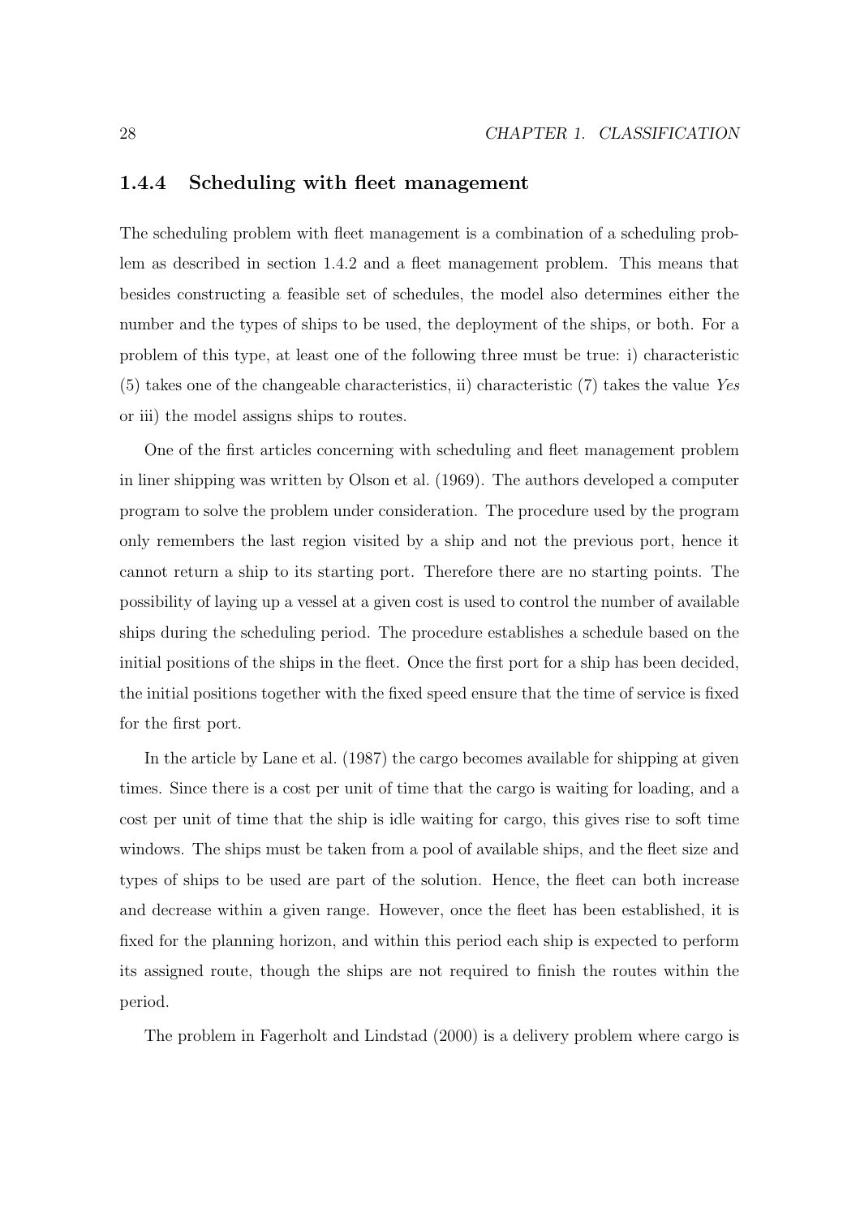### 1.4.4 Scheduling with fleet management

The scheduling problem with fleet management is a combination of a scheduling problem as described in section 1.4.2 and a fleet management problem. This means that besides constructing a feasible set of schedules, the model also determines either the number and the types of ships to be used, the deployment of the ships, or both. For a problem of this type, at least one of the following three must be true: i) characteristic (5) takes one of the changeable characteristics, ii) characteristic (7) takes the value *Yes* or iii) the model assigns ships to routes.

One of the first articles concerning with scheduling and fleet management problem in liner shipping was written by Olson et al. (1969). The authors developed a computer program to solve the problem under consideration. The procedure used by the program only remembers the last region visited by a ship and not the previous port, hence it cannot return a ship to its starting port. Therefore there are no starting points. The possibility of laying up a vessel at a given cost is used to control the number of available ships during the scheduling period. The procedure establishes a schedule based on the initial positions of the ships in the fleet. Once the first port for a ship has been decided, the initial positions together with the fixed speed ensure that the time of service is fixed for the first port.

In the article by Lane et al. (1987) the cargo becomes available for shipping at given times. Since there is a cost per unit of time that the cargo is waiting for loading, and a cost per unit of time that the ship is idle waiting for cargo, this gives rise to soft time windows. The ships must be taken from a pool of available ships, and the fleet size and types of ships to be used are part of the solution. Hence, the fleet can both increase and decrease within a given range. However, once the fleet has been established, it is fixed for the planning horizon, and within this period each ship is expected to perform its assigned route, though the ships are not required to finish the routes within the period.

The problem in Fagerholt and Lindstad (2000) is a delivery problem where cargo is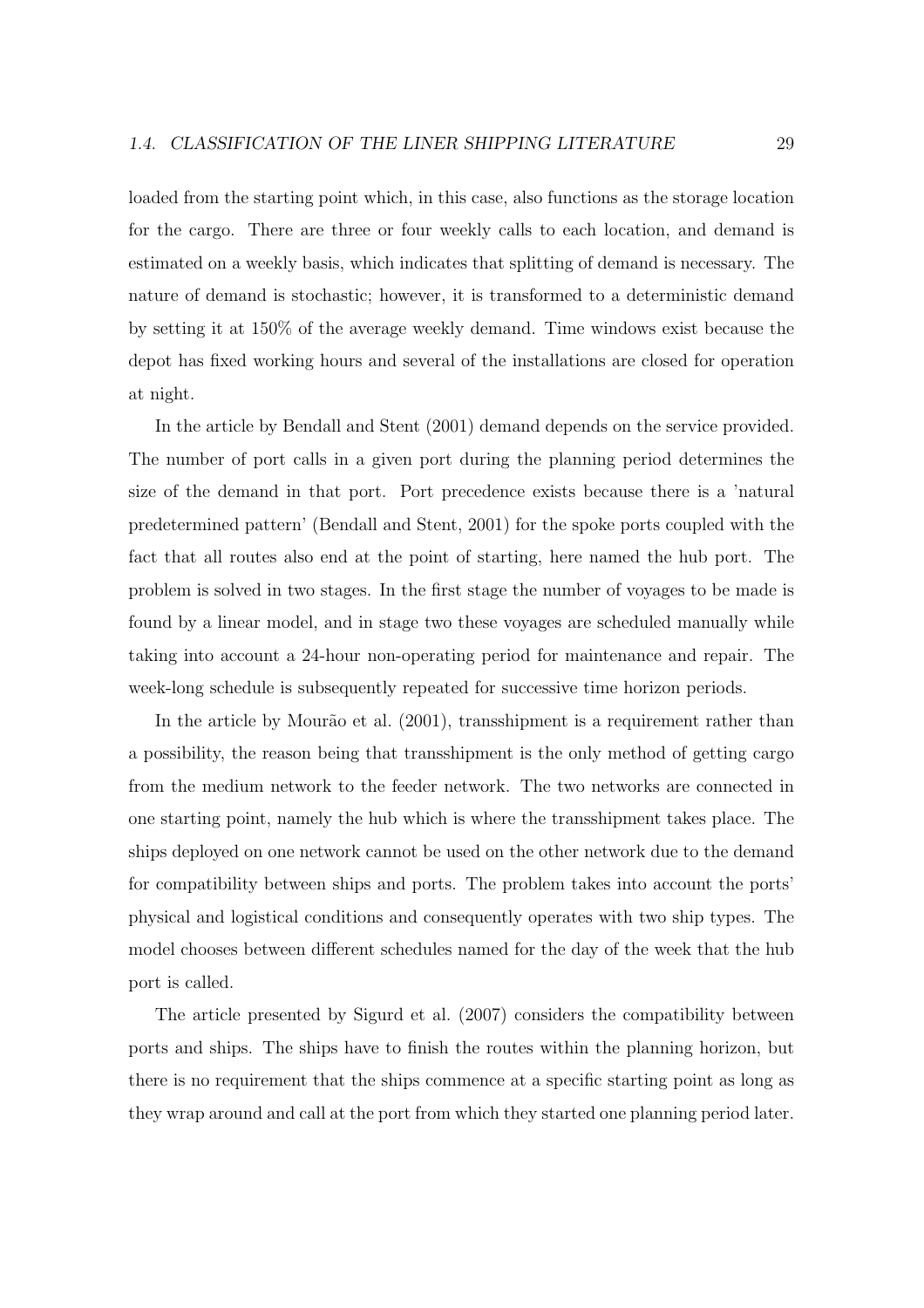loaded from the starting point which, in this case, also functions as the storage location for the cargo. There are three or four weekly calls to each location, and demand is estimated on a weekly basis, which indicates that splitting of demand is necessary. The nature of demand is stochastic; however, it is transformed to a deterministic demand by setting it at 150% of the average weekly demand. Time windows exist because the depot has fixed working hours and several of the installations are closed for operation at night.

In the article by Bendall and Stent (2001) demand depends on the service provided. The number of port calls in a given port during the planning period determines the size of the demand in that port. Port precedence exists because there is a 'natural predetermined pattern' (Bendall and Stent, 2001) for the spoke ports coupled with the fact that all routes also end at the point of starting, here named the hub port. The problem is solved in two stages. In the first stage the number of voyages to be made is found by a linear model, and in stage two these voyages are scheduled manually while taking into account a 24-hour non-operating period for maintenance and repair. The week-long schedule is subsequently repeated for successive time horizon periods.

In the article by Mourão et al. (2001), transshipment is a requirement rather than a possibility, the reason being that transshipment is the only method of getting cargo from the medium network to the feeder network. The two networks are connected in one starting point, namely the hub which is where the transshipment takes place. The ships deployed on one network cannot be used on the other network due to the demand for compatibility between ships and ports. The problem takes into account the ports' physical and logistical conditions and consequently operates with two ship types. The model chooses between different schedules named for the day of the week that the hub port is called.

The article presented by Sigurd et al. (2007) considers the compatibility between ports and ships. The ships have to finish the routes within the planning horizon, but there is no requirement that the ships commence at a specific starting point as long as they wrap around and call at the port from which they started one planning period later.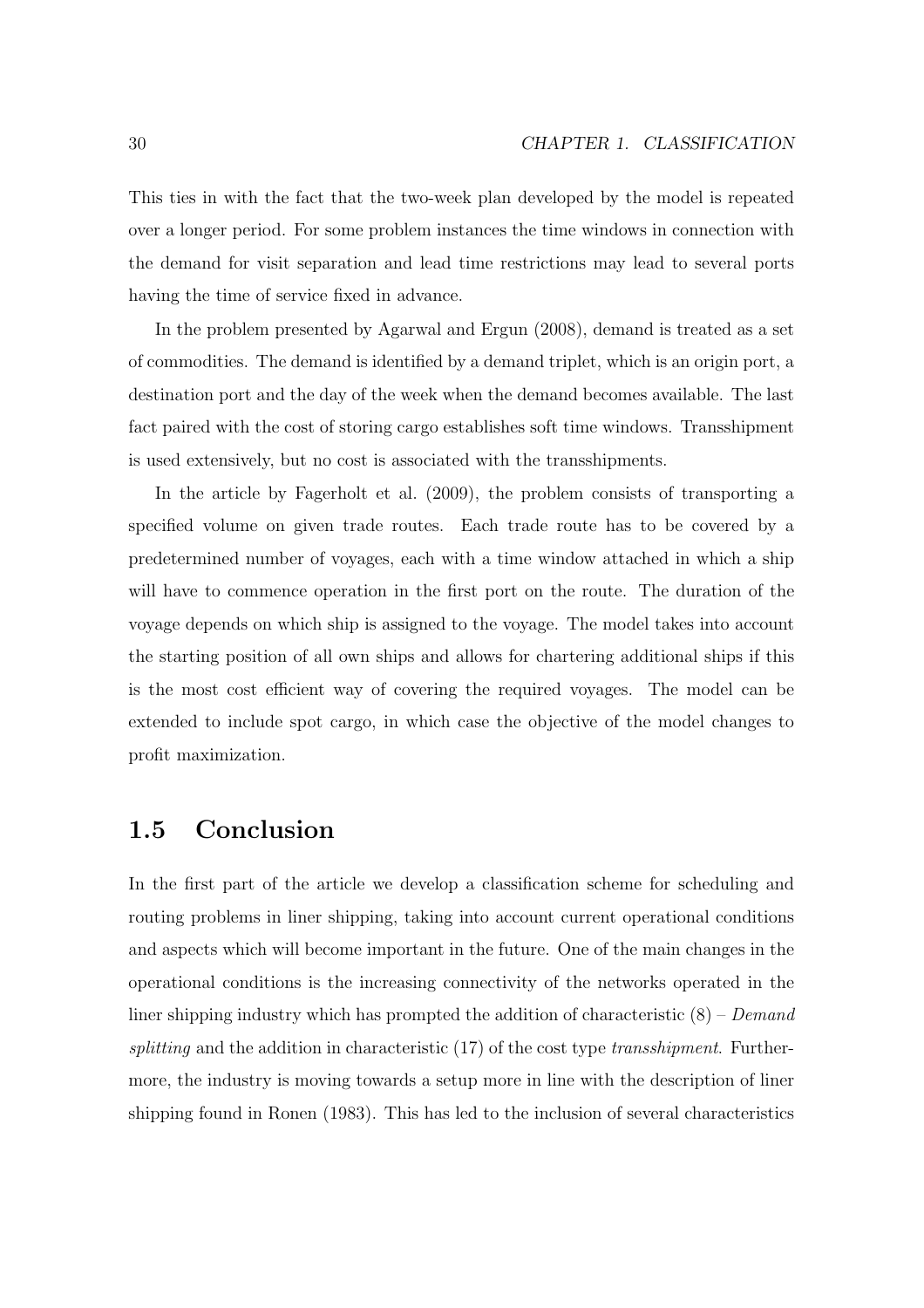This ties in with the fact that the two-week plan developed by the model is repeated over a longer period. For some problem instances the time windows in connection with the demand for visit separation and lead time restrictions may lead to several ports having the time of service fixed in advance.

In the problem presented by Agarwal and Ergun (2008), demand is treated as a set of commodities. The demand is identified by a demand triplet, which is an origin port, a destination port and the day of the week when the demand becomes available. The last fact paired with the cost of storing cargo establishes soft time windows. Transshipment is used extensively, but no cost is associated with the transshipments.

In the article by Fagerholt et al. (2009), the problem consists of transporting a specified volume on given trade routes. Each trade route has to be covered by a predetermined number of voyages, each with a time window attached in which a ship will have to commence operation in the first port on the route. The duration of the voyage depends on which ship is assigned to the voyage. The model takes into account the starting position of all own ships and allows for chartering additional ships if this is the most cost efficient way of covering the required voyages. The model can be extended to include spot cargo, in which case the objective of the model changes to profit maximization.

## 1.5 Conclusion

In the first part of the article we develop a classification scheme for scheduling and routing problems in liner shipping, taking into account current operational conditions and aspects which will become important in the future. One of the main changes in the operational conditions is the increasing connectivity of the networks operated in the liner shipping industry which has prompted the addition of characteristic (8) – *Demand splitting* and the addition in characteristic (17) of the cost type *transshipment*. Furthermore, the industry is moving towards a setup more in line with the description of liner shipping found in Ronen (1983). This has led to the inclusion of several characteristics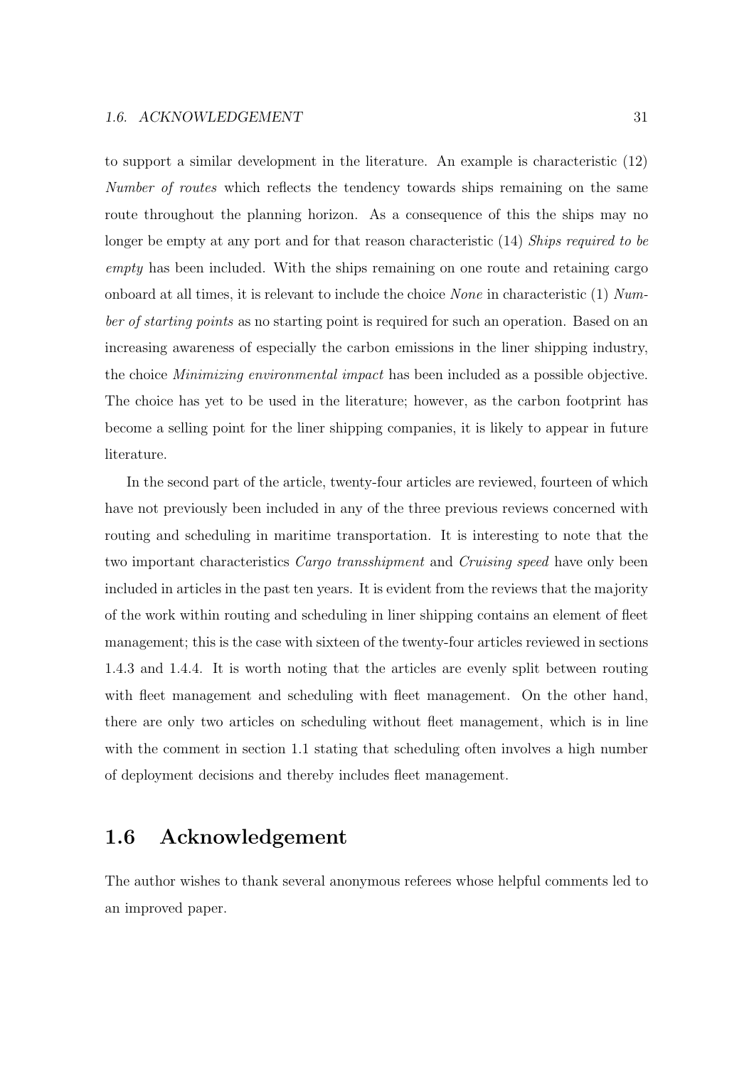to support a similar development in the literature. An example is characteristic (12) *Number of routes* which reflects the tendency towards ships remaining on the same route throughout the planning horizon. As a consequence of this the ships may no longer be empty at any port and for that reason characteristic (14) *Ships required to be empty* has been included. With the ships remaining on one route and retaining cargo onboard at all times, it is relevant to include the choice *None* in characteristic (1) *Number of starting points* as no starting point is required for such an operation. Based on an increasing awareness of especially the carbon emissions in the liner shipping industry, the choice *Minimizing environmental impact* has been included as a possible objective. The choice has yet to be used in the literature; however, as the carbon footprint has become a selling point for the liner shipping companies, it is likely to appear in future literature.

In the second part of the article, twenty-four articles are reviewed, fourteen of which have not previously been included in any of the three previous reviews concerned with routing and scheduling in maritime transportation. It is interesting to note that the two important characteristics *Cargo transshipment* and *Cruising speed* have only been included in articles in the past ten years. It is evident from the reviews that the majority of the work within routing and scheduling in liner shipping contains an element of fleet management; this is the case with sixteen of the twenty-four articles reviewed in sections 1.4.3 and 1.4.4. It is worth noting that the articles are evenly split between routing with fleet management and scheduling with fleet management. On the other hand, there are only two articles on scheduling without fleet management, which is in line with the comment in section 1.1 stating that scheduling often involves a high number of deployment decisions and thereby includes fleet management.

## 1.6 Acknowledgement

The author wishes to thank several anonymous referees whose helpful comments led to an improved paper.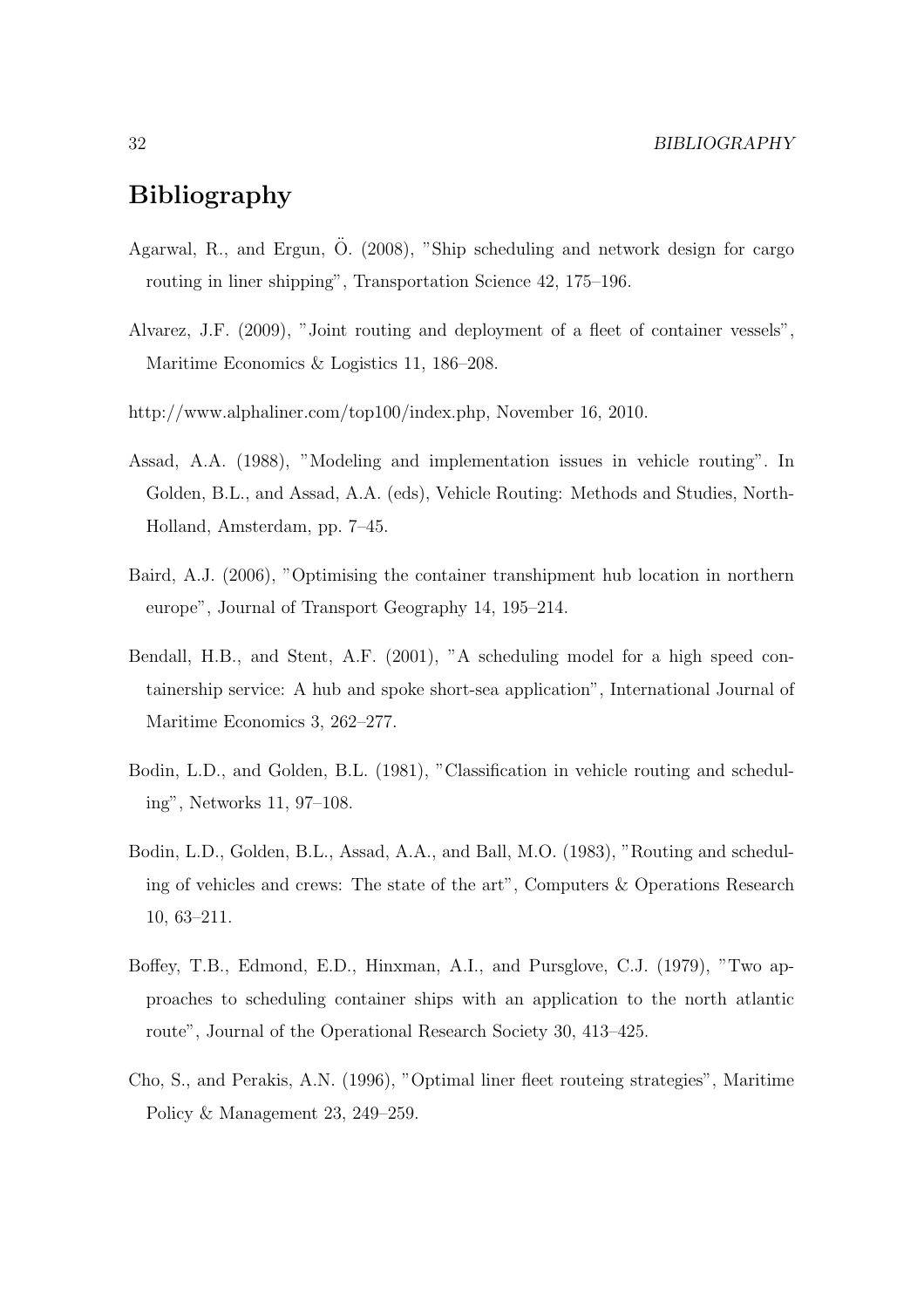# Bibliography

Agarwal, R., and Ergun, Ö. (2008), "Ship scheduling and network design for cargo routing in liner shipping", Transportation Science 42, 175–196.

Alvarez, J.F. (2009), "Joint routing and deployment of a fleet of container vessels", Maritime Economics & Logistics 11, 186–208.

http://www.alphaliner.com/top100/index.php, November 16, 2010.

Assad, A.A. (1988), "Modeling and implementation issues in vehicle routing". In Golden, B.L., and Assad, A.A. (eds), Vehicle Routing: Methods and Studies, North-Holland, Amsterdam, pp. 7–45.

Baird, A.J. (2006), "Optimising the container transhipment hub location in northern europe", Journal of Transport Geography 14, 195–214.

Bendall, H.B., and Stent, A.F. (2001), "A scheduling model for a high speed containership service: A hub and spoke short-sea application", International Journal of Maritime Economics 3, 262–277.

Bodin, L.D., and Golden, B.L. (1981), "Classification in vehicle routing and scheduling", Networks 11, 97–108.

Bodin, L.D., Golden, B.L., Assad, A.A., and Ball, M.O. (1983), "Routing and scheduling of vehicles and crews: The state of the art", Computers & Operations Research 10, 63–211.

Boffey, T.B., Edmond, E.D., Hinxman, A.I., and Pursglove, C.J. (1979), "Two approaches to scheduling container ships with an application to the north atlantic route", Journal of the Operational Research Society 30, 413–425.

Cho, S., and Perakis, A.N. (1996), "Optimal liner fleet routeing strategies", Maritime Policy & Management 23, 249–259.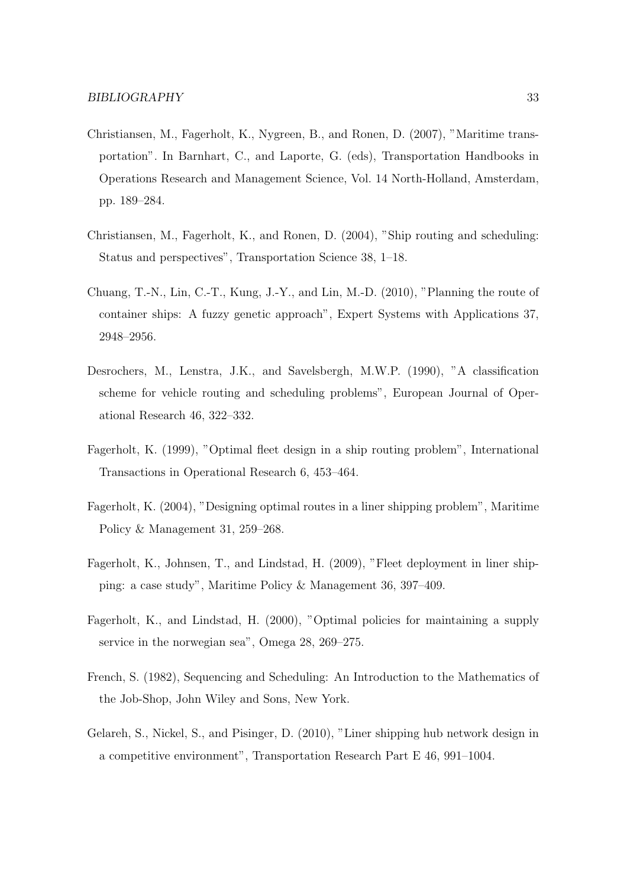Christiansen, M., Fagerholt, K., Nygreen, B., and Ronen, D. (2007), "Maritime transportation". In Barnhart, C., and Laporte, G. (eds), Transportation Handbooks in Operations Research and Management Science, Vol. 14 North-Holland, Amsterdam, pp. 189–284.

Christiansen, M., Fagerholt, K., and Ronen, D. (2004), "Ship routing and scheduling: Status and perspectives", Transportation Science 38, 1–18.

Chuang, T.-N., Lin, C.-T., Kung, J.-Y., and Lin, M.-D. (2010), "Planning the route of container ships: A fuzzy genetic approach", Expert Systems with Applications 37, 2948–2956.

Desrochers, M., Lenstra, J.K., and Savelsbergh, M.W.P. (1990), "A classification scheme for vehicle routing and scheduling problems", European Journal of Operational Research 46, 322–332.

Fagerholt, K. (1999), "Optimal fleet design in a ship routing problem", International Transactions in Operational Research 6, 453–464.

Fagerholt, K. (2004), "Designing optimal routes in a liner shipping problem", Maritime Policy & Management 31, 259–268.

Fagerholt, K., Johnsen, T., and Lindstad, H. (2009), "Fleet deployment in liner shipping: a case study", Maritime Policy & Management 36, 397–409.

Fagerholt, K., and Lindstad, H. (2000), "Optimal policies for maintaining a supply service in the norwegian sea", Omega 28, 269–275.

French, S. (1982), Sequencing and Scheduling: An Introduction to the Mathematics of the Job-Shop, John Wiley and Sons, New York.

Gelareh, S., Nickel, S., and Pisinger, D. (2010), "Liner shipping hub network design in a competitive environment", Transportation Research Part E 46, 991–1004.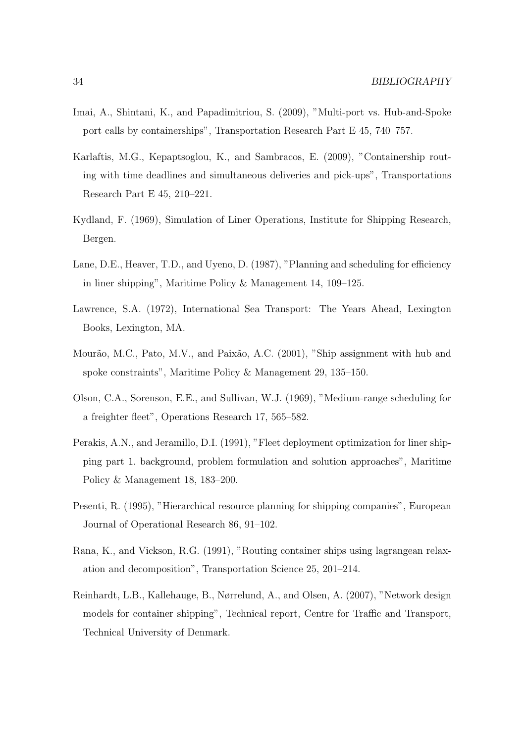Imai, A., Shintani, K., and Papadimitriou, S. (2009), "Multi-port vs. Hub-and-Spoke port calls by containerships", Transportation Research Part E 45, 740–757.

Karlaftis, M.G., Kepaptsoglou, K., and Sambracos, E. (2009), "Containership routing with time deadlines and simultaneous deliveries and pick-ups", Transportations Research Part E 45, 210–221.

Kydland, F. (1969), Simulation of Liner Operations, Institute for Shipping Research, Bergen.

Lane, D.E., Heaver, T.D., and Uyeno, D. (1987), "Planning and scheduling for efficiency in liner shipping", Maritime Policy & Management 14, 109–125.

Lawrence, S.A. (1972), International Sea Transport: The Years Ahead, Lexington Books, Lexington, MA.

Mourão, M.C., Pato, M.V., and Paixão, A.C. (2001), "Ship assignment with hub and spoke constraints", Maritime Policy & Management 29, 135–150.

Olson, C.A., Sorenson, E.E., and Sullivan, W.J. (1969), "Medium-range scheduling for a freighter fleet", Operations Research 17, 565–582.

Perakis, A.N., and Jeramillo, D.I. (1991), "Fleet deployment optimization for liner shipping part 1. background, problem formulation and solution approaches", Maritime Policy & Management 18, 183–200.

Pesenti, R. (1995), "Hierarchical resource planning for shipping companies", European Journal of Operational Research 86, 91–102.

Rana, K., and Vickson, R.G. (1991), "Routing container ships using lagrangean relaxation and decomposition", Transportation Science 25, 201–214.

Reinhardt, L.B., Kallehauge, B., Nørrelund, A., and Olsen, A. (2007), "Network design models for container shipping", Technical report, Centre for Traffic and Transport, Technical University of Denmark.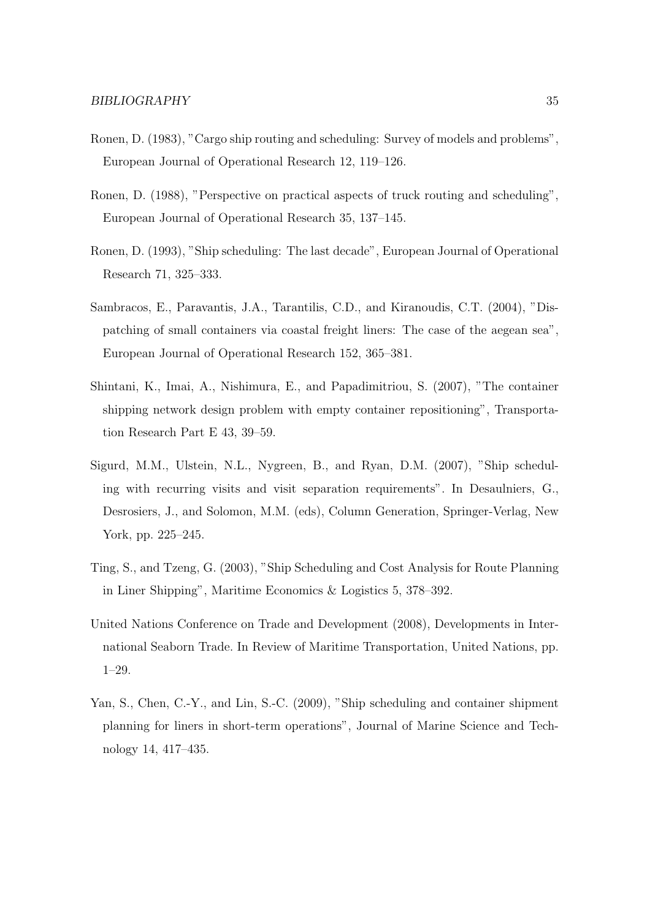Ronen, D. (1983), "Cargo ship routing and scheduling: Survey of models and problems", European Journal of Operational Research 12, 119–126.

Ronen, D. (1988), "Perspective on practical aspects of truck routing and scheduling", European Journal of Operational Research 35, 137–145.

Ronen, D. (1993), "Ship scheduling: The last decade", European Journal of Operational Research 71, 325–333.

Sambracos, E., Paravantis, J.A., Tarantilis, C.D., and Kiranoudis, C.T. (2004), "Dispatching of small containers via coastal freight liners: The case of the aegean sea", European Journal of Operational Research 152, 365–381.

Shintani, K., Imai, A., Nishimura, E., and Papadimitriou, S. (2007), "The container shipping network design problem with empty container repositioning", Transportation Research Part E 43, 39–59.

Sigurd, M.M., Ulstein, N.L., Nygreen, B., and Ryan, D.M. (2007), "Ship scheduling with recurring visits and visit separation requirements". In Desaulniers, G., Desrosiers, J., and Solomon, M.M. (eds), Column Generation, Springer-Verlag, New York, pp. 225–245.

Ting, S., and Tzeng, G. (2003), "Ship Scheduling and Cost Analysis for Route Planning in Liner Shipping", Maritime Economics & Logistics 5, 378–392.

United Nations Conference on Trade and Development (2008), Developments in International Seaborn Trade. In Review of Maritime Transportation, United Nations, pp. 1–29.

Yan, S., Chen, C.-Y., and Lin, S.-C. (2009), "Ship scheduling and container shipment planning for liners in short-term operations", Journal of Marine Science and Technology 14, 417–435.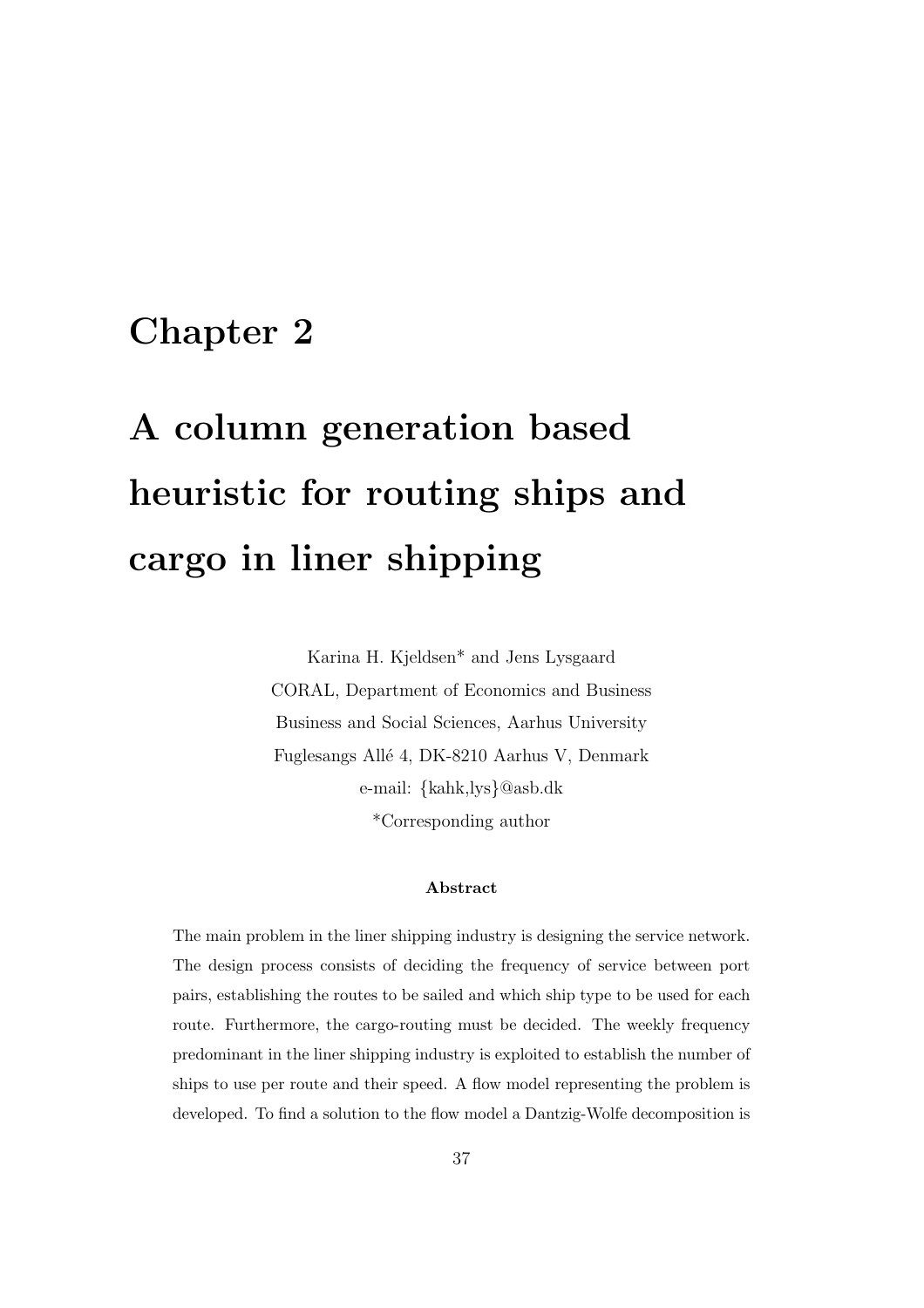# Chapter 2

# A column generation based heuristic for routing ships and cargo in liner shipping

Karina H. Kjeldsen* and Jens Lysgaard

CORAL, Department of Economics and Business

Business and Social Sciences, Aarhus University

Fuglesangs Allé 4, DK-8210 Aarhus V, Denmark

e-mail: {kahk,lys}@asb.dk

*Corresponding author

**Abstract**

The main problem in the liner shipping industry is designing the service network. The design process consists of deciding the frequency of service between port pairs, establishing the routes to be sailed and which ship type to be used for each route. Furthermore, the cargo-routing must be decided. The weekly frequency predominant in the liner shipping industry is exploited to establish the number of ships to use per route and their speed. A flow model representing the problem is developed. To find a solution to the flow model a Dantzig-Wolfe decomposition is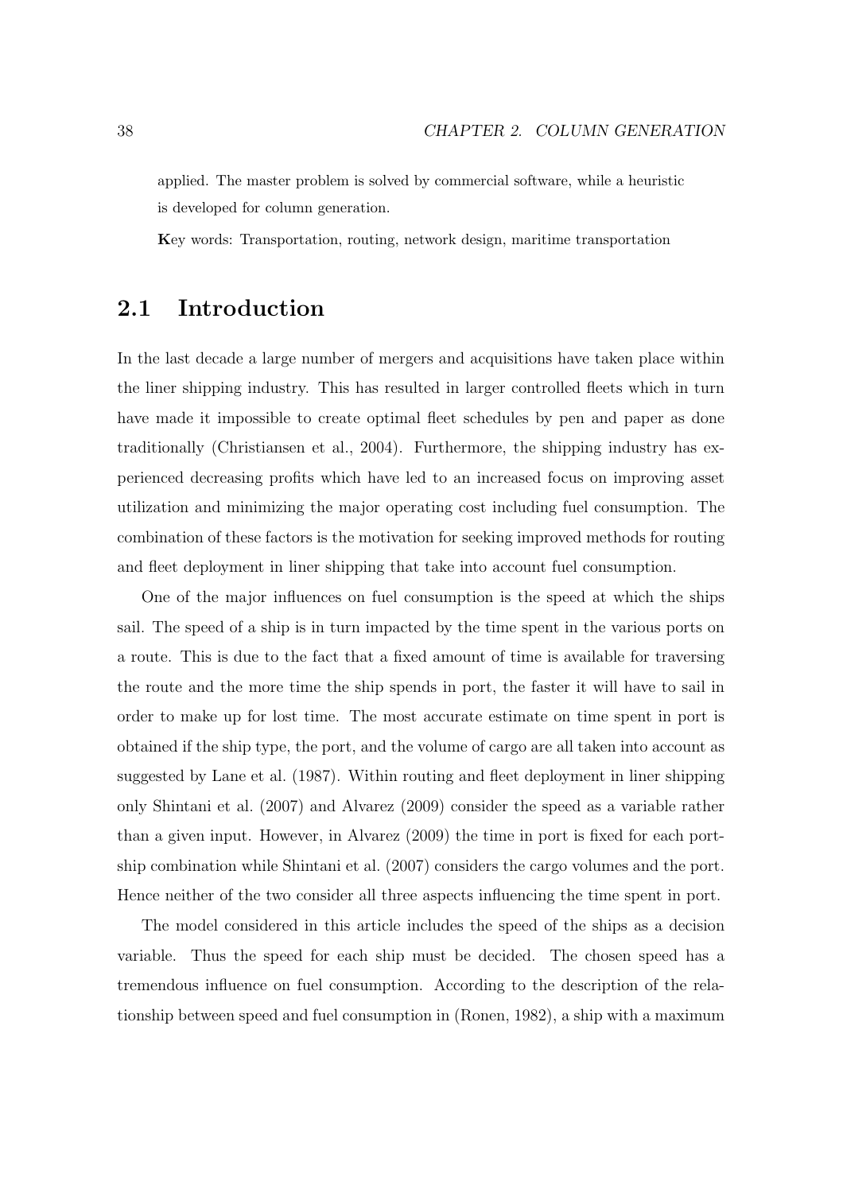applied. The master problem is solved by commercial software, while a heuristic is developed for column generation.

**K**ey words: Transportation, routing, network design, maritime transportation

## 2.1 Introduction

In the last decade a large number of mergers and acquisitions have taken place within the liner shipping industry. This has resulted in larger controlled fleets which in turn have made it impossible to create optimal fleet schedules by pen and paper as done traditionally (Christiansen et al., 2004). Furthermore, the shipping industry has experienced decreasing profits which have led to an increased focus on improving asset utilization and minimizing the major operating cost including fuel consumption. The combination of these factors is the motivation for seeking improved methods for routing and fleet deployment in liner shipping that take into account fuel consumption.

One of the major influences on fuel consumption is the speed at which the ships sail. The speed of a ship is in turn impacted by the time spent in the various ports on a route. This is due to the fact that a fixed amount of time is available for traversing the route and the more time the ship spends in port, the faster it will have to sail in order to make up for lost time. The most accurate estimate on time spent in port is obtained if the ship type, the port, and the volume of cargo are all taken into account as suggested by Lane et al. (1987). Within routing and fleet deployment in liner shipping only Shintani et al. (2007) and Alvarez (2009) consider the speed as a variable rather than a given input. However, in Alvarez (2009) the time in port is fixed for each port-ship combination while Shintani et al. (2007) considers the cargo volumes and the port. Hence neither of the two consider all three aspects influencing the time spent in port.

The model considered in this article includes the speed of the ships as a decision variable. Thus the speed for each ship must be decided. The chosen speed has a tremendous influence on fuel consumption. According to the description of the relationship between speed and fuel consumption in (Ronen, 1982), a ship with a maximum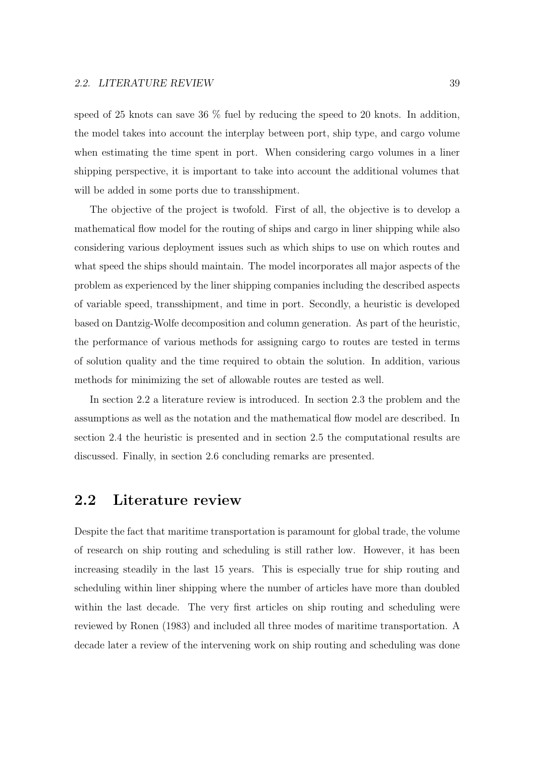speed of 25 knots can save 36 % fuel by reducing the speed to 20 knots. In addition, the model takes into account the interplay between port, ship type, and cargo volume when estimating the time spent in port. When considering cargo volumes in a liner shipping perspective, it is important to take into account the additional volumes that will be added in some ports due to transshipment.

The objective of the project is twofold. First of all, the objective is to develop a mathematical flow model for the routing of ships and cargo in liner shipping while also considering various deployment issues such as which ships to use on which routes and what speed the ships should maintain. The model incorporates all major aspects of the problem as experienced by the liner shipping companies including the described aspects of variable speed, transshipment, and time in port. Secondly, a heuristic is developed based on Dantzig-Wolfe decomposition and column generation. As part of the heuristic, the performance of various methods for assigning cargo to routes are tested in terms of solution quality and the time required to obtain the solution. In addition, various methods for minimizing the set of allowable routes are tested as well.

In section 2.2 a literature review is introduced. In section 2.3 the problem and the assumptions as well as the notation and the mathematical flow model are described. In section 2.4 the heuristic is presented and in section 2.5 the computational results are discussed. Finally, in section 2.6 concluding remarks are presented.

## 2.2 Literature review

Despite the fact that maritime transportation is paramount for global trade, the volume of research on ship routing and scheduling is still rather low. However, it has been increasing steadily in the last 15 years. This is especially true for ship routing and scheduling within liner shipping where the number of articles have more than doubled within the last decade. The very first articles on ship routing and scheduling were reviewed by Ronen (1983) and included all three modes of maritime transportation. A decade later a review of the intervening work on ship routing and scheduling was done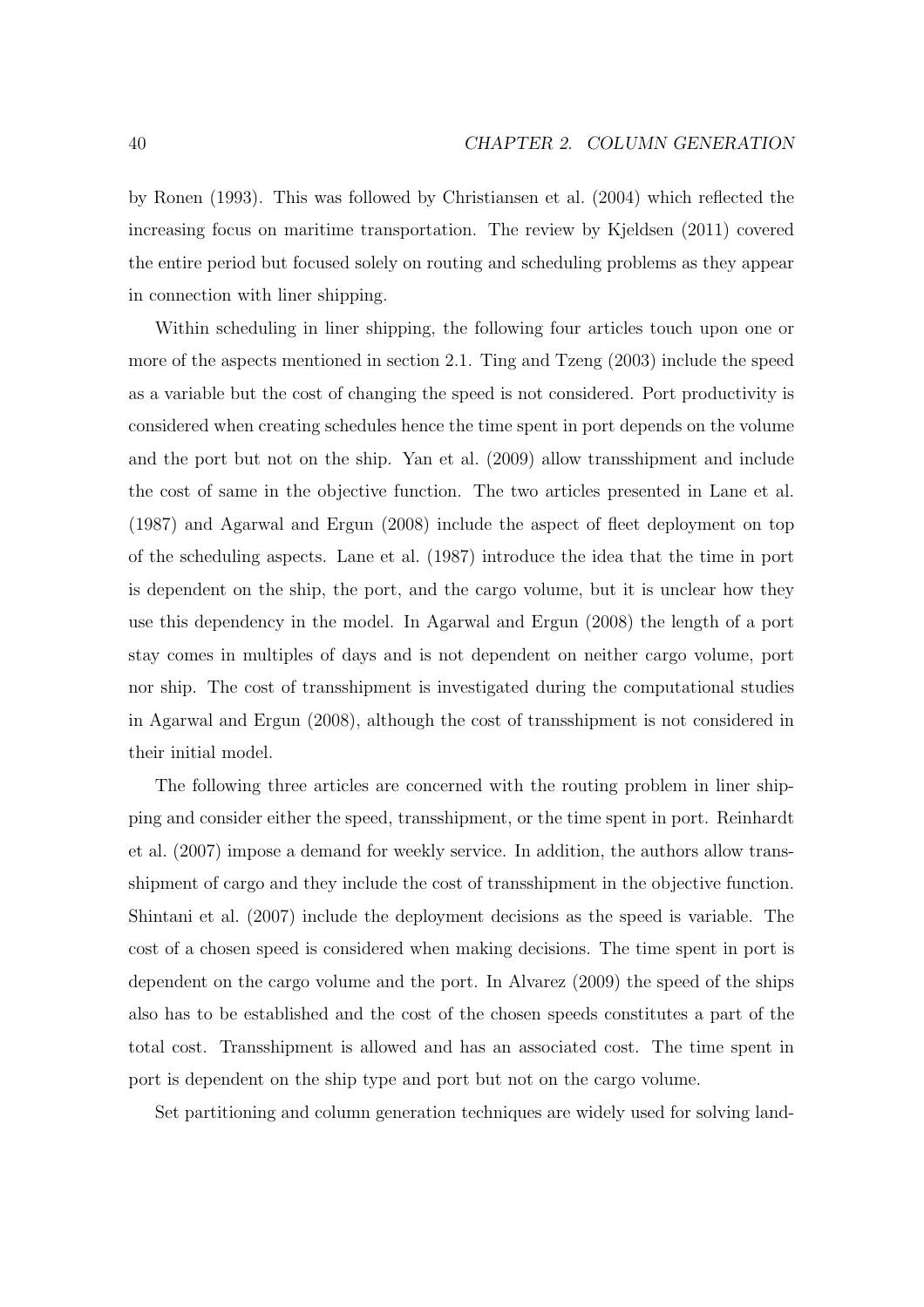by Ronen (1993). This was followed by Christiansen et al. (2004) which reflected the increasing focus on maritime transportation. The review by Kjeldsen (2011) covered the entire period but focused solely on routing and scheduling problems as they appear in connection with liner shipping.

Within scheduling in liner shipping, the following four articles touch upon one or more of the aspects mentioned in section 2.1. Ting and Tzeng (2003) include the speed as a variable but the cost of changing the speed is not considered. Port productivity is considered when creating schedules hence the time spent in port depends on the volume and the port but not on the ship. Yan et al. (2009) allow transshipment and include the cost of same in the objective function. The two articles presented in Lane et al. (1987) and Agarwal and Ergun (2008) include the aspect of fleet deployment on top of the scheduling aspects. Lane et al. (1987) introduce the idea that the time in port is dependent on the ship, the port, and the cargo volume, but it is unclear how they use this dependency in the model. In Agarwal and Ergun (2008) the length of a port stay comes in multiples of days and is not dependent on neither cargo volume, port nor ship. The cost of transshipment is investigated during the computational studies in Agarwal and Ergun (2008), although the cost of transshipment is not considered in their initial model.

The following three articles are concerned with the routing problem in liner shipping and consider either the speed, transshipment, or the time spent in port. Reinhardt et al. (2007) impose a demand for weekly service. In addition, the authors allow transshipment of cargo and they include the cost of transshipment in the objective function. Shintani et al. (2007) include the deployment decisions as the speed is variable. The cost of a chosen speed is considered when making decisions. The time spent in port is dependent on the cargo volume and the port. In Alvarez (2009) the speed of the ships also has to be established and the cost of the chosen speeds constitutes a part of the total cost. Transshipment is allowed and has an associated cost. The time spent in port is dependent on the ship type and port but not on the cargo volume.

Set partitioning and column generation techniques are widely used for solving land-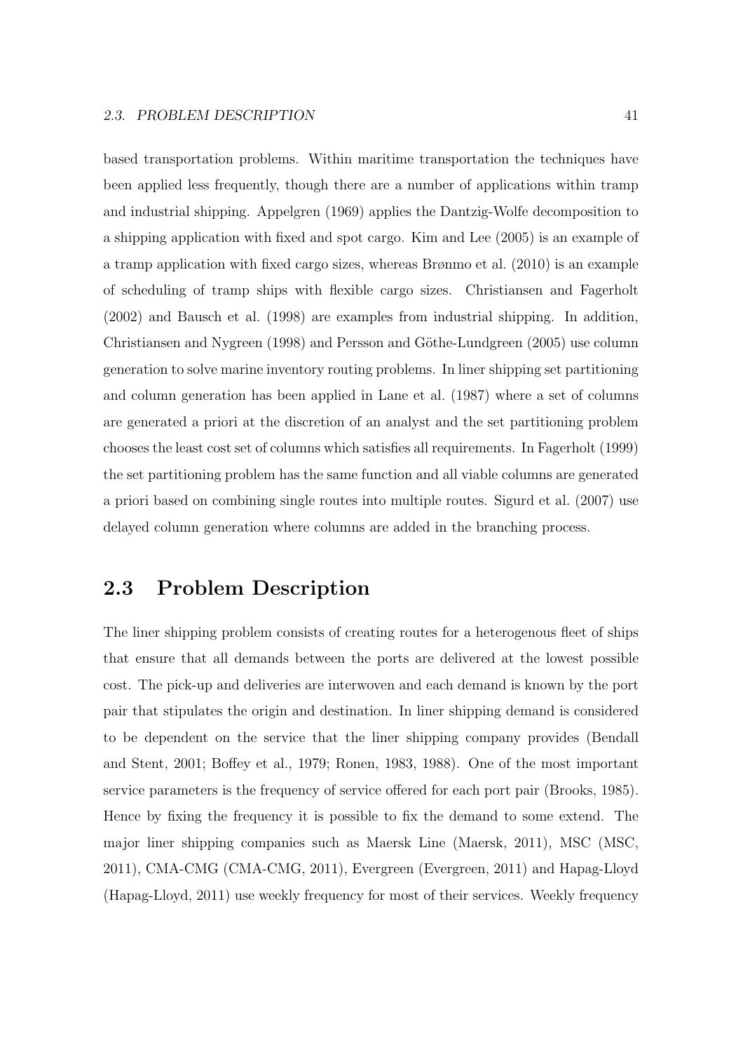based transportation problems. Within maritime transportation the techniques have been applied less frequently, though there are a number of applications within tramp and industrial shipping. Appelgren (1969) applies the Dantzig-Wolfe decomposition to a shipping application with fixed and spot cargo. Kim and Lee (2005) is an example of a tramp application with fixed cargo sizes, whereas Brønmo et al. (2010) is an example of scheduling of tramp ships with flexible cargo sizes. Christiansen and Fagerholt (2002) and Bausch et al. (1998) are examples from industrial shipping. In addition, Christiansen and Nygreen (1998) and Persson and Göthe-Lundgreen (2005) use column generation to solve marine inventory routing problems. In liner shipping set partitioning and column generation has been applied in Lane et al. (1987) where a set of columns are generated a priori at the discretion of an analyst and the set partitioning problem chooses the least cost set of columns which satisfies all requirements. In Fagerholt (1999) the set partitioning problem has the same function and all viable columns are generated a priori based on combining single routes into multiple routes. Sigurd et al. (2007) use delayed column generation where columns are added in the branching process.

## 2.3 Problem Description

The liner shipping problem consists of creating routes for a heterogenous fleet of ships that ensure that all demands between the ports are delivered at the lowest possible cost. The pick-up and deliveries are interwoven and each demand is known by the port pair that stipulates the origin and destination. In liner shipping demand is considered to be dependent on the service that the liner shipping company provides (Bendall and Stent, 2001; Boffey et al., 1979; Ronen, 1983, 1988). One of the most important service parameters is the frequency of service offered for each port pair (Brooks, 1985). Hence by fixing the frequency it is possible to fix the demand to some extend. The major liner shipping companies such as Maersk Line (Maersk, 2011), MSC (MSC, 2011), CMA-CMG (CMA-CMG, 2011), Evergreen (Evergreen, 2011) and Hapag-Lloyd (Hapag-Lloyd, 2011) use weekly frequency for most of their services. Weekly frequency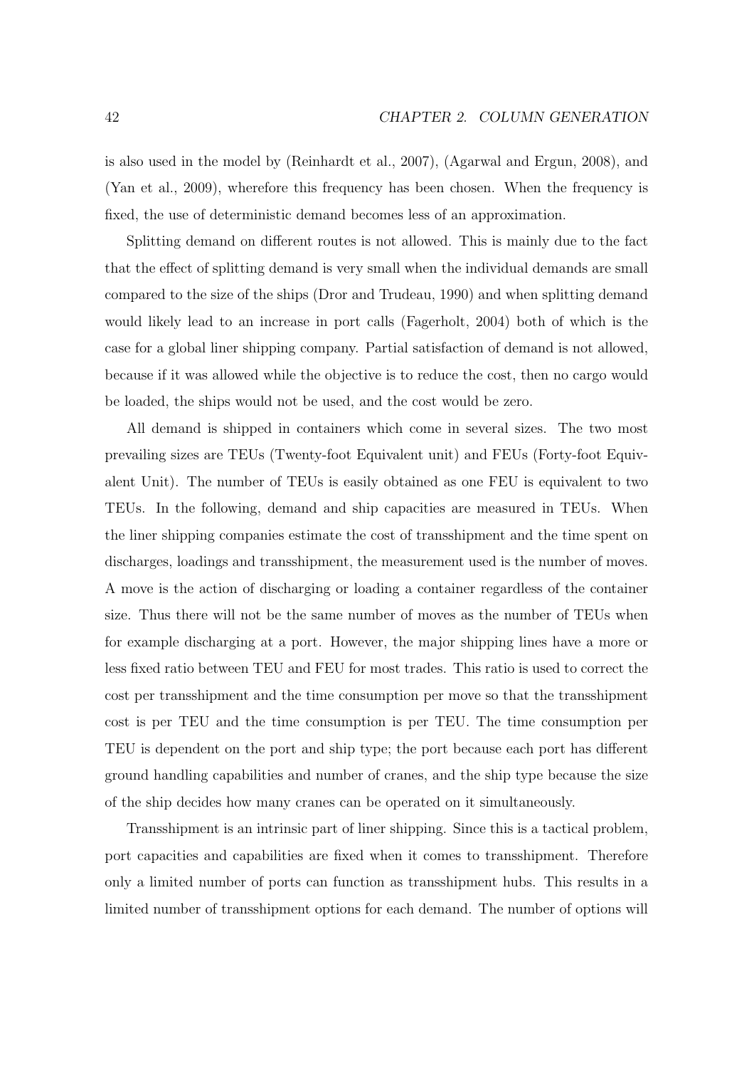is also used in the model by (Reinhardt et al., 2007), (Agarwal and Ergun, 2008), and (Yan et al., 2009), wherefore this frequency has been chosen. When the frequency is fixed, the use of deterministic demand becomes less of an approximation.

Splitting demand on different routes is not allowed. This is mainly due to the fact that the effect of splitting demand is very small when the individual demands are small compared to the size of the ships (Dror and Trudeau, 1990) and when splitting demand would likely lead to an increase in port calls (Fagerholt, 2004) both of which is the case for a global liner shipping company. Partial satisfaction of demand is not allowed, because if it was allowed while the objective is to reduce the cost, then no cargo would be loaded, the ships would not be used, and the cost would be zero.

All demand is shipped in containers which come in several sizes. The two most prevailing sizes are TEUs (Twenty-foot Equivalent unit) and FEUs (Forty-foot Equivalent Unit). The number of TEUs is easily obtained as one FEU is equivalent to two TEUs. In the following, demand and ship capacities are measured in TEUs. When the liner shipping companies estimate the cost of transshipment and the time spent on discharges, loadings and transshipment, the measurement used is the number of moves. A move is the action of discharging or loading a container regardless of the container size. Thus there will not be the same number of moves as the number of TEUs when for example discharging at a port. However, the major shipping lines have a more or less fixed ratio between TEU and FEU for most trades. This ratio is used to correct the cost per transshipment and the time consumption per move so that the transshipment cost is per TEU and the time consumption is per TEU. The time consumption per TEU is dependent on the port and ship type; the port because each port has different ground handling capabilities and number of cranes, and the ship type because the size of the ship decides how many cranes can be operated on it simultaneously.

Transshipment is an intrinsic part of liner shipping. Since this is a tactical problem, port capacities and capabilities are fixed when it comes to transshipment. Therefore only a limited number of ports can function as transshipment hubs. This results in a limited number of transshipment options for each demand. The number of options will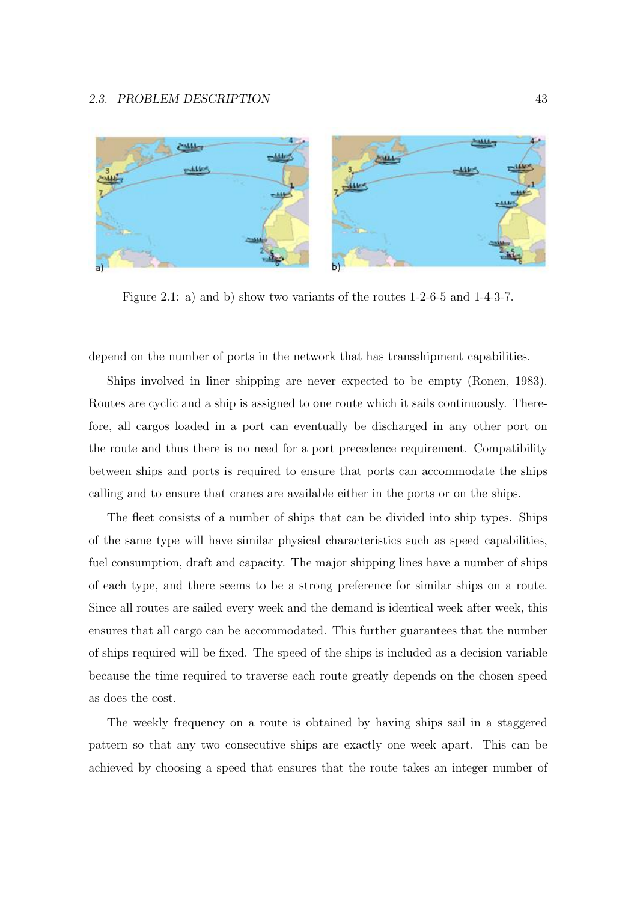Figure 2.1: a) and b) show two variants of the routes 1-2-6-5 and 1-4-3-7.

depend on the number of ports in the network that has transshipment capabilities.

Ships involved in liner shipping are never expected to be empty (Ronen, 1983). Routes are cyclic and a ship is assigned to one route which it sails continuously. Therefore, all cargos loaded in a port can eventually be discharged in any other port on the route and thus there is no need for a port precedence requirement. Compatibility between ships and ports is required to ensure that ports can accommodate the ships calling and to ensure that cranes are available either in the ports or on the ships.

The fleet consists of a number of ships that can be divided into ship types. Ships of the same type will have similar physical characteristics such as speed capabilities, fuel consumption, draft and capacity. The major shipping lines have a number of ships of each type, and there seems to be a strong preference for similar ships on a route. Since all routes are sailed every week and the demand is identical week after week, this ensures that all cargo can be accommodated. This further guarantees that the number of ships required will be fixed. The speed of the ships is included as a decision variable because the time required to traverse each route greatly depends on the chosen speed as does the cost.

The weekly frequency on a route is obtained by having ships sail in a staggered pattern so that any two consecutive ships are exactly one week apart. This can be achieved by choosing a speed that ensures that the route takes an integer number of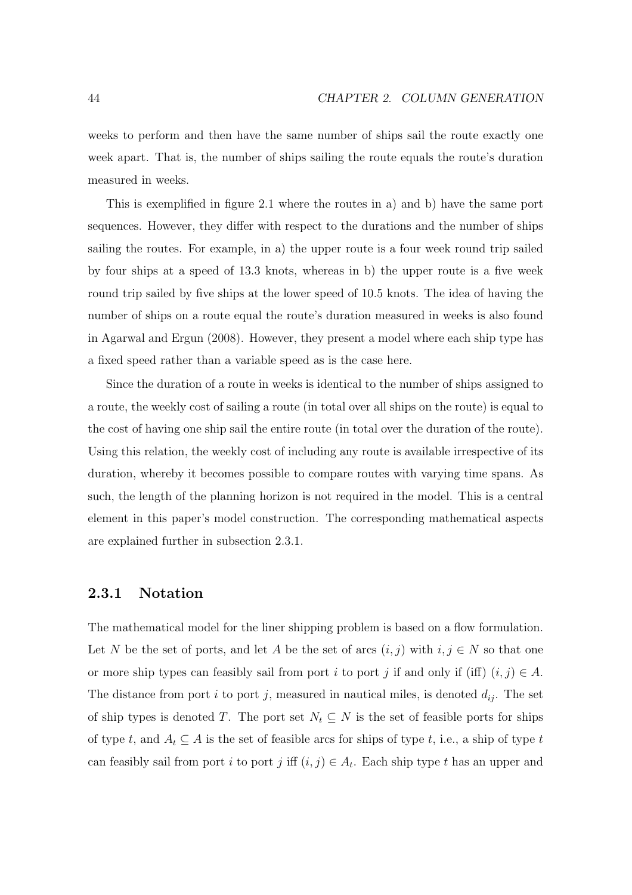weeks to perform and then have the same number of ships sail the route exactly one week apart. That is, the number of ships sailing the route equals the route's duration measured in weeks.

This is exemplified in figure 2.1 where the routes in a) and b) have the same port sequences. However, they differ with respect to the durations and the number of ships sailing the routes. For example, in a) the upper route is a four week round trip sailed by four ships at a speed of 13.3 knots, whereas in b) the upper route is a five week round trip sailed by five ships at the lower speed of 10.5 knots. The idea of having the number of ships on a route equal the route's duration measured in weeks is also found in Agarwal and Ergun (2008). However, they present a model where each ship type has a fixed speed rather than a variable speed as is the case here.

Since the duration of a route in weeks is identical to the number of ships assigned to a route, the weekly cost of sailing a route (in total over all ships on the route) is equal to the cost of having one ship sail the entire route (in total over the duration of the route). Using this relation, the weekly cost of including any route is available irrespective of its duration, whereby it becomes possible to compare routes with varying time spans. As such, the length of the planning horizon is not required in the model. This is a central element in this paper's model construction. The corresponding mathematical aspects are explained further in subsection 2.3.1.

### 2.3.1 Notation

The mathematical model for the liner shipping problem is based on a flow formulation. Let $N$ be the set of ports, and let $A$ be the set of arcs $(i, j)$ with $i, j \in N$ so that one or more ship types can feasibly sail from port $i$ to port $j$ if and only if (iff) $(i, j) \in A$. The distance from port $i$ to port $j$, measured in nautical miles, is denoted $d_{ij}$. The set of ship types is denoted $T$. The port set $N_t \subseteq N$ is the set of feasible ports for ships of type $t$, and $A_t \subseteq A$ is the set of feasible arcs for ships of type $t$, i.e., a ship of type $t$ can feasibly sail from port $i$ to port $j$ iff $(i, j) \in A_t$. Each ship type $t$ has an upper and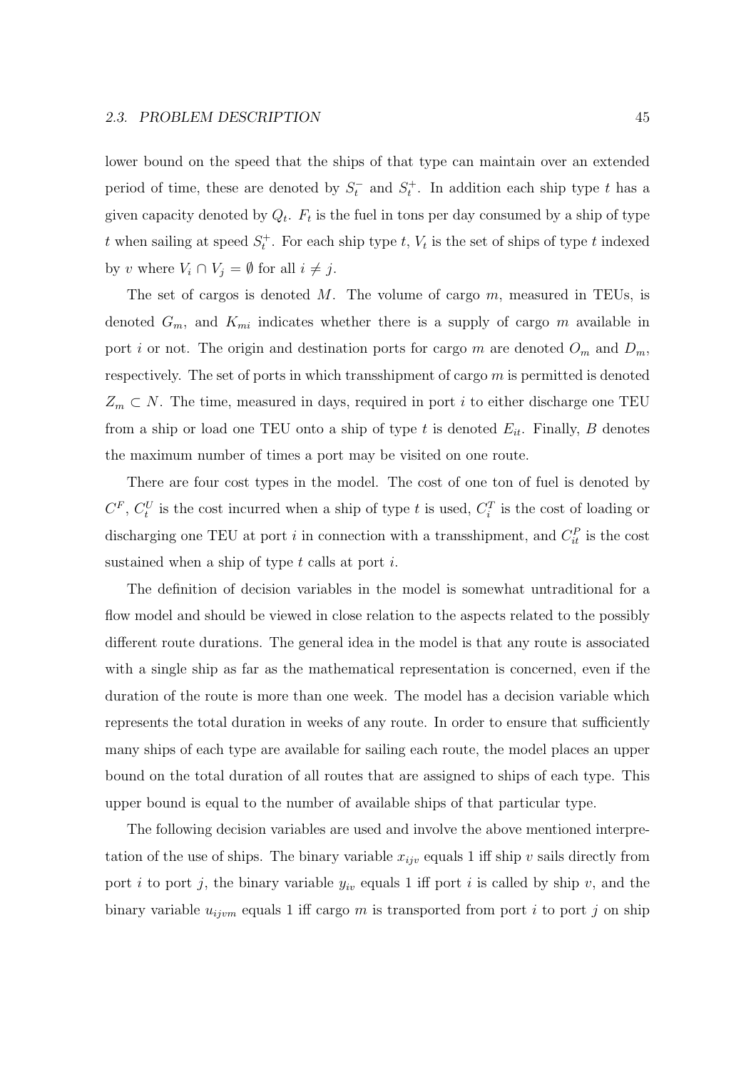lower bound on the speed that the ships of that type can maintain over an extended period of time, these are denoted by $S_t^-$ and $S_t^+$. In addition each ship type $t$ has a given capacity denoted by $Q_t$. $F_t$ is the fuel in tons per day consumed by a ship of type $t$ when sailing at speed $S_t^+$. For each ship type $t$, $V_t$ is the set of ships of type $t$ indexed by $v$ where $V_i \cap V_j = \emptyset$ for all $i \neq j$.

The set of cargos is denoted $M$. The volume of cargo $m$, measured in TEUs, is denoted $G_m$, and $K_{mi}$ indicates whether there is a supply of cargo $m$ available in port $i$ or not. The origin and destination ports for cargo $m$ are denoted $O_m$ and $D_m$, respectively. The set of ports in which transshipment of cargo $m$ is permitted is denoted $Z_m \subset N$. The time, measured in days, required in port $i$ to either discharge one TEU from a ship or load one TEU onto a ship of type $t$ is denoted $E_{it}$. Finally, $B$ denotes the maximum number of times a port may be visited on one route.

There are four cost types in the model. The cost of one ton of fuel is denoted by $C^F$, $C_t^U$ is the cost incurred when a ship of type $t$ is used, $C_i^T$ is the cost of loading or discharging one TEU at port $i$ in connection with a transshipment, and $C_{it}^P$ is the cost sustained when a ship of type $t$ calls at port $i$.

The definition of decision variables in the model is somewhat untraditional for a flow model and should be viewed in close relation to the aspects related to the possibly different route durations. The general idea in the model is that any route is associated with a single ship as far as the mathematical representation is concerned, even if the duration of the route is more than one week. The model has a decision variable which represents the total duration in weeks of any route. In order to ensure that sufficiently many ships of each type are available for sailing each route, the model places an upper bound on the total duration of all routes that are assigned to ships of each type. This upper bound is equal to the number of available ships of that particular type.

The following decision variables are used and involve the above mentioned interpretation of the use of ships. The binary variable $x_{ijv}$ equals 1 iff ship $v$ sails directly from port $i$ to port $j$, the binary variable $y_{iv}$ equals 1 iff port $i$ is called by ship $v$, and the binary variable $u_{ijvm}$ equals 1 iff cargo $m$ is transported from port $i$ to port $j$ on ship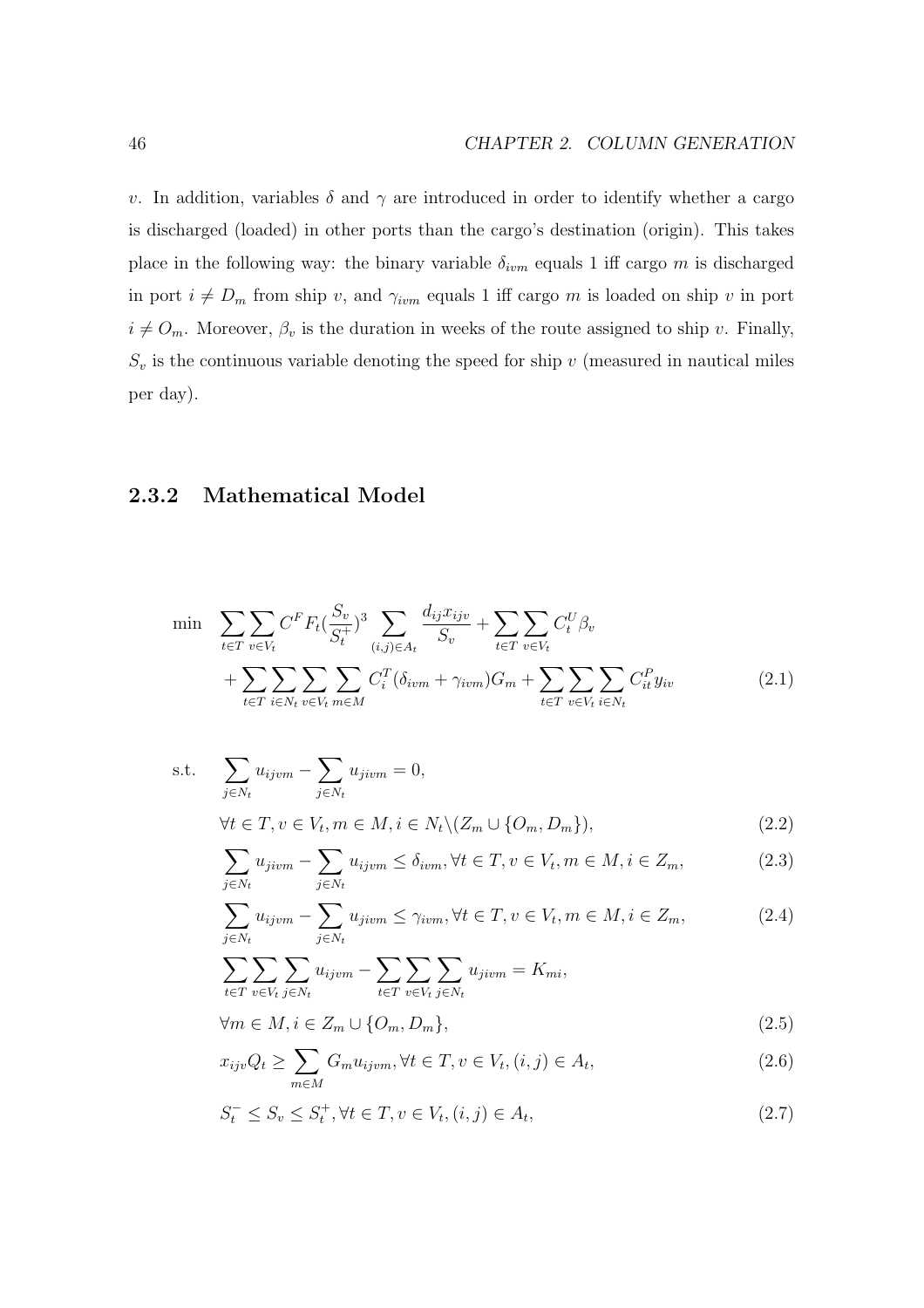$v$. In addition, variables $\delta$ and $\gamma$ are introduced in order to identify whether a cargo is discharged (loaded) in other ports than the cargo's destination (origin). This takes place in the following way: the binary variable $\delta_{ivm}$ equals 1 iff cargo $m$ is discharged in port $i \neq D_m$ from ship $v$, and $\gamma_{ivm}$ equals 1 iff cargo $m$ is loaded on ship $v$ in port $i \neq O_m$. Moreover, $\beta_v$ is the duration in weeks of the route assigned to ship $v$. Finally, $S_v$ is the continuous variable denoting the speed for ship $v$ (measured in nautical miles per day).

### 2.3.2 Mathematical Model

$$
\begin{aligned}
\min \quad & \sum_{t \in T} \sum_{v \in V_t} C^F F_t \left(\frac{S_v}{S_t^+}\right)^3 \sum_{(i,j) \in A_t} \frac{d_{ij} x_{ijv}}{S_v} + \sum_{t \in T} \sum_{v \in V_t} C_t^U \beta_v \\
& + \sum_{t \in T} \sum_{i \in N_t} \sum_{v \in V_t} \sum_{m \in M} C_i^T (\delta_{ivm} + \gamma_{ivm}) G_m + \sum_{t \in T} \sum_{v \in V_t} \sum_{i \in N_t} C_{it}^P y_{iv} \qquad (2.1)
\end{aligned}
$$

$$
\begin{aligned}
\text{s.t.} \quad & \sum_{j \in N_t} u_{ijvm} - \sum_{j \in N_t} u_{jivm} = 0, \\
& \forall t \in T, v \in V_t, m \in M, i \in N_t \backslash (Z_m \cup \{O_m, D_m\}), && (2.2) \\
& \sum_{j \in N_t} u_{jivm} - \sum_{j \in N_t} u_{ijvm} \leq \delta_{ivm}, \forall t \in T, v \in V_t, m \in M, i \in Z_m, && (2.3) \\
& \sum_{j \in N_t} u_{ijvm} - \sum_{j \in N_t} u_{jivm} \leq \gamma_{ivm}, \forall t \in T, v \in V_t, m \in M, i \in Z_m, && (2.4) \\
& \sum_{t \in T} \sum_{v \in V_t} \sum_{j \in N_t} u_{ijvm} - \sum_{t \in T} \sum_{v \in V_t} \sum_{j \in N_t} u_{jivm} = K_{mi}, \\
& \forall m \in M, i \in Z_m \cup \{O_m, D_m\}, && (2.5) \\
& x_{ijv} Q_t \geq \sum_{m \in M} G_m u_{ijvm}, \forall t \in T, v \in V_t, (i,j) \in A_t, && (2.6) \\
& S_t^- \leq S_v \leq S_t^+, \forall t \in T, v \in V_t, (i,j) \in A_t, && (2.7)
\end{aligned}
$$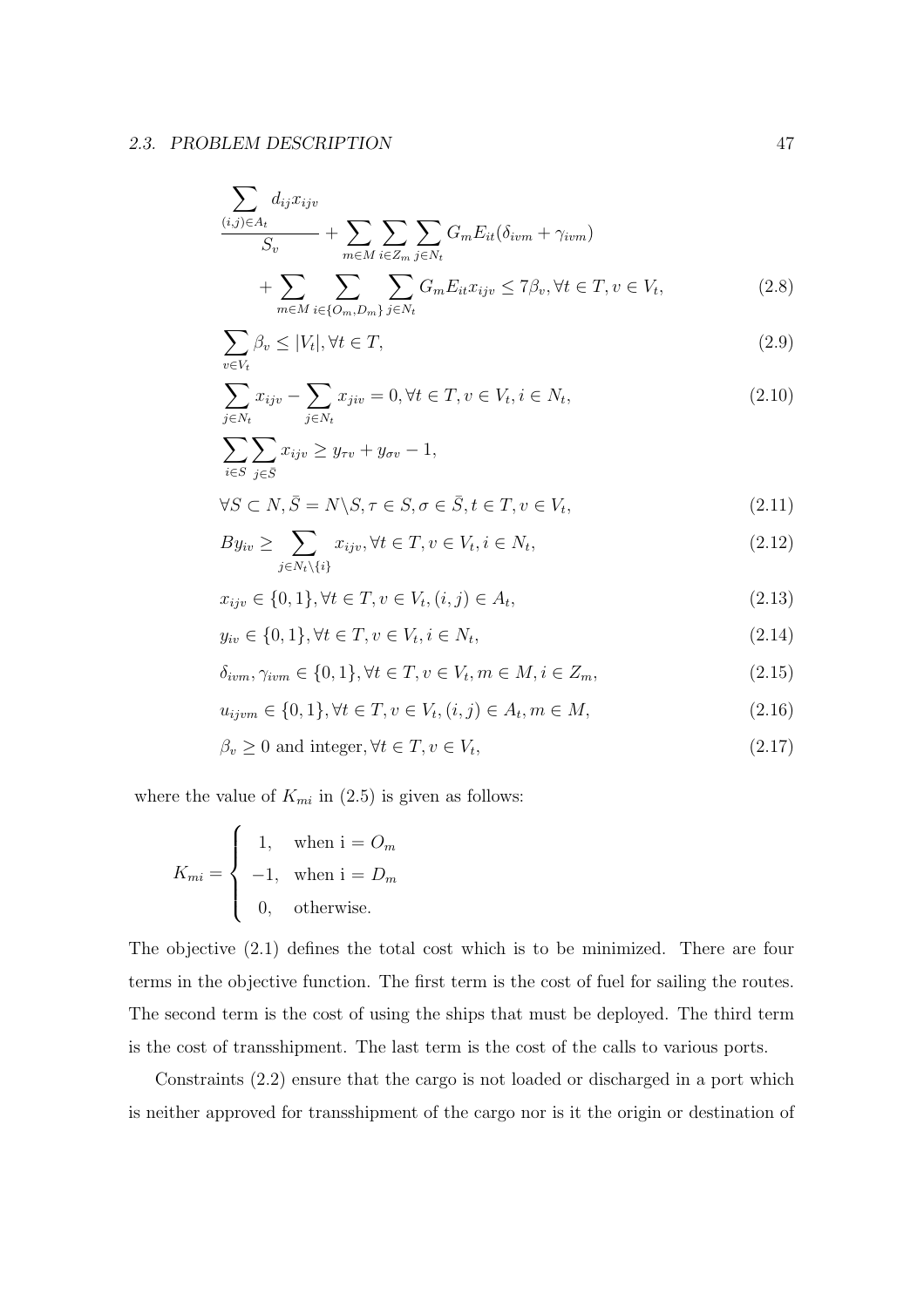$$\frac{\sum_{(i,j)\in A_t} d_{ij}x_{ijv}}{S_v} + \sum_{m\in M}\sum_{i\in Z_m}\sum_{j\in N_t} G_m E_{it}(\delta_{ivm}+\gamma_{ivm}) + \sum_{m\in M}\sum_{i\in\{O_m,D_m\}}\sum_{j\in N_t} G_m E_{it} x_{ijv} \leq 7\beta_v, \forall t\in T, v\in V_t, \tag{2.8}$$

$$\sum_{v\in V_t}\beta_v \leq |V_t|, \forall t\in T, \tag{2.9}$$

$$\sum_{j\in N_t} x_{ijv} - \sum_{j\in N_t} x_{jiv} = 0, \forall t\in T, v\in V_t, i\in N_t, \tag{2.10}$$

$$\sum_{i\in S}\sum_{j\in \bar{S}} x_{ijv} \geq y_{\tau v} + y_{\sigma v} - 1,$$

$$\forall S\subset N, \bar{S} = N\backslash S, \tau\in S, \sigma\in\bar{S}, t\in T, v\in V_t, \tag{2.11}$$

$$By_{iv} \geq \sum_{j\in N_t\backslash\{i\}} x_{ijv}, \forall t\in T, v\in V_t, i\in N_t, \tag{2.12}$$

$$x_{ijv}\in\{0,1\}, \forall t\in T, v\in V_t, (i,j)\in A_t, \tag{2.13}$$

$$y_{iv}\in\{0,1\}, \forall t\in T, v\in V_t, i\in N_t, \tag{2.14}$$

$$\delta_{ivm}, \gamma_{ivm}\in\{0,1\}, \forall t\in T, v\in V_t, m\in M, i\in Z_m, \tag{2.15}$$

$$u_{ijvm}\in\{0,1\}, \forall t\in T, v\in V_t, (i,j)\in A_t, m\in M, \tag{2.16}$$

$$\beta_v \geq 0 \text{ and integer}, \forall t\in T, v\in V_t, \tag{2.17}$$

where the value of $K_{mi}$ in (2.5) is given as follows:

$$K_{mi} = \begin{cases} 1, & \text{when i} = O_m \\ -1, & \text{when i} = D_m \\ 0, & \text{otherwise.} \end{cases}$$

The objective (2.1) defines the total cost which is to be minimized. There are four terms in the objective function. The first term is the cost of fuel for sailing the routes. The second term is the cost of using the ships that must be deployed. The third term is the cost of transshipment. The last term is the cost of the calls to various ports.

Constraints (2.2) ensure that the cargo is not loaded or discharged in a port which is neither approved for transshipment of the cargo nor is it the origin or destination of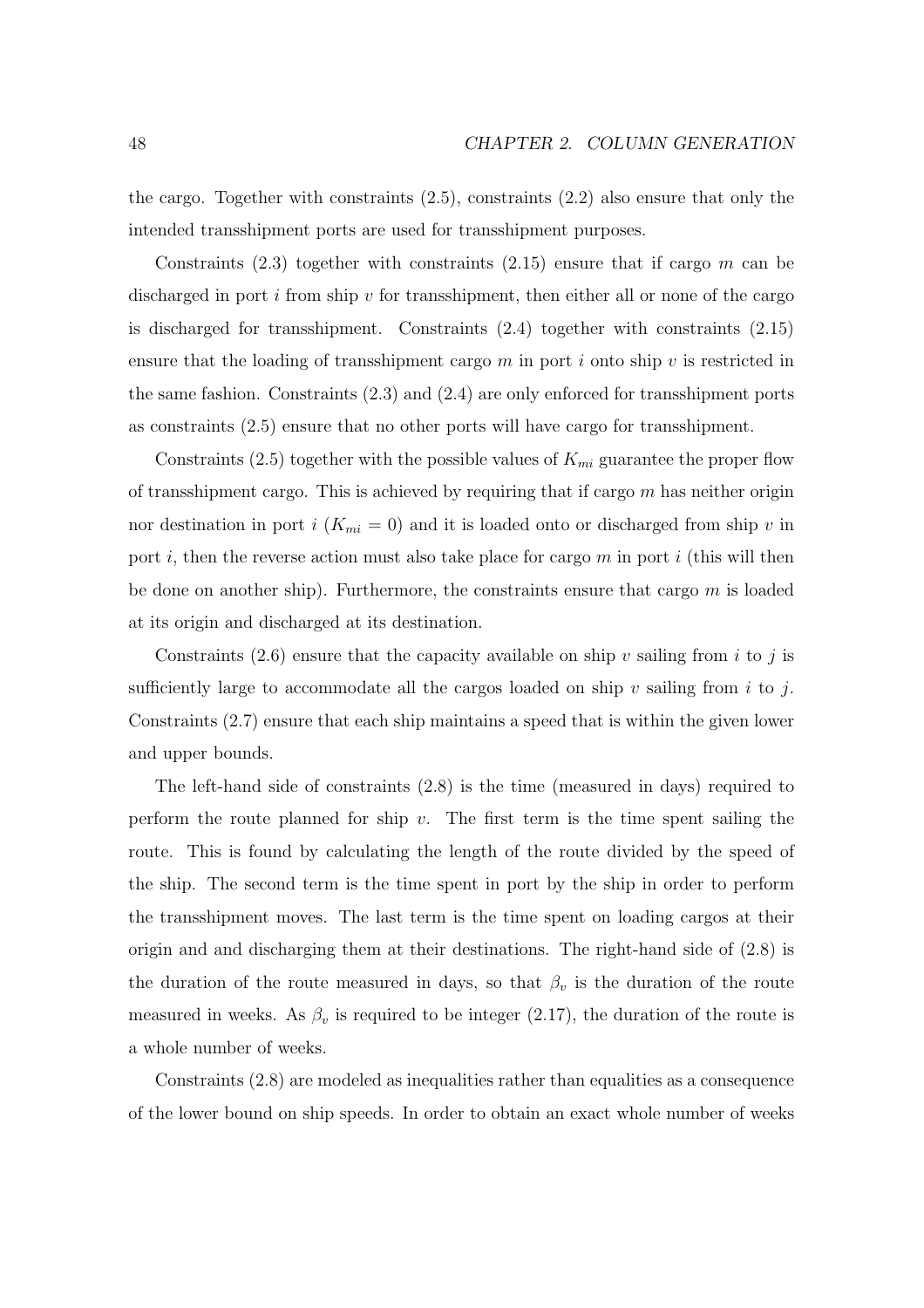the cargo. Together with constraints (2.5), constraints (2.2) also ensure that only the intended transshipment ports are used for transshipment purposes.

Constraints (2.3) together with constraints (2.15) ensure that if cargo $m$ can be discharged in port $i$ from ship $v$ for transshipment, then either all or none of the cargo is discharged for transshipment. Constraints (2.4) together with constraints (2.15) ensure that the loading of transshipment cargo $m$ in port $i$ onto ship $v$ is restricted in the same fashion. Constraints (2.3) and (2.4) are only enforced for transshipment ports as constraints (2.5) ensure that no other ports will have cargo for transshipment.

Constraints (2.5) together with the possible values of $K_{mi}$ guarantee the proper flow of transshipment cargo. This is achieved by requiring that if cargo $m$ has neither origin nor destination in port $i$ ($K_{mi} = 0$) and it is loaded onto or discharged from ship $v$ in port $i$, then the reverse action must also take place for cargo $m$ in port $i$ (this will then be done on another ship). Furthermore, the constraints ensure that cargo $m$ is loaded at its origin and discharged at its destination.

Constraints (2.6) ensure that the capacity available on ship $v$ sailing from $i$ to $j$ is sufficiently large to accommodate all the cargos loaded on ship $v$ sailing from $i$ to $j$. Constraints (2.7) ensure that each ship maintains a speed that is within the given lower and upper bounds.

The left-hand side of constraints (2.8) is the time (measured in days) required to perform the route planned for ship $v$. The first term is the time spent sailing the route. This is found by calculating the length of the route divided by the speed of the ship. The second term is the time spent in port by the ship in order to perform the transshipment moves. The last term is the time spent on loading cargos at their origin and and discharging them at their destinations. The right-hand side of (2.8) is the duration of the route measured in days, so that $\beta_v$ is the duration of the route measured in weeks. As $\beta_v$ is required to be integer (2.17), the duration of the route is a whole number of weeks.

Constraints (2.8) are modeled as inequalities rather than equalities as a consequence of the lower bound on ship speeds. In order to obtain an exact whole number of weeks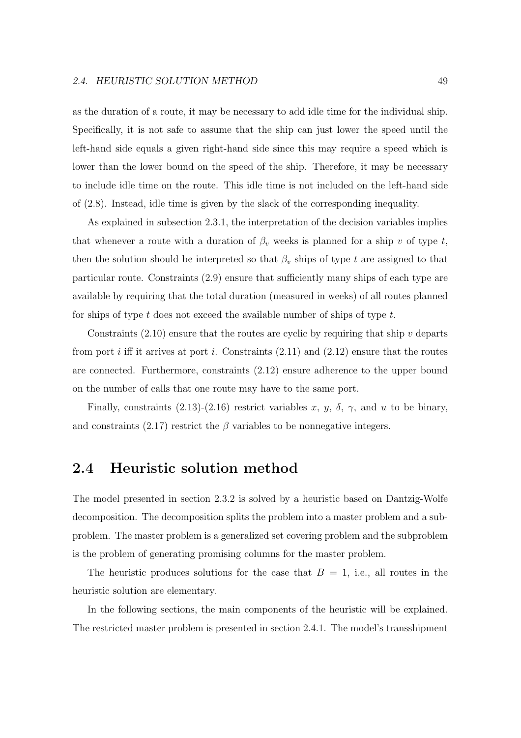as the duration of a route, it may be necessary to add idle time for the individual ship. Specifically, it is not safe to assume that the ship can just lower the speed until the left-hand side equals a given right-hand side since this may require a speed which is lower than the lower bound on the speed of the ship. Therefore, it may be necessary to include idle time on the route. This idle time is not included on the left-hand side of (2.8). Instead, idle time is given by the slack of the corresponding inequality.

As explained in subsection 2.3.1, the interpretation of the decision variables implies that whenever a route with a duration of $\beta_v$ weeks is planned for a ship $v$ of type $t$, then the solution should be interpreted so that $\beta_v$ ships of type $t$ are assigned to that particular route. Constraints (2.9) ensure that sufficiently many ships of each type are available by requiring that the total duration (measured in weeks) of all routes planned for ships of type $t$ does not exceed the available number of ships of type $t$.

Constraints (2.10) ensure that the routes are cyclic by requiring that ship $v$ departs from port $i$ iff it arrives at port $i$. Constraints (2.11) and (2.12) ensure that the routes are connected. Furthermore, constraints (2.12) ensure adherence to the upper bound on the number of calls that one route may have to the same port.

Finally, constraints (2.13)-(2.16) restrict variables $x$, $y$, $\delta$, $\gamma$, and $u$ to be binary, and constraints (2.17) restrict the $\beta$ variables to be nonnegative integers.

## 2.4 Heuristic solution method

The model presented in section 2.3.2 is solved by a heuristic based on Dantzig-Wolfe decomposition. The decomposition splits the problem into a master problem and a subproblem. The master problem is a generalized set covering problem and the subproblem is the problem of generating promising columns for the master problem.

The heuristic produces solutions for the case that $B = 1$, i.e., all routes in the heuristic solution are elementary.

In the following sections, the main components of the heuristic will be explained. The restricted master problem is presented in section 2.4.1. The model's transshipment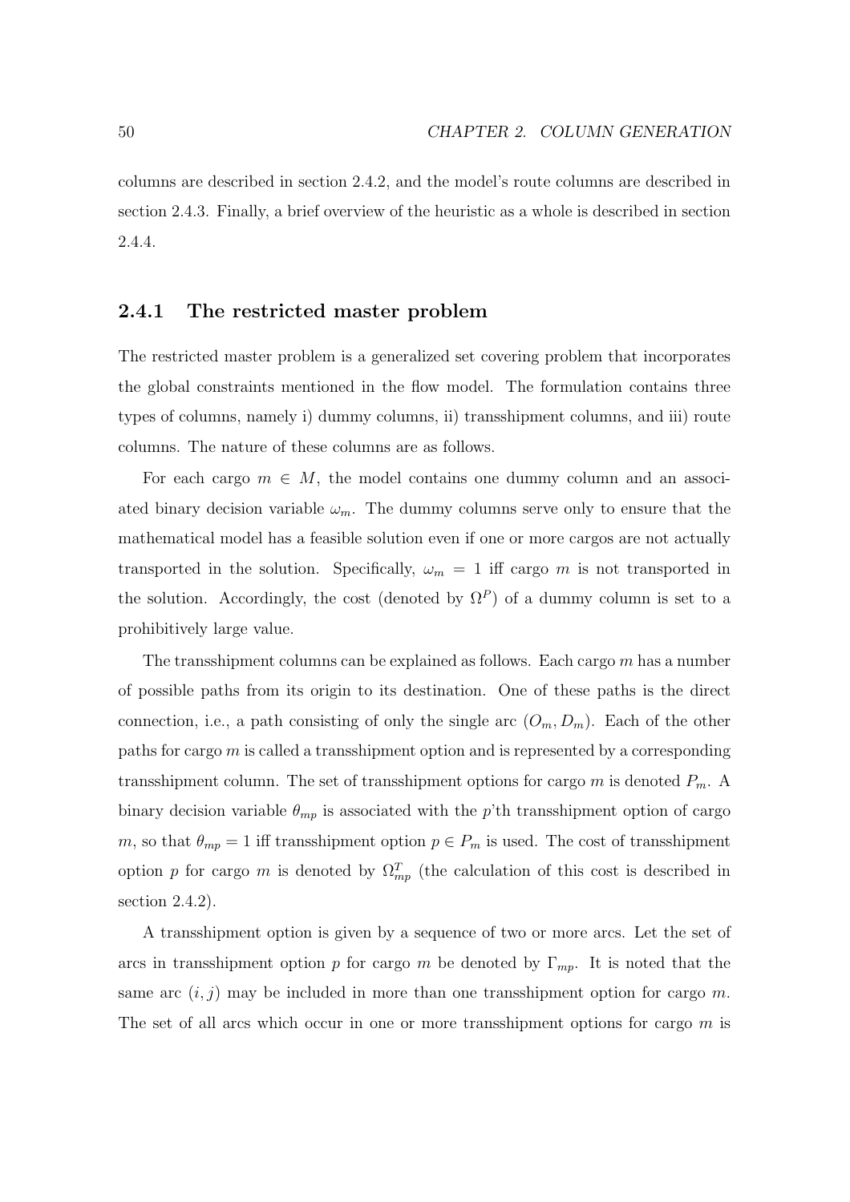columns are described in section 2.4.2, and the model's route columns are described in section 2.4.3. Finally, a brief overview of the heuristic as a whole is described in section 2.4.4.

### 2.4.1 The restricted master problem

The restricted master problem is a generalized set covering problem that incorporates the global constraints mentioned in the flow model. The formulation contains three types of columns, namely i) dummy columns, ii) transshipment columns, and iii) route columns. The nature of these columns are as follows.

For each cargo $m \in M$, the model contains one dummy column and an associated binary decision variable $\omega_m$. The dummy columns serve only to ensure that the mathematical model has a feasible solution even if one or more cargos are not actually transported in the solution. Specifically, $\omega_m = 1$ iff cargo $m$ is not transported in the solution. Accordingly, the cost (denoted by $\Omega^P$) of a dummy column is set to a prohibitively large value.

The transshipment columns can be explained as follows. Each cargo $m$ has a number of possible paths from its origin to its destination. One of these paths is the direct connection, i.e., a path consisting of only the single arc $(O_m, D_m)$. Each of the other paths for cargo $m$ is called a transshipment option and is represented by a corresponding transshipment column. The set of transshipment options for cargo $m$ is denoted $P_m$. A binary decision variable $\theta_{mp}$ is associated with the $p$'th transshipment option of cargo $m$, so that $\theta_{mp} = 1$ iff transshipment option $p \in P_m$ is used. The cost of transshipment option $p$ for cargo $m$ is denoted by $\Omega^T_{mp}$ (the calculation of this cost is described in section 2.4.2).

A transshipment option is given by a sequence of two or more arcs. Let the set of arcs in transshipment option $p$ for cargo $m$ be denoted by $\Gamma_{mp}$. It is noted that the same arc $(i, j)$ may be included in more than one transshipment option for cargo $m$. The set of all arcs which occur in one or more transshipment options for cargo $m$ is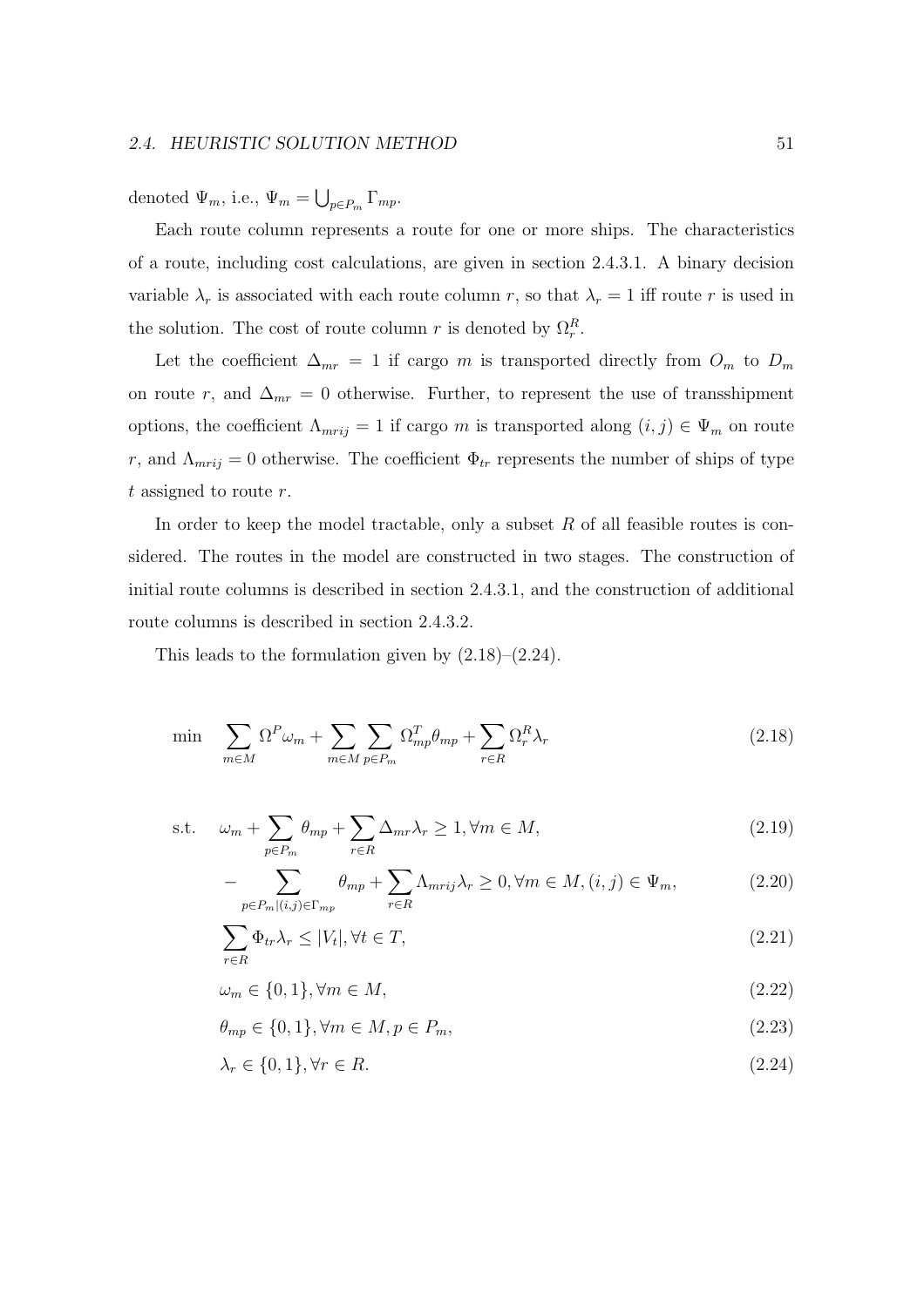denoted $\Psi_m$, i.e., $\Psi_m = \bigcup_{p \in P_m} \Gamma_{mp}$.

Each route column represents a route for one or more ships. The characteristics of a route, including cost calculations, are given in section 2.4.3.1. A binary decision variable $\lambda_r$ is associated with each route column $r$, so that $\lambda_r = 1$ iff route $r$ is used in the solution. The cost of route column $r$ is denoted by $\Omega^R_r$.

Let the coefficient $\Delta_{mr} = 1$ if cargo $m$ is transported directly from $O_m$ to $D_m$ on route $r$, and $\Delta_{mr} = 0$ otherwise. Further, to represent the use of transshipment options, the coefficient $\Lambda_{mrij} = 1$ if cargo $m$ is transported along $(i, j) \in \Psi_m$ on route $r$, and $\Lambda_{mrij} = 0$ otherwise. The coefficient $\Phi_{tr}$ represents the number of ships of type $t$ assigned to route $r$.

In order to keep the model tractable, only a subset $R$ of all feasible routes is considered. The routes in the model are constructed in two stages. The construction of initial route columns is described in section 2.4.3.1, and the construction of additional route columns is described in section 2.4.3.2.

This leads to the formulation given by (2.18)–(2.24).

$$\min \quad \sum_{m \in M} \Omega^P \omega_m + \sum_{m \in M} \sum_{p \in P_m} \Omega^T_{mp} \theta_{mp} + \sum_{r \in R} \Omega^R_r \lambda_r \tag{2.18}$$

$$\text{s.t.} \quad \omega_m + \sum_{p \in P_m} \theta_{mp} + \sum_{r \in R} \Delta_{mr} \lambda_r \geq 1, \forall m \in M, \tag{2.19}$$

$$- \sum_{p \in P_m | (i,j) \in \Gamma_{mp}} \theta_{mp} + \sum_{r \in R} \Lambda_{mrij} \lambda_r \geq 0, \forall m \in M, (i, j) \in \Psi_m, \tag{2.20}$$

$$\sum_{r \in R} \Phi_{tr} \lambda_r \leq |V_t|, \forall t \in T, \tag{2.21}$$

$$\omega_m \in \{0, 1\}, \forall m \in M, \tag{2.22}$$

$$\theta_{mp} \in \{0, 1\}, \forall m \in M, p \in P_m, \tag{2.23}$$

$$\lambda_r \in \{0, 1\}, \forall r \in R. \tag{2.24}$$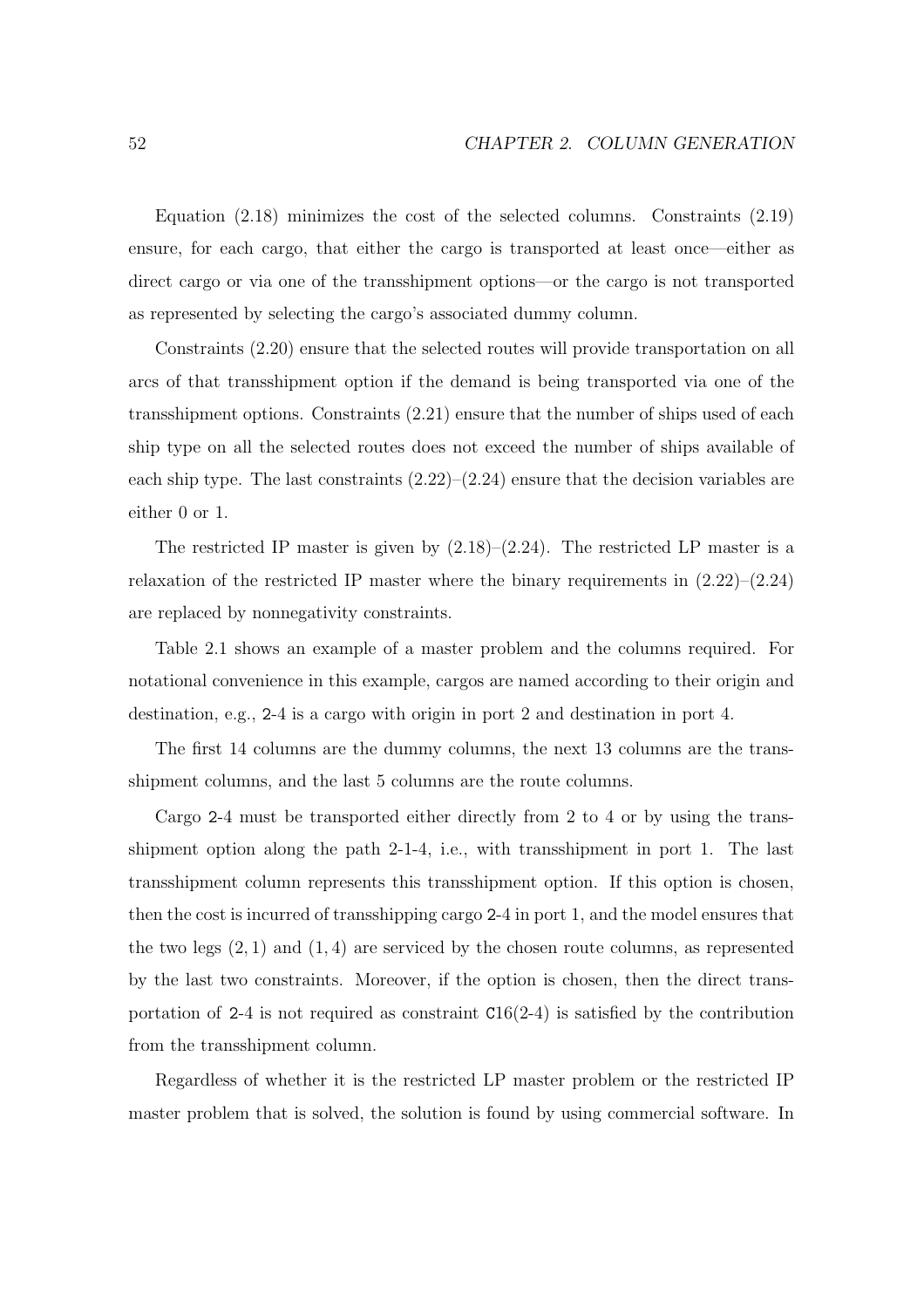Equation (2.18) minimizes the cost of the selected columns. Constraints (2.19) ensure, for each cargo, that either the cargo is transported at least once—either as direct cargo or via one of the transshipment options—or the cargo is not transported as represented by selecting the cargo's associated dummy column.

Constraints (2.20) ensure that the selected routes will provide transportation on all arcs of that transshipment option if the demand is being transported via one of the transshipment options. Constraints (2.21) ensure that the number of ships used of each ship type on all the selected routes does not exceed the number of ships available of each ship type. The last constraints (2.22)–(2.24) ensure that the decision variables are either 0 or 1.

The restricted IP master is given by (2.18)–(2.24). The restricted LP master is a relaxation of the restricted IP master where the binary requirements in (2.22)–(2.24) are replaced by nonnegativity constraints.

Table 2.1 shows an example of a master problem and the columns required. For notational convenience in this example, cargos are named according to their origin and destination, e.g., `2-4` is a cargo with origin in port 2 and destination in port 4.

The first 14 columns are the dummy columns, the next 13 columns are the transshipment columns, and the last 5 columns are the route columns.

Cargo `2-4` must be transported either directly from 2 to 4 or by using the transshipment option along the path 2-1-4, i.e., with transshipment in port 1. The last transshipment column represents this transshipment option. If this option is chosen, then the cost is incurred of transshipping cargo `2-4` in port 1, and the model ensures that the two legs $(2, 1)$ and $(1, 4)$ are serviced by the chosen route columns, as represented by the last two constraints. Moreover, if the option is chosen, then the direct transportation of `2-4` is not required as constraint `C16(2-4)` is satisfied by the contribution from the transshipment column.

Regardless of whether it is the restricted LP master problem or the restricted IP master problem that is solved, the solution is found by using commercial software. In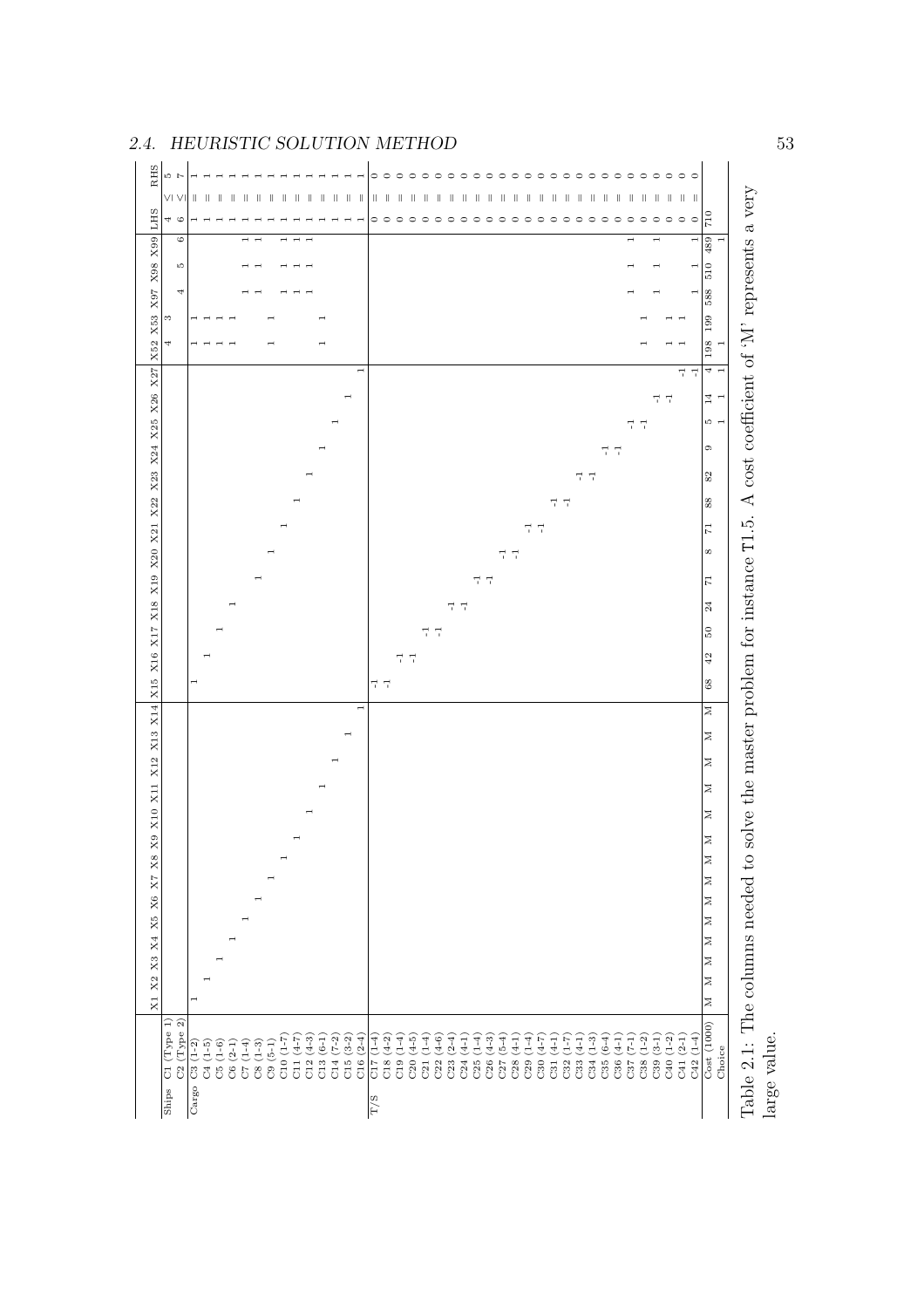| | | X1 | X2 | X3 | X4 | X5 | X6 | X7 | X8 | X9 | X10 | X11 | X12 | X13 | X14 | X15 | X16 | X17 | X18 | X19 | X20 | X21 | X22 | X23 | X24 | X25 | X26 | X27 | X52 | X53 | X97 | X98 | X99 | LHS | | RHS |
|---|---|---|---|---|---|---|---|---|---|---|---|---|---|---|---|---|---|---|---|---|---|---|---|---|---|---|---|---|---|---|---|---|---|---|---|---|
| Ships | C1 (Type 1) | | | | | | | | | | | | | | | | | | | | | | | | | | | | 4 | 3 | | | | 4 | ≤ | 5 |
| | C2 (Type 2) | | | | | | | | | | | | | | | | | | | | | | | | | | | | | | 4 | 5 | 6 | 6 | ≤ | 7 |
| Cargo | C3 (1-2) | 1 | | | | | | | | | | | | | | 1 | | | | | | | | | | | | | 1 | 1 | | | | 1 | = | 1 |
| | C4 (1-5) | | 1 | | | | | | | | | | | | | | 1 | | | | | | | | | | | | 1 | 1 | | | | 1 | = | 1 |
| | C5 (1-6) | | | 1 | | | | | | | | | | | | | | 1 | | | | | | | | | | | 1 | 1 | | | | 1 | = | 1 |
| | C6 (2-1) | | | | 1 | | | | | | | | | | | | | | 1 | | | | | | | | | | 1 | 1 | | | | 1 | = | 1 |
| | C7 (1-4) | | | | | 1 | | | | | | | | | | | | | | | | | | | | | | | | | 1 | 1 | 1 | 1 | = | 1 |
| | C8 (1-3) | | | | | | 1 | | | | | | | | | | | | | 1 | | | | | | | | | | | 1 | 1 | 1 | 1 | = | 1 |
| | C9 (5-1) | | | | | | | 1 | | | | | | | | | | | | | 1 | | | | | | | | 1 | 1 | | | | 1 | = | 1 |
| | C10 (1-7) | | | | | | | | 1 | | | | | | | | | | | | | 1 | | | | | | | | | 1 | 1 | 1 | 1 | = | 1 |
| | C11 (4-7) | | | | | | | | | 1 | | | | | | | | | | | | | 1 | | | | | | | | 1 | 1 | 1 | 1 | = | 1 |
| | C12 (4-3) | | | | | | | | | | 1 | | | | | | | | | | | | | 1 | | | | | | | 1 | 1 | 1 | 1 | = | 1 |
| | C13 (6-1) | | | | | | | | | | | 1 | | | | | | | | | | | | | 1 | | | | 1 | 1 | | | | 1 | = | 1 |
| | C14 (7-2) | | | | | | | | | | | | 1 | | | | | | | | | | | | | 1 | | | | | | | | 1 | = | 1 |
| | C15 (3-2) | | | | | | | | | | | | | 1 | | | | | | | | | | | | | 1 | | | | | | | 1 | = | 1 |
| | C16 (2-4) | | | | | | | | | | | | | | 1 | | | | | | | | | | | | | 1 | | | | | | 1 | = | 1 |
| T/S | C17 (1-4) | | | | | | | | | | | | | | | -1 | | | | | | | | | | | | | | | | | | 0 | = | 0 |
| | C18 (4-2) | | | | | | | | | | | | | | | -1 | | | | | | | | | | | | | | | | | | 0 | = | 0 |
| | C19 (1-4) | | | | | | | | | | | | | | | | -1 | | | | | | | | | | | | | | | | | 0 | = | 0 |
| | C20 (4-5) | | | | | | | | | | | | | | | | -1 | | | | | | | | | | | | | | | | | 0 | = | 0 |
| | C21 (1-4) | | | | | | | | | | | | | | | | | -1 | | | | | | | | | | | | | | | | 0 | = | 0 |
| | C22 (4-6) | | | | | | | | | | | | | | | | | -1 | | | | | | | | | | | | | | | | 0 | = | 0 |
| | C23 (2-4) | | | | | | | | | | | | | | | | | | -1 | | | | | | | | | | | | | | | 0 | = | 0 |
| | C24 (4-1) | | | | | | | | | | | | | | | | | | -1 | | | | | | | | | | | | | | | 0 | = | 0 |
| | C25 (1-4) | | | | | | | | | | | | | | | | | | | -1 | | | | | | | | | | | | | | 0 | = | 0 |
| | C26 (4-3) | | | | | | | | | | | | | | | | | | | -1 | | | | | | | | | | | | | | 0 | = | 0 |
| | C27 (5-4) | | | | | | | | | | | | | | | | | | | | -1 | | | | | | | | | | | | | 0 | = | 0 |
| | C28 (4-1) | | | | | | | | | | | | | | | | | | | | -1 | | | | | | | | | | | | | 0 | = | 0 |
| | C29 (1-4) | | | | | | | | | | | | | | | | | | | | | -1 | | | | | | | | | | | | 0 | = | 0 |
| | C30 (4-7) | | | | | | | | | | | | | | | | | | | | | -1 | | | | | | | | | | | | 0 | = | 0 |
| | C31 (4-1) | | | | | | | | | | | | | | | | | | | | | | -1 | | | | | | | | | | | 0 | = | 0 |
| | C32 (1-7) | | | | | | | | | | | | | | | | | | | | | | -1 | | | | | | | | | | | 0 | = | 0 |
| | C33 (4-1) | | | | | | | | | | | | | | | | | | | | | | | -1 | | | | | | | | | | 0 | = | 0 |
| | C34 (1-3) | | | | | | | | | | | | | | | | | | | | | | | -1 | | | | | | | | | | 0 | = | 0 |
| | C35 (6-4) | | | | | | | | | | | | | | | | | | | | | | | | -1 | | | | | | | | | 0 | = | 0 |
| | C36 (4-1) | | | | | | | | | | | | | | | | | | | | | | | | -1 | | | | | | | | | 0 | = | 0 |
| | C37 (7-1) | | | | | | | | | | | | | | | | | | | | | | | | | -1 | | | 1 | | | | | 0 | = | 0 |
| | C38 (1-2) | | | | | | | | | | | | | | | | | | | | | | | | | -1 | | | | | 1 | 1 | 1 | 0 | = | 0 |
| | C39 (3-1) | | | | | | | | | | | | | | | | | | | | | | | | | | -1 | | | 1 | 1 | 1 | 1 | 0 | = | 0 |
| | C40 (1-2) | | | | | | | | | | | | | | | | | | | | | | | | | | -1 | | 1 | 1 | | | | 0 | = | 0 |
| | C41 (2-1) | | | | | | | | | | | | | | | | | | | | | | | | | | | -1 | 1 | 1 | | | | 0 | = | 0 |
| | C42 (1-4) | | | | | | | | | | | | | | | | | | | | | | | | | | | -1 | | | 1 | 1 | 1 | 0 | = | 0 |
| | Cost (1000) | M | M | M | M | M | M | M | M | M | M | M | M | M | M | 68 | 42 | 50 | 24 | 71 | 8 | 71 | 88 | 82 | 9 | 5 | 14 | 4 | 198 | 199 | 588 | 510 | 489 | 710 | | |
| | Choice | | | | | | | | | | | | | | | | | | | | | | | | | 1 | 1 | 1 | 1 | | | | 1 | | | |

Table 2.1: The columns needed to solve the master problem for instance T1.5. A cost coefficient of 'M' represents a very large value.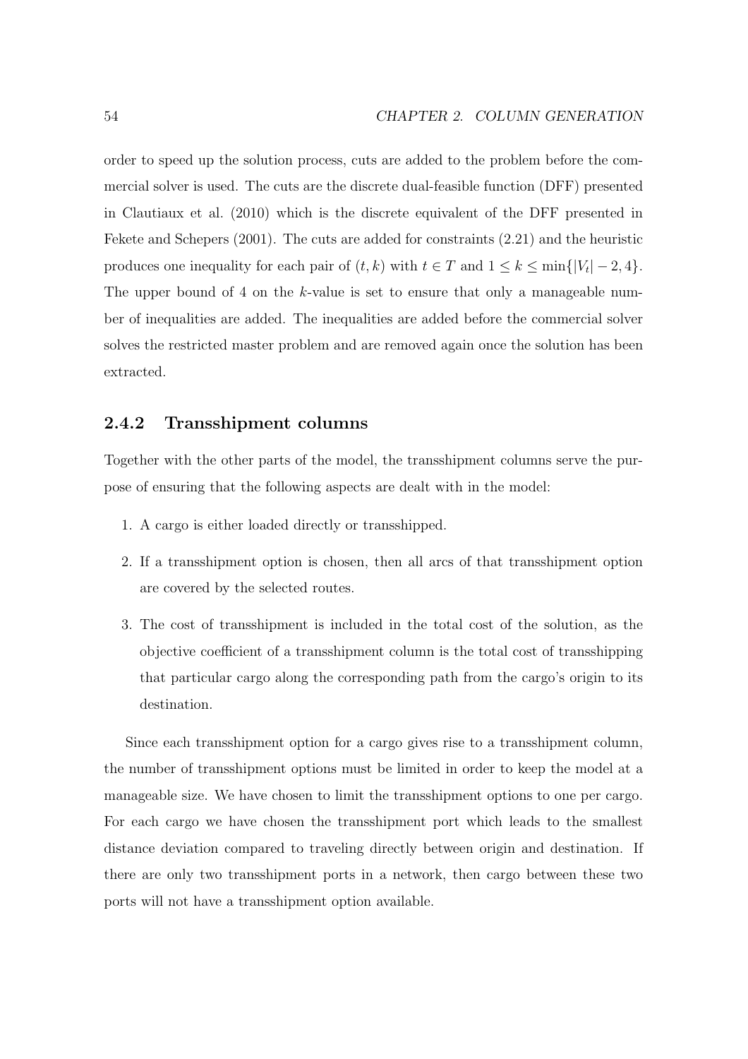order to speed up the solution process, cuts are added to the problem before the commercial solver is used. The cuts are the discrete dual-feasible function (DFF) presented in Clautiaux et al. (2010) which is the discrete equivalent of the DFF presented in Fekete and Schepers (2001). The cuts are added for constraints (2.21) and the heuristic produces one inequality for each pair of $(t, k)$ with $t \in T$ and $1 \leq k \leq \min\{|V_t| - 2, 4\}$. The upper bound of 4 on the $k$-value is set to ensure that only a manageable number of inequalities are added. The inequalities are added before the commercial solver solves the restricted master problem and are removed again once the solution has been extracted.

### 2.4.2 Transshipment columns

Together with the other parts of the model, the transshipment columns serve the purpose of ensuring that the following aspects are dealt with in the model:

1. A cargo is either loaded directly or transshipped.
2. If a transshipment option is chosen, then all arcs of that transshipment option are covered by the selected routes.
3. The cost of transshipment is included in the total cost of the solution, as the objective coefficient of a transshipment column is the total cost of transshipping that particular cargo along the corresponding path from the cargo's origin to its destination.

Since each transshipment option for a cargo gives rise to a transshipment column, the number of transshipment options must be limited in order to keep the model at a manageable size. We have chosen to limit the transshipment options to one per cargo. For each cargo we have chosen the transshipment port which leads to the smallest distance deviation compared to traveling directly between origin and destination. If there are only two transshipment ports in a network, then cargo between these two ports will not have a transshipment option available.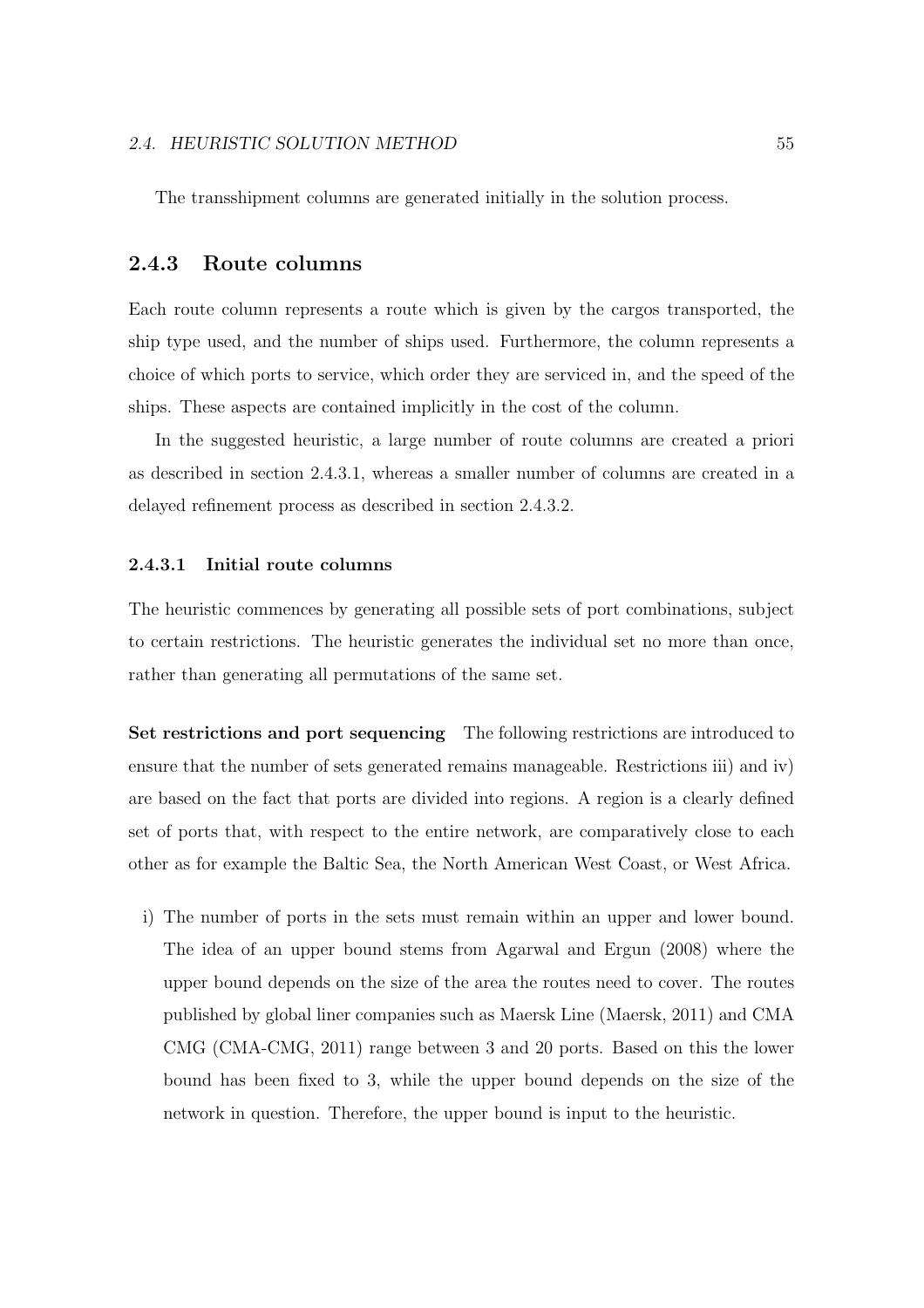The transshipment columns are generated initially in the solution process.

### 2.4.3 Route columns

Each route column represents a route which is given by the cargos transported, the ship type used, and the number of ships used. Furthermore, the column represents a choice of which ports to service, which order they are serviced in, and the speed of the ships. These aspects are contained implicitly in the cost of the column.

In the suggested heuristic, a large number of route columns are created a priori as described in section 2.4.3.1, whereas a smaller number of columns are created in a delayed refinement process as described in section 2.4.3.2.

#### 2.4.3.1 Initial route columns

The heuristic commences by generating all possible sets of port combinations, subject to certain restrictions. The heuristic generates the individual set no more than once, rather than generating all permutations of the same set.

**Set restrictions and port sequencing** The following restrictions are introduced to ensure that the number of sets generated remains manageable. Restrictions iii) and iv) are based on the fact that ports are divided into regions. A region is a clearly defined set of ports that, with respect to the entire network, are comparatively close to each other as for example the Baltic Sea, the North American West Coast, or West Africa.

i) The number of ports in the sets must remain within an upper and lower bound. The idea of an upper bound stems from Agarwal and Ergun (2008) where the upper bound depends on the size of the area the routes need to cover. The routes published by global liner companies such as Maersk Line (Maersk, 2011) and CMA CGM (CMA-CMG, 2011) range between 3 and 20 ports. Based on this the lower bound has been fixed to 3, while the upper bound depends on the size of the network in question. Therefore, the upper bound is input to the heuristic.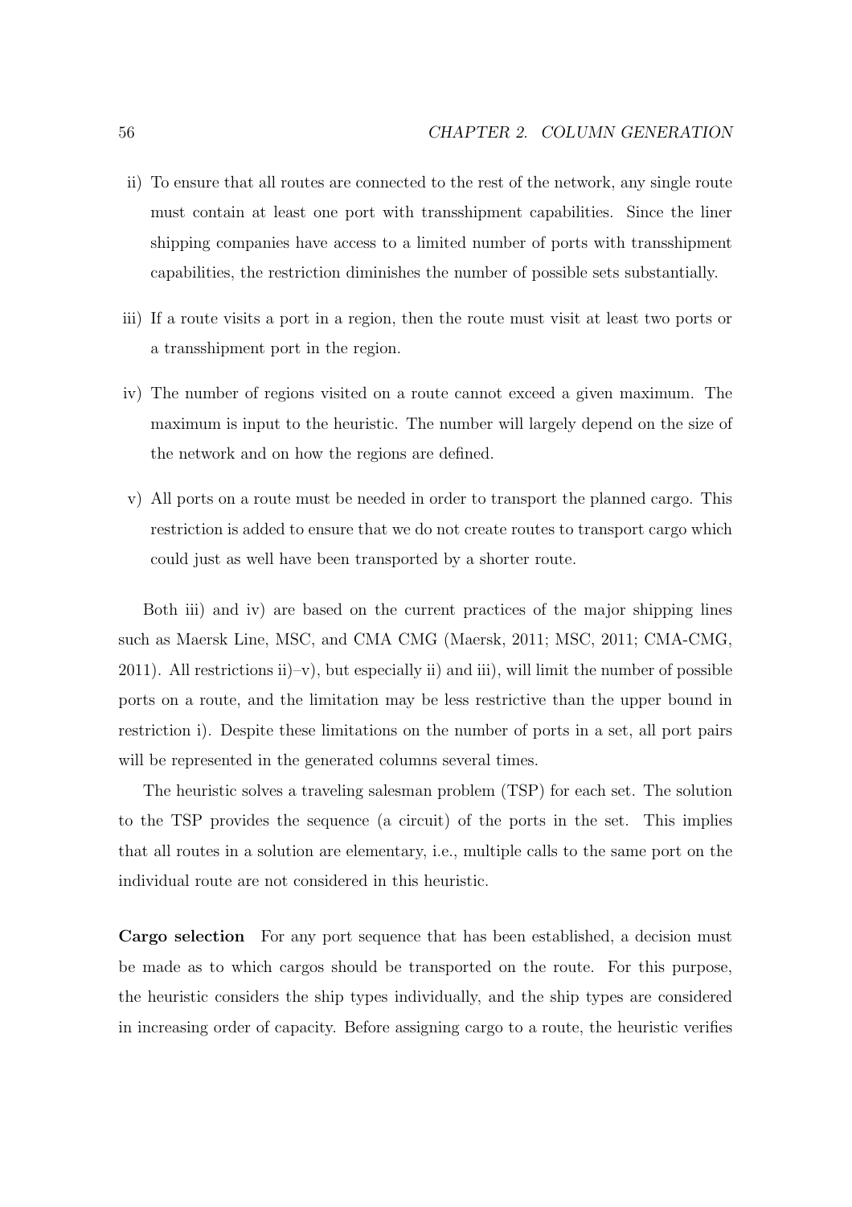ii) To ensure that all routes are connected to the rest of the network, any single route must contain at least one port with transshipment capabilities. Since the liner shipping companies have access to a limited number of ports with transshipment capabilities, the restriction diminishes the number of possible sets substantially.

iii) If a route visits a port in a region, then the route must visit at least two ports or a transshipment port in the region.

iv) The number of regions visited on a route cannot exceed a given maximum. The maximum is input to the heuristic. The number will largely depend on the size of the network and on how the regions are defined.

v) All ports on a route must be needed in order to transport the planned cargo. This restriction is added to ensure that we do not create routes to transport cargo which could just as well have been transported by a shorter route.

Both iii) and iv) are based on the current practices of the major shipping lines such as Maersk Line, MSC, and CMA CMG (Maersk, 2011; MSC, 2011; CMA-CMG, 2011). All restrictions ii)–v), but especially ii) and iii), will limit the number of possible ports on a route, and the limitation may be less restrictive than the upper bound in restriction i). Despite these limitations on the number of ports in a set, all port pairs will be represented in the generated columns several times.

The heuristic solves a traveling salesman problem (TSP) for each set. The solution to the TSP provides the sequence (a circuit) of the ports in the set. This implies that all routes in a solution are elementary, i.e., multiple calls to the same port on the individual route are not considered in this heuristic.

**Cargo selection** For any port sequence that has been established, a decision must be made as to which cargos should be transported on the route. For this purpose, the heuristic considers the ship types individually, and the ship types are considered in increasing order of capacity. Before assigning cargo to a route, the heuristic verifies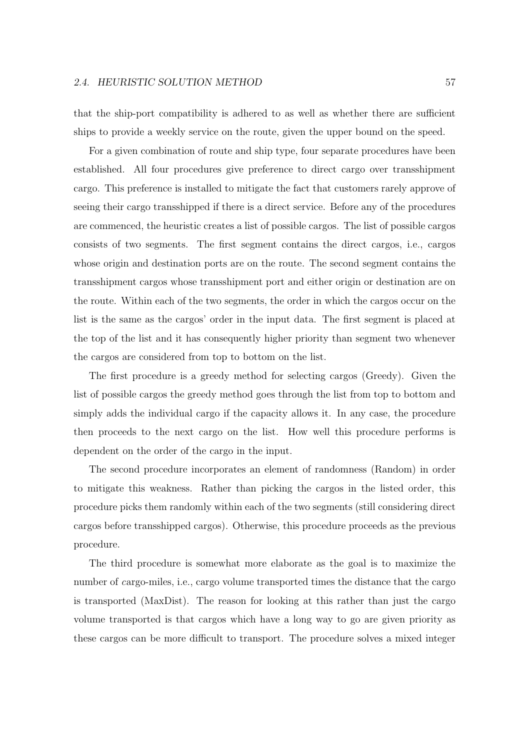that the ship-port compatibility is adhered to as well as whether there are sufficient ships to provide a weekly service on the route, given the upper bound on the speed.

For a given combination of route and ship type, four separate procedures have been established. All four procedures give preference to direct cargo over transshipment cargo. This preference is installed to mitigate the fact that customers rarely approve of seeing their cargo transshipped if there is a direct service. Before any of the procedures are commenced, the heuristic creates a list of possible cargos. The list of possible cargos consists of two segments. The first segment contains the direct cargos, i.e., cargos whose origin and destination ports are on the route. The second segment contains the transshipment cargos whose transshipment port and either origin or destination are on the route. Within each of the two segments, the order in which the cargos occur on the list is the same as the cargos' order in the input data. The first segment is placed at the top of the list and it has consequently higher priority than segment two whenever the cargos are considered from top to bottom on the list.

The first procedure is a greedy method for selecting cargos (Greedy). Given the list of possible cargos the greedy method goes through the list from top to bottom and simply adds the individual cargo if the capacity allows it. In any case, the procedure then proceeds to the next cargo on the list. How well this procedure performs is dependent on the order of the cargo in the input.

The second procedure incorporates an element of randomness (Random) in order to mitigate this weakness. Rather than picking the cargos in the listed order, this procedure picks them randomly within each of the two segments (still considering direct cargos before transshipped cargos). Otherwise, this procedure proceeds as the previous procedure.

The third procedure is somewhat more elaborate as the goal is to maximize the number of cargo-miles, i.e., cargo volume transported times the distance that the cargo is transported (MaxDist). The reason for looking at this rather than just the cargo volume transported is that cargos which have a long way to go are given priority as these cargos can be more difficult to transport. The procedure solves a mixed integer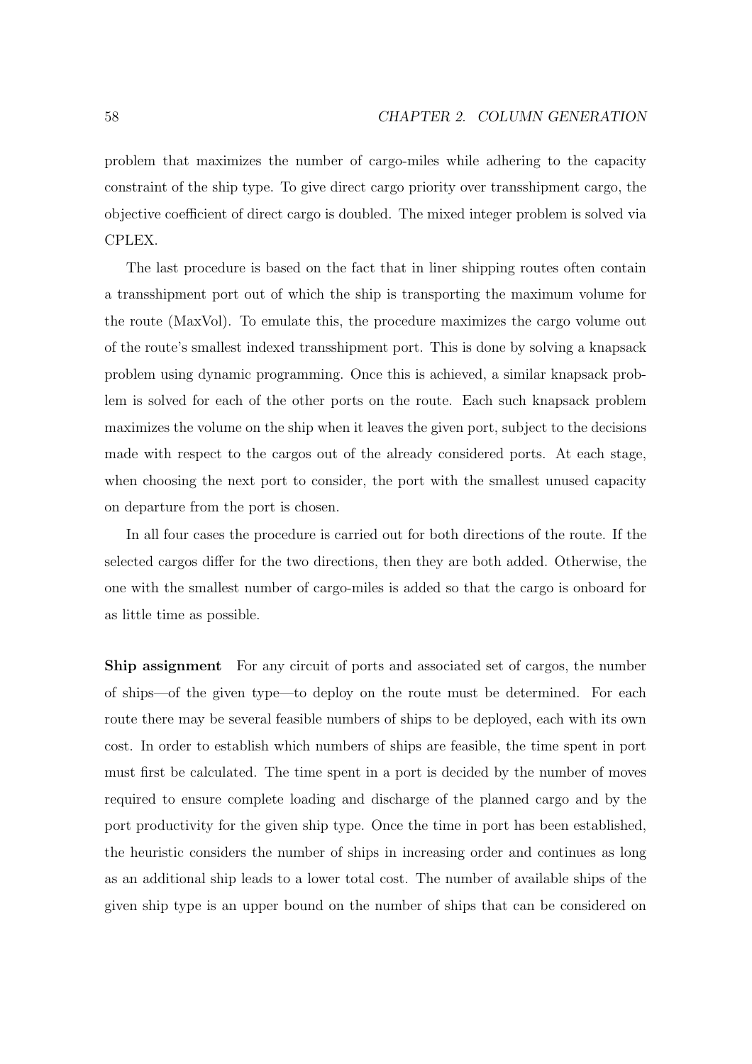problem that maximizes the number of cargo-miles while adhering to the capacity constraint of the ship type. To give direct cargo priority over transshipment cargo, the objective coefficient of direct cargo is doubled. The mixed integer problem is solved via CPLEX.

The last procedure is based on the fact that in liner shipping routes often contain a transshipment port out of which the ship is transporting the maximum volume for the route (MaxVol). To emulate this, the procedure maximizes the cargo volume out of the route's smallest indexed transshipment port. This is done by solving a knapsack problem using dynamic programming. Once this is achieved, a similar knapsack problem is solved for each of the other ports on the route. Each such knapsack problem maximizes the volume on the ship when it leaves the given port, subject to the decisions made with respect to the cargos out of the already considered ports. At each stage, when choosing the next port to consider, the port with the smallest unused capacity on departure from the port is chosen.

In all four cases the procedure is carried out for both directions of the route. If the selected cargos differ for the two directions, then they are both added. Otherwise, the one with the smallest number of cargo-miles is added so that the cargo is onboard for as little time as possible.

**Ship assignment** For any circuit of ports and associated set of cargos, the number of ships—of the given type—to deploy on the route must be determined. For each route there may be several feasible numbers of ships to be deployed, each with its own cost. In order to establish which numbers of ships are feasible, the time spent in port must first be calculated. The time spent in a port is decided by the number of moves required to ensure complete loading and discharge of the planned cargo and by the port productivity for the given ship type. Once the time in port has been established, the heuristic considers the number of ships in increasing order and continues as long as an additional ship leads to a lower total cost. The number of available ships of the given ship type is an upper bound on the number of ships that can be considered on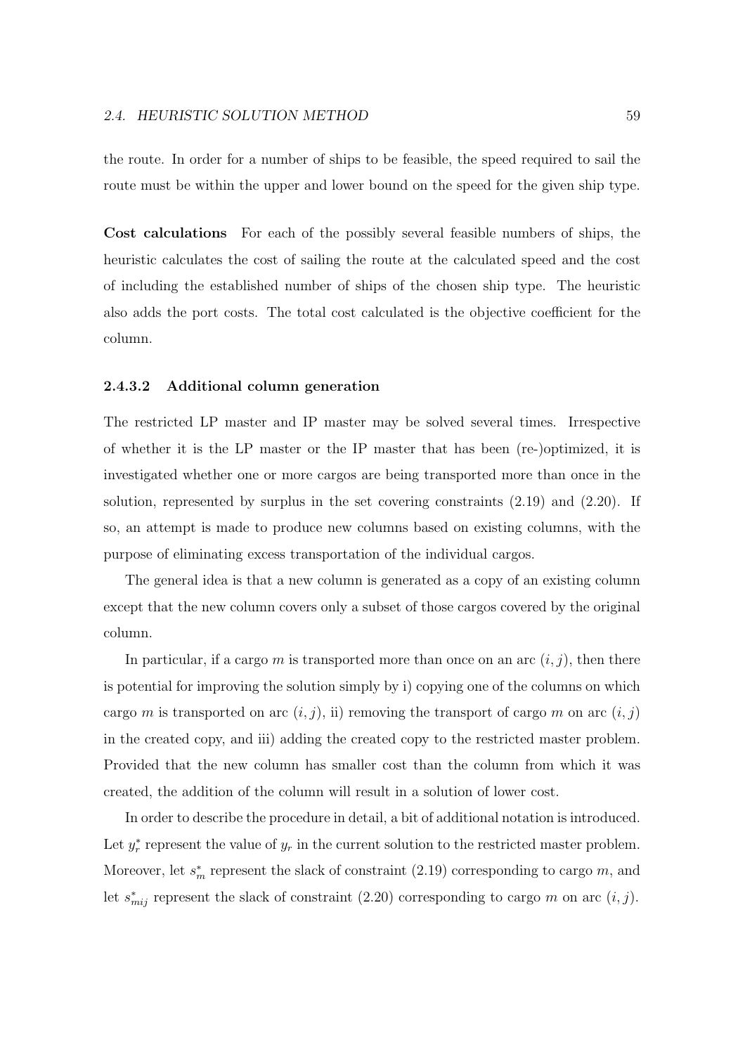the route. In order for a number of ships to be feasible, the speed required to sail the route must be within the upper and lower bound on the speed for the given ship type.

**Cost calculations** For each of the possibly several feasible numbers of ships, the heuristic calculates the cost of sailing the route at the calculated speed and the cost of including the established number of ships of the chosen ship type. The heuristic also adds the port costs. The total cost calculated is the objective coefficient for the column.

#### 2.4.3.2 Additional column generation

The restricted LP master and IP master may be solved several times. Irrespective of whether it is the LP master or the IP master that has been (re-)optimized, it is investigated whether one or more cargos are being transported more than once in the solution, represented by surplus in the set covering constraints (2.19) and (2.20). If so, an attempt is made to produce new columns based on existing columns, with the purpose of eliminating excess transportation of the individual cargos.

The general idea is that a new column is generated as a copy of an existing column except that the new column covers only a subset of those cargos covered by the original column.

In particular, if a cargo $m$ is transported more than once on an arc $(i, j)$, then there is potential for improving the solution simply by i) copying one of the columns on which cargo $m$ is transported on arc $(i, j)$, ii) removing the transport of cargo $m$ on arc $(i, j)$ in the created copy, and iii) adding the created copy to the restricted master problem. Provided that the new column has smaller cost than the column from which it was created, the addition of the column will result in a solution of lower cost.

In order to describe the procedure in detail, a bit of additional notation is introduced. Let $y_r^*$ represent the value of $y_r$ in the current solution to the restricted master problem. Moreover, let $s_m^*$ represent the slack of constraint (2.19) corresponding to cargo $m$, and let $s_{mij}^*$ represent the slack of constraint (2.20) corresponding to cargo $m$ on arc $(i, j)$.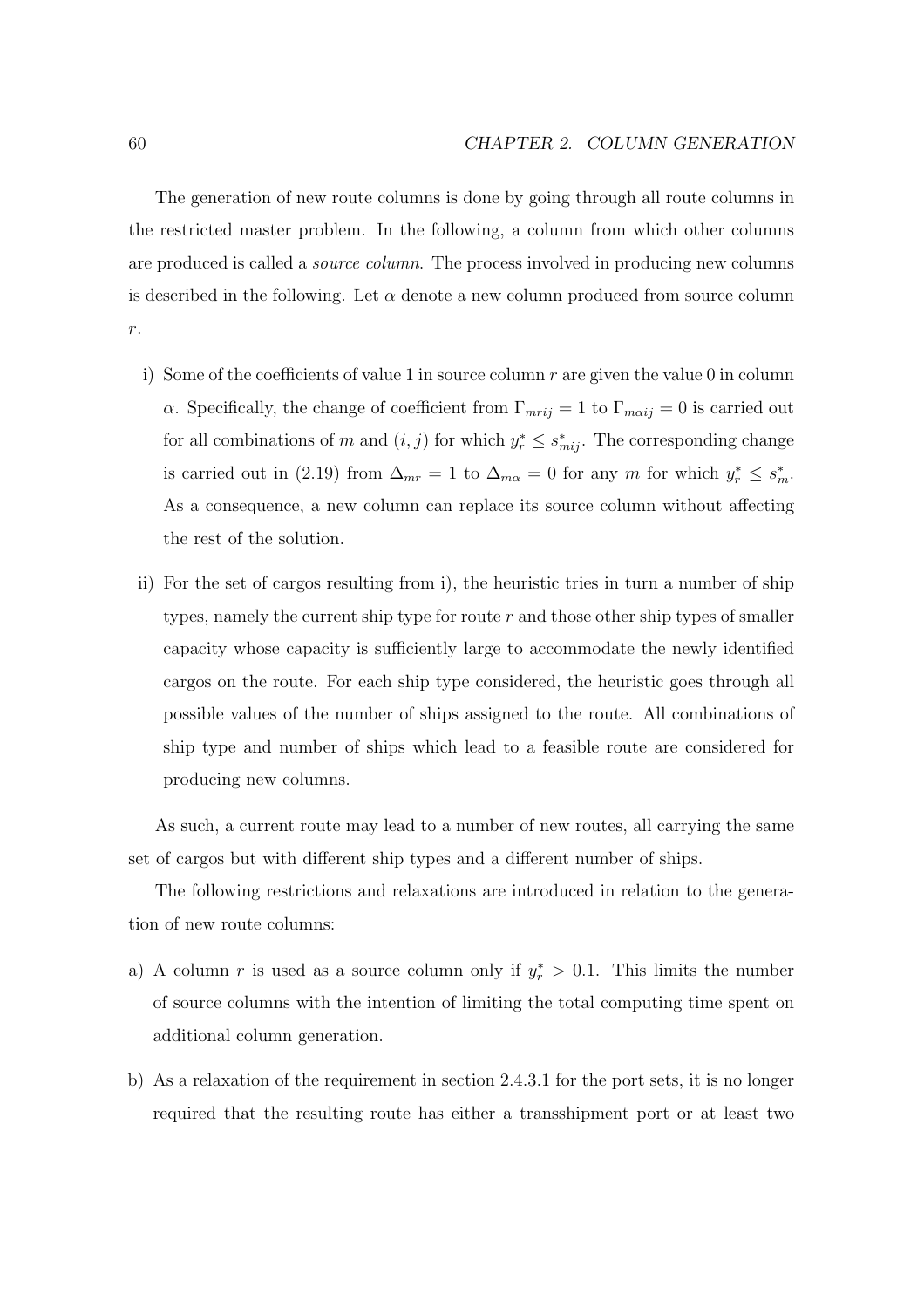The generation of new route columns is done by going through all route columns in the restricted master problem. In the following, a column from which other columns are produced is called a *source column*. The process involved in producing new columns is described in the following. Let $\alpha$ denote a new column produced from source column $r$.

i) Some of the coefficients of value 1 in source column $r$ are given the value 0 in column $\alpha$. Specifically, the change of coefficient from $\Gamma_{mrij} = 1$ to $\Gamma_{m\alpha ij} = 0$ is carried out for all combinations of $m$ and $(i, j)$ for which $y_r^* \leq s_{mij}^*$. The corresponding change is carried out in (2.19) from $\Delta_{mr} = 1$ to $\Delta_{m\alpha} = 0$ for any $m$ for which $y_r^* \leq s_m^*$. As a consequence, a new column can replace its source column without affecting the rest of the solution.

ii) For the set of cargos resulting from i), the heuristic tries in turn a number of ship types, namely the current ship type for route $r$ and those other ship types of smaller capacity whose capacity is sufficiently large to accommodate the newly identified cargos on the route. For each ship type considered, the heuristic goes through all possible values of the number of ships assigned to the route. All combinations of ship type and number of ships which lead to a feasible route are considered for producing new columns.

As such, a current route may lead to a number of new routes, all carrying the same set of cargos but with different ship types and a different number of ships.

The following restrictions and relaxations are introduced in relation to the generation of new route columns:

a) A column $r$ is used as a source column only if $y_r^* > 0.1$. This limits the number of source columns with the intention of limiting the total computing time spent on additional column generation.

b) As a relaxation of the requirement in section 2.4.3.1 for the port sets, it is no longer required that the resulting route has either a transshipment port or at least two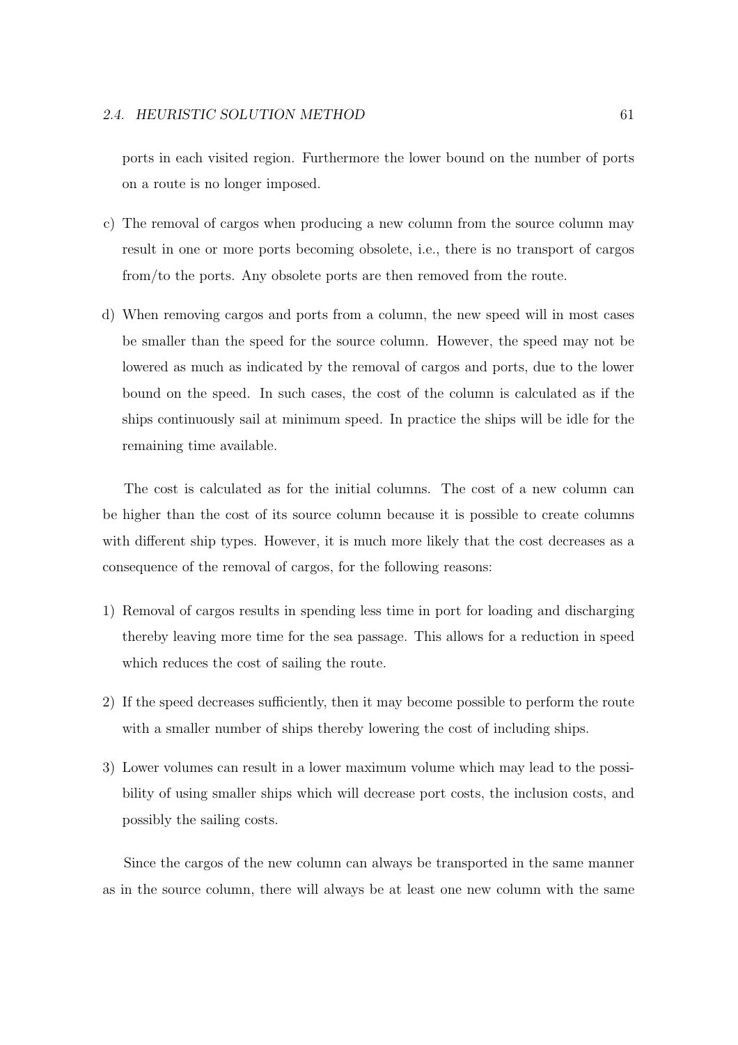ports in each visited region. Furthermore the lower bound on the number of ports on a route is no longer imposed.

c) The removal of cargos when producing a new column from the source column may result in one or more ports becoming obsolete, i.e., there is no transport of cargos from/to the ports. Any obsolete ports are then removed from the route.

d) When removing cargos and ports from a column, the new speed will in most cases be smaller than the speed for the source column. However, the speed may not be lowered as much as indicated by the removal of cargos and ports, due to the lower bound on the speed. In such cases, the cost of the column is calculated as if the ships continuously sail at minimum speed. In practice the ships will be idle for the remaining time available.

The cost is calculated as for the initial columns. The cost of a new column can be higher than the cost of its source column because it is possible to create columns with different ship types. However, it is much more likely that the cost decreases as a consequence of the removal of cargos, for the following reasons:

1) Removal of cargos results in spending less time in port for loading and discharging thereby leaving more time for the sea passage. This allows for a reduction in speed which reduces the cost of sailing the route.

2) If the speed decreases sufficiently, then it may become possible to perform the route with a smaller number of ships thereby lowering the cost of including ships.

3) Lower volumes can result in a lower maximum volume which may lead to the possibility of using smaller ships which will decrease port costs, the inclusion costs, and possibly the sailing costs.

Since the cargos of the new column can always be transported in the same manner as in the source column, there will always be at least one new column with the same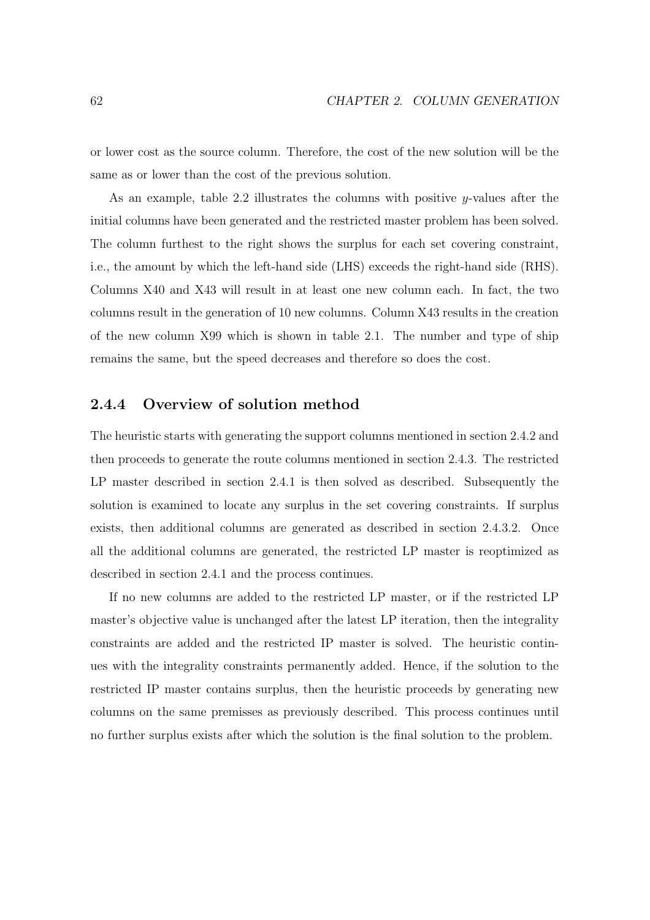or lower cost as the source column. Therefore, the cost of the new solution will be the same as or lower than the cost of the previous solution.

As an example, table 2.2 illustrates the columns with positive $y$-values after the initial columns have been generated and the restricted master problem has been solved. The column furthest to the right shows the surplus for each set covering constraint, i.e., the amount by which the left-hand side (LHS) exceeds the right-hand side (RHS). Columns X40 and X43 will result in at least one new column each. In fact, the two columns result in the generation of 10 new columns. Column X43 results in the creation of the new column X99 which is shown in table 2.1. The number and type of ship remains the same, but the speed decreases and therefore so does the cost.

### 2.4.4 Overview of solution method

The heuristic starts with generating the support columns mentioned in section 2.4.2 and then proceeds to generate the route columns mentioned in section 2.4.3. The restricted LP master described in section 2.4.1 is then solved as described. Subsequently the solution is examined to locate any surplus in the set covering constraints. If surplus exists, then additional columns are generated as described in section 2.4.3.2. Once all the additional columns are generated, the restricted LP master is reoptimized as described in section 2.4.1 and the process continues.

If no new columns are added to the restricted LP master, or if the restricted LP master's objective value is unchanged after the latest LP iteration, then the integrality constraints are added and the restricted IP master is solved. The heuristic continues with the integrality constraints permanently added. Hence, if the solution to the restricted IP master contains surplus, then the heuristic proceeds by generating new columns on the same premisses as previously described. This process continues until no further surplus exists after which the solution is the final solution to the problem.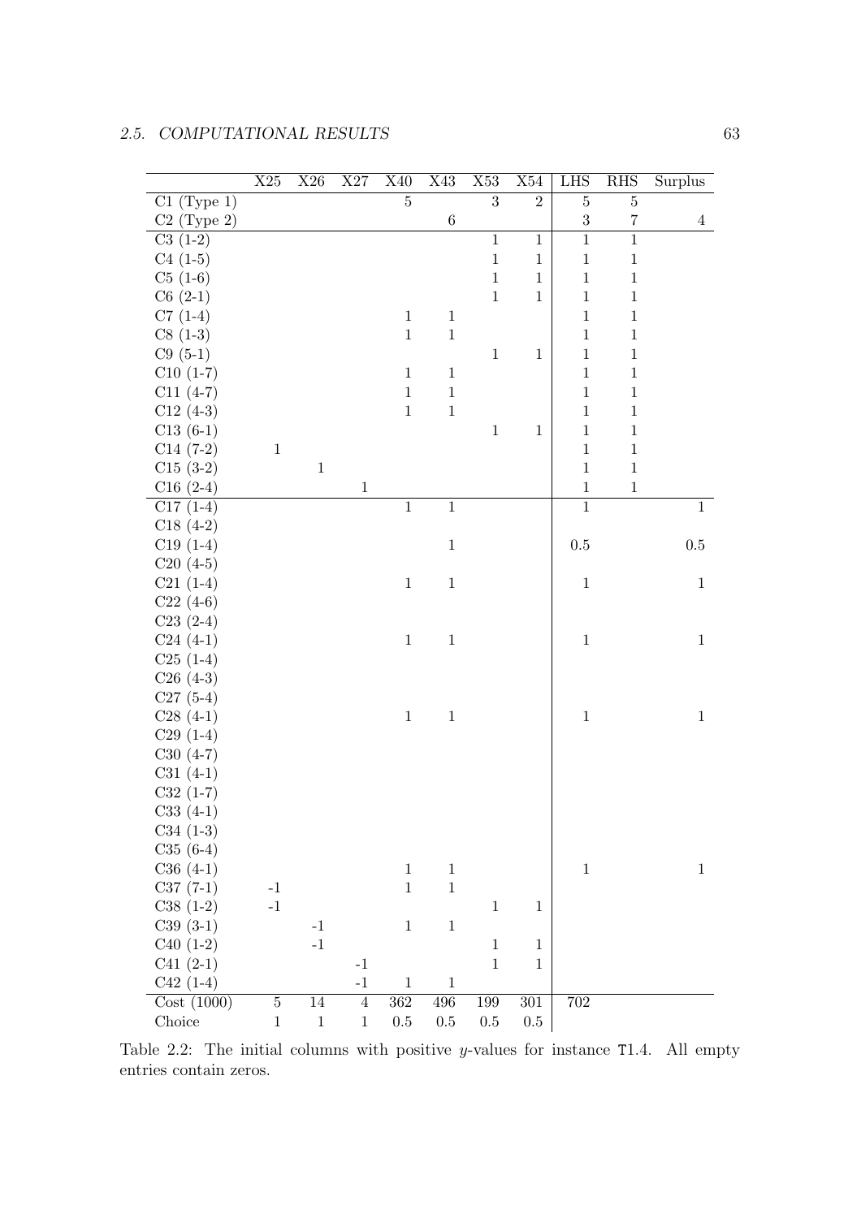| | X25 | X26 | X27 | X40 | X43 | X53 | X54 | LHS | RHS | Surplus |
|---|---|---|---|---|---|---|---|---|---|---|
| C1 (Type 1) | | | | 5 | | 3 | 2 | 5 | 5 | |
| C2 (Type 2) | | | | | 6 | | | 3 | 7 | 4 |
| C3 (1-2) | | | | | | 1 | 1 | 1 | 1 | |
| C4 (1-5) | | | | | | 1 | 1 | 1 | 1 | |
| C5 (1-6) | | | | | | 1 | 1 | 1 | 1 | |
| C6 (2-1) | | | | | | 1 | 1 | 1 | 1 | |
| C7 (1-4) | | | | 1 | 1 | | | 1 | 1 | |
| C8 (1-3) | | | | 1 | 1 | | | 1 | 1 | |
| C9 (5-1) | | | | | | 1 | 1 | 1 | 1 | |
| C10 (1-7) | | | | 1 | 1 | | | 1 | 1 | |
| C11 (4-7) | | | | 1 | 1 | | | 1 | 1 | |
| C12 (4-3) | | | | 1 | 1 | | | 1 | 1 | |
| C13 (6-1) | | | | | | 1 | 1 | 1 | 1 | |
| C14 (7-2) | 1 | | | | | | | 1 | 1 | |
| C15 (3-2) | | 1 | | | | | | 1 | 1 | |
| C16 (2-4) | | | 1 | | | | | 1 | 1 | |
| C17 (1-4) | | | | 1 | 1 | | | 1 | | 1 |
| C18 (4-2) | | | | | | | | | | |
| C19 (1-4) | | | | | 1 | | | 0.5 | | 0.5 |
| C20 (4-5) | | | | | | | | | | |
| C21 (1-4) | | | | 1 | 1 | | | 1 | | 1 |
| C22 (4-6) | | | | | | | | | | |
| C23 (2-4) | | | | | | | | | | |
| C24 (4-1) | | | | 1 | 1 | | | 1 | | 1 |
| C25 (1-4) | | | | | | | | | | |
| C26 (4-3) | | | | | | | | | | |
| C27 (5-4) | | | | | | | | | | |
| C28 (4-1) | | | | 1 | 1 | | | 1 | | 1 |
| C29 (1-4) | | | | | | | | | | |
| C30 (4-7) | | | | | | | | | | |
| C31 (4-1) | | | | | | | | | | |
| C32 (1-7) | | | | | | | | | | |
| C33 (4-1) | | | | | | | | | | |
| C34 (1-3) | | | | | | | | | | |
| C35 (6-4) | | | | | | | | | | |
| C36 (4-1) | | | | 1 | 1 | | | 1 | | 1 |
| C37 (7-1) | -1 | | | 1 | 1 | | | | | |
| C38 (1-2) | -1 | | | | | 1 | 1 | | | |
| C39 (3-1) | | -1 | | 1 | 1 | | | | | |
| C40 (1-2) | | -1 | | | | 1 | 1 | | | |
| C41 (2-1) | | | -1 | | | 1 | 1 | | | |
| C42 (1-4) | | | -1 | 1 | 1 | | | | | |
| Cost (1000) | 5 | 14 | 4 | 362 | 496 | 199 | 301 | 702 | | |
| Choice | 1 | 1 | 1 | 0.5 | 0.5 | 0.5 | 0.5 | | | |

Table 2.2: The initial columns with positive $y$-values for instance T1.4. All empty entries contain zeros.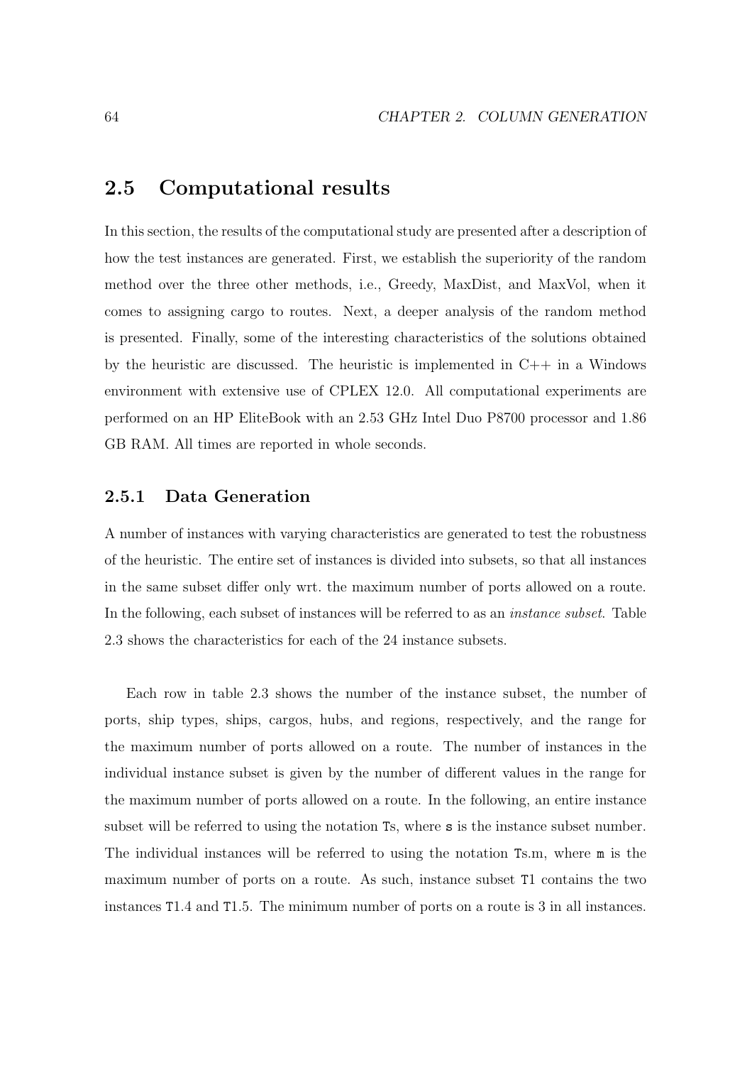## 2.5 Computational results

In this section, the results of the computational study are presented after a description of how the test instances are generated. First, we establish the superiority of the random method over the three other methods, i.e., Greedy, MaxDist, and MaxVol, when it comes to assigning cargo to routes. Next, a deeper analysis of the random method is presented. Finally, some of the interesting characteristics of the solutions obtained by the heuristic are discussed. The heuristic is implemented in C++ in a Windows environment with extensive use of CPLEX 12.0. All computational experiments are performed on an HP EliteBook with an 2.53 GHz Intel Duo P8700 processor and 1.86 GB RAM. All times are reported in whole seconds.

### 2.5.1 Data Generation

A number of instances with varying characteristics are generated to test the robustness of the heuristic. The entire set of instances is divided into subsets, so that all instances in the same subset differ only wrt. the maximum number of ports allowed on a route. In the following, each subset of instances will be referred to as an *instance subset*. Table 2.3 shows the characteristics for each of the 24 instance subsets.

Each row in table 2.3 shows the number of the instance subset, the number of ports, ship types, ships, cargos, hubs, and regions, respectively, and the range for the maximum number of ports allowed on a route. The number of instances in the individual instance subset is given by the number of different values in the range for the maximum number of ports allowed on a route. In the following, an entire instance subset will be referred to using the notation `Ts`, where `s` is the instance subset number. The individual instances will be referred to using the notation `Ts.m`, where `m` is the maximum number of ports on a route. As such, instance subset `T1` contains the two instances `T1.4` and `T1.5`. The minimum number of ports on a route is 3 in all instances.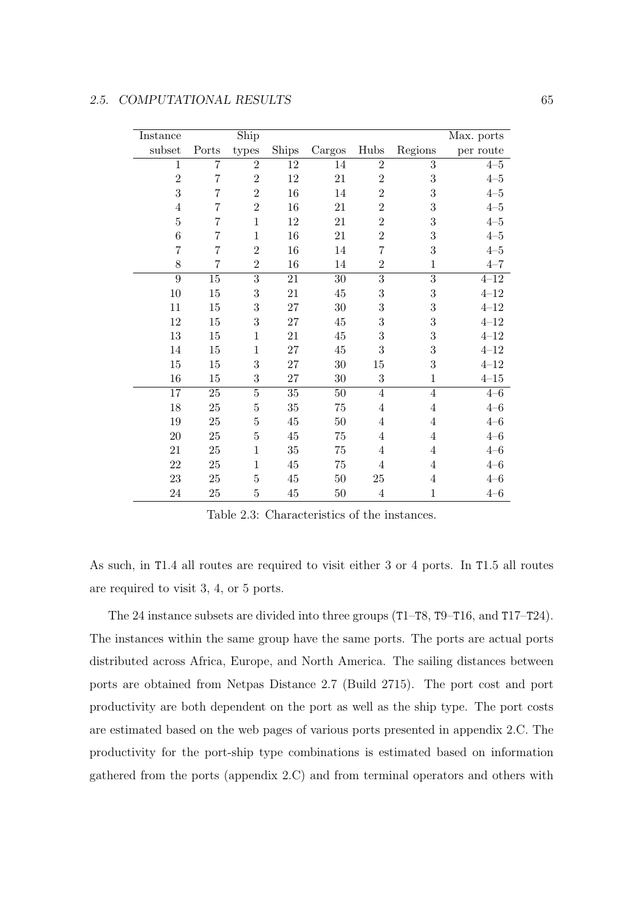| Instance subset | Ports | Ship types | Ships | Cargos | Hubs | Regions | Max. ports per route |
|---|---|---|---|---|---|---|---|
| 1 | 7 | 2 | 12 | 14 | 2 | 3 | 4–5 |
| 2 | 7 | 2 | 12 | 21 | 2 | 3 | 4–5 |
| 3 | 7 | 2 | 16 | 14 | 2 | 3 | 4–5 |
| 4 | 7 | 2 | 16 | 21 | 2 | 3 | 4–5 |
| 5 | 7 | 1 | 12 | 21 | 2 | 3 | 4–5 |
| 6 | 7 | 1 | 16 | 21 | 2 | 3 | 4–5 |
| 7 | 7 | 2 | 16 | 14 | 7 | 3 | 4–5 |
| 8 | 7 | 2 | 16 | 14 | 2 | 1 | 4–7 |
| 9 | 15 | 3 | 21 | 30 | 3 | 3 | 4–12 |
| 10 | 15 | 3 | 21 | 45 | 3 | 3 | 4–12 |
| 11 | 15 | 3 | 27 | 30 | 3 | 3 | 4–12 |
| 12 | 15 | 3 | 27 | 45 | 3 | 3 | 4–12 |
| 13 | 15 | 1 | 21 | 45 | 3 | 3 | 4–12 |
| 14 | 15 | 1 | 27 | 45 | 3 | 3 | 4–12 |
| 15 | 15 | 3 | 27 | 30 | 15 | 3 | 4–12 |
| 16 | 15 | 3 | 27 | 30 | 3 | 1 | 4–15 |
| 17 | 25 | 5 | 35 | 50 | 4 | 4 | 4–6 |
| 18 | 25 | 5 | 35 | 75 | 4 | 4 | 4–6 |
| 19 | 25 | 5 | 45 | 50 | 4 | 4 | 4–6 |
| 20 | 25 | 5 | 45 | 75 | 4 | 4 | 4–6 |
| 21 | 25 | 1 | 35 | 75 | 4 | 4 | 4–6 |
| 22 | 25 | 1 | 45 | 75 | 4 | 4 | 4–6 |
| 23 | 25 | 5 | 45 | 50 | 25 | 4 | 4–6 |
| 24 | 25 | 5 | 45 | 50 | 4 | 1 | 4–6 |

Table 2.3: Characteristics of the instances.

As such, in T1.4 all routes are required to visit either 3 or 4 ports. In T1.5 all routes are required to visit 3, 4, or 5 ports.

The 24 instance subsets are divided into three groups (T1–T8, T9–T16, and T17–T24). The instances within the same group have the same ports. The ports are actual ports distributed across Africa, Europe, and North America. The sailing distances between ports are obtained from Netpas Distance 2.7 (Build 2715). The port cost and port productivity are both dependent on the port as well as the ship type. The port costs are estimated based on the web pages of various ports presented in appendix 2.C. The productivity for the port-ship type combinations is estimated based on information gathered from the ports (appendix 2.C) and from terminal operators and others with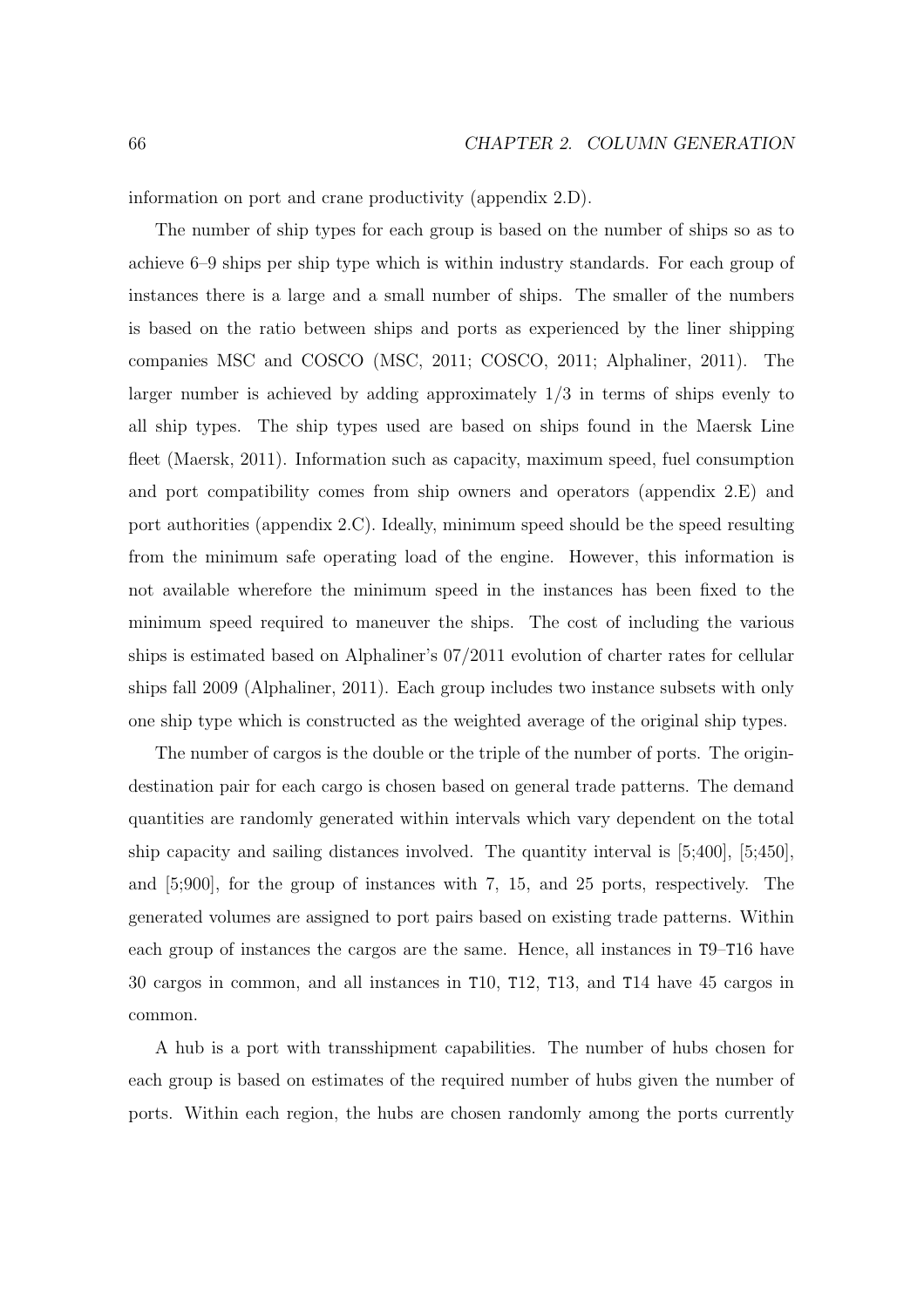information on port and crane productivity (appendix 2.D).

The number of ship types for each group is based on the number of ships so as to achieve 6–9 ships per ship type which is within industry standards. For each group of instances there is a large and a small number of ships. The smaller of the numbers is based on the ratio between ships and ports as experienced by the liner shipping companies MSC and COSCO (MSC, 2011; COSCO, 2011; Alphaliner, 2011). The larger number is achieved by adding approximately 1/3 in terms of ships evenly to all ship types. The ship types used are based on ships found in the Maersk Line fleet (Maersk, 2011). Information such as capacity, maximum speed, fuel consumption and port compatibility comes from ship owners and operators (appendix 2.E) and port authorities (appendix 2.C). Ideally, minimum speed should be the speed resulting from the minimum safe operating load of the engine. However, this information is not available wherefore the minimum speed in the instances has been fixed to the minimum speed required to maneuver the ships. The cost of including the various ships is estimated based on Alphaliner's 07/2011 evolution of charter rates for cellular ships fall 2009 (Alphaliner, 2011). Each group includes two instance subsets with only one ship type which is constructed as the weighted average of the original ship types.

The number of cargos is the double or the triple of the number of ports. The origin-destination pair for each cargo is chosen based on general trade patterns. The demand quantities are randomly generated within intervals which vary dependent on the total ship capacity and sailing distances involved. The quantity interval is [5;400], [5;450], and [5;900], for the group of instances with 7, 15, and 25 ports, respectively. The generated volumes are assigned to port pairs based on existing trade patterns. Within each group of instances the cargos are the same. Hence, all instances in T9–T16 have 30 cargos in common, and all instances in T10, T12, T13, and T14 have 45 cargos in common.

A hub is a port with transshipment capabilities. The number of hubs chosen for each group is based on estimates of the required number of hubs given the number of ports. Within each region, the hubs are chosen randomly among the ports currently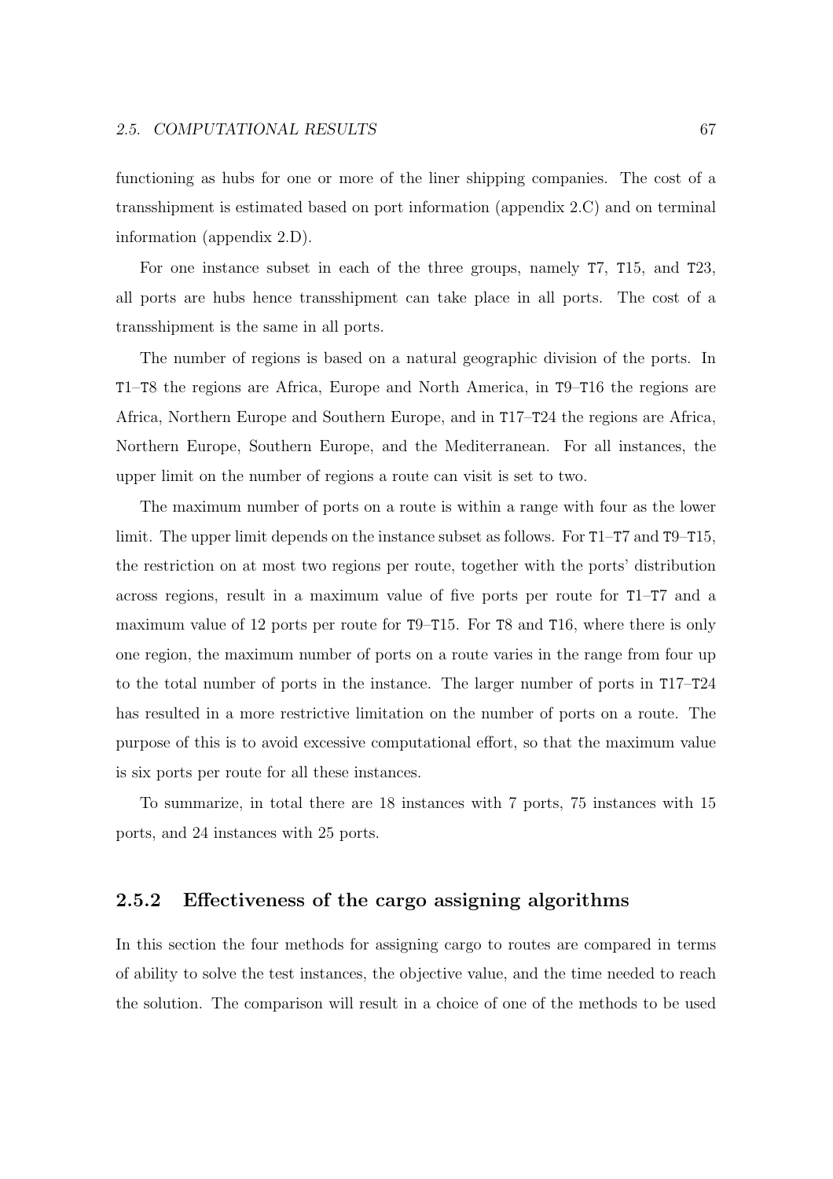functioning as hubs for one or more of the liner shipping companies. The cost of a transshipment is estimated based on port information (appendix 2.C) and on terminal information (appendix 2.D).

For one instance subset in each of the three groups, namely `T7`, `T15`, and `T23`, all ports are hubs hence transshipment can take place in all ports. The cost of a transshipment is the same in all ports.

The number of regions is based on a natural geographic division of the ports. In `T1`–`T8` the regions are Africa, Europe and North America, in `T9`–`T16` the regions are Africa, Northern Europe and Southern Europe, and in `T17`–`T24` the regions are Africa, Northern Europe, Southern Europe, and the Mediterranean. For all instances, the upper limit on the number of regions a route can visit is set to two.

The maximum number of ports on a route is within a range with four as the lower limit. The upper limit depends on the instance subset as follows. For `T1`–`T7` and `T9`–`T15`, the restriction on at most two regions per route, together with the ports' distribution across regions, result in a maximum value of five ports per route for `T1`–`T7` and a maximum value of 12 ports per route for `T9`–`T15`. For `T8` and `T16`, where there is only one region, the maximum number of ports on a route varies in the range from four up to the total number of ports in the instance. The larger number of ports in `T17`–`T24` has resulted in a more restrictive limitation on the number of ports on a route. The purpose of this is to avoid excessive computational effort, so that the maximum value is six ports per route for all these instances.

To summarize, in total there are 18 instances with 7 ports, 75 instances with 15 ports, and 24 instances with 25 ports.

### 2.5.2 Effectiveness of the cargo assigning algorithms

In this section the four methods for assigning cargo to routes are compared in terms of ability to solve the test instances, the objective value, and the time needed to reach the solution. The comparison will result in a choice of one of the methods to be used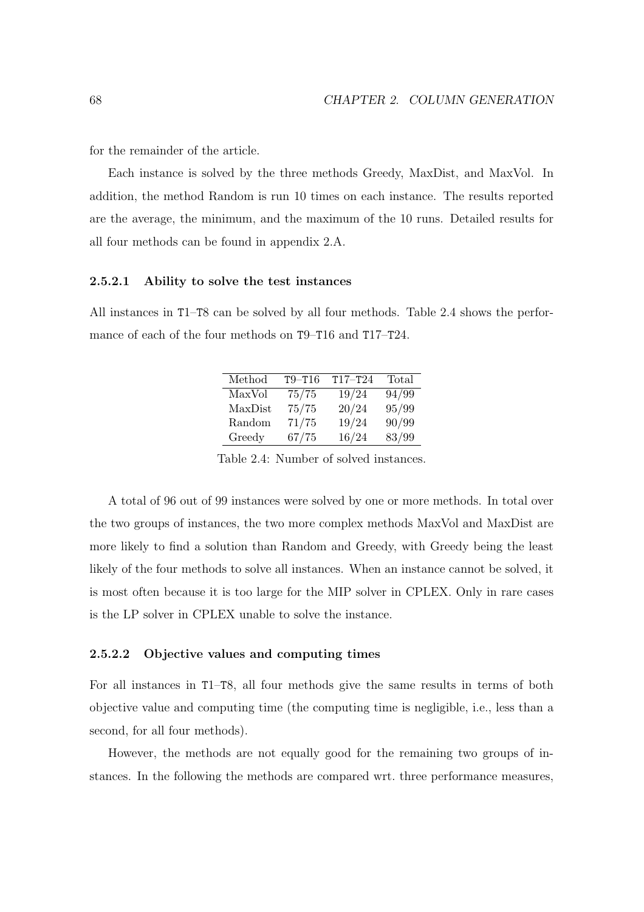for the remainder of the article.

Each instance is solved by the three methods Greedy, MaxDist, and MaxVol. In addition, the method Random is run 10 times on each instance. The results reported are the average, the minimum, and the maximum of the 10 runs. Detailed results for all four methods can be found in appendix 2.A.

#### 2.5.2.1 Ability to solve the test instances

All instances in T1–T8 can be solved by all four methods. Table 2.4 shows the performance of each of the four methods on T9–T16 and T17–T24.

| Method | T9–T16 | T17–T24 | Total |
|---|---|---|---|
| MaxVol | 75/75 | 19/24 | 94/99 |
| MaxDist | 75/75 | 20/24 | 95/99 |
| Random | 71/75 | 19/24 | 90/99 |
| Greedy | 67/75 | 16/24 | 83/99 |

Table 2.4: Number of solved instances.

A total of 96 out of 99 instances were solved by one or more methods. In total over the two groups of instances, the two more complex methods MaxVol and MaxDist are more likely to find a solution than Random and Greedy, with Greedy being the least likely of the four methods to solve all instances. When an instance cannot be solved, it is most often because it is too large for the MIP solver in CPLEX. Only in rare cases is the LP solver in CPLEX unable to solve the instance.

#### 2.5.2.2 Objective values and computing times

For all instances in T1–T8, all four methods give the same results in terms of both objective value and computing time (the computing time is negligible, i.e., less than a second, for all four methods).

However, the methods are not equally good for the remaining two groups of instances. In the following the methods are compared wrt. three performance measures,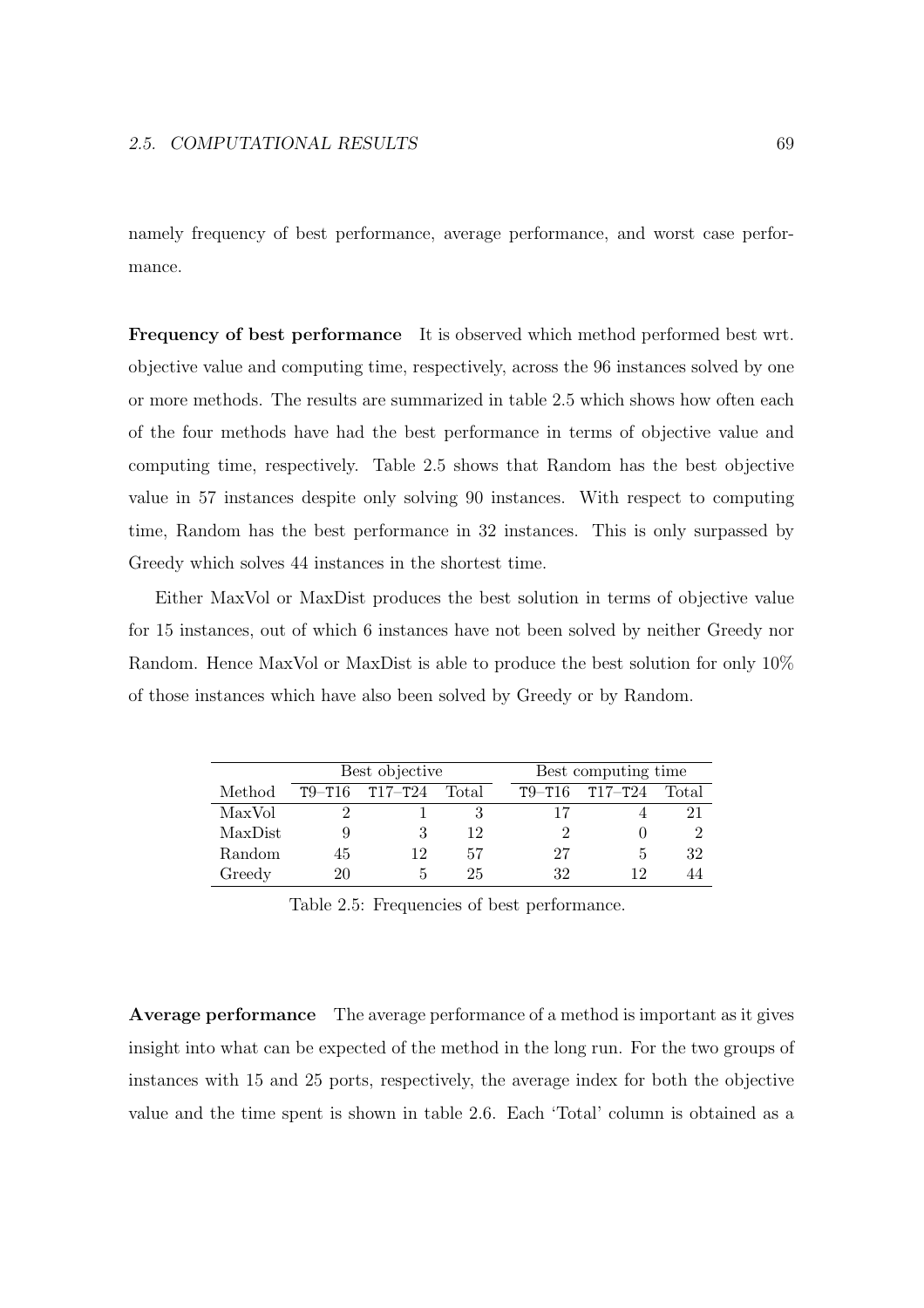namely frequency of best performance, average performance, and worst case performance.

**Frequency of best performance** It is observed which method performed best wrt. objective value and computing time, respectively, across the 96 instances solved by one or more methods. The results are summarized in table 2.5 which shows how often each of the four methods have had the best performance in terms of objective value and computing time, respectively. Table 2.5 shows that Random has the best objective value in 57 instances despite only solving 90 instances. With respect to computing time, Random has the best performance in 32 instances. This is only surpassed by Greedy which solves 44 instances in the shortest time.

Either MaxVol or MaxDist produces the best solution in terms of objective value for 15 instances, out of which 6 instances have not been solved by neither Greedy nor Random. Hence MaxVol or MaxDist is able to produce the best solution for only 10% of those instances which have also been solved by Greedy or by Random.

| | Best objective | | | Best computing time | | |
|---|---|---|---|---|---|---|
| Method | T9–T16 | T17–T24 | Total | T9–T16 | T17–T24 | Total |
| MaxVol | 2 | 1 | 3 | 17 | 4 | 21 |
| MaxDist | 9 | 3 | 12 | 2 | 0 | 2 |
| Random | 45 | 12 | 57 | 27 | 5 | 32 |
| Greedy | 20 | 5 | 25 | 32 | 12 | 44 |

Table 2.5: Frequencies of best performance.

**Average performance** The average performance of a method is important as it gives insight into what can be expected of the method in the long run. For the two groups of instances with 15 and 25 ports, respectively, the average index for both the objective value and the time spent is shown in table 2.6. Each 'Total' column is obtained as a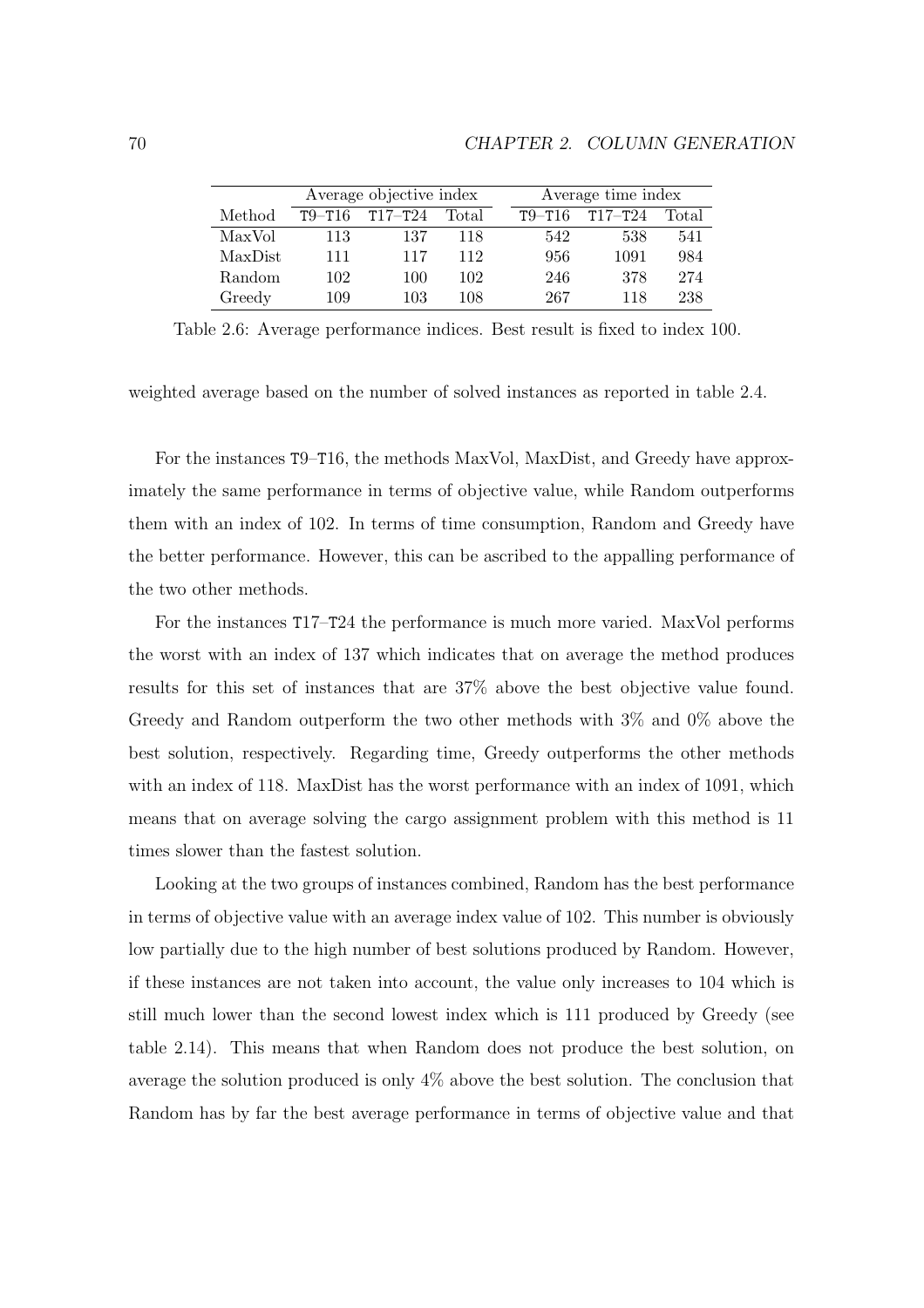| | Average objective index | | | Average time index | | |
|---|---|---|---|---|---|---|
| Method | T9–T16 | T17–T24 | Total | T9–T16 | T17–T24 | Total |
| MaxVol | 113 | 137 | 118 | 542 | 538 | 541 |
| MaxDist | 111 | 117 | 112 | 956 | 1091 | 984 |
| Random | 102 | 100 | 102 | 246 | 378 | 274 |
| Greedy | 109 | 103 | 108 | 267 | 118 | 238 |

Table 2.6: Average performance indices. Best result is fixed to index 100.

weighted average based on the number of solved instances as reported in table 2.4.

For the instances T9–T16, the methods MaxVol, MaxDist, and Greedy have approximately the same performance in terms of objective value, while Random outperforms them with an index of 102. In terms of time consumption, Random and Greedy have the better performance. However, this can be ascribed to the appalling performance of the two other methods.

For the instances T17–T24 the performance is much more varied. MaxVol performs the worst with an index of 137 which indicates that on average the method produces results for this set of instances that are 37% above the best objective value found. Greedy and Random outperform the two other methods with 3% and 0% above the best solution, respectively. Regarding time, Greedy outperforms the other methods with an index of 118. MaxDist has the worst performance with an index of 1091, which means that on average solving the cargo assignment problem with this method is 11 times slower than the fastest solution.

Looking at the two groups of instances combined, Random has the best performance in terms of objective value with an average index value of 102. This number is obviously low partially due to the high number of best solutions produced by Random. However, if these instances are not taken into account, the value only increases to 104 which is still much lower than the second lowest index which is 111 produced by Greedy (see table 2.14). This means that when Random does not produce the best solution, on average the solution produced is only 4% above the best solution. The conclusion that Random has by far the best average performance in terms of objective value and that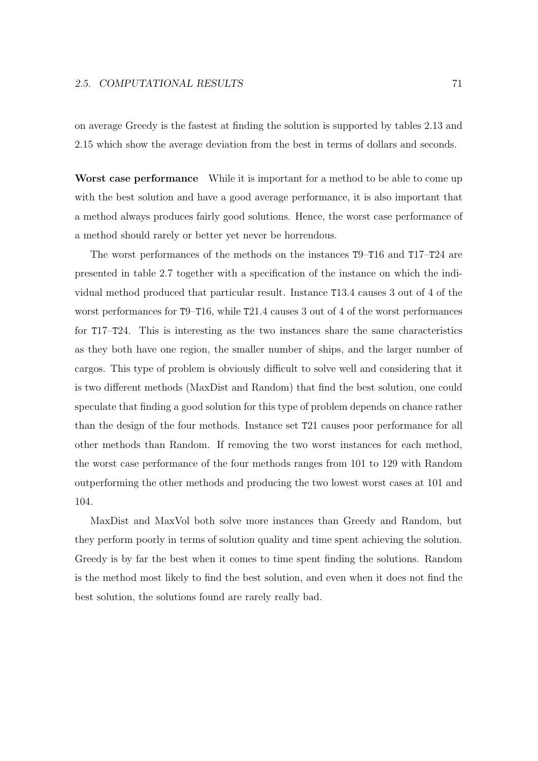on average Greedy is the fastest at finding the solution is supported by tables 2.13 and 2.15 which show the average deviation from the best in terms of dollars and seconds.

**Worst case performance** While it is important for a method to be able to come up with the best solution and have a good average performance, it is also important that a method always produces fairly good solutions. Hence, the worst case performance of a method should rarely or better yet never be horrendous.

The worst performances of the methods on the instances `T9`–`T16` and `T17`–`T24` are presented in table 2.7 together with a specification of the instance on which the individual method produced that particular result. Instance `T13.4` causes 3 out of 4 of the worst performances for `T9`–`T16`, while `T21.4` causes 3 out of 4 of the worst performances for `T17`–`T24`. This is interesting as the two instances share the same characteristics as they both have one region, the smaller number of ships, and the larger number of cargos. This type of problem is obviously difficult to solve well and considering that it is two different methods (MaxDist and Random) that find the best solution, one could speculate that finding a good solution for this type of problem depends on chance rather than the design of the four methods. Instance set `T21` causes poor performance for all other methods than Random. If removing the two worst instances for each method, the worst case performance of the four methods ranges from 101 to 129 with Random outperforming the other methods and producing the two lowest worst cases at 101 and 104.

MaxDist and MaxVol both solve more instances than Greedy and Random, but they perform poorly in terms of solution quality and time spent achieving the solution. Greedy is by far the best when it comes to time spent finding the solutions. Random is the method most likely to find the best solution, and even when it does not find the best solution, the solutions found are rarely really bad.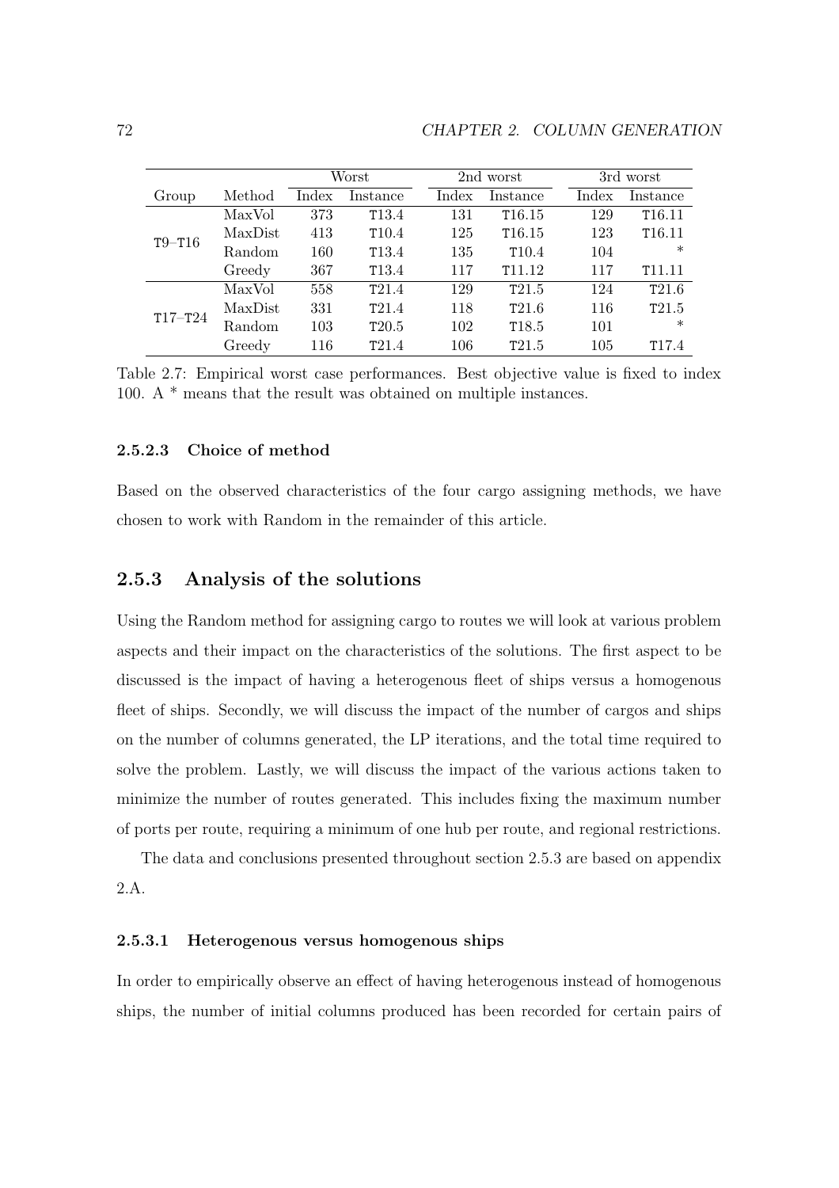| | | Worst | | 2nd worst | | 3rd worst | |
|---|---|---|---|---|---|---|---|
| Group | Method | Index | Instance | Index | Instance | Index | Instance |
| T9–T16 | MaxVol | 373 | T13.4 | 131 | T16.15 | 129 | T16.11 |
| | MaxDist | 413 | T10.4 | 125 | T16.15 | 123 | T16.11 |
| | Random | 160 | T13.4 | 135 | T10.4 | 104 | * |
| | Greedy | 367 | T13.4 | 117 | T11.12 | 117 | T11.11 |
| T17–T24 | MaxVol | 558 | T21.4 | 129 | T21.5 | 124 | T21.6 |
| | MaxDist | 331 | T21.4 | 118 | T21.6 | 116 | T21.5 |
| | Random | 103 | T20.5 | 102 | T18.5 | 101 | * |
| | Greedy | 116 | T21.4 | 106 | T21.5 | 105 | T17.4 |

Table 2.7: Empirical worst case performances. Best objective value is fixed to index 100. A * means that the result was obtained on multiple instances.

#### 2.5.2.3 Choice of method

Based on the observed characteristics of the four cargo assigning methods, we have chosen to work with Random in the remainder of this article.

### 2.5.3 Analysis of the solutions

Using the Random method for assigning cargo to routes we will look at various problem aspects and their impact on the characteristics of the solutions. The first aspect to be discussed is the impact of having a heterogenous fleet of ships versus a homogenous fleet of ships. Secondly, we will discuss the impact of the number of cargos and ships on the number of columns generated, the LP iterations, and the total time required to solve the problem. Lastly, we will discuss the impact of the various actions taken to minimize the number of routes generated. This includes fixing the maximum number of ports per route, requiring a minimum of one hub per route, and regional restrictions.

The data and conclusions presented throughout section 2.5.3 are based on appendix 2.A.

#### 2.5.3.1 Heterogenous versus homogenous ships

In order to empirically observe an effect of having heterogenous instead of homogenous ships, the number of initial columns produced has been recorded for certain pairs of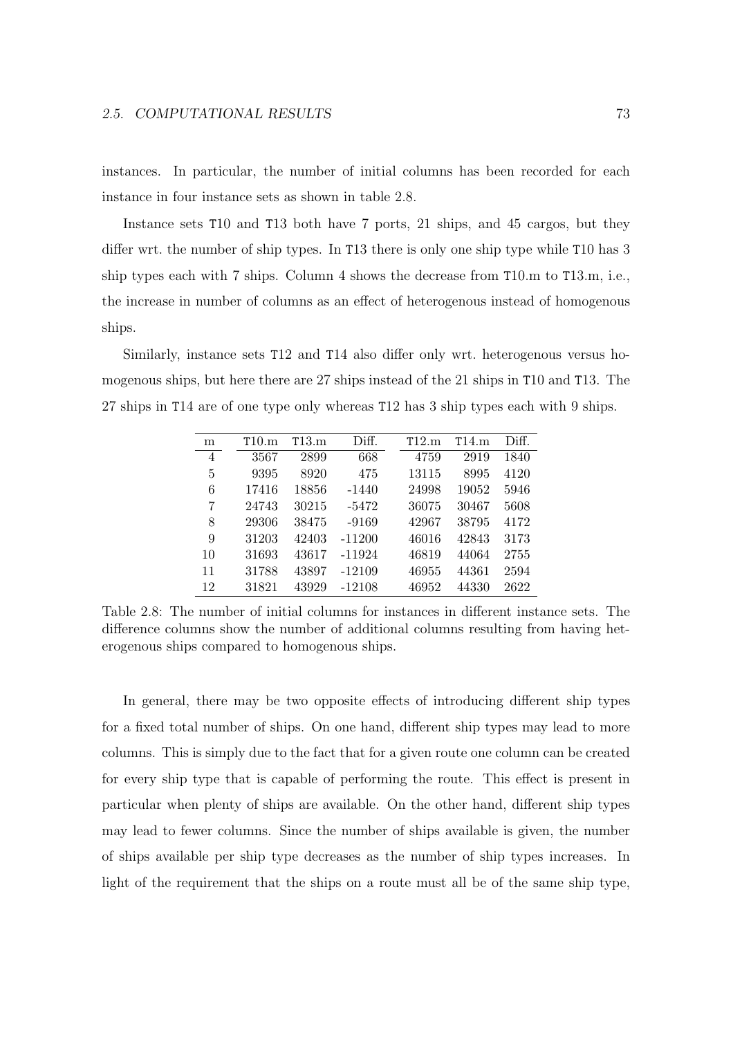instances. In particular, the number of initial columns has been recorded for each instance in four instance sets as shown in table 2.8.

Instance sets T10 and T13 both have 7 ports, 21 ships, and 45 cargos, but they differ wrt. the number of ship types. In T13 there is only one ship type while T10 has 3 ship types each with 7 ships. Column 4 shows the decrease from T10.m to T13.m, i.e., the increase in number of columns as an effect of heterogenous instead of homogenous ships.

Similarly, instance sets T12 and T14 also differ only wrt. heterogenous versus homogenous ships, but here there are 27 ships instead of the 21 ships in T10 and T13. The 27 ships in T14 are of one type only whereas T12 has 3 ship types each with 9 ships.

| m | T10.m | T13.m | Diff. | T12.m | T14.m | Diff. |
|---|---|---|---|---|---|---|
| 4 | 3567 | 2899 | 668 | 4759 | 2919 | 1840 |
| 5 | 9395 | 8920 | 475 | 13115 | 8995 | 4120 |
| 6 | 17416 | 18856 | -1440 | 24998 | 19052 | 5946 |
| 7 | 24743 | 30215 | -5472 | 36075 | 30467 | 5608 |
| 8 | 29306 | 38475 | -9169 | 42967 | 38795 | 4172 |
| 9 | 31203 | 42403 | -11200 | 46016 | 42843 | 3173 |
| 10 | 31693 | 43617 | -11924 | 46819 | 44064 | 2755 |
| 11 | 31788 | 43897 | -12109 | 46955 | 44361 | 2594 |
| 12 | 31821 | 43929 | -12108 | 46952 | 44330 | 2622 |

Table 2.8: The number of initial columns for instances in different instance sets. The difference columns show the number of additional columns resulting from having heterogenous ships compared to homogenous ships.

In general, there may be two opposite effects of introducing different ship types for a fixed total number of ships. On one hand, different ship types may lead to more columns. This is simply due to the fact that for a given route one column can be created for every ship type that is capable of performing the route. This effect is present in particular when plenty of ships are available. On the other hand, different ship types may lead to fewer columns. Since the number of ships available is given, the number of ships available per ship type decreases as the number of ship types increases. In light of the requirement that the ships on a route must all be of the same ship type,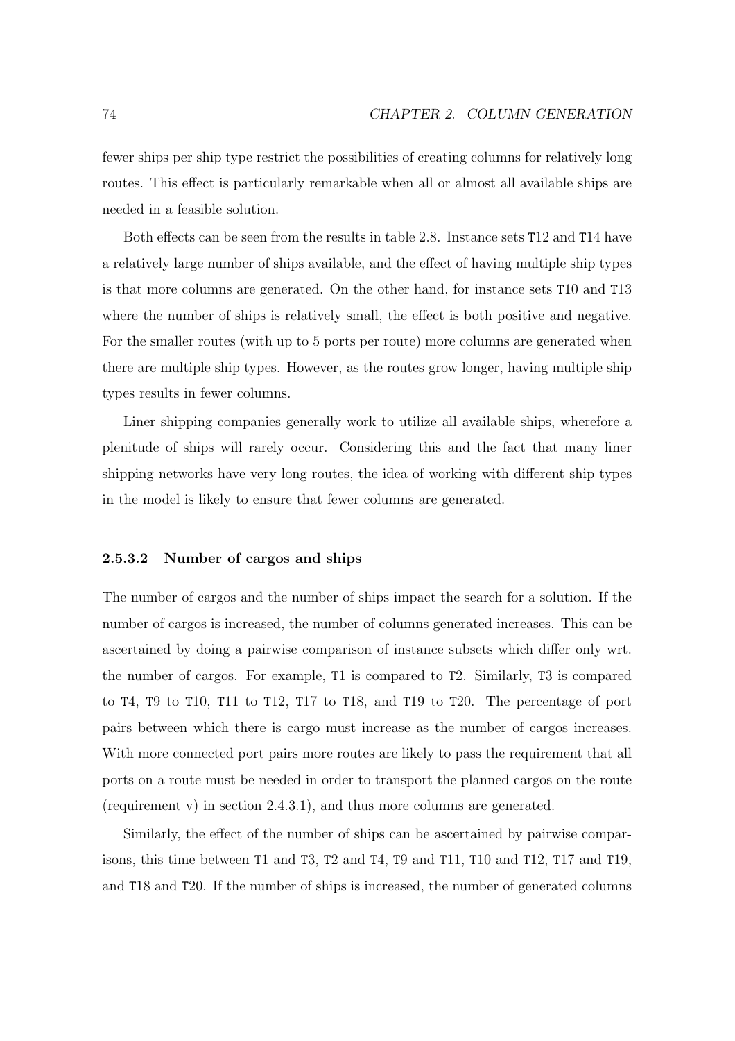fewer ships per ship type restrict the possibilities of creating columns for relatively long routes. This effect is particularly remarkable when all or almost all available ships are needed in a feasible solution.

Both effects can be seen from the results in table 2.8. Instance sets T12 and T14 have a relatively large number of ships available, and the effect of having multiple ship types is that more columns are generated. On the other hand, for instance sets T10 and T13 where the number of ships is relatively small, the effect is both positive and negative. For the smaller routes (with up to 5 ports per route) more columns are generated when there are multiple ship types. However, as the routes grow longer, having multiple ship types results in fewer columns.

Liner shipping companies generally work to utilize all available ships, wherefore a plenitude of ships will rarely occur. Considering this and the fact that many liner shipping networks have very long routes, the idea of working with different ship types in the model is likely to ensure that fewer columns are generated.

#### 2.5.3.2 Number of cargos and ships

The number of cargos and the number of ships impact the search for a solution. If the number of cargos is increased, the number of columns generated increases. This can be ascertained by doing a pairwise comparison of instance subsets which differ only wrt. the number of cargos. For example, T1 is compared to T2. Similarly, T3 is compared to T4, T9 to T10, T11 to T12, T17 to T18, and T19 to T20. The percentage of port pairs between which there is cargo must increase as the number of cargos increases. With more connected port pairs more routes are likely to pass the requirement that all ports on a route must be needed in order to transport the planned cargos on the route (requirement v) in section 2.4.3.1), and thus more columns are generated.

Similarly, the effect of the number of ships can be ascertained by pairwise comparisons, this time between T1 and T3, T2 and T4, T9 and T11, T10 and T12, T17 and T19, and T18 and T20. If the number of ships is increased, the number of generated columns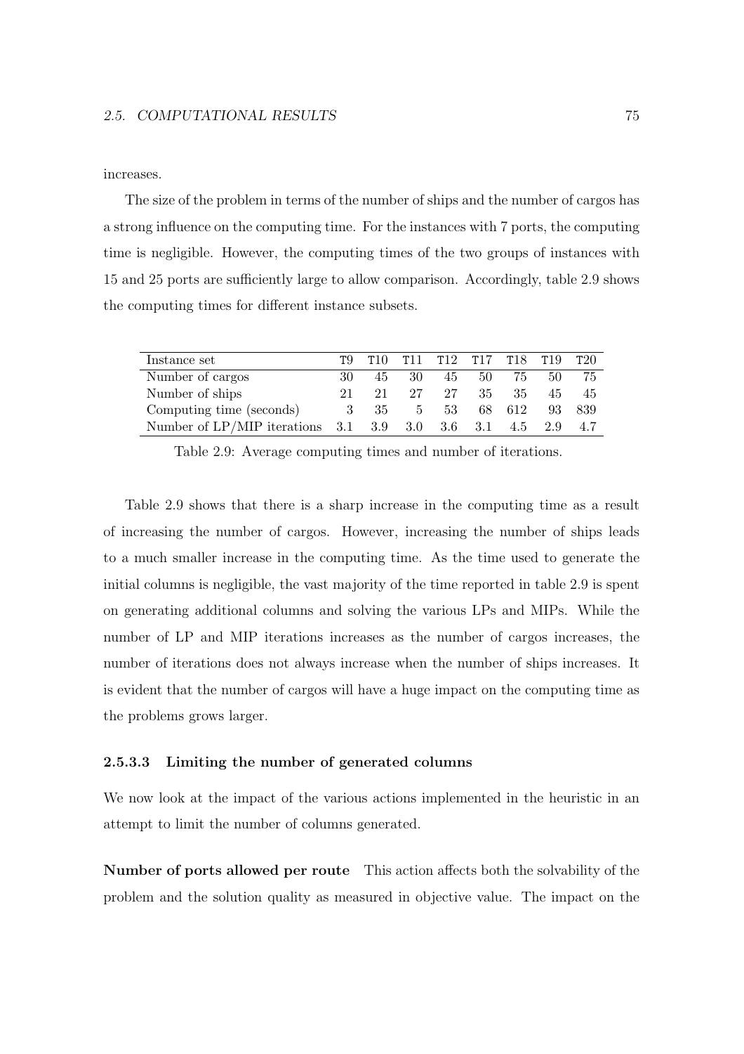increases.

The size of the problem in terms of the number of ships and the number of cargos has a strong influence on the computing time. For the instances with 7 ports, the computing time is negligible. However, the computing times of the two groups of instances with 15 and 25 ports are sufficiently large to allow comparison. Accordingly, table 2.9 shows the computing times for different instance subsets.

| Instance set | T9 | T10 | T11 | T12 | T17 | T18 | T19 | T20 |
|---|---|---|---|---|---|---|---|---|
| Number of cargos | 30 | 45 | 30 | 45 | 50 | 75 | 50 | 75 |
| Number of ships | 21 | 21 | 27 | 27 | 35 | 35 | 45 | 45 |
| Computing time (seconds) | 3 | 35 | 5 | 53 | 68 | 612 | 93 | 839 |
| Number of LP/MIP iterations | 3.1 | 3.9 | 3.0 | 3.6 | 3.1 | 4.5 | 2.9 | 4.7 |

Table 2.9: Average computing times and number of iterations.

Table 2.9 shows that there is a sharp increase in the computing time as a result of increasing the number of cargos. However, increasing the number of ships leads to a much smaller increase in the computing time. As the time used to generate the initial columns is negligible, the vast majority of the time reported in table 2.9 is spent on generating additional columns and solving the various LPs and MIPs. While the number of LP and MIP iterations increases as the number of cargos increases, the number of iterations does not always increase when the number of ships increases. It is evident that the number of cargos will have a huge impact on the computing time as the problems grows larger.

#### 2.5.3.3 Limiting the number of generated columns

We now look at the impact of the various actions implemented in the heuristic in an attempt to limit the number of columns generated.

**Number of ports allowed per route** This action affects both the solvability of the problem and the solution quality as measured in objective value. The impact on the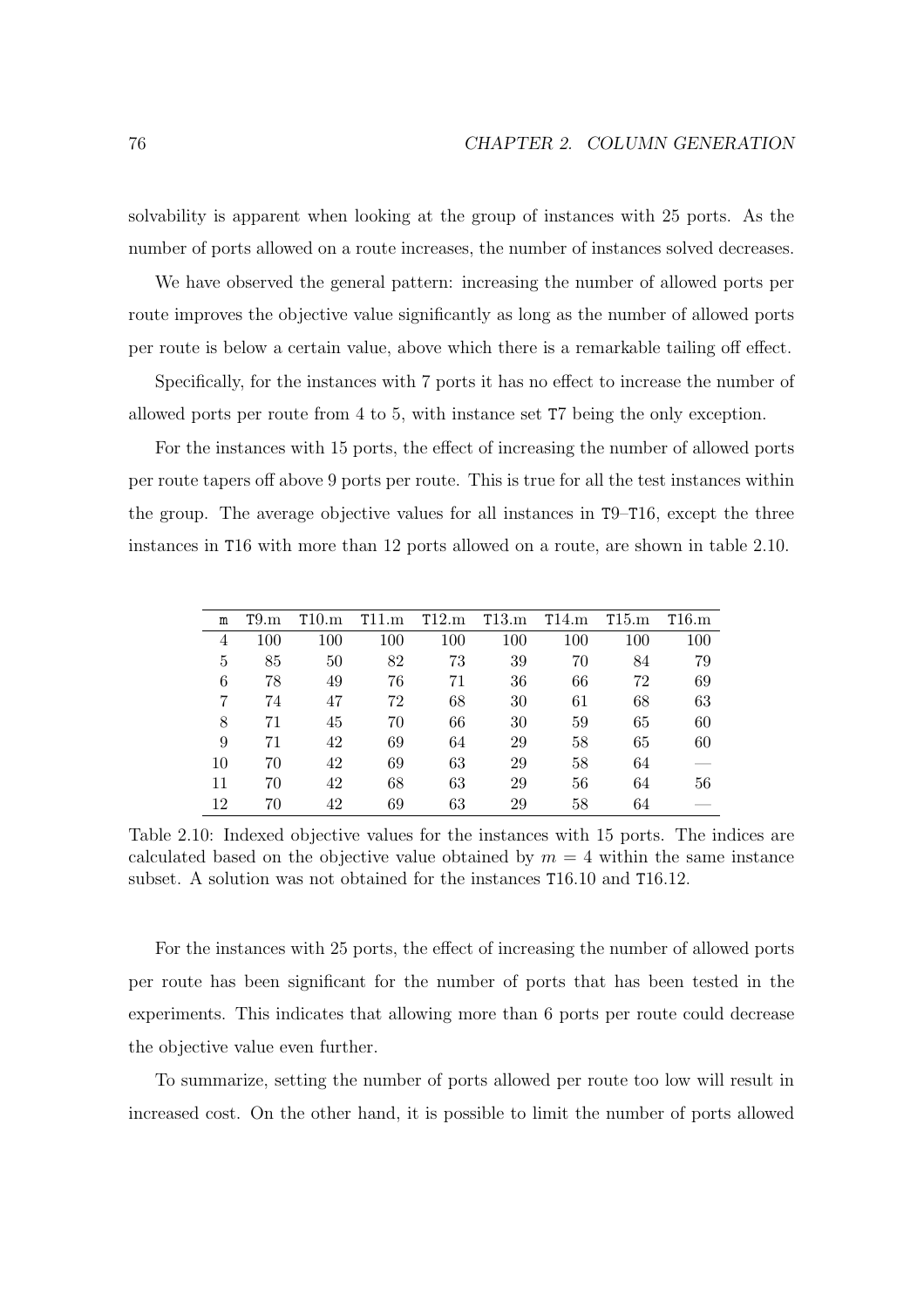solvability is apparent when looking at the group of instances with 25 ports. As the number of ports allowed on a route increases, the number of instances solved decreases.

We have observed the general pattern: increasing the number of allowed ports per route improves the objective value significantly as long as the number of allowed ports per route is below a certain value, above which there is a remarkable tailing off effect.

Specifically, for the instances with 7 ports it has no effect to increase the number of allowed ports per route from 4 to 5, with instance set T7 being the only exception.

For the instances with 15 ports, the effect of increasing the number of allowed ports per route tapers off above 9 ports per route. This is true for all the test instances within the group. The average objective values for all instances in T9–T16, except the three instances in T16 with more than 12 ports allowed on a route, are shown in table 2.10.

| m | T9.m | T10.m | T11.m | T12.m | T13.m | T14.m | T15.m | T16.m |
|---|---|---|---|---|---|---|---|---|
| 4 | 100 | 100 | 100 | 100 | 100 | 100 | 100 | 100 |
| 5 | 85 | 50 | 82 | 73 | 39 | 70 | 84 | 79 |
| 6 | 78 | 49 | 76 | 71 | 36 | 66 | 72 | 69 |
| 7 | 74 | 47 | 72 | 68 | 30 | 61 | 68 | 63 |
| 8 | 71 | 45 | 70 | 66 | 30 | 59 | 65 | 60 |
| 9 | 71 | 42 | 69 | 64 | 29 | 58 | 65 | 60 |
| 10 | 70 | 42 | 69 | 63 | 29 | 58 | 64 | — |
| 11 | 70 | 42 | 68 | 63 | 29 | 56 | 64 | 56 |
| 12 | 70 | 42 | 69 | 63 | 29 | 58 | 64 | — |

Table 2.10: Indexed objective values for the instances with 15 ports. The indices are calculated based on the objective value obtained by $m = 4$ within the same instance subset. A solution was not obtained for the instances T16.10 and T16.12.

For the instances with 25 ports, the effect of increasing the number of allowed ports per route has been significant for the number of ports that has been tested in the experiments. This indicates that allowing more than 6 ports per route could decrease the objective value even further.

To summarize, setting the number of ports allowed per route too low will result in increased cost. On the other hand, it is possible to limit the number of ports allowed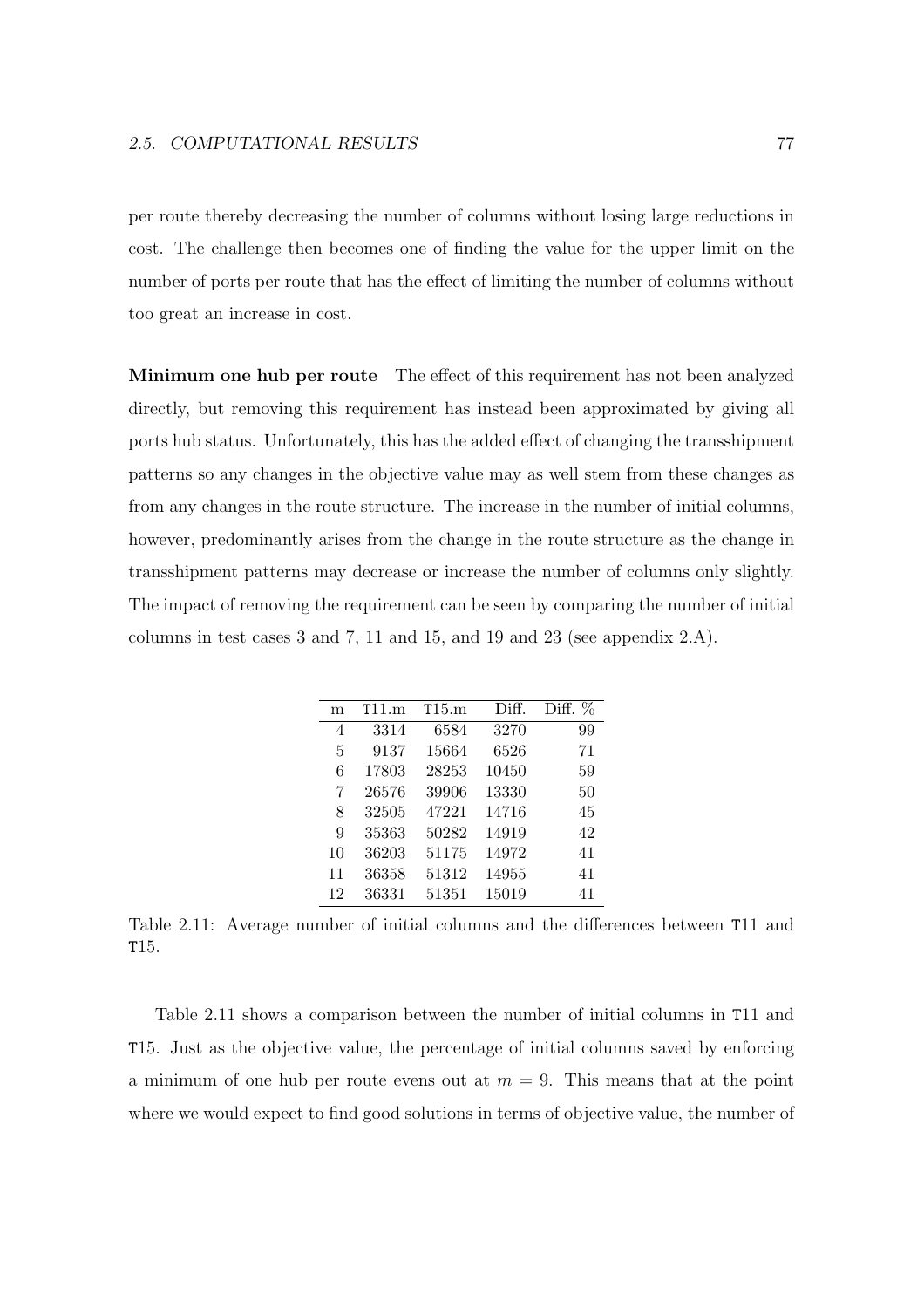per route thereby decreasing the number of columns without losing large reductions in cost. The challenge then becomes one of finding the value for the upper limit on the number of ports per route that has the effect of limiting the number of columns without too great an increase in cost.

**Minimum one hub per route** The effect of this requirement has not been analyzed directly, but removing this requirement has instead been approximated by giving all ports hub status. Unfortunately, this has the added effect of changing the transshipment patterns so any changes in the objective value may as well stem from these changes as from any changes in the route structure. The increase in the number of initial columns, however, predominantly arises from the change in the route structure as the change in transshipment patterns may decrease or increase the number of columns only slightly. The impact of removing the requirement can be seen by comparing the number of initial columns in test cases 3 and 7, 11 and 15, and 19 and 23 (see appendix 2.A).

| m | T11.m | T15.m | Diff. | Diff. % |
|---|---|---|---|---|
| 4 | 3314 | 6584 | 3270 | 99 |
| 5 | 9137 | 15664 | 6526 | 71 |
| 6 | 17803 | 28253 | 10450 | 59 |
| 7 | 26576 | 39906 | 13330 | 50 |
| 8 | 32505 | 47221 | 14716 | 45 |
| 9 | 35363 | 50282 | 14919 | 42 |
| 10 | 36203 | 51175 | 14972 | 41 |
| 11 | 36358 | 51312 | 14955 | 41 |
| 12 | 36331 | 51351 | 15019 | 41 |

Table 2.11: Average number of initial columns and the differences between T11 and T15.

Table 2.11 shows a comparison between the number of initial columns in T11 and T15. Just as the objective value, the percentage of initial columns saved by enforcing a minimum of one hub per route evens out at $m = 9$. This means that at the point where we would expect to find good solutions in terms of objective value, the number of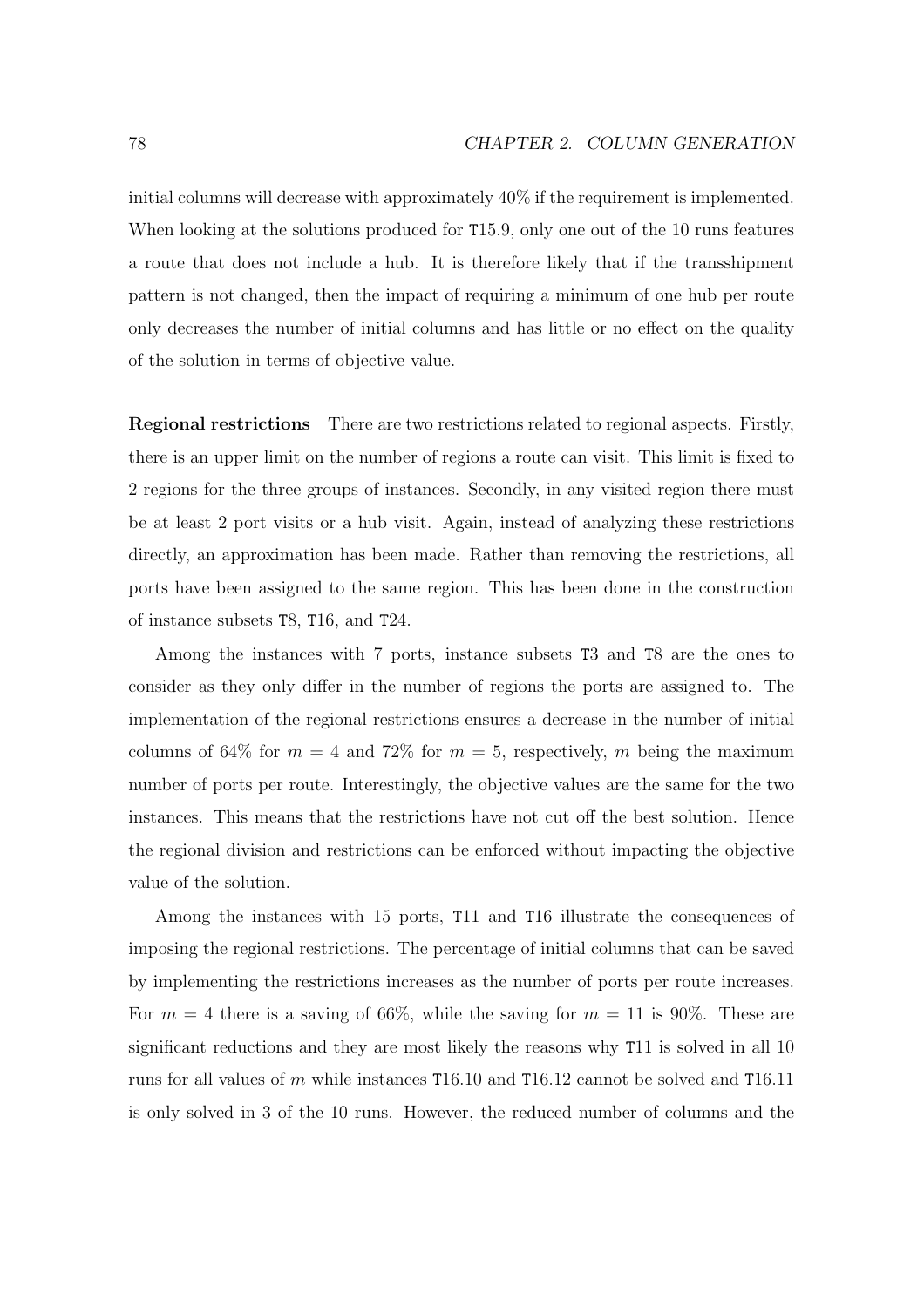initial columns will decrease with approximately 40% if the requirement is implemented. When looking at the solutions produced for T15.9, only one out of the 10 runs features a route that does not include a hub. It is therefore likely that if the transshipment pattern is not changed, then the impact of requiring a minimum of one hub per route only decreases the number of initial columns and has little or no effect on the quality of the solution in terms of objective value.

**Regional restrictions** There are two restrictions related to regional aspects. Firstly, there is an upper limit on the number of regions a route can visit. This limit is fixed to 2 regions for the three groups of instances. Secondly, in any visited region there must be at least 2 port visits or a hub visit. Again, instead of analyzing these restrictions directly, an approximation has been made. Rather than removing the restrictions, all ports have been assigned to the same region. This has been done in the construction of instance subsets T8, T16, and T24.

Among the instances with 7 ports, instance subsets T3 and T8 are the ones to consider as they only differ in the number of regions the ports are assigned to. The implementation of the regional restrictions ensures a decrease in the number of initial columns of 64% for $m = 4$ and 72% for $m = 5$, respectively, $m$ being the maximum number of ports per route. Interestingly, the objective values are the same for the two instances. This means that the restrictions have not cut off the best solution. Hence the regional division and restrictions can be enforced without impacting the objective value of the solution.

Among the instances with 15 ports, T11 and T16 illustrate the consequences of imposing the regional restrictions. The percentage of initial columns that can be saved by implementing the restrictions increases as the number of ports per route increases. For $m = 4$ there is a saving of 66%, while the saving for $m = 11$ is 90%. These are significant reductions and they are most likely the reasons why T11 is solved in all 10 runs for all values of $m$ while instances T16.10 and T16.12 cannot be solved and T16.11 is only solved in 3 of the 10 runs. However, the reduced number of columns and the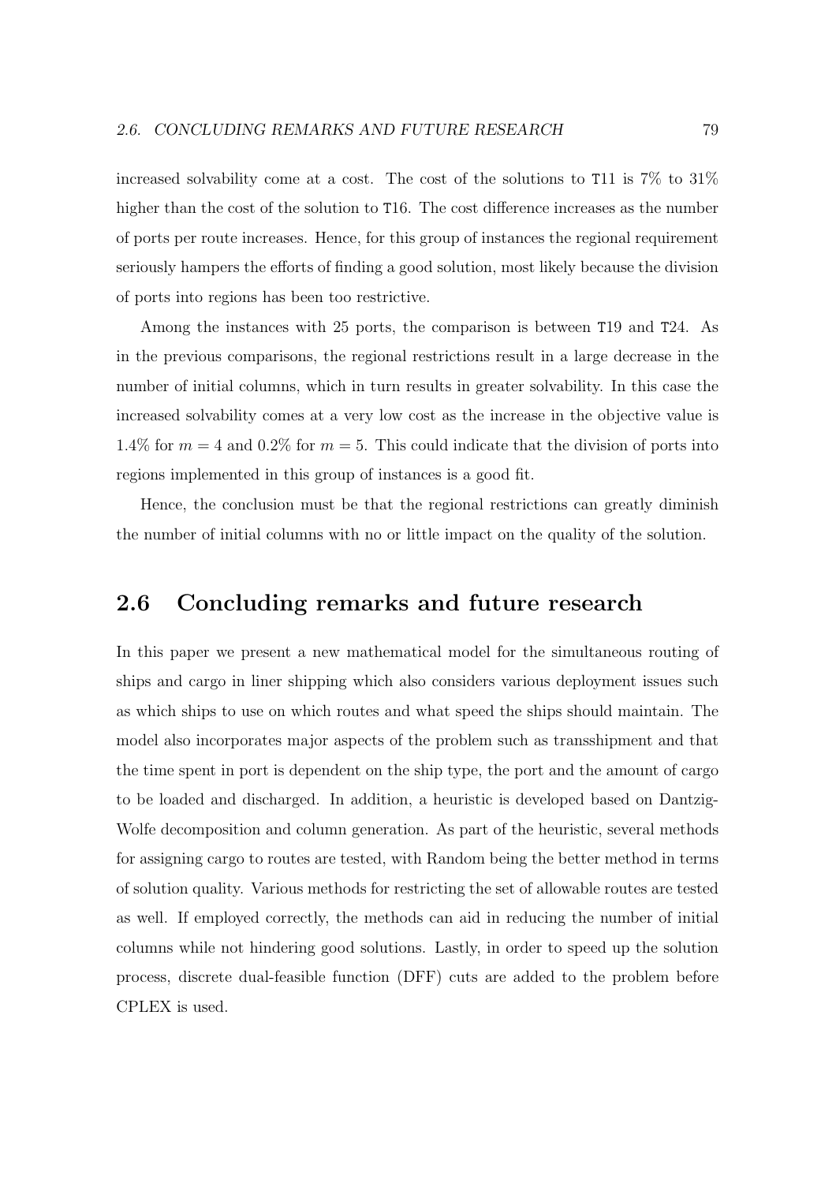increased solvability come at a cost. The cost of the solutions to T11 is 7% to 31% higher than the cost of the solution to T16. The cost difference increases as the number of ports per route increases. Hence, for this group of instances the regional requirement seriously hampers the efforts of finding a good solution, most likely because the division of ports into regions has been too restrictive.

Among the instances with 25 ports, the comparison is between T19 and T24. As in the previous comparisons, the regional restrictions result in a large decrease in the number of initial columns, which in turn results in greater solvability. In this case the increased solvability comes at a very low cost as the increase in the objective value is 1.4% for $m = 4$ and 0.2% for $m = 5$. This could indicate that the division of ports into regions implemented in this group of instances is a good fit.

Hence, the conclusion must be that the regional restrictions can greatly diminish the number of initial columns with no or little impact on the quality of the solution.

## 2.6 Concluding remarks and future research

In this paper we present a new mathematical model for the simultaneous routing of ships and cargo in liner shipping which also considers various deployment issues such as which ships to use on which routes and what speed the ships should maintain. The model also incorporates major aspects of the problem such as transshipment and that the time spent in port is dependent on the ship type, the port and the amount of cargo to be loaded and discharged. In addition, a heuristic is developed based on Dantzig-Wolfe decomposition and column generation. As part of the heuristic, several methods for assigning cargo to routes are tested, with Random being the better method in terms of solution quality. Various methods for restricting the set of allowable routes are tested as well. If employed correctly, the methods can aid in reducing the number of initial columns while not hindering good solutions. Lastly, in order to speed up the solution process, discrete dual-feasible function (DFF) cuts are added to the problem before CPLEX is used.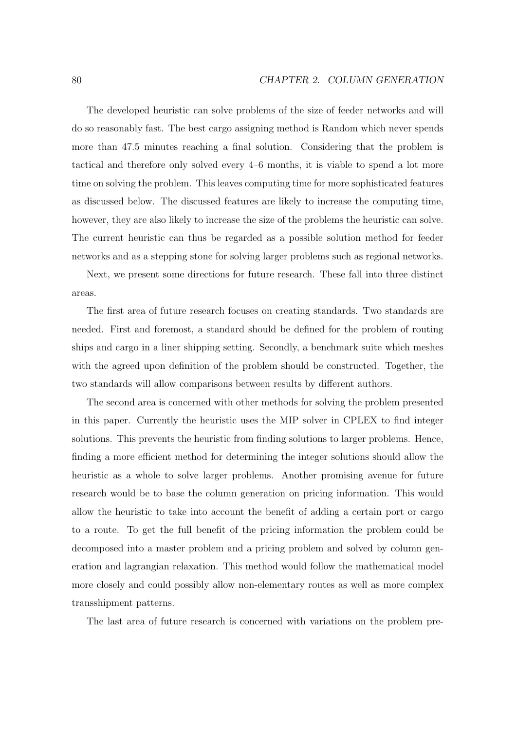The developed heuristic can solve problems of the size of feeder networks and will do so reasonably fast. The best cargo assigning method is Random which never spends more than 47.5 minutes reaching a final solution. Considering that the problem is tactical and therefore only solved every 4–6 months, it is viable to spend a lot more time on solving the problem. This leaves computing time for more sophisticated features as discussed below. The discussed features are likely to increase the computing time, however, they are also likely to increase the size of the problems the heuristic can solve. The current heuristic can thus be regarded as a possible solution method for feeder networks and as a stepping stone for solving larger problems such as regional networks.

Next, we present some directions for future research. These fall into three distinct areas.

The first area of future research focuses on creating standards. Two standards are needed. First and foremost, a standard should be defined for the problem of routing ships and cargo in a liner shipping setting. Secondly, a benchmark suite which meshes with the agreed upon definition of the problem should be constructed. Together, the two standards will allow comparisons between results by different authors.

The second area is concerned with other methods for solving the problem presented in this paper. Currently the heuristic uses the MIP solver in CPLEX to find integer solutions. This prevents the heuristic from finding solutions to larger problems. Hence, finding a more efficient method for determining the integer solutions should allow the heuristic as a whole to solve larger problems. Another promising avenue for future research would be to base the column generation on pricing information. This would allow the heuristic to take into account the benefit of adding a certain port or cargo to a route. To get the full benefit of the pricing information the problem could be decomposed into a master problem and a pricing problem and solved by column generation and lagrangian relaxation. This method would follow the mathematical model more closely and could possibly allow non-elementary routes as well as more complex transshipment patterns.

The last area of future research is concerned with variations on the problem pre-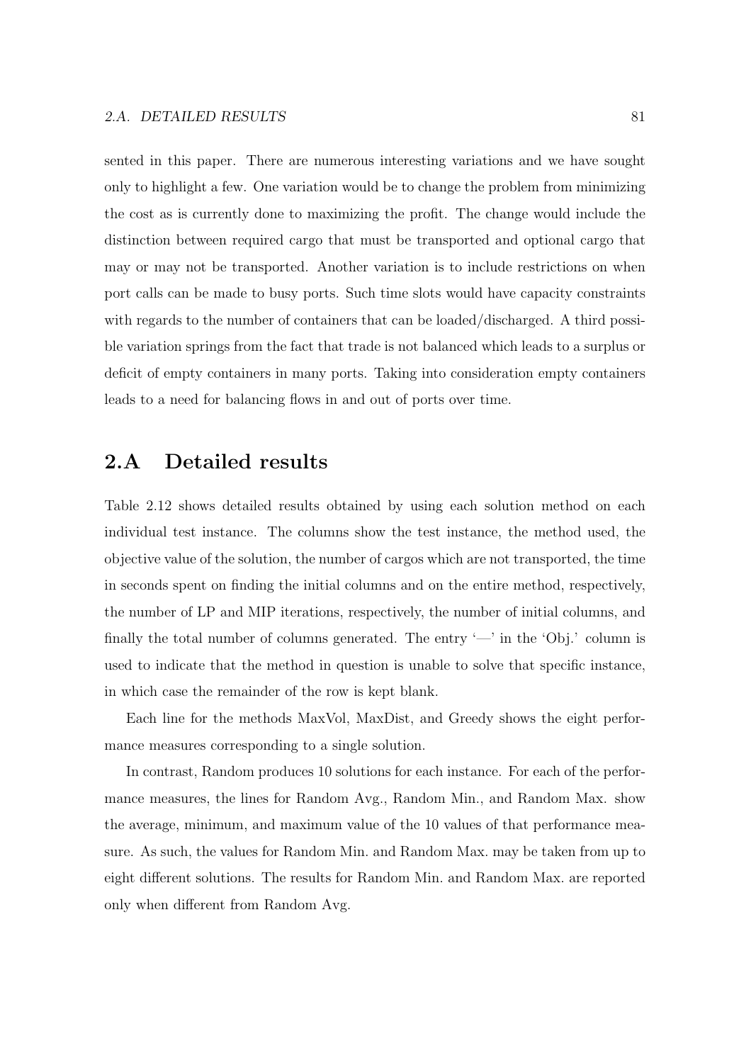sented in this paper. There are numerous interesting variations and we have sought only to highlight a few. One variation would be to change the problem from minimizing the cost as is currently done to maximizing the profit. The change would include the distinction between required cargo that must be transported and optional cargo that may or may not be transported. Another variation is to include restrictions on when port calls can be made to busy ports. Such time slots would have capacity constraints with regards to the number of containers that can be loaded/discharged. A third possible variation springs from the fact that trade is not balanced which leads to a surplus or deficit of empty containers in many ports. Taking into consideration empty containers leads to a need for balancing flows in and out of ports over time.

## 2.A Detailed results

Table 2.12 shows detailed results obtained by using each solution method on each individual test instance. The columns show the test instance, the method used, the objective value of the solution, the number of cargos which are not transported, the time in seconds spent on finding the initial columns and on the entire method, respectively, the number of LP and MIP iterations, respectively, the number of initial columns, and finally the total number of columns generated. The entry '—' in the 'Obj.' column is used to indicate that the method in question is unable to solve that specific instance, in which case the remainder of the row is kept blank.

Each line for the methods MaxVol, MaxDist, and Greedy shows the eight performance measures corresponding to a single solution.

In contrast, Random produces 10 solutions for each instance. For each of the performance measures, the lines for Random Avg., Random Min., and Random Max. show the average, minimum, and maximum value of the 10 values of that performance measure. As such, the values for Random Min. and Random Max. may be taken from up to eight different solutions. The results for Random Min. and Random Max. are reported only when different from Random Avg.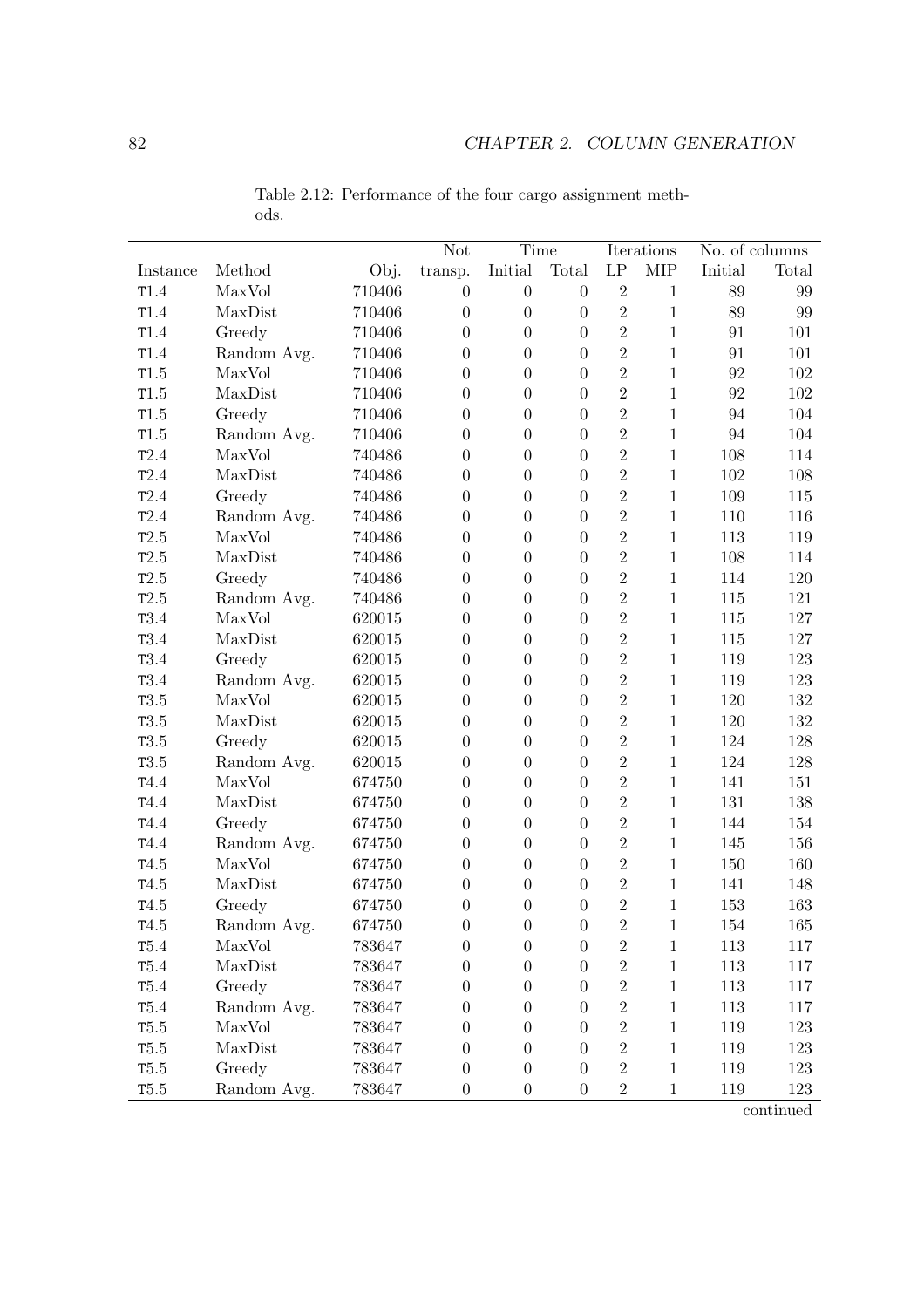Table 2.12: Performance of the four cargo assignment methods.

| Instance | Method | Obj. | Not transp. | Time | | Iterations | | No. of columns | |
|---|---|---|---|---|---|---|---|---|---|
| | | | | Initial | Total | LP | MIP | Initial | Total |
| T1.4 | MaxVol | 710406 | 0 | 0 | 0 | 2 | 1 | 89 | 99 |
| T1.4 | MaxDist | 710406 | 0 | 0 | 0 | 2 | 1 | 89 | 99 |
| T1.4 | Greedy | 710406 | 0 | 0 | 0 | 2 | 1 | 91 | 101 |
| T1.4 | Random Avg. | 710406 | 0 | 0 | 0 | 2 | 1 | 91 | 101 |
| T1.5 | MaxVol | 710406 | 0 | 0 | 0 | 2 | 1 | 92 | 102 |
| T1.5 | MaxDist | 710406 | 0 | 0 | 0 | 2 | 1 | 92 | 102 |
| T1.5 | Greedy | 710406 | 0 | 0 | 0 | 2 | 1 | 94 | 104 |
| T1.5 | Random Avg. | 710406 | 0 | 0 | 0 | 2 | 1 | 94 | 104 |
| T2.4 | MaxVol | 740486 | 0 | 0 | 0 | 2 | 1 | 108 | 114 |
| T2.4 | MaxDist | 740486 | 0 | 0 | 0 | 2 | 1 | 102 | 108 |
| T2.4 | Greedy | 740486 | 0 | 0 | 0 | 2 | 1 | 109 | 115 |
| T2.4 | Random Avg. | 740486 | 0 | 0 | 0 | 2 | 1 | 110 | 116 |
| T2.5 | MaxVol | 740486 | 0 | 0 | 0 | 2 | 1 | 113 | 119 |
| T2.5 | MaxDist | 740486 | 0 | 0 | 0 | 2 | 1 | 108 | 114 |
| T2.5 | Greedy | 740486 | 0 | 0 | 0 | 2 | 1 | 114 | 120 |
| T2.5 | Random Avg. | 740486 | 0 | 0 | 0 | 2 | 1 | 115 | 121 |
| T3.4 | MaxVol | 620015 | 0 | 0 | 0 | 2 | 1 | 115 | 127 |
| T3.4 | MaxDist | 620015 | 0 | 0 | 0 | 2 | 1 | 115 | 127 |
| T3.4 | Greedy | 620015 | 0 | 0 | 0 | 2 | 1 | 119 | 123 |
| T3.4 | Random Avg. | 620015 | 0 | 0 | 0 | 2 | 1 | 119 | 123 |
| T3.5 | MaxVol | 620015 | 0 | 0 | 0 | 2 | 1 | 120 | 132 |
| T3.5 | MaxDist | 620015 | 0 | 0 | 0 | 2 | 1 | 120 | 132 |
| T3.5 | Greedy | 620015 | 0 | 0 | 0 | 2 | 1 | 124 | 128 |
| T3.5 | Random Avg. | 620015 | 0 | 0 | 0 | 2 | 1 | 124 | 128 |
| T4.4 | MaxVol | 674750 | 0 | 0 | 0 | 2 | 1 | 141 | 151 |
| T4.4 | MaxDist | 674750 | 0 | 0 | 0 | 2 | 1 | 131 | 138 |
| T4.4 | Greedy | 674750 | 0 | 0 | 0 | 2 | 1 | 144 | 154 |
| T4.4 | Random Avg. | 674750 | 0 | 0 | 0 | 2 | 1 | 145 | 156 |
| T4.5 | MaxVol | 674750 | 0 | 0 | 0 | 2 | 1 | 150 | 160 |
| T4.5 | MaxDist | 674750 | 0 | 0 | 0 | 2 | 1 | 141 | 148 |
| T4.5 | Greedy | 674750 | 0 | 0 | 0 | 2 | 1 | 153 | 163 |
| T4.5 | Random Avg. | 674750 | 0 | 0 | 0 | 2 | 1 | 154 | 165 |
| T5.4 | MaxVol | 783647 | 0 | 0 | 0 | 2 | 1 | 113 | 117 |
| T5.4 | MaxDist | 783647 | 0 | 0 | 0 | 2 | 1 | 113 | 117 |
| T5.4 | Greedy | 783647 | 0 | 0 | 0 | 2 | 1 | 113 | 117 |
| T5.4 | Random Avg. | 783647 | 0 | 0 | 0 | 2 | 1 | 113 | 117 |
| T5.5 | MaxVol | 783647 | 0 | 0 | 0 | 2 | 1 | 119 | 123 |
| T5.5 | MaxDist | 783647 | 0 | 0 | 0 | 2 | 1 | 119 | 123 |
| T5.5 | Greedy | 783647 | 0 | 0 | 0 | 2 | 1 | 119 | 123 |
| T5.5 | Random Avg. | 783647 | 0 | 0 | 0 | 2 | 1 | 119 | 123 |

continued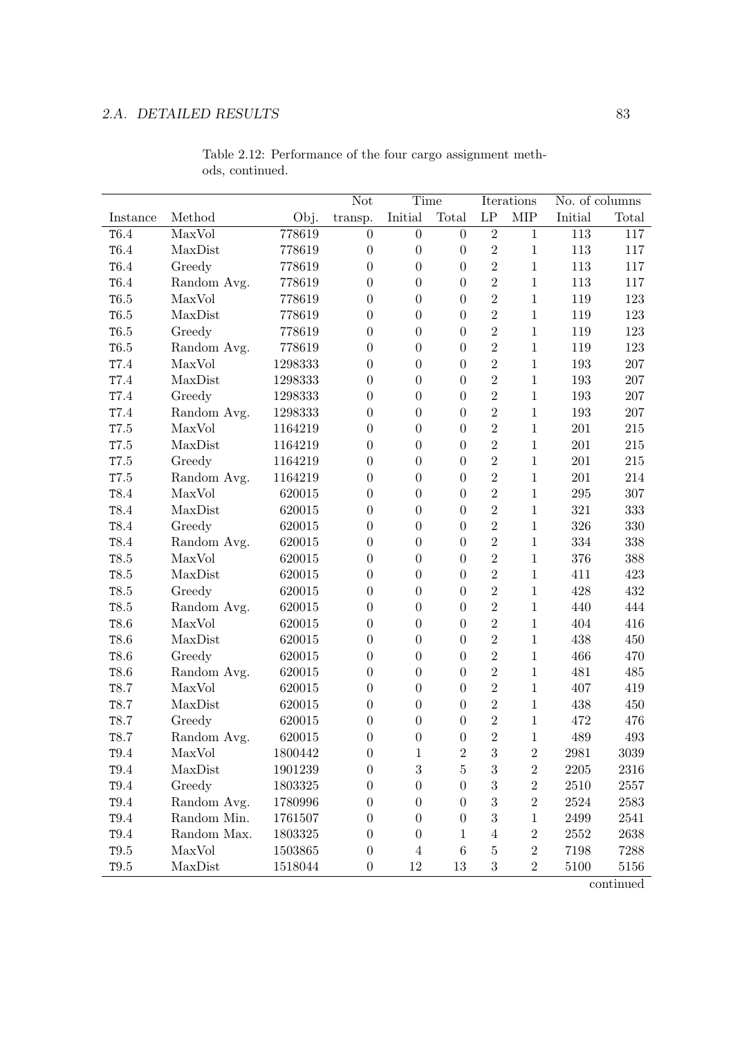Table 2.12: Performance of the four cargo assignment methods, continued.

| | | | Not | Time | | Iterations | | No. of columns | |
|---|---|---|---|---|---|---|---|---|---|
| Instance | Method | Obj. | transp. | Initial | Total | LP | MIP | Initial | Total |
| T6.4 | MaxVol | 778619 | 0 | 0 | 0 | 2 | 1 | 113 | 117 |
| T6.4 | MaxDist | 778619 | 0 | 0 | 0 | 2 | 1 | 113 | 117 |
| T6.4 | Greedy | 778619 | 0 | 0 | 0 | 2 | 1 | 113 | 117 |
| T6.4 | Random Avg. | 778619 | 0 | 0 | 0 | 2 | 1 | 113 | 117 |
| T6.5 | MaxVol | 778619 | 0 | 0 | 0 | 2 | 1 | 119 | 123 |
| T6.5 | MaxDist | 778619 | 0 | 0 | 0 | 2 | 1 | 119 | 123 |
| T6.5 | Greedy | 778619 | 0 | 0 | 0 | 2 | 1 | 119 | 123 |
| T6.5 | Random Avg. | 778619 | 0 | 0 | 0 | 2 | 1 | 119 | 123 |
| T7.4 | MaxVol | 1298333 | 0 | 0 | 0 | 2 | 1 | 193 | 207 |
| T7.4 | MaxDist | 1298333 | 0 | 0 | 0 | 2 | 1 | 193 | 207 |
| T7.4 | Greedy | 1298333 | 0 | 0 | 0 | 2 | 1 | 193 | 207 |
| T7.4 | Random Avg. | 1298333 | 0 | 0 | 0 | 2 | 1 | 193 | 207 |
| T7.5 | MaxVol | 1164219 | 0 | 0 | 0 | 2 | 1 | 201 | 215 |
| T7.5 | MaxDist | 1164219 | 0 | 0 | 0 | 2 | 1 | 201 | 215 |
| T7.5 | Greedy | 1164219 | 0 | 0 | 0 | 2 | 1 | 201 | 215 |
| T7.5 | Random Avg. | 1164219 | 0 | 0 | 0 | 2 | 1 | 201 | 214 |
| T8.4 | MaxVol | 620015 | 0 | 0 | 0 | 2 | 1 | 295 | 307 |
| T8.4 | MaxDist | 620015 | 0 | 0 | 0 | 2 | 1 | 321 | 333 |
| T8.4 | Greedy | 620015 | 0 | 0 | 0 | 2 | 1 | 326 | 330 |
| T8.4 | Random Avg. | 620015 | 0 | 0 | 0 | 2 | 1 | 334 | 338 |
| T8.5 | MaxVol | 620015 | 0 | 0 | 0 | 2 | 1 | 376 | 388 |
| T8.5 | MaxDist | 620015 | 0 | 0 | 0 | 2 | 1 | 411 | 423 |
| T8.5 | Greedy | 620015 | 0 | 0 | 0 | 2 | 1 | 428 | 432 |
| T8.5 | Random Avg. | 620015 | 0 | 0 | 0 | 2 | 1 | 440 | 444 |
| T8.6 | MaxVol | 620015 | 0 | 0 | 0 | 2 | 1 | 404 | 416 |
| T8.6 | MaxDist | 620015 | 0 | 0 | 0 | 2 | 1 | 438 | 450 |
| T8.6 | Greedy | 620015 | 0 | 0 | 0 | 2 | 1 | 466 | 470 |
| T8.6 | Random Avg. | 620015 | 0 | 0 | 0 | 2 | 1 | 481 | 485 |
| T8.7 | MaxVol | 620015 | 0 | 0 | 0 | 2 | 1 | 407 | 419 |
| T8.7 | MaxDist | 620015 | 0 | 0 | 0 | 2 | 1 | 438 | 450 |
| T8.7 | Greedy | 620015 | 0 | 0 | 0 | 2 | 1 | 472 | 476 |
| T8.7 | Random Avg. | 620015 | 0 | 0 | 0 | 2 | 1 | 489 | 493 |
| T9.4 | MaxVol | 1800442 | 0 | 1 | 2 | 3 | 2 | 2981 | 3039 |
| T9.4 | MaxDist | 1901239 | 0 | 3 | 5 | 3 | 2 | 2205 | 2316 |
| T9.4 | Greedy | 1803325 | 0 | 0 | 0 | 3 | 2 | 2510 | 2557 |
| T9.4 | Random Avg. | 1780996 | 0 | 0 | 0 | 3 | 2 | 2524 | 2583 |
| T9.4 | Random Min. | 1761507 | 0 | 0 | 0 | 3 | 1 | 2499 | 2541 |
| T9.4 | Random Max. | 1803325 | 0 | 0 | 1 | 4 | 2 | 2552 | 2638 |
| T9.5 | MaxVol | 1503865 | 0 | 4 | 6 | 5 | 2 | 7198 | 7288 |
| T9.5 | MaxDist | 1518044 | 0 | 12 | 13 | 3 | 2 | 5100 | 5156 |

continued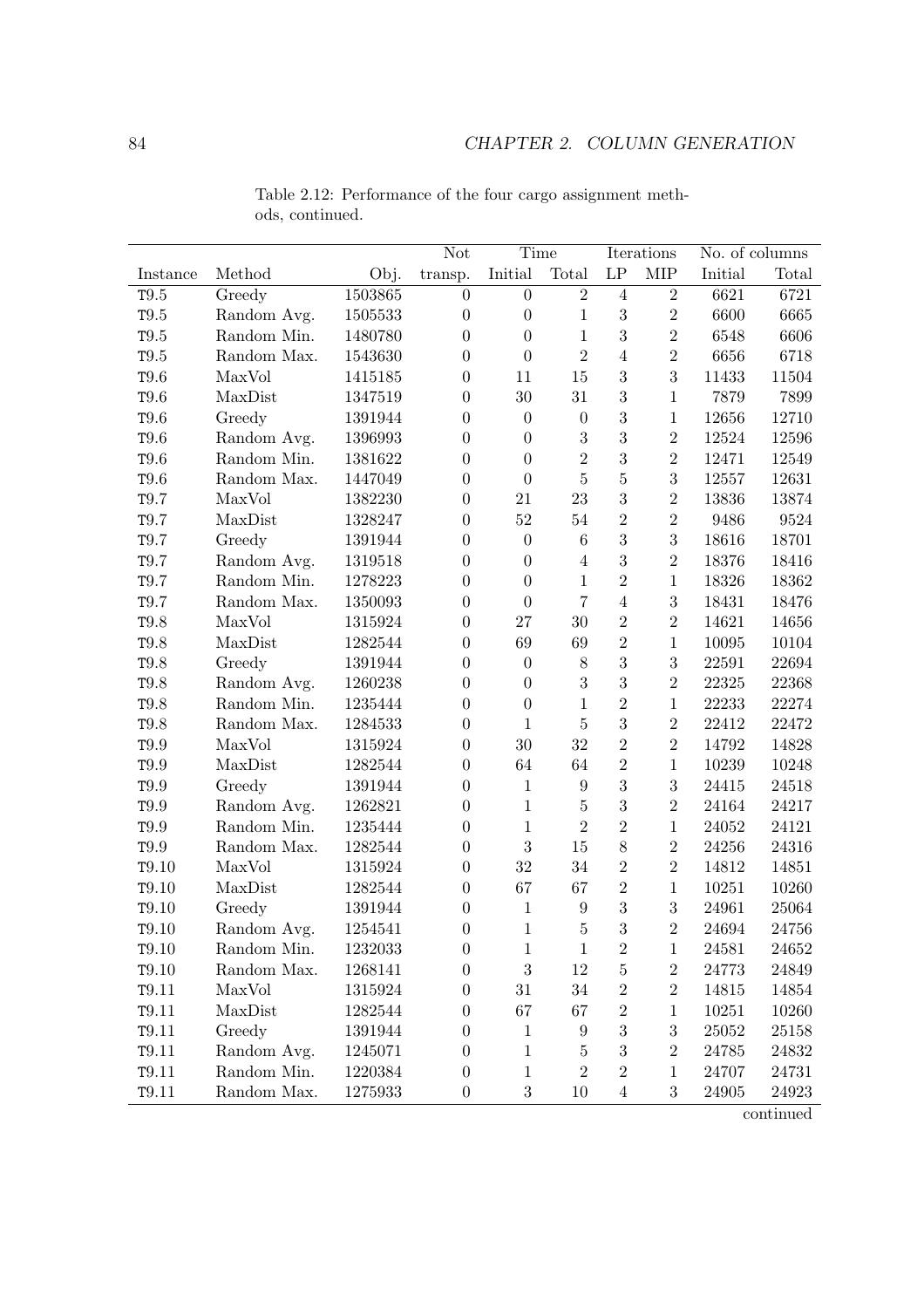Table 2.12: Performance of the four cargo assignment methods, continued.

| | | | Not | Time | | Iterations | | No. of columns | |
|---|---|---|---|---|---|---|---|---|---|
| Instance | Method | Obj. | transp. | Initial | Total | LP | MIP | Initial | Total |
| T9.5 | Greedy | 1503865 | 0 | 0 | 2 | 4 | 2 | 6621 | 6721 |
| T9.5 | Random Avg. | 1505533 | 0 | 0 | 1 | 3 | 2 | 6600 | 6665 |
| T9.5 | Random Min. | 1480780 | 0 | 0 | 1 | 3 | 2 | 6548 | 6606 |
| T9.5 | Random Max. | 1543630 | 0 | 0 | 2 | 4 | 2 | 6656 | 6718 |
| T9.6 | MaxVol | 1415185 | 0 | 11 | 15 | 3 | 3 | 11433 | 11504 |
| T9.6 | MaxDist | 1347519 | 0 | 30 | 31 | 3 | 1 | 7879 | 7899 |
| T9.6 | Greedy | 1391944 | 0 | 0 | 0 | 3 | 1 | 12656 | 12710 |
| T9.6 | Random Avg. | 1396993 | 0 | 0 | 3 | 3 | 2 | 12524 | 12596 |
| T9.6 | Random Min. | 1381622 | 0 | 0 | 2 | 3 | 2 | 12471 | 12549 |
| T9.6 | Random Max. | 1447049 | 0 | 0 | 5 | 5 | 3 | 12557 | 12631 |
| T9.7 | MaxVol | 1382230 | 0 | 21 | 23 | 3 | 2 | 13836 | 13874 |
| T9.7 | MaxDist | 1328247 | 0 | 52 | 54 | 2 | 2 | 9486 | 9524 |
| T9.7 | Greedy | 1391944 | 0 | 0 | 6 | 3 | 3 | 18616 | 18701 |
| T9.7 | Random Avg. | 1319518 | 0 | 0 | 4 | 3 | 2 | 18376 | 18416 |
| T9.7 | Random Min. | 1278223 | 0 | 0 | 1 | 2 | 1 | 18326 | 18362 |
| T9.7 | Random Max. | 1350093 | 0 | 0 | 7 | 4 | 3 | 18431 | 18476 |
| T9.8 | MaxVol | 1315924 | 0 | 27 | 30 | 2 | 2 | 14621 | 14656 |
| T9.8 | MaxDist | 1282544 | 0 | 69 | 69 | 2 | 1 | 10095 | 10104 |
| T9.8 | Greedy | 1391944 | 0 | 0 | 8 | 3 | 3 | 22591 | 22694 |
| T9.8 | Random Avg. | 1260238 | 0 | 0 | 3 | 3 | 2 | 22325 | 22368 |
| T9.8 | Random Min. | 1235444 | 0 | 0 | 1 | 2 | 1 | 22233 | 22274 |
| T9.8 | Random Max. | 1284533 | 0 | 1 | 5 | 3 | 2 | 22412 | 22472 |
| T9.9 | MaxVol | 1315924 | 0 | 30 | 32 | 2 | 2 | 14792 | 14828 |
| T9.9 | MaxDist | 1282544 | 0 | 64 | 64 | 2 | 1 | 10239 | 10248 |
| T9.9 | Greedy | 1391944 | 0 | 1 | 9 | 3 | 3 | 24415 | 24518 |
| T9.9 | Random Avg. | 1262821 | 0 | 1 | 5 | 3 | 2 | 24164 | 24217 |
| T9.9 | Random Min. | 1235444 | 0 | 1 | 2 | 2 | 1 | 24052 | 24121 |
| T9.9 | Random Max. | 1282544 | 0 | 3 | 15 | 8 | 2 | 24256 | 24316 |
| T9.10 | MaxVol | 1315924 | 0 | 32 | 34 | 2 | 2 | 14812 | 14851 |
| T9.10 | MaxDist | 1282544 | 0 | 67 | 67 | 2 | 1 | 10251 | 10260 |
| T9.10 | Greedy | 1391944 | 0 | 1 | 9 | 3 | 3 | 24961 | 25064 |
| T9.10 | Random Avg. | 1254541 | 0 | 1 | 5 | 3 | 2 | 24694 | 24756 |
| T9.10 | Random Min. | 1232033 | 0 | 1 | 1 | 2 | 1 | 24581 | 24652 |
| T9.10 | Random Max. | 1268141 | 0 | 3 | 12 | 5 | 2 | 24773 | 24849 |
| T9.11 | MaxVol | 1315924 | 0 | 31 | 34 | 2 | 2 | 14815 | 14854 |
| T9.11 | MaxDist | 1282544 | 0 | 67 | 67 | 2 | 1 | 10251 | 10260 |
| T9.11 | Greedy | 1391944 | 0 | 1 | 9 | 3 | 3 | 25052 | 25158 |
| T9.11 | Random Avg. | 1245071 | 0 | 1 | 5 | 3 | 2 | 24785 | 24832 |
| T9.11 | Random Min. | 1220384 | 0 | 1 | 2 | 2 | 1 | 24707 | 24731 |
| T9.11 | Random Max. | 1275933 | 0 | 3 | 10 | 4 | 3 | 24905 | 24923 |

continued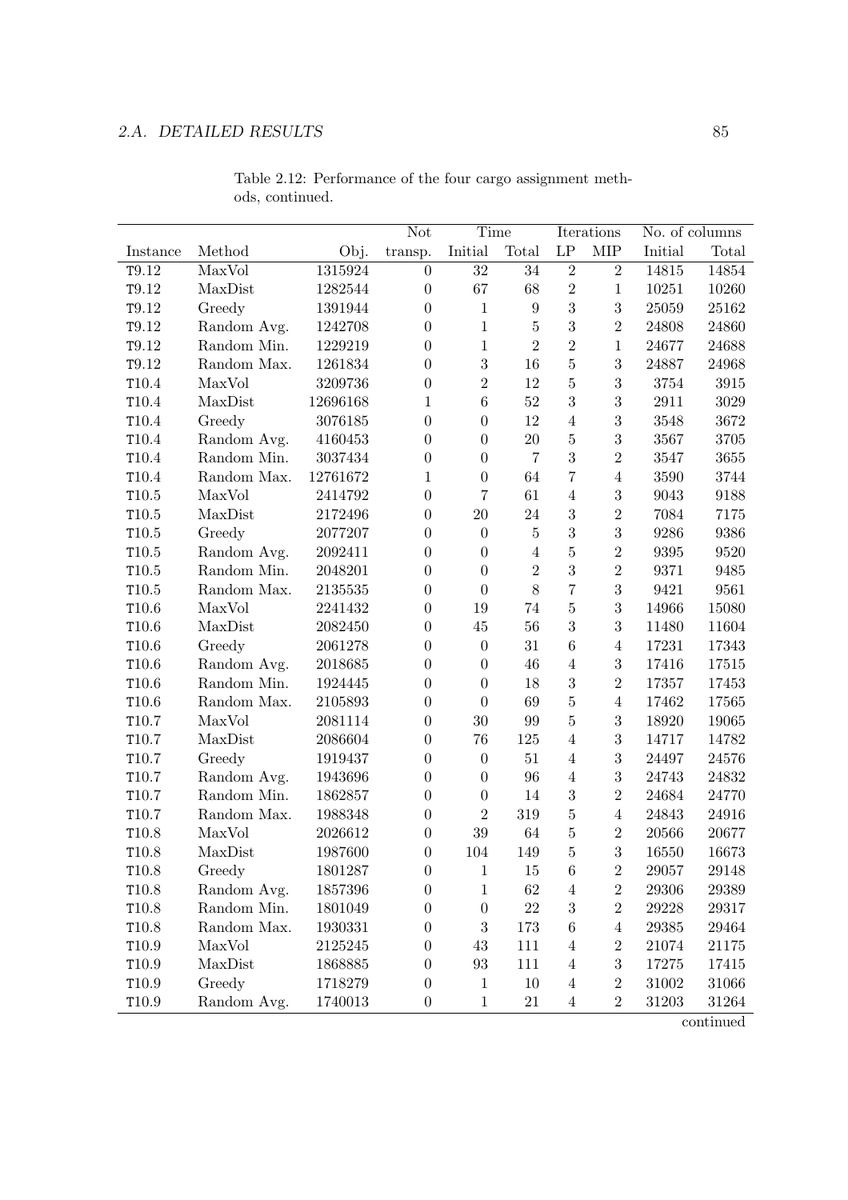Table 2.12: Performance of the four cargo assignment methods, continued.

| | | | Not | Time | | Iterations | | No. of columns | |
|---|---|---|---|---|---|---|---|---|---|
| Instance | Method | Obj. | transp. | Initial | Total | LP | MIP | Initial | Total |
| T9.12 | MaxVol | 1315924 | 0 | 32 | 34 | 2 | 2 | 14815 | 14854 |
| T9.12 | MaxDist | 1282544 | 0 | 67 | 68 | 2 | 1 | 10251 | 10260 |
| T9.12 | Greedy | 1391944 | 0 | 1 | 9 | 3 | 3 | 25059 | 25162 |
| T9.12 | Random Avg. | 1242708 | 0 | 1 | 5 | 3 | 2 | 24808 | 24860 |
| T9.12 | Random Min. | 1229219 | 0 | 1 | 2 | 2 | 1 | 24677 | 24688 |
| T9.12 | Random Max. | 1261834 | 0 | 3 | 16 | 5 | 3 | 24887 | 24968 |
| T10.4 | MaxVol | 3209736 | 0 | 2 | 12 | 5 | 3 | 3754 | 3915 |
| T10.4 | MaxDist | 12696168 | 1 | 6 | 52 | 3 | 3 | 2911 | 3029 |
| T10.4 | Greedy | 3076185 | 0 | 0 | 12 | 4 | 3 | 3548 | 3672 |
| T10.4 | Random Avg. | 4160453 | 0 | 0 | 20 | 5 | 3 | 3567 | 3705 |
| T10.4 | Random Min. | 3037434 | 0 | 0 | 7 | 3 | 2 | 3547 | 3655 |
| T10.4 | Random Max. | 12761672 | 1 | 0 | 64 | 7 | 4 | 3590 | 3744 |
| T10.5 | MaxVol | 2414792 | 0 | 7 | 61 | 4 | 3 | 9043 | 9188 |
| T10.5 | MaxDist | 2172496 | 0 | 20 | 24 | 3 | 2 | 7084 | 7175 |
| T10.5 | Greedy | 2077207 | 0 | 0 | 5 | 3 | 3 | 9286 | 9386 |
| T10.5 | Random Avg. | 2092411 | 0 | 0 | 4 | 5 | 2 | 9395 | 9520 |
| T10.5 | Random Min. | 2048201 | 0 | 0 | 2 | 3 | 2 | 9371 | 9485 |
| T10.5 | Random Max. | 2135535 | 0 | 0 | 8 | 7 | 3 | 9421 | 9561 |
| T10.6 | MaxVol | 2241432 | 0 | 19 | 74 | 5 | 3 | 14966 | 15080 |
| T10.6 | MaxDist | 2082450 | 0 | 45 | 56 | 3 | 3 | 11480 | 11604 |
| T10.6 | Greedy | 2061278 | 0 | 0 | 31 | 6 | 4 | 17231 | 17343 |
| T10.6 | Random Avg. | 2018685 | 0 | 0 | 46 | 4 | 3 | 17416 | 17515 |
| T10.6 | Random Min. | 1924445 | 0 | 0 | 18 | 3 | 2 | 17357 | 17453 |
| T10.6 | Random Max. | 2105893 | 0 | 0 | 69 | 5 | 4 | 17462 | 17565 |
| T10.7 | MaxVol | 2081114 | 0 | 30 | 99 | 5 | 3 | 18920 | 19065 |
| T10.7 | MaxDist | 2086604 | 0 | 76 | 125 | 4 | 3 | 14717 | 14782 |
| T10.7 | Greedy | 1919437 | 0 | 0 | 51 | 4 | 3 | 24497 | 24576 |
| T10.7 | Random Avg. | 1943696 | 0 | 0 | 96 | 4 | 3 | 24743 | 24832 |
| T10.7 | Random Min. | 1862857 | 0 | 0 | 14 | 3 | 2 | 24684 | 24770 |
| T10.7 | Random Max. | 1988348 | 0 | 2 | 319 | 5 | 4 | 24843 | 24916 |
| T10.8 | MaxVol | 2026612 | 0 | 39 | 64 | 5 | 2 | 20566 | 20677 |
| T10.8 | MaxDist | 1987600 | 0 | 104 | 149 | 5 | 3 | 16550 | 16673 |
| T10.8 | Greedy | 1801287 | 0 | 1 | 15 | 6 | 2 | 29057 | 29148 |
| T10.8 | Random Avg. | 1857396 | 0 | 1 | 62 | 4 | 2 | 29306 | 29389 |
| T10.8 | Random Min. | 1801049 | 0 | 0 | 22 | 3 | 2 | 29228 | 29317 |
| T10.8 | Random Max. | 1930331 | 0 | 3 | 173 | 6 | 4 | 29385 | 29464 |
| T10.9 | MaxVol | 2125245 | 0 | 43 | 111 | 4 | 2 | 21074 | 21175 |
| T10.9 | MaxDist | 1868885 | 0 | 93 | 111 | 4 | 3 | 17275 | 17415 |
| T10.9 | Greedy | 1718279 | 0 | 1 | 10 | 4 | 2 | 31002 | 31066 |
| T10.9 | Random Avg. | 1740013 | 0 | 1 | 21 | 4 | 2 | 31203 | 31264 |

continued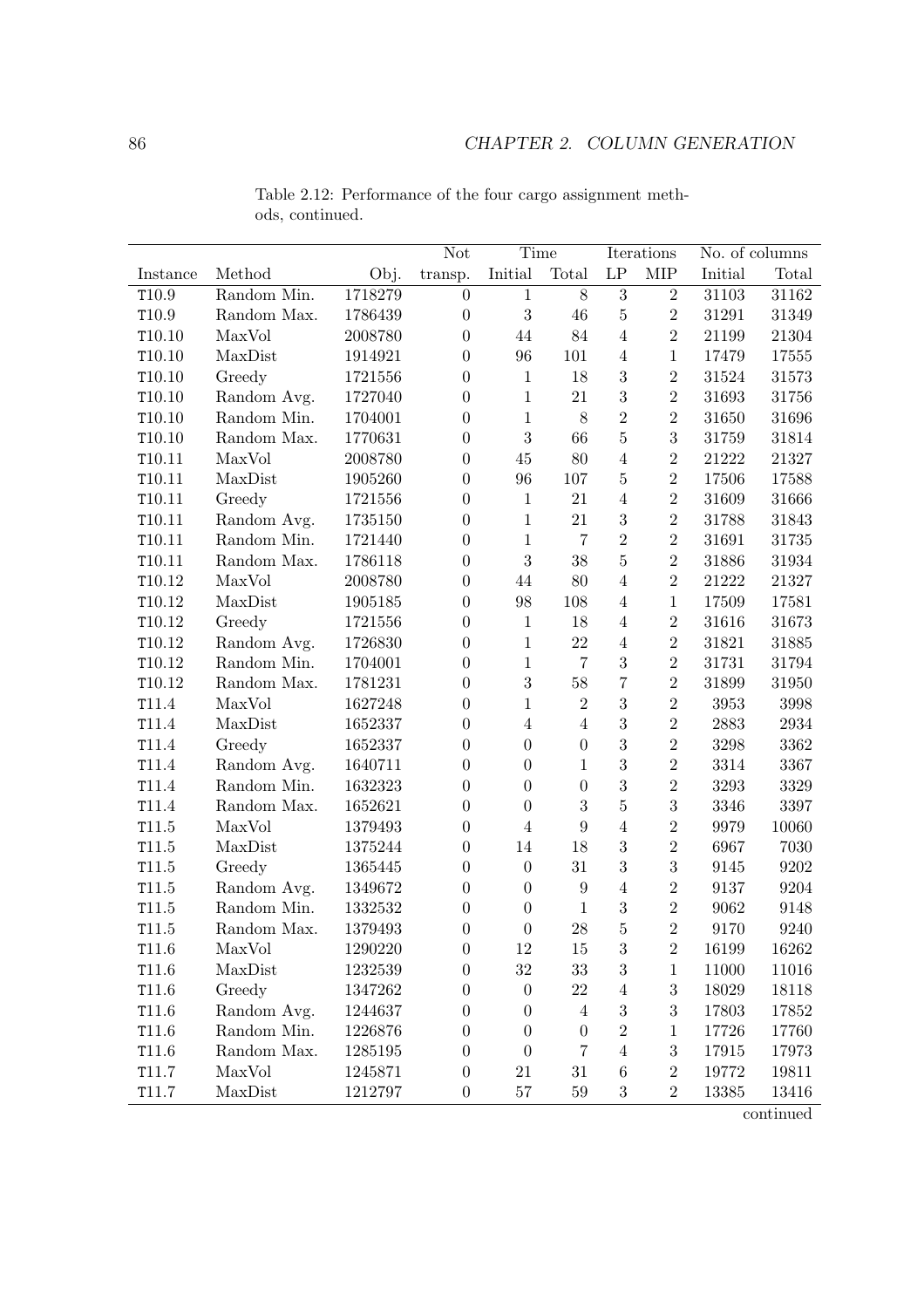Table 2.12: Performance of the four cargo assignment methods, continued.

| | | | Not | Time | | Iterations | | No. of columns | |
|---|---|---|---|---|---|---|---|---|---|
| Instance | Method | Obj. | transp. | Initial | Total | LP | MIP | Initial | Total |
| T10.9 | Random Min. | 1718279 | 0 | 1 | 8 | 3 | 2 | 31103 | 31162 |
| T10.9 | Random Max. | 1786439 | 0 | 3 | 46 | 5 | 2 | 31291 | 31349 |
| T10.10 | MaxVol | 2008780 | 0 | 44 | 84 | 4 | 2 | 21199 | 21304 |
| T10.10 | MaxDist | 1914921 | 0 | 96 | 101 | 4 | 1 | 17479 | 17555 |
| T10.10 | Greedy | 1721556 | 0 | 1 | 18 | 3 | 2 | 31524 | 31573 |
| T10.10 | Random Avg. | 1727040 | 0 | 1 | 21 | 3 | 2 | 31693 | 31756 |
| T10.10 | Random Min. | 1704001 | 0 | 1 | 8 | 2 | 2 | 31650 | 31696 |
| T10.10 | Random Max. | 1770631 | 0 | 3 | 66 | 5 | 3 | 31759 | 31814 |
| T10.11 | MaxVol | 2008780 | 0 | 45 | 80 | 4 | 2 | 21222 | 21327 |
| T10.11 | MaxDist | 1905260 | 0 | 96 | 107 | 5 | 2 | 17506 | 17588 |
| T10.11 | Greedy | 1721556 | 0 | 1 | 21 | 4 | 2 | 31609 | 31666 |
| T10.11 | Random Avg. | 1735150 | 0 | 1 | 21 | 3 | 2 | 31788 | 31843 |
| T10.11 | Random Min. | 1721440 | 0 | 1 | 7 | 2 | 2 | 31691 | 31735 |
| T10.11 | Random Max. | 1786118 | 0 | 3 | 38 | 5 | 2 | 31886 | 31934 |
| T10.12 | MaxVol | 2008780 | 0 | 44 | 80 | 4 | 2 | 21222 | 21327 |
| T10.12 | MaxDist | 1905185 | 0 | 98 | 108 | 4 | 1 | 17509 | 17581 |
| T10.12 | Greedy | 1721556 | 0 | 1 | 18 | 4 | 2 | 31616 | 31673 |
| T10.12 | Random Avg. | 1726830 | 0 | 1 | 22 | 4 | 2 | 31821 | 31885 |
| T10.12 | Random Min. | 1704001 | 0 | 1 | 7 | 3 | 2 | 31731 | 31794 |
| T10.12 | Random Max. | 1781231 | 0 | 3 | 58 | 7 | 2 | 31899 | 31950 |
| T11.4 | MaxVol | 1627248 | 0 | 1 | 2 | 3 | 2 | 3953 | 3998 |
| T11.4 | MaxDist | 1652337 | 0 | 4 | 4 | 3 | 2 | 2883 | 2934 |
| T11.4 | Greedy | 1652337 | 0 | 0 | 0 | 3 | 2 | 3298 | 3362 |
| T11.4 | Random Avg. | 1640711 | 0 | 0 | 1 | 3 | 2 | 3314 | 3367 |
| T11.4 | Random Min. | 1632323 | 0 | 0 | 0 | 3 | 2 | 3293 | 3329 |
| T11.4 | Random Max. | 1652621 | 0 | 0 | 3 | 5 | 3 | 3346 | 3397 |
| T11.5 | MaxVol | 1379493 | 0 | 4 | 9 | 4 | 2 | 9979 | 10060 |
| T11.5 | MaxDist | 1375244 | 0 | 14 | 18 | 3 | 2 | 6967 | 7030 |
| T11.5 | Greedy | 1365445 | 0 | 0 | 31 | 3 | 3 | 9145 | 9202 |
| T11.5 | Random Avg. | 1349672 | 0 | 0 | 9 | 4 | 2 | 9137 | 9204 |
| T11.5 | Random Min. | 1332532 | 0 | 0 | 1 | 3 | 2 | 9062 | 9148 |
| T11.5 | Random Max. | 1379493 | 0 | 0 | 28 | 5 | 2 | 9170 | 9240 |
| T11.6 | MaxVol | 1290220 | 0 | 12 | 15 | 3 | 2 | 16199 | 16262 |
| T11.6 | MaxDist | 1232539 | 0 | 32 | 33 | 3 | 1 | 11000 | 11016 |
| T11.6 | Greedy | 1347262 | 0 | 0 | 22 | 4 | 3 | 18029 | 18118 |
| T11.6 | Random Avg. | 1244637 | 0 | 0 | 4 | 3 | 3 | 17803 | 17852 |
| T11.6 | Random Min. | 1226876 | 0 | 0 | 0 | 2 | 1 | 17726 | 17760 |
| T11.6 | Random Max. | 1285195 | 0 | 0 | 7 | 4 | 3 | 17915 | 17973 |
| T11.7 | MaxVol | 1245871 | 0 | 21 | 31 | 6 | 2 | 19772 | 19811 |
| T11.7 | MaxDist | 1212797 | 0 | 57 | 59 | 3 | 2 | 13385 | 13416 |

continued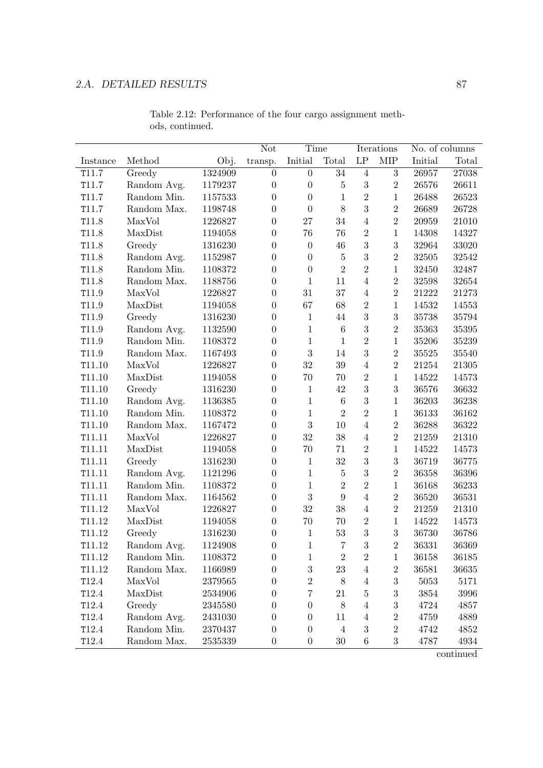Table 2.12: Performance of the four cargo assignment methods, continued.

| Instance | Method | Obj. | Not transp. | Time | | Iterations | | No. of columns | |
|---|---|---|---|---|---|---|---|---|---|
| | | | | Initial | Total | LP | MIP | Initial | Total |
| T11.7 | Greedy | 1324909 | 0 | 0 | 34 | 4 | 3 | 26957 | 27038 |
| T11.7 | Random Avg. | 1179237 | 0 | 0 | 5 | 3 | 2 | 26576 | 26611 |
| T11.7 | Random Min. | 1157533 | 0 | 0 | 1 | 2 | 1 | 26488 | 26523 |
| T11.7 | Random Max. | 1198748 | 0 | 0 | 8 | 3 | 2 | 26689 | 26728 |
| T11.8 | MaxVol | 1226827 | 0 | 27 | 34 | 4 | 2 | 20959 | 21010 |
| T11.8 | MaxDist | 1194058 | 0 | 76 | 76 | 2 | 1 | 14308 | 14327 |
| T11.8 | Greedy | 1316230 | 0 | 0 | 46 | 3 | 3 | 32964 | 33020 |
| T11.8 | Random Avg. | 1152987 | 0 | 0 | 5 | 3 | 2 | 32505 | 32542 |
| T11.8 | Random Min. | 1108372 | 0 | 0 | 2 | 2 | 1 | 32450 | 32487 |
| T11.8 | Random Max. | 1188756 | 0 | 1 | 11 | 4 | 2 | 32598 | 32654 |
| T11.9 | MaxVol | 1226827 | 0 | 31 | 37 | 4 | 2 | 21222 | 21273 |
| T11.9 | MaxDist | 1194058 | 0 | 67 | 68 | 2 | 1 | 14532 | 14553 |
| T11.9 | Greedy | 1316230 | 0 | 1 | 44 | 3 | 3 | 35738 | 35794 |
| T11.9 | Random Avg. | 1132590 | 0 | 1 | 6 | 3 | 2 | 35363 | 35395 |
| T11.9 | Random Min. | 1108372 | 0 | 1 | 1 | 2 | 1 | 35206 | 35239 |
| T11.9 | Random Max. | 1167493 | 0 | 3 | 14 | 3 | 2 | 35525 | 35540 |
| T11.10 | MaxVol | 1226827 | 0 | 32 | 39 | 4 | 2 | 21254 | 21305 |
| T11.10 | MaxDist | 1194058 | 0 | 70 | 70 | 2 | 1 | 14522 | 14573 |
| T11.10 | Greedy | 1316230 | 0 | 1 | 42 | 3 | 3 | 36576 | 36632 |
| T11.10 | Random Avg. | 1136385 | 0 | 1 | 6 | 3 | 1 | 36203 | 36238 |
| T11.10 | Random Min. | 1108372 | 0 | 1 | 2 | 2 | 1 | 36133 | 36162 |
| T11.10 | Random Max. | 1167472 | 0 | 3 | 10 | 4 | 2 | 36288 | 36322 |
| T11.11 | MaxVol | 1226827 | 0 | 32 | 38 | 4 | 2 | 21259 | 21310 |
| T11.11 | MaxDist | 1194058 | 0 | 70 | 71 | 2 | 1 | 14522 | 14573 |
| T11.11 | Greedy | 1316230 | 0 | 1 | 32 | 3 | 3 | 36719 | 36775 |
| T11.11 | Random Avg. | 1121296 | 0 | 1 | 5 | 3 | 2 | 36358 | 36396 |
| T11.11 | Random Min. | 1108372 | 0 | 1 | 2 | 2 | 1 | 36168 | 36233 |
| T11.11 | Random Max. | 1164562 | 0 | 3 | 9 | 4 | 2 | 36520 | 36531 |
| T11.12 | MaxVol | 1226827 | 0 | 32 | 38 | 4 | 2 | 21259 | 21310 |
| T11.12 | MaxDist | 1194058 | 0 | 70 | 70 | 2 | 1 | 14522 | 14573 |
| T11.12 | Greedy | 1316230 | 0 | 1 | 53 | 3 | 3 | 36730 | 36786 |
| T11.12 | Random Avg. | 1124908 | 0 | 1 | 7 | 3 | 2 | 36331 | 36369 |
| T11.12 | Random Min. | 1108372 | 0 | 1 | 2 | 2 | 1 | 36158 | 36185 |
| T11.12 | Random Max. | 1166989 | 0 | 3 | 23 | 4 | 2 | 36581 | 36635 |
| T12.4 | MaxVol | 2379565 | 0 | 2 | 8 | 4 | 3 | 5053 | 5171 |
| T12.4 | MaxDist | 2534906 | 0 | 7 | 21 | 5 | 3 | 3854 | 3996 |
| T12.4 | Greedy | 2345580 | 0 | 0 | 8 | 4 | 3 | 4724 | 4857 |
| T12.4 | Random Avg. | 2431030 | 0 | 0 | 11 | 4 | 2 | 4759 | 4889 |
| T12.4 | Random Min. | 2370437 | 0 | 0 | 4 | 3 | 2 | 4742 | 4852 |
| T12.4 | Random Max. | 2535339 | 0 | 0 | 30 | 6 | 3 | 4787 | 4934 |

continued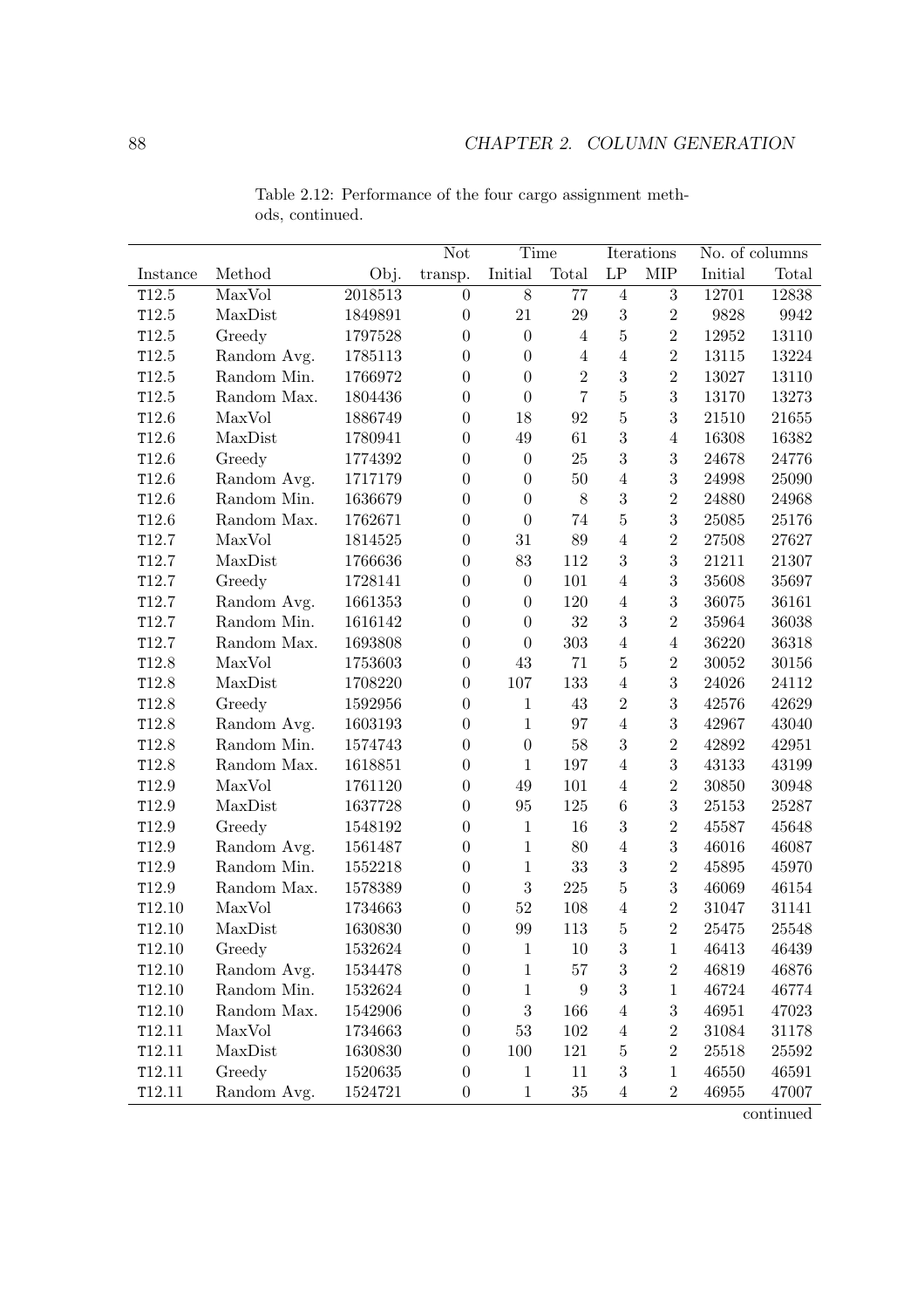Table 2.12: Performance of the four cargo assignment methods, continued.

| Instance | Method | Obj. | Not transp. | Time | | Iterations | | No. of columns | |
|---|---|---|---|---|---|---|---|---|---|
| | | | | Initial | Total | LP | MIP | Initial | Total |
| T12.5 | MaxVol | 2018513 | 0 | 8 | 77 | 4 | 3 | 12701 | 12838 |
| T12.5 | MaxDist | 1849891 | 0 | 21 | 29 | 3 | 2 | 9828 | 9942 |
| T12.5 | Greedy | 1797528 | 0 | 0 | 4 | 5 | 2 | 12952 | 13110 |
| T12.5 | Random Avg. | 1785113 | 0 | 0 | 4 | 4 | 2 | 13115 | 13224 |
| T12.5 | Random Min. | 1766972 | 0 | 0 | 2 | 3 | 2 | 13027 | 13110 |
| T12.5 | Random Max. | 1804436 | 0 | 0 | 7 | 5 | 3 | 13170 | 13273 |
| T12.6 | MaxVol | 1886749 | 0 | 18 | 92 | 5 | 3 | 21510 | 21655 |
| T12.6 | MaxDist | 1780941 | 0 | 49 | 61 | 3 | 4 | 16308 | 16382 |
| T12.6 | Greedy | 1774392 | 0 | 0 | 25 | 3 | 3 | 24678 | 24776 |
| T12.6 | Random Avg. | 1717179 | 0 | 0 | 50 | 4 | 3 | 24998 | 25090 |
| T12.6 | Random Min. | 1636679 | 0 | 0 | 8 | 3 | 2 | 24880 | 24968 |
| T12.6 | Random Max. | 1762671 | 0 | 0 | 74 | 5 | 3 | 25085 | 25176 |
| T12.7 | MaxVol | 1814525 | 0 | 31 | 89 | 4 | 2 | 27508 | 27627 |
| T12.7 | MaxDist | 1766636 | 0 | 83 | 112 | 3 | 3 | 21211 | 21307 |
| T12.7 | Greedy | 1728141 | 0 | 0 | 101 | 4 | 3 | 35608 | 35697 |
| T12.7 | Random Avg. | 1661353 | 0 | 0 | 120 | 4 | 3 | 36075 | 36161 |
| T12.7 | Random Min. | 1616142 | 0 | 0 | 32 | 3 | 2 | 35964 | 36038 |
| T12.7 | Random Max. | 1693808 | 0 | 0 | 303 | 4 | 4 | 36220 | 36318 |
| T12.8 | MaxVol | 1753603 | 0 | 43 | 71 | 5 | 2 | 30052 | 30156 |
| T12.8 | MaxDist | 1708220 | 0 | 107 | 133 | 4 | 3 | 24026 | 24112 |
| T12.8 | Greedy | 1592956 | 0 | 1 | 43 | 2 | 3 | 42576 | 42629 |
| T12.8 | Random Avg. | 1603193 | 0 | 1 | 97 | 4 | 3 | 42967 | 43040 |
| T12.8 | Random Min. | 1574743 | 0 | 0 | 58 | 3 | 2 | 42892 | 42951 |
| T12.8 | Random Max. | 1618851 | 0 | 1 | 197 | 4 | 3 | 43133 | 43199 |
| T12.9 | MaxVol | 1761120 | 0 | 49 | 101 | 4 | 2 | 30850 | 30948 |
| T12.9 | MaxDist | 1637728 | 0 | 95 | 125 | 6 | 3 | 25153 | 25287 |
| T12.9 | Greedy | 1548192 | 0 | 1 | 16 | 3 | 2 | 45587 | 45648 |
| T12.9 | Random Avg. | 1561487 | 0 | 1 | 80 | 4 | 3 | 46016 | 46087 |
| T12.9 | Random Min. | 1552218 | 0 | 1 | 33 | 3 | 2 | 45895 | 45970 |
| T12.9 | Random Max. | 1578389 | 0 | 3 | 225 | 5 | 3 | 46069 | 46154 |
| T12.10 | MaxVol | 1734663 | 0 | 52 | 108 | 4 | 2 | 31047 | 31141 |
| T12.10 | MaxDist | 1630830 | 0 | 99 | 113 | 5 | 2 | 25475 | 25548 |
| T12.10 | Greedy | 1532624 | 0 | 1 | 10 | 3 | 1 | 46413 | 46439 |
| T12.10 | Random Avg. | 1534478 | 0 | 1 | 57 | 3 | 2 | 46819 | 46876 |
| T12.10 | Random Min. | 1532624 | 0 | 1 | 9 | 3 | 1 | 46724 | 46774 |
| T12.10 | Random Max. | 1542906 | 0 | 3 | 166 | 4 | 3 | 46951 | 47023 |
| T12.11 | MaxVol | 1734663 | 0 | 53 | 102 | 4 | 2 | 31084 | 31178 |
| T12.11 | MaxDist | 1630830 | 0 | 100 | 121 | 5 | 2 | 25518 | 25592 |
| T12.11 | Greedy | 1520635 | 0 | 1 | 11 | 3 | 1 | 46550 | 46591 |
| T12.11 | Random Avg. | 1524721 | 0 | 1 | 35 | 4 | 2 | 46955 | 47007 |

continued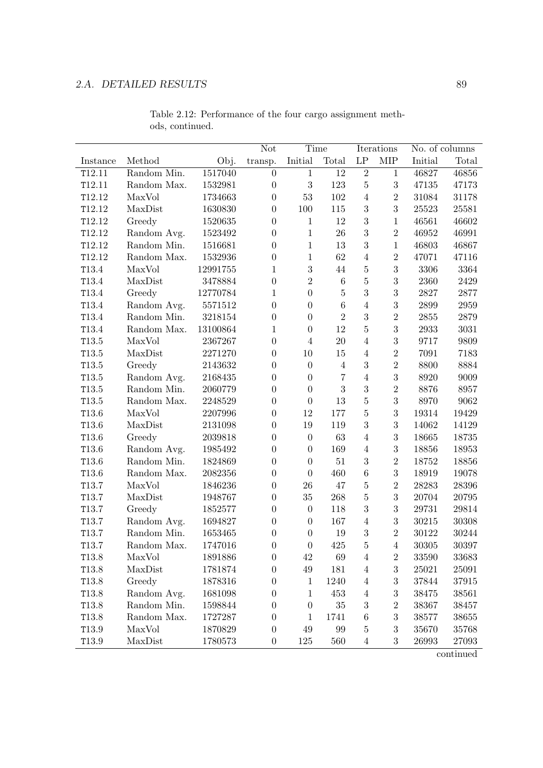Table 2.12: Performance of the four cargo assignment methods, continued.

| Instance | Method | Obj. | Not transp. | Time | | Iterations | | No. of columns | |
|---|---|---|---|---|---|---|---|---|---|
| | | | | Initial | Total | LP | MIP | Initial | Total |
| T12.11 | Random Min. | 1517040 | 0 | 1 | 12 | 2 | 1 | 46827 | 46856 |
| T12.11 | Random Max. | 1532981 | 0 | 3 | 123 | 5 | 3 | 47135 | 47173 |
| T12.12 | MaxVol | 1734663 | 0 | 53 | 102 | 4 | 2 | 31084 | 31178 |
| T12.12 | MaxDist | 1630830 | 0 | 100 | 115 | 3 | 3 | 25523 | 25581 |
| T12.12 | Greedy | 1520635 | 0 | 1 | 12 | 3 | 1 | 46561 | 46602 |
| T12.12 | Random Avg. | 1523492 | 0 | 1 | 26 | 3 | 2 | 46952 | 46991 |
| T12.12 | Random Min. | 1516681 | 0 | 1 | 13 | 3 | 1 | 46803 | 46867 |
| T12.12 | Random Max. | 1532936 | 0 | 1 | 62 | 4 | 2 | 47071 | 47116 |
| T13.4 | MaxVol | 12991755 | 1 | 3 | 44 | 5 | 3 | 3306 | 3364 |
| T13.4 | MaxDist | 3478884 | 0 | 2 | 6 | 5 | 3 | 2360 | 2429 |
| T13.4 | Greedy | 12770784 | 1 | 0 | 5 | 3 | 3 | 2827 | 2877 |
| T13.4 | Random Avg. | 5571512 | 0 | 0 | 6 | 4 | 3 | 2899 | 2959 |
| T13.4 | Random Min. | 3218154 | 0 | 0 | 2 | 3 | 2 | 2855 | 2879 |
| T13.4 | Random Max. | 13100864 | 1 | 0 | 12 | 5 | 3 | 2933 | 3031 |
| T13.5 | MaxVol | 2367267 | 0 | 4 | 20 | 4 | 3 | 9717 | 9809 |
| T13.5 | MaxDist | 2271270 | 0 | 10 | 15 | 4 | 2 | 7091 | 7183 |
| T13.5 | Greedy | 2143632 | 0 | 0 | 4 | 3 | 2 | 8800 | 8884 |
| T13.5 | Random Avg. | 2168435 | 0 | 0 | 7 | 4 | 3 | 8920 | 9009 |
| T13.5 | Random Min. | 2060779 | 0 | 0 | 3 | 3 | 2 | 8876 | 8957 |
| T13.5 | Random Max. | 2248529 | 0 | 0 | 13 | 5 | 3 | 8970 | 9062 |
| T13.6 | MaxVol | 2207996 | 0 | 12 | 177 | 5 | 3 | 19314 | 19429 |
| T13.6 | MaxDist | 2131098 | 0 | 19 | 119 | 3 | 3 | 14062 | 14129 |
| T13.6 | Greedy | 2039818 | 0 | 0 | 63 | 4 | 3 | 18665 | 18735 |
| T13.6 | Random Avg. | 1985492 | 0 | 0 | 169 | 4 | 3 | 18856 | 18953 |
| T13.6 | Random Min. | 1824869 | 0 | 0 | 51 | 3 | 2 | 18752 | 18856 |
| T13.6 | Random Max. | 2082356 | 0 | 0 | 460 | 6 | 3 | 18919 | 19078 |
| T13.7 | MaxVol | 1846236 | 0 | 26 | 47 | 5 | 2 | 28283 | 28396 |
| T13.7 | MaxDist | 1948767 | 0 | 35 | 268 | 5 | 3 | 20704 | 20795 |
| T13.7 | Greedy | 1852577 | 0 | 0 | 118 | 3 | 3 | 29731 | 29814 |
| T13.7 | Random Avg. | 1694827 | 0 | 0 | 167 | 4 | 3 | 30215 | 30308 |
| T13.7 | Random Min. | 1653465 | 0 | 0 | 19 | 3 | 2 | 30122 | 30244 |
| T13.7 | Random Max. | 1747016 | 0 | 0 | 425 | 5 | 4 | 30305 | 30397 |
| T13.8 | MaxVol | 1891886 | 0 | 42 | 69 | 4 | 2 | 33590 | 33683 |
| T13.8 | MaxDist | 1781874 | 0 | 49 | 181 | 4 | 3 | 25021 | 25091 |
| T13.8 | Greedy | 1878316 | 0 | 1 | 1240 | 4 | 3 | 37844 | 37915 |
| T13.8 | Random Avg. | 1681098 | 0 | 1 | 453 | 4 | 3 | 38475 | 38561 |
| T13.8 | Random Min. | 1598844 | 0 | 0 | 35 | 3 | 2 | 38367 | 38457 |
| T13.8 | Random Max. | 1727287 | 0 | 1 | 1741 | 6 | 3 | 38577 | 38655 |
| T13.9 | MaxVol | 1870829 | 0 | 49 | 99 | 5 | 3 | 35670 | 35768 |
| T13.9 | MaxDist | 1780573 | 0 | 125 | 560 | 4 | 3 | 26993 | 27093 |

continued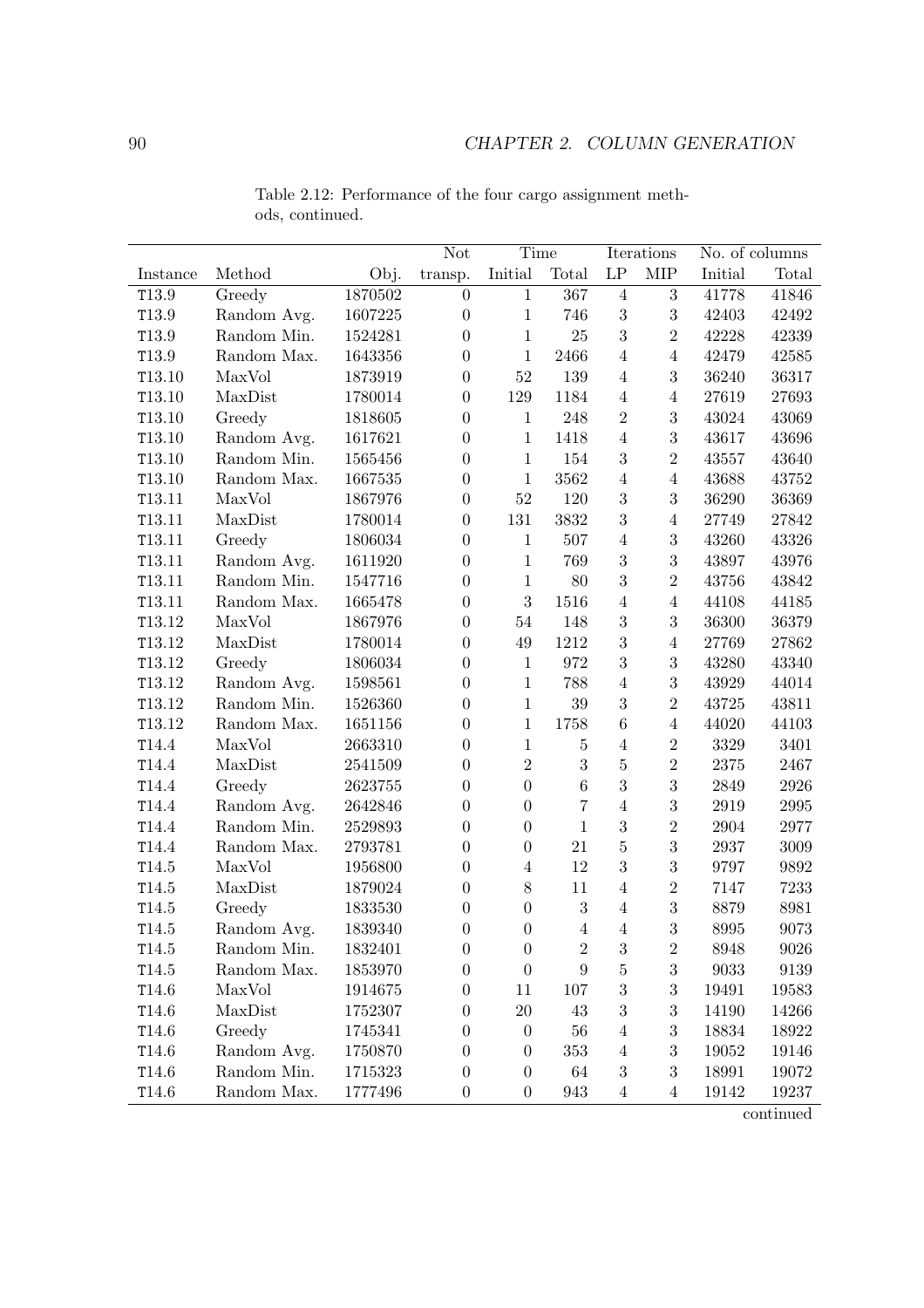Table 2.12: Performance of the four cargo assignment methods, continued.

| | | | Not | Time | | Iterations | | No. of columns | |
|---|---|---|---|---|---|---|---|---|---|
| Instance | Method | Obj. | transp. | Initial | Total | LP | MIP | Initial | Total |
| T13.9 | Greedy | 1870502 | 0 | 1 | 367 | 4 | 3 | 41778 | 41846 |
| T13.9 | Random Avg. | 1607225 | 0 | 1 | 746 | 3 | 3 | 42403 | 42492 |
| T13.9 | Random Min. | 1524281 | 0 | 1 | 25 | 3 | 2 | 42228 | 42339 |
| T13.9 | Random Max. | 1643356 | 0 | 1 | 2466 | 4 | 4 | 42479 | 42585 |
| T13.10 | MaxVol | 1873919 | 0 | 52 | 139 | 4 | 3 | 36240 | 36317 |
| T13.10 | MaxDist | 1780014 | 0 | 129 | 1184 | 4 | 4 | 27619 | 27693 |
| T13.10 | Greedy | 1818605 | 0 | 1 | 248 | 2 | 3 | 43024 | 43069 |
| T13.10 | Random Avg. | 1617621 | 0 | 1 | 1418 | 4 | 3 | 43617 | 43696 |
| T13.10 | Random Min. | 1565456 | 0 | 1 | 154 | 3 | 2 | 43557 | 43640 |
| T13.10 | Random Max. | 1667535 | 0 | 1 | 3562 | 4 | 4 | 43688 | 43752 |
| T13.11 | MaxVol | 1867976 | 0 | 52 | 120 | 3 | 3 | 36290 | 36369 |
| T13.11 | MaxDist | 1780014 | 0 | 131 | 3832 | 3 | 4 | 27749 | 27842 |
| T13.11 | Greedy | 1806034 | 0 | 1 | 507 | 4 | 3 | 43260 | 43326 |
| T13.11 | Random Avg. | 1611920 | 0 | 1 | 769 | 3 | 3 | 43897 | 43976 |
| T13.11 | Random Min. | 1547716 | 0 | 1 | 80 | 3 | 2 | 43756 | 43842 |
| T13.11 | Random Max. | 1665478 | 0 | 3 | 1516 | 4 | 4 | 44108 | 44185 |
| T13.12 | MaxVol | 1867976 | 0 | 54 | 148 | 3 | 3 | 36300 | 36379 |
| T13.12 | MaxDist | 1780014 | 0 | 49 | 1212 | 3 | 4 | 27769 | 27862 |
| T13.12 | Greedy | 1806034 | 0 | 1 | 972 | 3 | 3 | 43280 | 43340 |
| T13.12 | Random Avg. | 1598561 | 0 | 1 | 788 | 4 | 3 | 43929 | 44014 |
| T13.12 | Random Min. | 1526360 | 0 | 1 | 39 | 3 | 2 | 43725 | 43811 |
| T13.12 | Random Max. | 1651156 | 0 | 1 | 1758 | 6 | 4 | 44020 | 44103 |
| T14.4 | MaxVol | 2663310 | 0 | 1 | 5 | 4 | 2 | 3329 | 3401 |
| T14.4 | MaxDist | 2541509 | 0 | 2 | 3 | 5 | 2 | 2375 | 2467 |
| T14.4 | Greedy | 2623755 | 0 | 0 | 6 | 3 | 3 | 2849 | 2926 |
| T14.4 | Random Avg. | 2642846 | 0 | 0 | 7 | 4 | 3 | 2919 | 2995 |
| T14.4 | Random Min. | 2529893 | 0 | 0 | 1 | 3 | 2 | 2904 | 2977 |
| T14.4 | Random Max. | 2793781 | 0 | 0 | 21 | 5 | 3 | 2937 | 3009 |
| T14.5 | MaxVol | 1956800 | 0 | 4 | 12 | 3 | 3 | 9797 | 9892 |
| T14.5 | MaxDist | 1879024 | 0 | 8 | 11 | 4 | 2 | 7147 | 7233 |
| T14.5 | Greedy | 1833530 | 0 | 0 | 3 | 4 | 3 | 8879 | 8981 |
| T14.5 | Random Avg. | 1839340 | 0 | 0 | 4 | 4 | 3 | 8995 | 9073 |
| T14.5 | Random Min. | 1832401 | 0 | 0 | 2 | 3 | 2 | 8948 | 9026 |
| T14.5 | Random Max. | 1853970 | 0 | 0 | 9 | 5 | 3 | 9033 | 9139 |
| T14.6 | MaxVol | 1914675 | 0 | 11 | 107 | 3 | 3 | 19491 | 19583 |
| T14.6 | MaxDist | 1752307 | 0 | 20 | 43 | 3 | 3 | 14190 | 14266 |
| T14.6 | Greedy | 1745341 | 0 | 0 | 56 | 4 | 3 | 18834 | 18922 |
| T14.6 | Random Avg. | 1750870 | 0 | 0 | 353 | 4 | 3 | 19052 | 19146 |
| T14.6 | Random Min. | 1715323 | 0 | 0 | 64 | 3 | 3 | 18991 | 19072 |
| T14.6 | Random Max. | 1777496 | 0 | 0 | 943 | 4 | 4 | 19142 | 19237 |

continued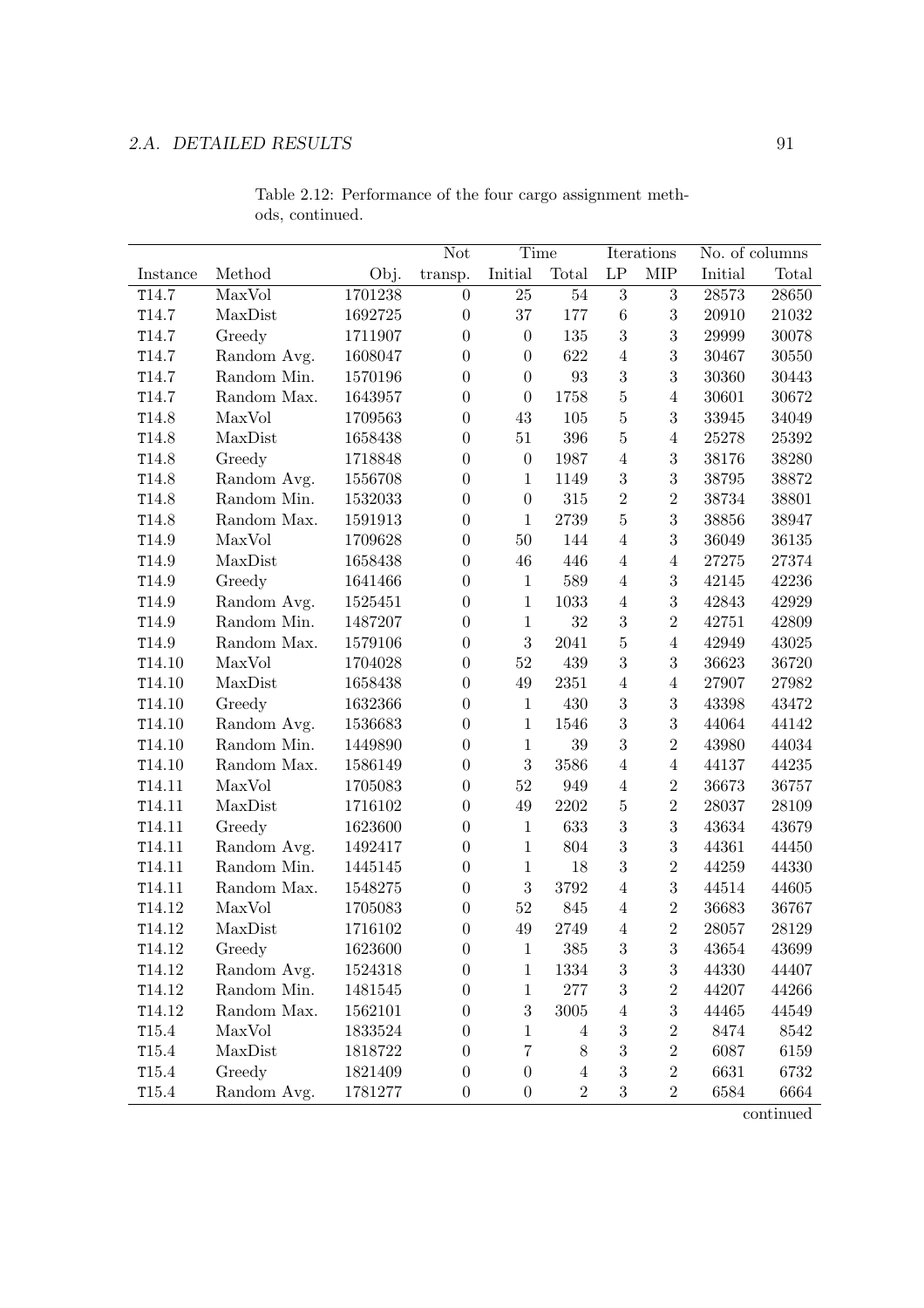Table 2.12: Performance of the four cargo assignment methods, continued.

| | | | Not | Time | | Iterations | | No. of columns | |
|---|---|---|---|---|---|---|---|---|---|
| Instance | Method | Obj. | transp. | Initial | Total | LP | MIP | Initial | Total |
| T14.7 | MaxVol | 1701238 | 0 | 25 | 54 | 3 | 3 | 28573 | 28650 |
| T14.7 | MaxDist | 1692725 | 0 | 37 | 177 | 6 | 3 | 20910 | 21032 |
| T14.7 | Greedy | 1711907 | 0 | 0 | 135 | 3 | 3 | 29999 | 30078 |
| T14.7 | Random Avg. | 1608047 | 0 | 0 | 622 | 4 | 3 | 30467 | 30550 |
| T14.7 | Random Min. | 1570196 | 0 | 0 | 93 | 3 | 3 | 30360 | 30443 |
| T14.7 | Random Max. | 1643957 | 0 | 0 | 1758 | 5 | 4 | 30601 | 30672 |
| T14.8 | MaxVol | 1709563 | 0 | 43 | 105 | 5 | 3 | 33945 | 34049 |
| T14.8 | MaxDist | 1658438 | 0 | 51 | 396 | 5 | 4 | 25278 | 25392 |
| T14.8 | Greedy | 1718848 | 0 | 0 | 1987 | 4 | 3 | 38176 | 38280 |
| T14.8 | Random Avg. | 1556708 | 0 | 1 | 1149 | 3 | 3 | 38795 | 38872 |
| T14.8 | Random Min. | 1532033 | 0 | 0 | 315 | 2 | 2 | 38734 | 38801 |
| T14.8 | Random Max. | 1591913 | 0 | 1 | 2739 | 5 | 3 | 38856 | 38947 |
| T14.9 | MaxVol | 1709628 | 0 | 50 | 144 | 4 | 3 | 36049 | 36135 |
| T14.9 | MaxDist | 1658438 | 0 | 46 | 446 | 4 | 4 | 27275 | 27374 |
| T14.9 | Greedy | 1641466 | 0 | 1 | 589 | 4 | 3 | 42145 | 42236 |
| T14.9 | Random Avg. | 1525451 | 0 | 1 | 1033 | 4 | 3 | 42843 | 42929 |
| T14.9 | Random Min. | 1487207 | 0 | 1 | 32 | 3 | 2 | 42751 | 42809 |
| T14.9 | Random Max. | 1579106 | 0 | 3 | 2041 | 5 | 4 | 42949 | 43025 |
| T14.10 | MaxVol | 1704028 | 0 | 52 | 439 | 3 | 3 | 36623 | 36720 |
| T14.10 | MaxDist | 1658438 | 0 | 49 | 2351 | 4 | 4 | 27907 | 27982 |
| T14.10 | Greedy | 1632366 | 0 | 1 | 430 | 3 | 3 | 43398 | 43472 |
| T14.10 | Random Avg. | 1536683 | 0 | 1 | 1546 | 3 | 3 | 44064 | 44142 |
| T14.10 | Random Min. | 1449890 | 0 | 1 | 39 | 3 | 2 | 43980 | 44034 |
| T14.10 | Random Max. | 1586149 | 0 | 3 | 3586 | 4 | 4 | 44137 | 44235 |
| T14.11 | MaxVol | 1705083 | 0 | 52 | 949 | 4 | 2 | 36673 | 36757 |
| T14.11 | MaxDist | 1716102 | 0 | 49 | 2202 | 5 | 2 | 28037 | 28109 |
| T14.11 | Greedy | 1623600 | 0 | 1 | 633 | 3 | 3 | 43634 | 43679 |
| T14.11 | Random Avg. | 1492417 | 0 | 1 | 804 | 3 | 3 | 44361 | 44450 |
| T14.11 | Random Min. | 1445145 | 0 | 1 | 18 | 3 | 2 | 44259 | 44330 |
| T14.11 | Random Max. | 1548275 | 0 | 3 | 3792 | 4 | 3 | 44514 | 44605 |
| T14.12 | MaxVol | 1705083 | 0 | 52 | 845 | 4 | 2 | 36683 | 36767 |
| T14.12 | MaxDist | 1716102 | 0 | 49 | 2749 | 4 | 2 | 28057 | 28129 |
| T14.12 | Greedy | 1623600 | 0 | 1 | 385 | 3 | 3 | 43654 | 43699 |
| T14.12 | Random Avg. | 1524318 | 0 | 1 | 1334 | 3 | 3 | 44330 | 44407 |
| T14.12 | Random Min. | 1481545 | 0 | 1 | 277 | 3 | 2 | 44207 | 44266 |
| T14.12 | Random Max. | 1562101 | 0 | 3 | 3005 | 4 | 3 | 44465 | 44549 |
| T15.4 | MaxVol | 1833524 | 0 | 1 | 4 | 3 | 2 | 8474 | 8542 |
| T15.4 | MaxDist | 1818722 | 0 | 7 | 8 | 3 | 2 | 6087 | 6159 |
| T15.4 | Greedy | 1821409 | 0 | 0 | 4 | 3 | 2 | 6631 | 6732 |
| T15.4 | Random Avg. | 1781277 | 0 | 0 | 2 | 3 | 2 | 6584 | 6664 |

continued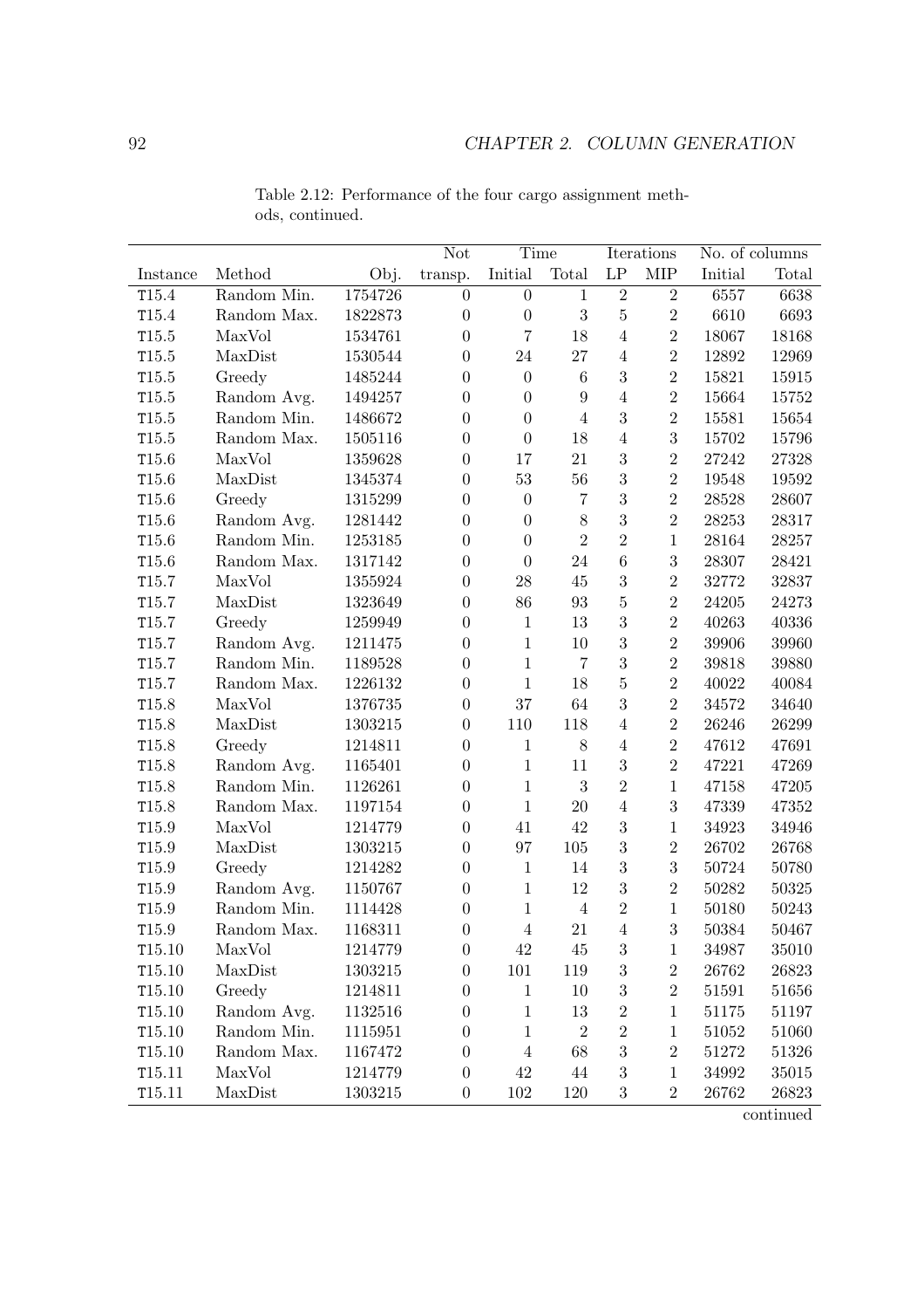Table 2.12: Performance of the four cargo assignment methods, continued.

| Instance | Method | Obj. | Not transp. | Time | | Iterations | | No. of columns | |
|---|---|---|---|---|---|---|---|---|---|
| | | | | Initial | Total | LP | MIP | Initial | Total |
| T15.4 | Random Min. | 1754726 | 0 | 0 | 1 | 2 | 2 | 6557 | 6638 |
| T15.4 | Random Max. | 1822873 | 0 | 0 | 3 | 5 | 2 | 6610 | 6693 |
| T15.5 | MaxVol | 1534761 | 0 | 7 | 18 | 4 | 2 | 18067 | 18168 |
| T15.5 | MaxDist | 1530544 | 0 | 24 | 27 | 4 | 2 | 12892 | 12969 |
| T15.5 | Greedy | 1485244 | 0 | 0 | 6 | 3 | 2 | 15821 | 15915 |
| T15.5 | Random Avg. | 1494257 | 0 | 0 | 9 | 4 | 2 | 15664 | 15752 |
| T15.5 | Random Min. | 1486672 | 0 | 0 | 4 | 3 | 2 | 15581 | 15654 |
| T15.5 | Random Max. | 1505116 | 0 | 0 | 18 | 4 | 3 | 15702 | 15796 |
| T15.6 | MaxVol | 1359628 | 0 | 17 | 21 | 3 | 2 | 27242 | 27328 |
| T15.6 | MaxDist | 1345374 | 0 | 53 | 56 | 3 | 2 | 19548 | 19592 |
| T15.6 | Greedy | 1315299 | 0 | 0 | 7 | 3 | 2 | 28528 | 28607 |
| T15.6 | Random Avg. | 1281442 | 0 | 0 | 8 | 3 | 2 | 28253 | 28317 |
| T15.6 | Random Min. | 1253185 | 0 | 0 | 2 | 2 | 1 | 28164 | 28257 |
| T15.6 | Random Max. | 1317142 | 0 | 0 | 24 | 6 | 3 | 28307 | 28421 |
| T15.7 | MaxVol | 1355924 | 0 | 28 | 45 | 3 | 2 | 32772 | 32837 |
| T15.7 | MaxDist | 1323649 | 0 | 86 | 93 | 5 | 2 | 24205 | 24273 |
| T15.7 | Greedy | 1259949 | 0 | 1 | 13 | 3 | 2 | 40263 | 40336 |
| T15.7 | Random Avg. | 1211475 | 0 | 1 | 10 | 3 | 2 | 39906 | 39960 |
| T15.7 | Random Min. | 1189528 | 0 | 1 | 7 | 3 | 2 | 39818 | 39880 |
| T15.7 | Random Max. | 1226132 | 0 | 1 | 18 | 5 | 2 | 40022 | 40084 |
| T15.8 | MaxVol | 1376735 | 0 | 37 | 64 | 3 | 2 | 34572 | 34640 |
| T15.8 | MaxDist | 1303215 | 0 | 110 | 118 | 4 | 2 | 26246 | 26299 |
| T15.8 | Greedy | 1214811 | 0 | 1 | 8 | 4 | 2 | 47612 | 47691 |
| T15.8 | Random Avg. | 1165401 | 0 | 1 | 11 | 3 | 2 | 47221 | 47269 |
| T15.8 | Random Min. | 1126261 | 0 | 1 | 3 | 2 | 1 | 47158 | 47205 |
| T15.8 | Random Max. | 1197154 | 0 | 1 | 20 | 4 | 3 | 47339 | 47352 |
| T15.9 | MaxVol | 1214779 | 0 | 41 | 42 | 3 | 1 | 34923 | 34946 |
| T15.9 | MaxDist | 1303215 | 0 | 97 | 105 | 3 | 2 | 26702 | 26768 |
| T15.9 | Greedy | 1214282 | 0 | 1 | 14 | 3 | 3 | 50724 | 50780 |
| T15.9 | Random Avg. | 1150767 | 0 | 1 | 12 | 3 | 2 | 50282 | 50325 |
| T15.9 | Random Min. | 1114428 | 0 | 1 | 4 | 2 | 1 | 50180 | 50243 |
| T15.9 | Random Max. | 1168311 | 0 | 4 | 21 | 4 | 3 | 50384 | 50467 |
| T15.10 | MaxVol | 1214779 | 0 | 42 | 45 | 3 | 1 | 34987 | 35010 |
| T15.10 | MaxDist | 1303215 | 0 | 101 | 119 | 3 | 2 | 26762 | 26823 |
| T15.10 | Greedy | 1214811 | 0 | 1 | 10 | 3 | 2 | 51591 | 51656 |
| T15.10 | Random Avg. | 1132516 | 0 | 1 | 13 | 2 | 1 | 51175 | 51197 |
| T15.10 | Random Min. | 1115951 | 0 | 1 | 2 | 2 | 1 | 51052 | 51060 |
| T15.10 | Random Max. | 1167472 | 0 | 4 | 68 | 3 | 2 | 51272 | 51326 |
| T15.11 | MaxVol | 1214779 | 0 | 42 | 44 | 3 | 1 | 34992 | 35015 |
| T15.11 | MaxDist | 1303215 | 0 | 102 | 120 | 3 | 2 | 26762 | 26823 |

continued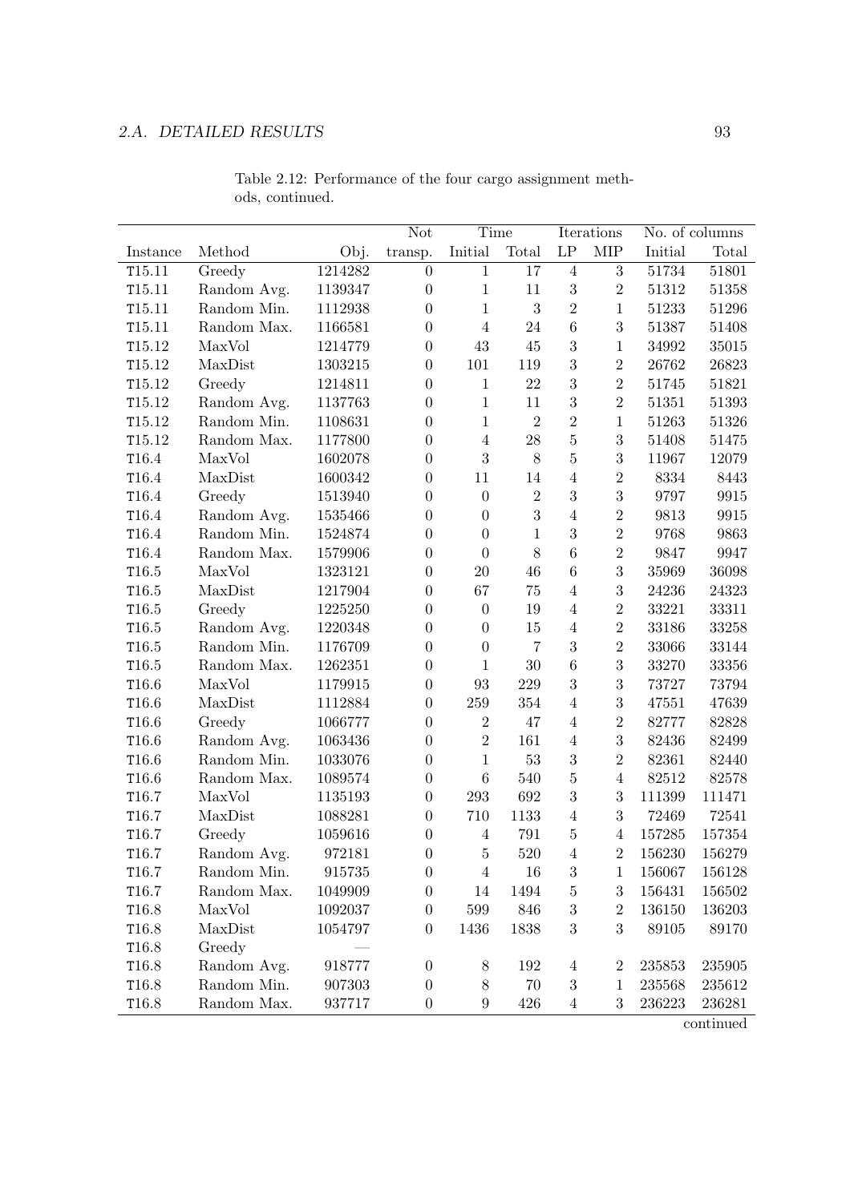Table 2.12: Performance of the four cargo assignment methods, continued.

| | | | Not | Time | | Iterations | | No. of columns | |
|---|---|---|---|---|---|---|---|---|---|
| Instance | Method | Obj. | transp. | Initial | Total | LP | MIP | Initial | Total |
| T15.11 | Greedy | 1214282 | 0 | 1 | 17 | 4 | 3 | 51734 | 51801 |
| T15.11 | Random Avg. | 1139347 | 0 | 1 | 11 | 3 | 2 | 51312 | 51358 |
| T15.11 | Random Min. | 1112938 | 0 | 1 | 3 | 2 | 1 | 51233 | 51296 |
| T15.11 | Random Max. | 1166581 | 0 | 4 | 24 | 6 | 3 | 51387 | 51408 |
| T15.12 | MaxVol | 1214779 | 0 | 43 | 45 | 3 | 1 | 34992 | 35015 |
| T15.12 | MaxDist | 1303215 | 0 | 101 | 119 | 3 | 2 | 26762 | 26823 |
| T15.12 | Greedy | 1214811 | 0 | 1 | 22 | 3 | 2 | 51745 | 51821 |
| T15.12 | Random Avg. | 1137763 | 0 | 1 | 11 | 3 | 2 | 51351 | 51393 |
| T15.12 | Random Min. | 1108631 | 0 | 1 | 2 | 2 | 1 | 51263 | 51326 |
| T15.12 | Random Max. | 1177800 | 0 | 4 | 28 | 5 | 3 | 51408 | 51475 |
| T16.4 | MaxVol | 1602078 | 0 | 3 | 8 | 5 | 3 | 11967 | 12079 |
| T16.4 | MaxDist | 1600342 | 0 | 11 | 14 | 4 | 2 | 8334 | 8443 |
| T16.4 | Greedy | 1513940 | 0 | 0 | 2 | 3 | 3 | 9797 | 9915 |
| T16.4 | Random Avg. | 1535466 | 0 | 0 | 3 | 4 | 2 | 9813 | 9915 |
| T16.4 | Random Min. | 1524874 | 0 | 0 | 1 | 3 | 2 | 9768 | 9863 |
| T16.4 | Random Max. | 1579906 | 0 | 0 | 8 | 6 | 2 | 9847 | 9947 |
| T16.5 | MaxVol | 1323121 | 0 | 20 | 46 | 6 | 3 | 35969 | 36098 |
| T16.5 | MaxDist | 1217904 | 0 | 67 | 75 | 4 | 3 | 24236 | 24323 |
| T16.5 | Greedy | 1225250 | 0 | 0 | 19 | 4 | 2 | 33221 | 33311 |
| T16.5 | Random Avg. | 1220348 | 0 | 0 | 15 | 4 | 2 | 33186 | 33258 |
| T16.5 | Random Min. | 1176709 | 0 | 0 | 7 | 3 | 2 | 33066 | 33144 |
| T16.5 | Random Max. | 1262351 | 0 | 1 | 30 | 6 | 3 | 33270 | 33356 |
| T16.6 | MaxVol | 1179915 | 0 | 93 | 229 | 3 | 3 | 73727 | 73794 |
| T16.6 | MaxDist | 1112884 | 0 | 259 | 354 | 4 | 3 | 47551 | 47639 |
| T16.6 | Greedy | 1066777 | 0 | 2 | 47 | 4 | 2 | 82777 | 82828 |
| T16.6 | Random Avg. | 1063436 | 0 | 2 | 161 | 4 | 3 | 82436 | 82499 |
| T16.6 | Random Min. | 1033076 | 0 | 1 | 53 | 3 | 2 | 82361 | 82440 |
| T16.6 | Random Max. | 1089574 | 0 | 6 | 540 | 5 | 4 | 82512 | 82578 |
| T16.7 | MaxVol | 1135193 | 0 | 293 | 692 | 3 | 3 | 111399 | 111471 |
| T16.7 | MaxDist | 1088281 | 0 | 710 | 1133 | 4 | 3 | 72469 | 72541 |
| T16.7 | Greedy | 1059616 | 0 | 4 | 791 | 5 | 4 | 157285 | 157354 |
| T16.7 | Random Avg. | 972181 | 0 | 5 | 520 | 4 | 2 | 156230 | 156279 |
| T16.7 | Random Min. | 915735 | 0 | 4 | 16 | 3 | 1 | 156067 | 156128 |
| T16.7 | Random Max. | 1049909 | 0 | 14 | 1494 | 5 | 3 | 156431 | 156502 |
| T16.8 | MaxVol | 1092037 | 0 | 599 | 846 | 3 | 2 | 136150 | 136203 |
| T16.8 | MaxDist | 1054797 | 0 | 1436 | 1838 | 3 | 3 | 89105 | 89170 |
| T16.8 | Greedy | — | | | | | | | |
| T16.8 | Random Avg. | 918777 | 0 | 8 | 192 | 4 | 2 | 235853 | 235905 |
| T16.8 | Random Min. | 907303 | 0 | 8 | 70 | 3 | 1 | 235568 | 235612 |
| T16.8 | Random Max. | 937717 | 0 | 9 | 426 | 4 | 3 | 236223 | 236281 |

continued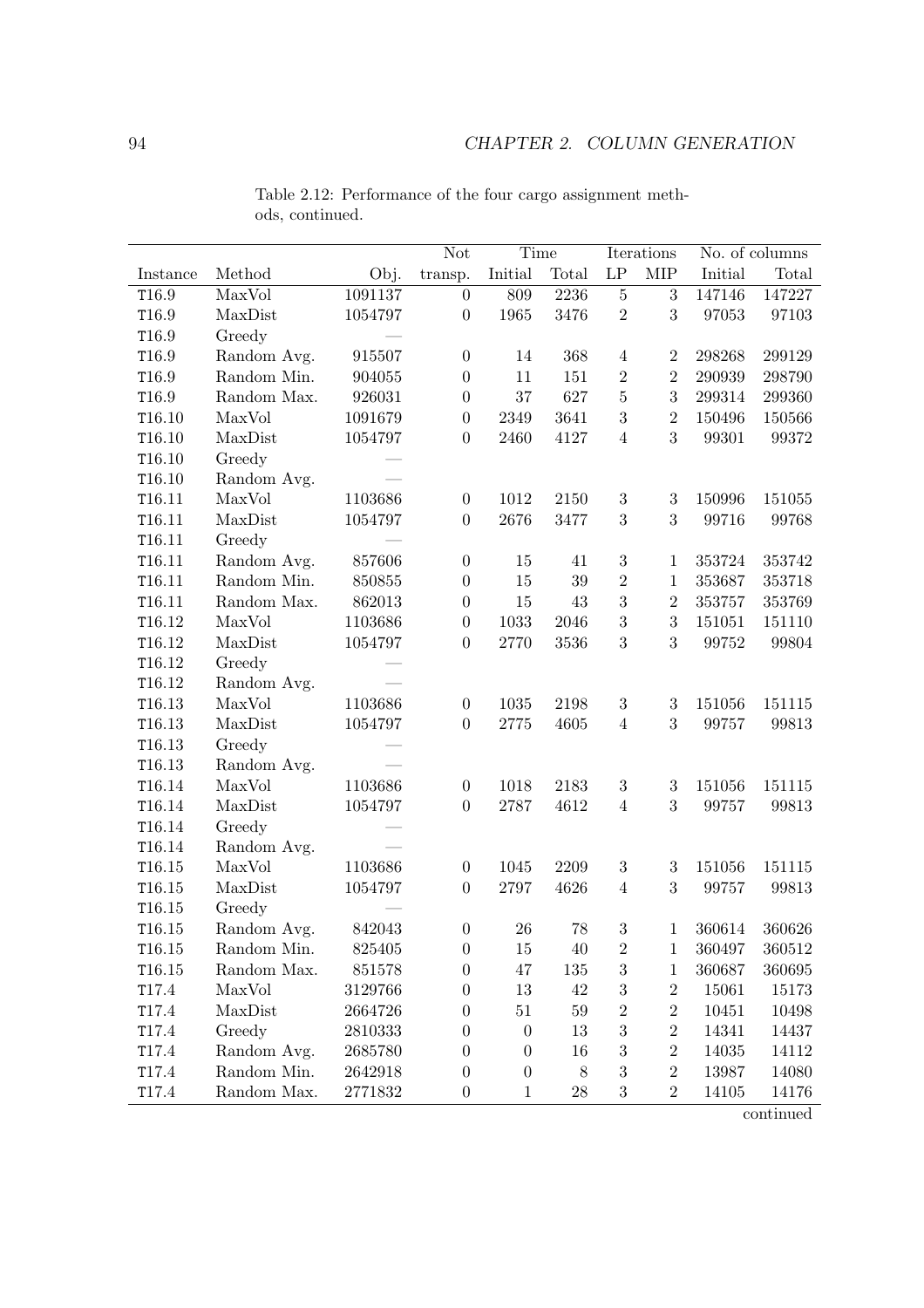Table 2.12: Performance of the four cargo assignment methods, continued.

| | | | Not | Time | | Iterations | | No. of columns | |
|---|---|---|---|---|---|---|---|---|---|
| Instance | Method | Obj. | transp. | Initial | Total | LP | MIP | Initial | Total |
| T16.9 | MaxVol | 1091137 | 0 | 809 | 2236 | 5 | 3 | 147146 | 147227 |
| T16.9 | MaxDist | 1054797 | 0 | 1965 | 3476 | 2 | 3 | 97053 | 97103 |
| T16.9 | Greedy | — | | | | | | | |
| T16.9 | Random Avg. | 915507 | 0 | 14 | 368 | 4 | 2 | 298268 | 299129 |
| T16.9 | Random Min. | 904055 | 0 | 11 | 151 | 2 | 2 | 290939 | 298790 |
| T16.9 | Random Max. | 926031 | 0 | 37 | 627 | 5 | 3 | 299314 | 299360 |
| T16.10 | MaxVol | 1091679 | 0 | 2349 | 3641 | 3 | 2 | 150496 | 150566 |
| T16.10 | MaxDist | 1054797 | 0 | 2460 | 4127 | 4 | 3 | 99301 | 99372 |
| T16.10 | Greedy | — | | | | | | | |
| T16.10 | Random Avg. | — | | | | | | | |
| T16.11 | MaxVol | 1103686 | 0 | 1012 | 2150 | 3 | 3 | 150996 | 151055 |
| T16.11 | MaxDist | 1054797 | 0 | 2676 | 3477 | 3 | 3 | 99716 | 99768 |
| T16.11 | Greedy | — | | | | | | | |
| T16.11 | Random Avg. | 857606 | 0 | 15 | 41 | 3 | 1 | 353724 | 353742 |
| T16.11 | Random Min. | 850855 | 0 | 15 | 39 | 2 | 1 | 353687 | 353718 |
| T16.11 | Random Max. | 862013 | 0 | 15 | 43 | 3 | 2 | 353757 | 353769 |
| T16.12 | MaxVol | 1103686 | 0 | 1033 | 2046 | 3 | 3 | 151051 | 151110 |
| T16.12 | MaxDist | 1054797 | 0 | 2770 | 3536 | 3 | 3 | 99752 | 99804 |
| T16.12 | Greedy | — | | | | | | | |
| T16.12 | Random Avg. | — | | | | | | | |
| T16.13 | MaxVol | 1103686 | 0 | 1035 | 2198 | 3 | 3 | 151056 | 151115 |
| T16.13 | MaxDist | 1054797 | 0 | 2775 | 4605 | 4 | 3 | 99757 | 99813 |
| T16.13 | Greedy | — | | | | | | | |
| T16.13 | Random Avg. | — | | | | | | | |
| T16.14 | MaxVol | 1103686 | 0 | 1018 | 2183 | 3 | 3 | 151056 | 151115 |
| T16.14 | MaxDist | 1054797 | 0 | 2787 | 4612 | 4 | 3 | 99757 | 99813 |
| T16.14 | Greedy | — | | | | | | | |
| T16.14 | Random Avg. | — | | | | | | | |
| T16.15 | MaxVol | 1103686 | 0 | 1045 | 2209 | 3 | 3 | 151056 | 151115 |
| T16.15 | MaxDist | 1054797 | 0 | 2797 | 4626 | 4 | 3 | 99757 | 99813 |
| T16.15 | Greedy | — | | | | | | | |
| T16.15 | Random Avg. | 842043 | 0 | 26 | 78 | 3 | 1 | 360614 | 360626 |
| T16.15 | Random Min. | 825405 | 0 | 15 | 40 | 2 | 1 | 360497 | 360512 |
| T16.15 | Random Max. | 851578 | 0 | 47 | 135 | 3 | 1 | 360687 | 360695 |
| T17.4 | MaxVol | 3129766 | 0 | 13 | 42 | 3 | 2 | 15061 | 15173 |
| T17.4 | MaxDist | 2664726 | 0 | 51 | 59 | 2 | 2 | 10451 | 10498 |
| T17.4 | Greedy | 2810333 | 0 | 0 | 13 | 3 | 2 | 14341 | 14437 |
| T17.4 | Random Avg. | 2685780 | 0 | 0 | 16 | 3 | 2 | 14035 | 14112 |
| T17.4 | Random Min. | 2642918 | 0 | 0 | 8 | 3 | 2 | 13987 | 14080 |
| T17.4 | Random Max. | 2771832 | 0 | 1 | 28 | 3 | 2 | 14105 | 14176 |

continued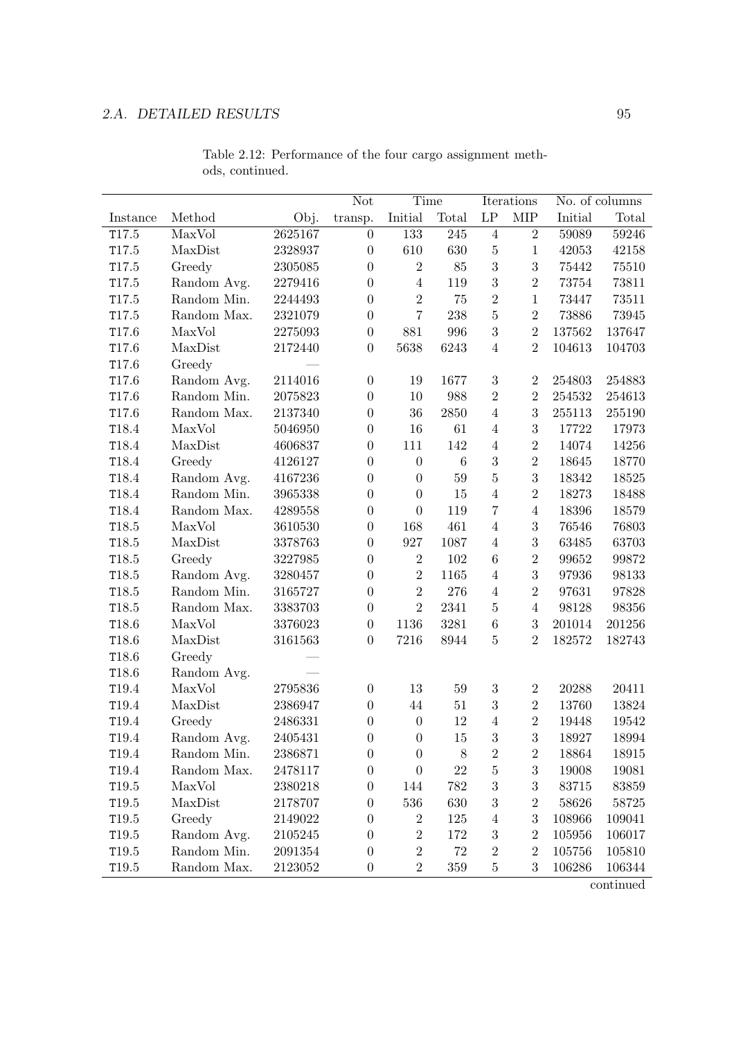Table 2.12: Performance of the four cargo assignment methods, continued.

| | | | Not | Time | | Iterations | | No. of columns | |
|---|---|---|---|---|---|---|---|---|---|
| Instance | Method | Obj. | transp. | Initial | Total | LP | MIP | Initial | Total |
| T17.5 | MaxVol | 2625167 | 0 | 133 | 245 | 4 | 2 | 59089 | 59246 |
| T17.5 | MaxDist | 2328937 | 0 | 610 | 630 | 5 | 1 | 42053 | 42158 |
| T17.5 | Greedy | 2305085 | 0 | 2 | 85 | 3 | 3 | 75442 | 75510 |
| T17.5 | Random Avg. | 2279416 | 0 | 4 | 119 | 3 | 2 | 73754 | 73811 |
| T17.5 | Random Min. | 2244493 | 0 | 2 | 75 | 2 | 1 | 73447 | 73511 |
| T17.5 | Random Max. | 2321079 | 0 | 7 | 238 | 5 | 2 | 73886 | 73945 |
| T17.6 | MaxVol | 2275093 | 0 | 881 | 996 | 3 | 2 | 137562 | 137647 |
| T17.6 | MaxDist | 2172440 | 0 | 5638 | 6243 | 4 | 2 | 104613 | 104703 |
| T17.6 | Greedy | — | | | | | | | |
| T17.6 | Random Avg. | 2114016 | 0 | 19 | 1677 | 3 | 2 | 254803 | 254883 |
| T17.6 | Random Min. | 2075823 | 0 | 10 | 988 | 2 | 2 | 254532 | 254613 |
| T17.6 | Random Max. | 2137340 | 0 | 36 | 2850 | 4 | 3 | 255113 | 255190 |
| T18.4 | MaxVol | 5046950 | 0 | 16 | 61 | 4 | 3 | 17722 | 17973 |
| T18.4 | MaxDist | 4606837 | 0 | 111 | 142 | 4 | 2 | 14074 | 14256 |
| T18.4 | Greedy | 4126127 | 0 | 0 | 6 | 3 | 2 | 18645 | 18770 |
| T18.4 | Random Avg. | 4167236 | 0 | 0 | 59 | 5 | 3 | 18342 | 18525 |
| T18.4 | Random Min. | 3965338 | 0 | 0 | 15 | 4 | 2 | 18273 | 18488 |
| T18.4 | Random Max. | 4289558 | 0 | 0 | 119 | 7 | 4 | 18396 | 18579 |
| T18.5 | MaxVol | 3610530 | 0 | 168 | 461 | 4 | 3 | 76546 | 76803 |
| T18.5 | MaxDist | 3378763 | 0 | 927 | 1087 | 4 | 3 | 63485 | 63703 |
| T18.5 | Greedy | 3227985 | 0 | 2 | 102 | 6 | 2 | 99652 | 99872 |
| T18.5 | Random Avg. | 3280457 | 0 | 2 | 1165 | 4 | 3 | 97936 | 98133 |
| T18.5 | Random Min. | 3165727 | 0 | 2 | 276 | 4 | 2 | 97631 | 97828 |
| T18.5 | Random Max. | 3383703 | 0 | 2 | 2341 | 5 | 4 | 98128 | 98356 |
| T18.6 | MaxVol | 3376023 | 0 | 1136 | 3281 | 6 | 3 | 201014 | 201256 |
| T18.6 | MaxDist | 3161563 | 0 | 7216 | 8944 | 5 | 2 | 182572 | 182743 |
| T18.6 | Greedy | — | | | | | | | |
| T18.6 | Random Avg. | — | | | | | | | |
| T19.4 | MaxVol | 2795836 | 0 | 13 | 59 | 3 | 2 | 20288 | 20411 |
| T19.4 | MaxDist | 2386947 | 0 | 44 | 51 | 3 | 2 | 13760 | 13824 |
| T19.4 | Greedy | 2486331 | 0 | 0 | 12 | 4 | 2 | 19448 | 19542 |
| T19.4 | Random Avg. | 2405431 | 0 | 0 | 15 | 3 | 3 | 18927 | 18994 |
| T19.4 | Random Min. | 2386871 | 0 | 0 | 8 | 2 | 2 | 18864 | 18915 |
| T19.4 | Random Max. | 2478117 | 0 | 0 | 22 | 5 | 3 | 19008 | 19081 |
| T19.5 | MaxVol | 2380218 | 0 | 144 | 782 | 3 | 3 | 83715 | 83859 |
| T19.5 | MaxDist | 2178707 | 0 | 536 | 630 | 3 | 2 | 58626 | 58725 |
| T19.5 | Greedy | 2149022 | 0 | 2 | 125 | 4 | 3 | 108966 | 109041 |
| T19.5 | Random Avg. | 2105245 | 0 | 2 | 172 | 3 | 2 | 105956 | 106017 |
| T19.5 | Random Min. | 2091354 | 0 | 2 | 72 | 2 | 2 | 105756 | 105810 |
| T19.5 | Random Max. | 2123052 | 0 | 2 | 359 | 5 | 3 | 106286 | 106344 |

continued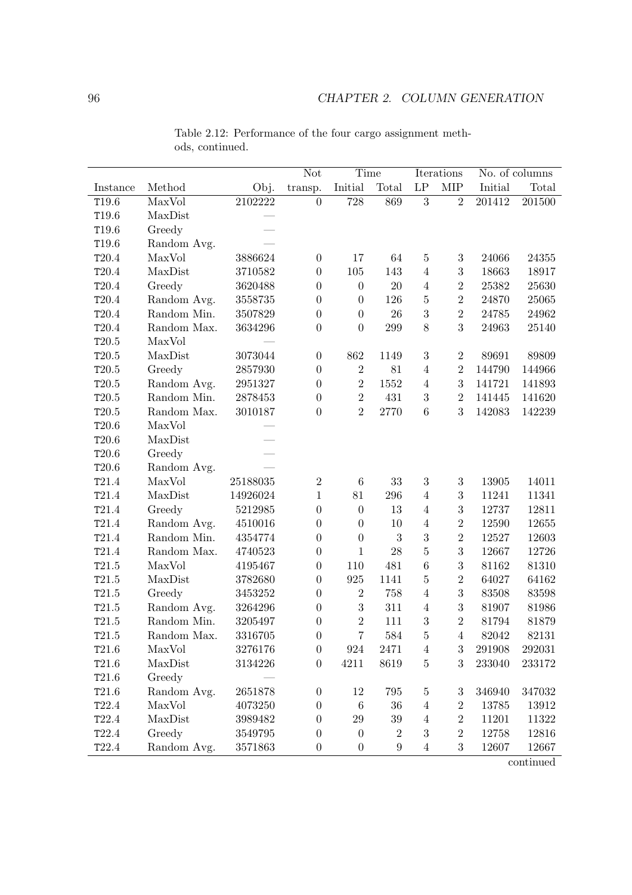Table 2.12: Performance of the four cargo assignment methods, continued.

| | | | Not | Time | | Iterations | | No. of columns | |
|---|---|---|---|---|---|---|---|---|---|
| Instance | Method | Obj. | transp. | Initial | Total | LP | MIP | Initial | Total |
| T19.6 | MaxVol | 2102222 | 0 | 728 | 869 | 3 | 2 | 201412 | 201500 |
| T19.6 | MaxDist | — | | | | | | | |
| T19.6 | Greedy | — | | | | | | | |
| T19.6 | Random Avg. | — | | | | | | | |
| T20.4 | MaxVol | 3886624 | 0 | 17 | 64 | 5 | 3 | 24066 | 24355 |
| T20.4 | MaxDist | 3710582 | 0 | 105 | 143 | 4 | 3 | 18663 | 18917 |
| T20.4 | Greedy | 3620488 | 0 | 0 | 20 | 4 | 2 | 25382 | 25630 |
| T20.4 | Random Avg. | 3558735 | 0 | 0 | 126 | 5 | 2 | 24870 | 25065 |
| T20.4 | Random Min. | 3507829 | 0 | 0 | 26 | 3 | 2 | 24785 | 24962 |
| T20.4 | Random Max. | 3634296 | 0 | 0 | 299 | 8 | 3 | 24963 | 25140 |
| T20.5 | MaxVol | — | | | | | | | |
| T20.5 | MaxDist | 3073044 | 0 | 862 | 1149 | 3 | 2 | 89691 | 89809 |
| T20.5 | Greedy | 2857930 | 0 | 2 | 81 | 4 | 2 | 144790 | 144966 |
| T20.5 | Random Avg. | 2951327 | 0 | 2 | 1552 | 4 | 3 | 141721 | 141893 |
| T20.5 | Random Min. | 2878453 | 0 | 2 | 431 | 3 | 2 | 141445 | 141620 |
| T20.5 | Random Max. | 3010187 | 0 | 2 | 2770 | 6 | 3 | 142083 | 142239 |
| T20.6 | MaxVol | — | | | | | | | |
| T20.6 | MaxDist | — | | | | | | | |
| T20.6 | Greedy | — | | | | | | | |
| T20.6 | Random Avg. | — | | | | | | | |
| T21.4 | MaxVol | 25188035 | 2 | 6 | 33 | 3 | 3 | 13905 | 14011 |
| T21.4 | MaxDist | 14926024 | 1 | 81 | 296 | 4 | 3 | 11241 | 11341 |
| T21.4 | Greedy | 5212985 | 0 | 0 | 13 | 4 | 3 | 12737 | 12811 |
| T21.4 | Random Avg. | 4510016 | 0 | 0 | 10 | 4 | 2 | 12590 | 12655 |
| T21.4 | Random Min. | 4354774 | 0 | 0 | 3 | 3 | 2 | 12527 | 12603 |
| T21.4 | Random Max. | 4740523 | 0 | 1 | 28 | 5 | 3 | 12667 | 12726 |
| T21.5 | MaxVol | 4195467 | 0 | 110 | 481 | 6 | 3 | 81162 | 81310 |
| T21.5 | MaxDist | 3782680 | 0 | 925 | 1141 | 5 | 2 | 64027 | 64162 |
| T21.5 | Greedy | 3453252 | 0 | 2 | 758 | 4 | 3 | 83508 | 83598 |
| T21.5 | Random Avg. | 3264296 | 0 | 3 | 311 | 4 | 3 | 81907 | 81986 |
| T21.5 | Random Min. | 3205497 | 0 | 2 | 111 | 3 | 2 | 81794 | 81879 |
| T21.5 | Random Max. | 3316705 | 0 | 7 | 584 | 5 | 4 | 82042 | 82131 |
| T21.6 | MaxVol | 3276176 | 0 | 924 | 2471 | 4 | 3 | 291908 | 292031 |
| T21.6 | MaxDist | 3134226 | 0 | 4211 | 8619 | 5 | 3 | 233040 | 233172 |
| T21.6 | Greedy | — | | | | | | | |
| T21.6 | Random Avg. | 2651878 | 0 | 12 | 795 | 5 | 3 | 346940 | 347032 |
| T22.4 | MaxVol | 4073250 | 0 | 6 | 36 | 4 | 2 | 13785 | 13912 |
| T22.4 | MaxDist | 3989482 | 0 | 29 | 39 | 4 | 2 | 11201 | 11322 |
| T22.4 | Greedy | 3549795 | 0 | 0 | 2 | 3 | 2 | 12758 | 12816 |
| T22.4 | Random Avg. | 3571863 | 0 | 0 | 9 | 4 | 3 | 12607 | 12667 |

continued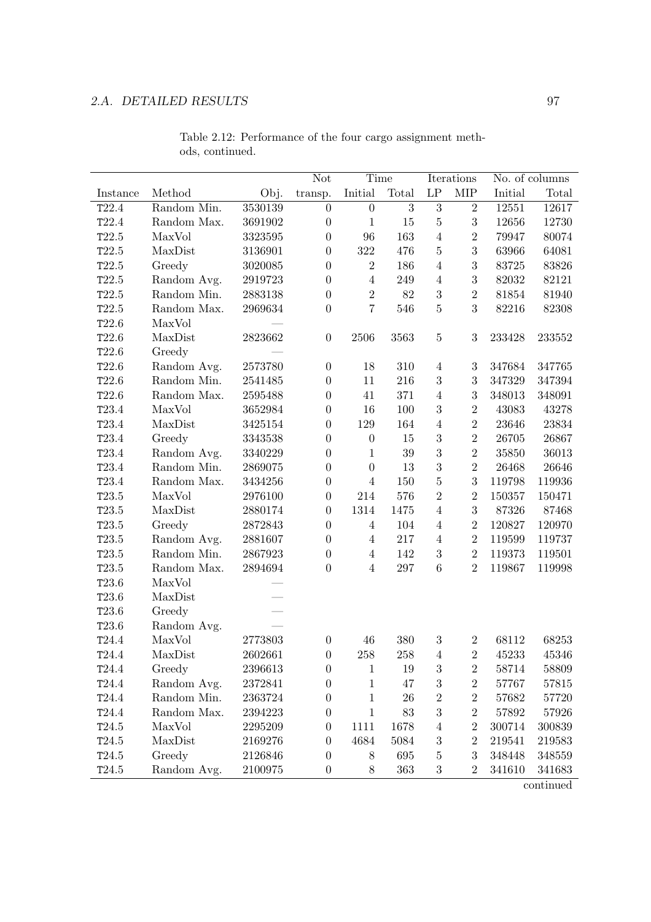Table 2.12: Performance of the four cargo assignment methods, continued.

| | | | Not | Time | | Iterations | | No. of columns | |
|---|---|---|---|---|---|---|---|---|---|
| Instance | Method | Obj. | transp. | Initial | Total | LP | MIP | Initial | Total |
| T22.4 | Random Min. | 3530139 | 0 | 0 | 3 | 3 | 2 | 12551 | 12617 |
| T22.4 | Random Max. | 3691902 | 0 | 1 | 15 | 5 | 3 | 12656 | 12730 |
| T22.5 | MaxVol | 3323595 | 0 | 96 | 163 | 4 | 2 | 79947 | 80074 |
| T22.5 | MaxDist | 3136901 | 0 | 322 | 476 | 5 | 3 | 63966 | 64081 |
| T22.5 | Greedy | 3020085 | 0 | 2 | 186 | 4 | 3 | 83725 | 83826 |
| T22.5 | Random Avg. | 2919723 | 0 | 4 | 249 | 4 | 3 | 82032 | 82121 |
| T22.5 | Random Min. | 2883138 | 0 | 2 | 82 | 3 | 2 | 81854 | 81940 |
| T22.5 | Random Max. | 2969634 | 0 | 7 | 546 | 5 | 3 | 82216 | 82308 |
| T22.6 | MaxVol | — | | | | | | | |
| T22.6 | MaxDist | 2823662 | 0 | 2506 | 3563 | 5 | 3 | 233428 | 233552 |
| T22.6 | Greedy | — | | | | | | | |
| T22.6 | Random Avg. | 2573780 | 0 | 18 | 310 | 4 | 3 | 347684 | 347765 |
| T22.6 | Random Min. | 2541485 | 0 | 11 | 216 | 3 | 3 | 347329 | 347394 |
| T22.6 | Random Max. | 2595488 | 0 | 41 | 371 | 4 | 3 | 348013 | 348091 |
| T23.4 | MaxVol | 3652984 | 0 | 16 | 100 | 3 | 2 | 43083 | 43278 |
| T23.4 | MaxDist | 3425154 | 0 | 129 | 164 | 4 | 2 | 23646 | 23834 |
| T23.4 | Greedy | 3343538 | 0 | 0 | 15 | 3 | 2 | 26705 | 26867 |
| T23.4 | Random Avg. | 3340229 | 0 | 1 | 39 | 3 | 2 | 35850 | 36013 |
| T23.4 | Random Min. | 2869075 | 0 | 0 | 13 | 3 | 2 | 26468 | 26646 |
| T23.4 | Random Max. | 3434256 | 0 | 4 | 150 | 5 | 3 | 119798 | 119936 |
| T23.5 | MaxVol | 2976100 | 0 | 214 | 576 | 2 | 2 | 150357 | 150471 |
| T23.5 | MaxDist | 2880174 | 0 | 1314 | 1475 | 4 | 3 | 87326 | 87468 |
| T23.5 | Greedy | 2872843 | 0 | 4 | 104 | 4 | 2 | 120827 | 120970 |
| T23.5 | Random Avg. | 2881607 | 0 | 4 | 217 | 4 | 2 | 119599 | 119737 |
| T23.5 | Random Min. | 2867923 | 0 | 4 | 142 | 3 | 2 | 119373 | 119501 |
| T23.5 | Random Max. | 2894694 | 0 | 4 | 297 | 6 | 2 | 119867 | 119998 |
| T23.6 | MaxVol | — | | | | | | | |
| T23.6 | MaxDist | — | | | | | | | |
| T23.6 | Greedy | — | | | | | | | |
| T23.6 | Random Avg. | — | | | | | | | |
| T24.4 | MaxVol | 2773803 | 0 | 46 | 380 | 3 | 2 | 68112 | 68253 |
| T24.4 | MaxDist | 2602661 | 0 | 258 | 258 | 4 | 2 | 45233 | 45346 |
| T24.4 | Greedy | 2396613 | 0 | 1 | 19 | 3 | 2 | 58714 | 58809 |
| T24.4 | Random Avg. | 2372841 | 0 | 1 | 47 | 3 | 2 | 57767 | 57815 |
| T24.4 | Random Min. | 2363724 | 0 | 1 | 26 | 2 | 2 | 57682 | 57720 |
| T24.4 | Random Max. | 2394223 | 0 | 1 | 83 | 3 | 2 | 57892 | 57926 |
| T24.5 | MaxVol | 2295209 | 0 | 1111 | 1678 | 4 | 2 | 300714 | 300839 |
| T24.5 | MaxDist | 2169276 | 0 | 4684 | 5084 | 3 | 2 | 219541 | 219583 |
| T24.5 | Greedy | 2126846 | 0 | 8 | 695 | 5 | 3 | 348448 | 348559 |
| T24.5 | Random Avg. | 2100975 | 0 | 8 | 363 | 3 | 2 | 341610 | 341683 |

continued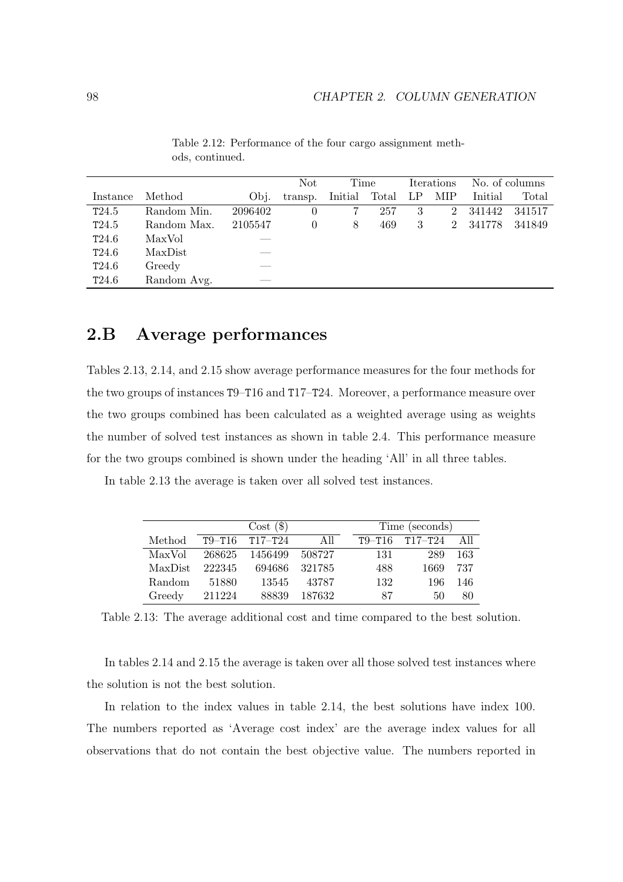Table 2.12: Performance of the four cargo assignment methods, continued.

| | | | Not | Time | | Iterations | | No. of columns | |
|---|---|---|---|---|---|---|---|---|---|
| Instance | Method | Obj. | transp. | Initial | Total | LP | MIP | Initial | Total |
| T24.5 | Random Min. | 2096402 | 0 | 7 | 257 | 3 | 2 | 341442 | 341517 |
| T24.5 | Random Max. | 2105547 | 0 | 8 | 469 | 3 | 2 | 341778 | 341849 |
| T24.6 | MaxVol | — | | | | | | | |
| T24.6 | MaxDist | — | | | | | | | |
| T24.6 | Greedy | — | | | | | | | |
| T24.6 | Random Avg. | — | | | | | | | |

## 2.B Average performances

Tables 2.13, 2.14, and 2.15 show average performance measures for the four methods for the two groups of instances T9–T16 and T17–T24. Moreover, a performance measure over the two groups combined has been calculated as a weighted average using as weights the number of solved test instances as shown in table 2.4. This performance measure for the two groups combined is shown under the heading 'All' in all three tables.

In table 2.13 the average is taken over all solved test instances.

| | Cost ($) | | | Time (seconds) | | |
|---|---|---|---|---|---|---|
| Method | T9–T16 | T17–T24 | All | T9–T16 | T17–T24 | All |
| MaxVol | 268625 | 1456499 | 508727 | 131 | 289 | 163 |
| MaxDist | 222345 | 694686 | 321785 | 488 | 1669 | 737 |
| Random | 51880 | 13545 | 43787 | 132 | 196 | 146 |
| Greedy | 211224 | 88839 | 187632 | 87 | 50 | 80 |

Table 2.13: The average additional cost and time compared to the best solution.

In tables 2.14 and 2.15 the average is taken over all those solved test instances where the solution is not the best solution.

In relation to the index values in table 2.14, the best solutions have index 100. The numbers reported as 'Average cost index' are the average index values for all observations that do not contain the best objective value. The numbers reported in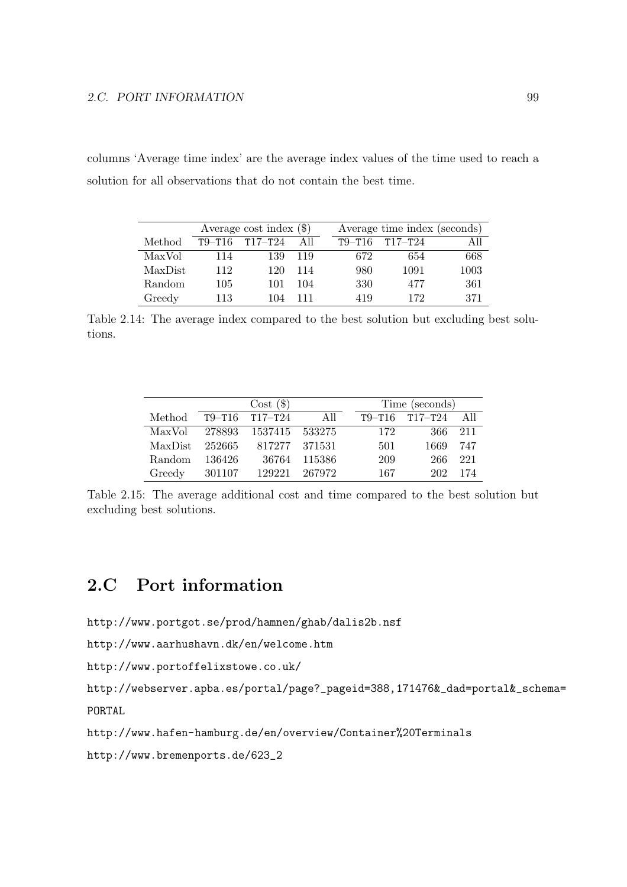columns 'Average time index' are the average index values of the time used to reach a solution for all observations that do not contain the best time.

| | Average cost index ($) | | | Average time index (seconds) | | |
|---|---|---|---|---|---|---|
| Method | T9–T16 | T17–T24 | All | T9–T16 | T17–T24 | All |
| MaxVol | 114 | 139 | 119 | 672 | 654 | 668 |
| MaxDist | 112 | 120 | 114 | 980 | 1091 | 1003 |
| Random | 105 | 101 | 104 | 330 | 477 | 361 |
| Greedy | 113 | 104 | 111 | 419 | 172 | 371 |

Table 2.14: The average index compared to the best solution but excluding best solutions.

| | Cost ($) | | | Time (seconds) | | |
|---|---|---|---|---|---|---|
| Method | T9–T16 | T17–T24 | All | T9–T16 | T17–T24 | All |
| MaxVol | 278893 | 1537415 | 533275 | 172 | 366 | 211 |
| MaxDist | 252665 | 817277 | 371531 | 501 | 1669 | 747 |
| Random | 136426 | 36764 | 115386 | 209 | 266 | 221 |
| Greedy | 301107 | 129221 | 267972 | 167 | 202 | 174 |

Table 2.15: The average additional cost and time compared to the best solution but excluding best solutions.

## 2.C Port information

http://www.portgot.se/prod/hamnen/ghab/dalis2b.nsf

http://www.aarhushavn.dk/en/welcome.htm

http://www.portoffelixstowe.co.uk/

http://webserver.apba.es/portal/page?_pageid=388,171476&_dad=portal&_schema=PORTAL

http://www.hafen-hamburg.de/en/overview/Container%20Terminals

http://www.bremenports.de/623_2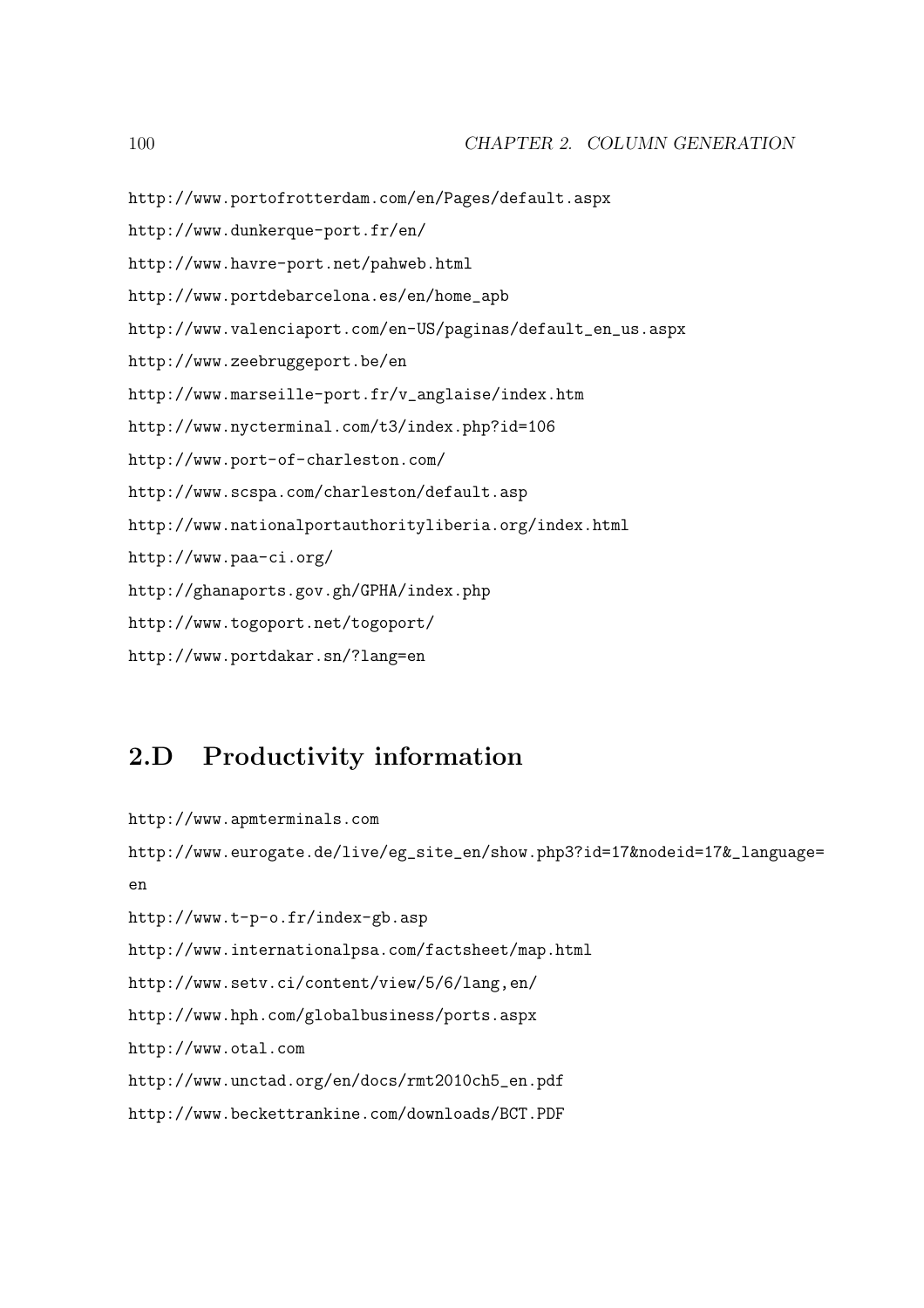http://www.portofrotterdam.com/en/Pages/default.aspx

http://www.dunkerque-port.fr/en/

http://www.havre-port.net/pahweb.html

http://www.portdebarcelona.es/en/home_apb

http://www.valenciaport.com/en-US/paginas/default_en_us.aspx

http://www.zeebruggeport.be/en

http://www.marseille-port.fr/v_anglaise/index.htm

http://www.nycterminal.com/t3/index.php?id=106

http://www.port-of-charleston.com/

http://www.scspa.com/charleston/default.asp

http://www.nationalportauthorityliberia.org/index.html

http://www.paa-ci.org/

http://ghanaports.gov.gh/GPHA/index.php

http://www.togoport.net/togoport/

http://www.portdakar.sn/?lang=en

## 2.D Productivity information

http://www.apmterminals.com

http://www.eurogate.de/live/eg_site_en/show.php3?id=17&nodeid=17&_language=en

http://www.t-p-o.fr/index-gb.asp

http://www.internationalpsa.com/factsheet/map.html

http://www.setv.ci/content/view/5/6/lang,en/

http://www.hph.com/globalbusiness/ports.aspx

http://www.otal.com

http://www.unctad.org/en/docs/rmt2010ch5_en.pdf

http://www.beckettrankine.com/downloads/BCT.PDF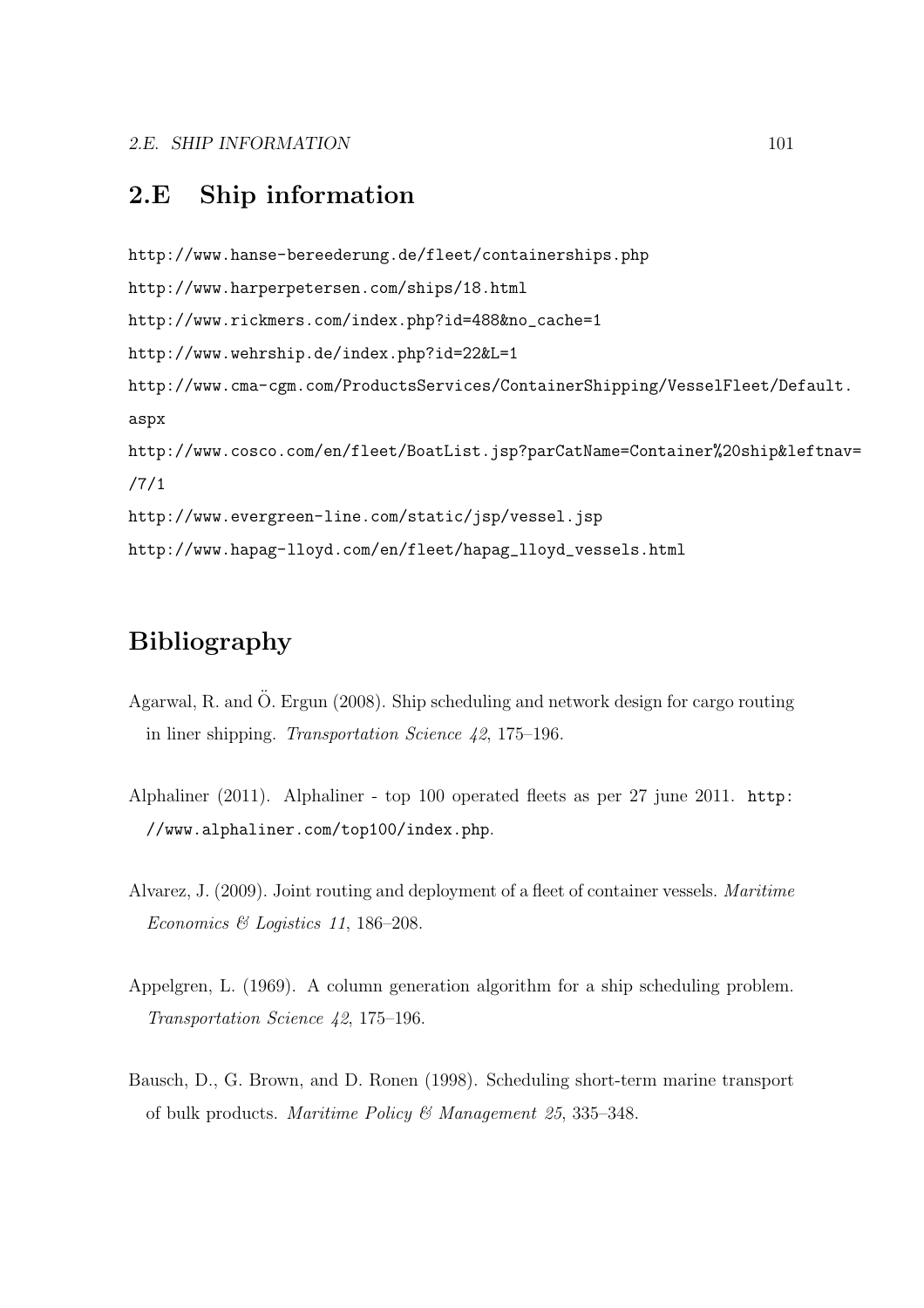## 2.E Ship information

http://www.hanse-bereederung.de/fleet/containerships.php

http://www.harperpetersen.com/ships/18.html

http://www.rickmers.com/index.php?id=488&no_cache=1

http://www.wehrship.de/index.php?id=22&L=1

http://www.cma-cgm.com/ProductsServices/ContainerShipping/VesselFleet/Default.aspx

http://www.cosco.com/en/fleet/BoatList.jsp?parCatName=Container%20ship&leftnav=/7/1

http://www.evergreen-line.com/static/jsp/vessel.jsp

http://www.hapag-lloyd.com/en/fleet/hapag_lloyd_vessels.html

# Bibliography

Agarwal, R. and Ö. Ergun (2008). Ship scheduling and network design for cargo routing in liner shipping. *Transportation Science 42*, 175–196.

Alphaliner (2011). Alphaliner - top 100 operated fleets as per 27 june 2011. http://www.alphaliner.com/top100/index.php.

Alvarez, J. (2009). Joint routing and deployment of a fleet of container vessels. *Maritime Economics & Logistics 11*, 186–208.

Appelgren, L. (1969). A column generation algorithm for a ship scheduling problem. *Transportation Science 42*, 175–196.

Bausch, D., G. Brown, and D. Ronen (1998). Scheduling short-term marine transport of bulk products. *Maritime Policy & Management 25*, 335–348.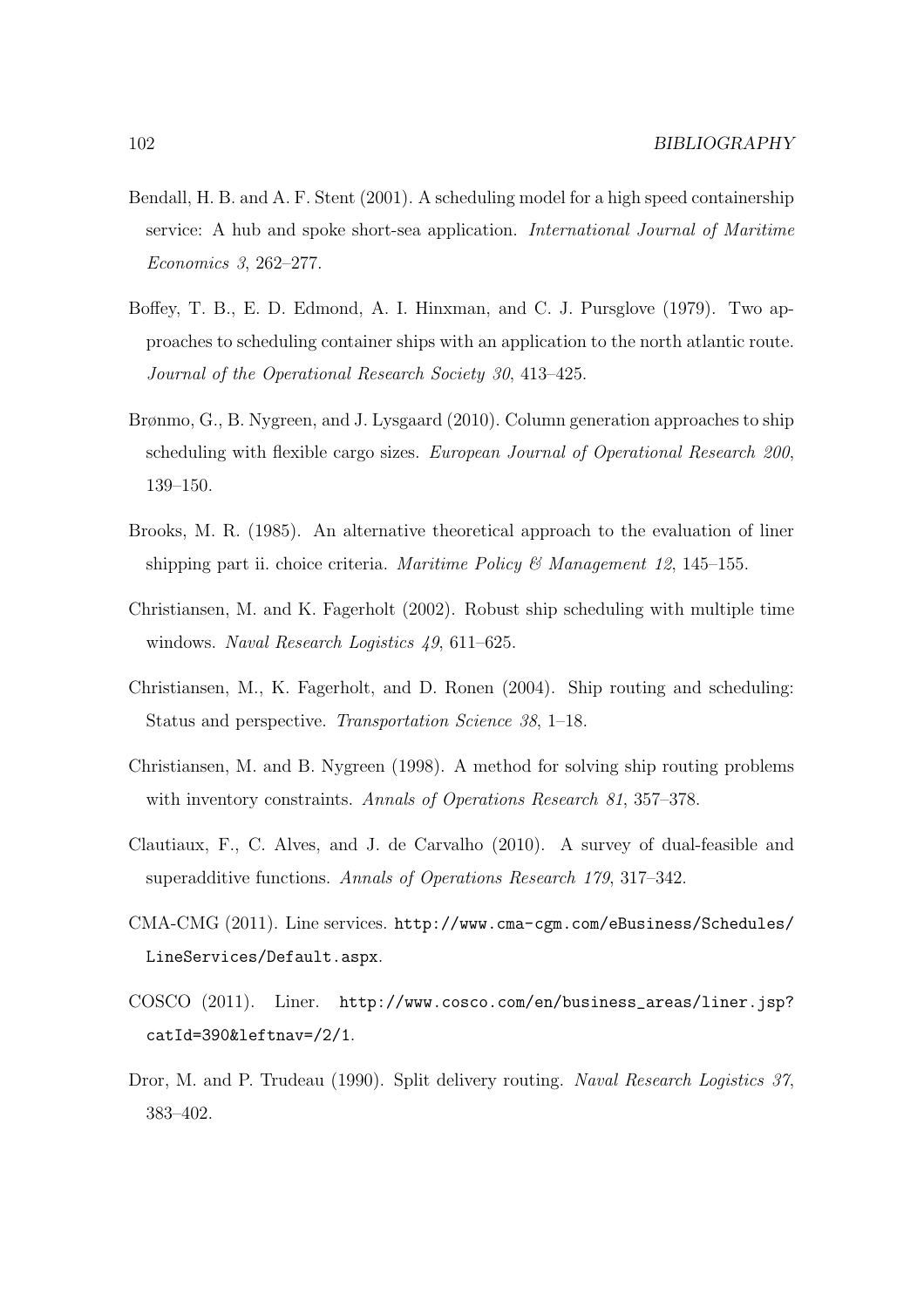Bendall, H. B. and A. F. Stent (2001). A scheduling model for a high speed containership service: A hub and spoke short-sea application. *International Journal of Maritime Economics 3*, 262–277.

Boffey, T. B., E. D. Edmond, A. I. Hinxman, and C. J. Pursglove (1979). Two approaches to scheduling container ships with an application to the north atlantic route. *Journal of the Operational Research Society 30*, 413–425.

Brønmo, G., B. Nygreen, and J. Lysgaard (2010). Column generation approaches to ship scheduling with flexible cargo sizes. *European Journal of Operational Research 200*, 139–150.

Brooks, M. R. (1985). An alternative theoretical approach to the evaluation of liner shipping part ii. choice criteria. *Maritime Policy & Management 12*, 145–155.

Christiansen, M. and K. Fagerholt (2002). Robust ship scheduling with multiple time windows. *Naval Research Logistics 49*, 611–625.

Christiansen, M., K. Fagerholt, and D. Ronen (2004). Ship routing and scheduling: Status and perspective. *Transportation Science 38*, 1–18.

Christiansen, M. and B. Nygreen (1998). A method for solving ship routing problems with inventory constraints. *Annals of Operations Research 81*, 357–378.

Clautiaux, F., C. Alves, and J. de Carvalho (2010). A survey of dual-feasible and superadditive functions. *Annals of Operations Research 179*, 317–342.

CMA-CMG (2011). Line services. `http://www.cma-cgm.com/eBusiness/Schedules/LineServices/Default.aspx`.

COSCO (2011). Liner. `http://www.cosco.com/en/business_areas/liner.jsp?catId=390&leftnav=/2/1`.

Dror, M. and P. Trudeau (1990). Split delivery routing. *Naval Research Logistics 37*, 383–402.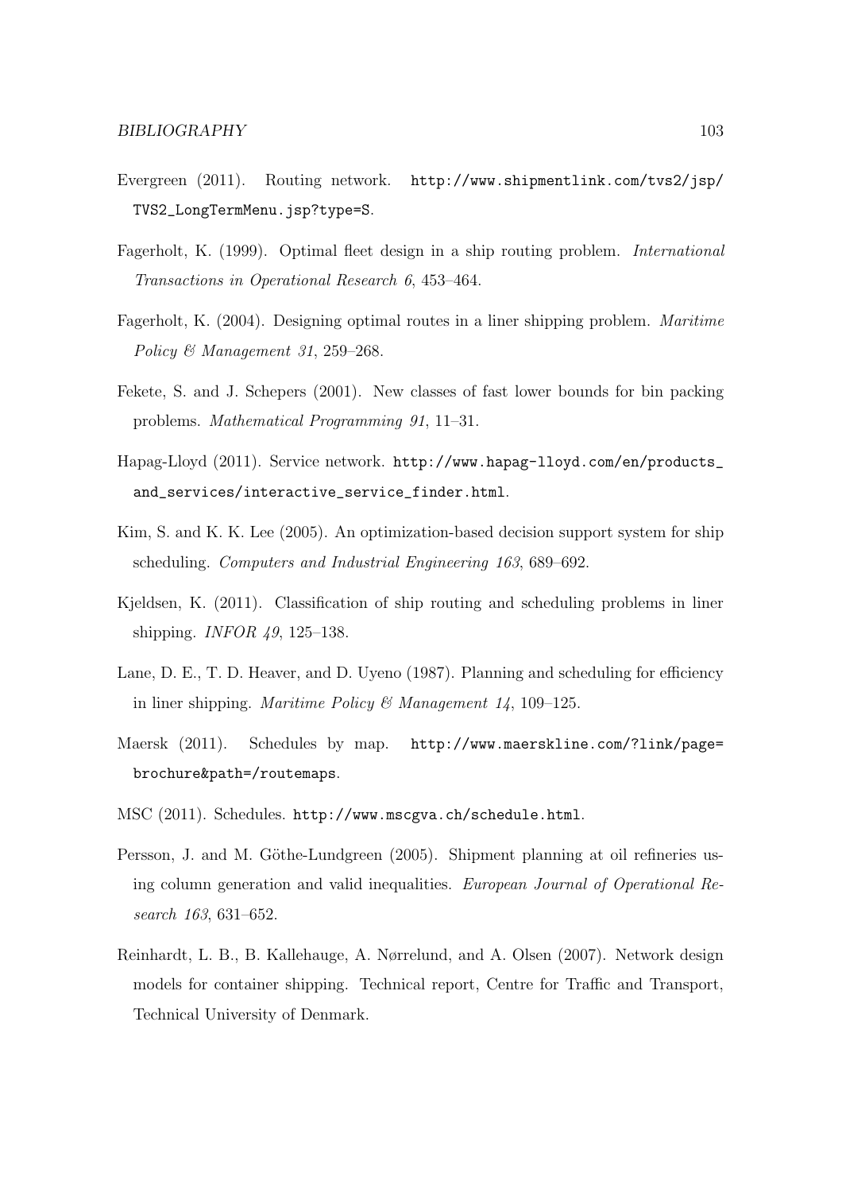Evergreen (2011). Routing network. http://www.shipmentlink.com/tvs2/jsp/TVS2_LongTermMenu.jsp?type=S.

Fagerholt, K. (1999). Optimal fleet design in a ship routing problem. *International Transactions in Operational Research 6*, 453–464.

Fagerholt, K. (2004). Designing optimal routes in a liner shipping problem. *Maritime Policy & Management 31*, 259–268.

Fekete, S. and J. Schepers (2001). New classes of fast lower bounds for bin packing problems. *Mathematical Programming 91*, 11–31.

Hapag-Lloyd (2011). Service network. http://www.hapag-lloyd.com/en/products_and_services/interactive_service_finder.html.

Kim, S. and K. K. Lee (2005). An optimization-based decision support system for ship scheduling. *Computers and Industrial Engineering 163*, 689–692.

Kjeldsen, K. (2011). Classification of ship routing and scheduling problems in liner shipping. *INFOR 49*, 125–138.

Lane, D. E., T. D. Heaver, and D. Uyeno (1987). Planning and scheduling for efficiency in liner shipping. *Maritime Policy & Management 14*, 109–125.

Maersk (2011). Schedules by map. http://www.maerskline.com/?link/page=brochure&path=/routemaps.

MSC (2011). Schedules. http://www.mscgva.ch/schedule.html.

Persson, J. and M. Göthe-Lundgreen (2005). Shipment planning at oil refineries using column generation and valid inequalities. *European Journal of Operational Research 163*, 631–652.

Reinhardt, L. B., B. Kallehauge, A. Nørrelund, and A. Olsen (2007). Network design models for container shipping. Technical report, Centre for Traffic and Transport, Technical University of Denmark.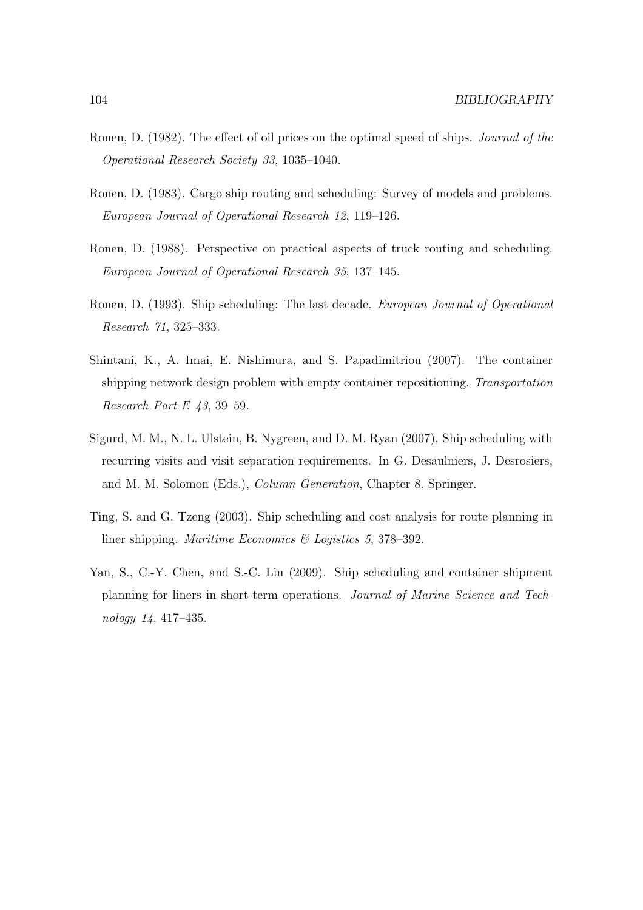Ronen, D. (1982). The effect of oil prices on the optimal speed of ships. *Journal of the Operational Research Society 33*, 1035–1040.

Ronen, D. (1983). Cargo ship routing and scheduling: Survey of models and problems. *European Journal of Operational Research 12*, 119–126.

Ronen, D. (1988). Perspective on practical aspects of truck routing and scheduling. *European Journal of Operational Research 35*, 137–145.

Ronen, D. (1993). Ship scheduling: The last decade. *European Journal of Operational Research 71*, 325–333.

Shintani, K., A. Imai, E. Nishimura, and S. Papadimitriou (2007). The container shipping network design problem with empty container repositioning. *Transportation Research Part E 43*, 39–59.

Sigurd, M. M., N. L. Ulstein, B. Nygreen, and D. M. Ryan (2007). Ship scheduling with recurring visits and visit separation requirements. In G. Desaulniers, J. Desrosiers, and M. M. Solomon (Eds.), *Column Generation*, Chapter 8. Springer.

Ting, S. and G. Tzeng (2003). Ship scheduling and cost analysis for route planning in liner shipping. *Maritime Economics & Logistics 5*, 378–392.

Yan, S., C.-Y. Chen, and S.-C. Lin (2009). Ship scheduling and container shipment planning for liners in short-term operations. *Journal of Marine Science and Technology 14*, 417–435.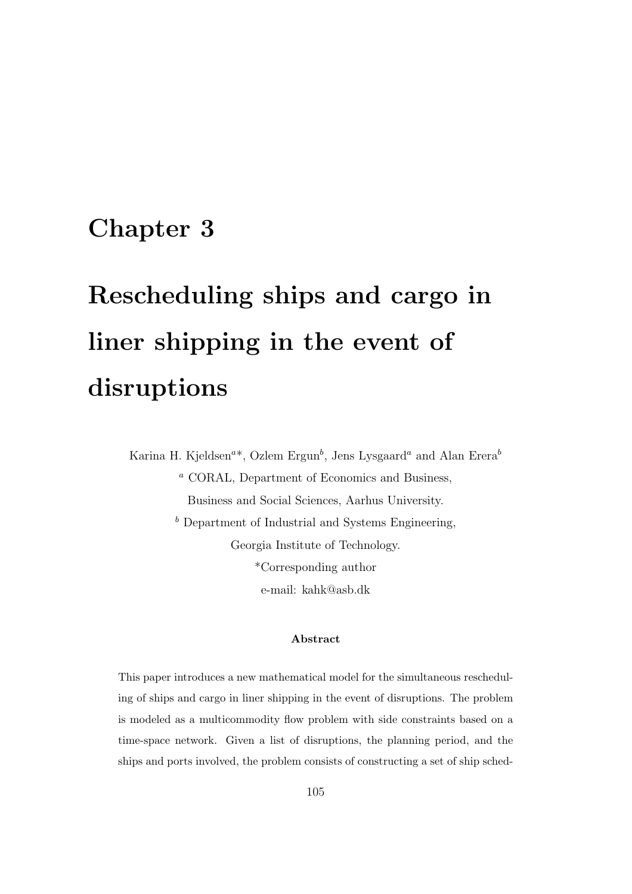# Chapter 3

# Rescheduling ships and cargo in liner shipping in the event of disruptions

Karina H. Kjeldsen[a]*, Ozlem Ergun[b], Jens Lysgaard[a] and Alan Erera[b]

[a] CORAL, Department of Economics and Business,

Business and Social Sciences, Aarhus University.

[b] Department of Industrial and Systems Engineering,

Georgia Institute of Technology.

*Corresponding author

e-mail: kahk@asb.dk

**Abstract**

This paper introduces a new mathematical model for the simultaneous rescheduling of ships and cargo in liner shipping in the event of disruptions. The problem is modeled as a multicommodity flow problem with side constraints based on a time-space network. Given a list of disruptions, the planning period, and the ships and ports involved, the problem consists of constructing a set of ship sched-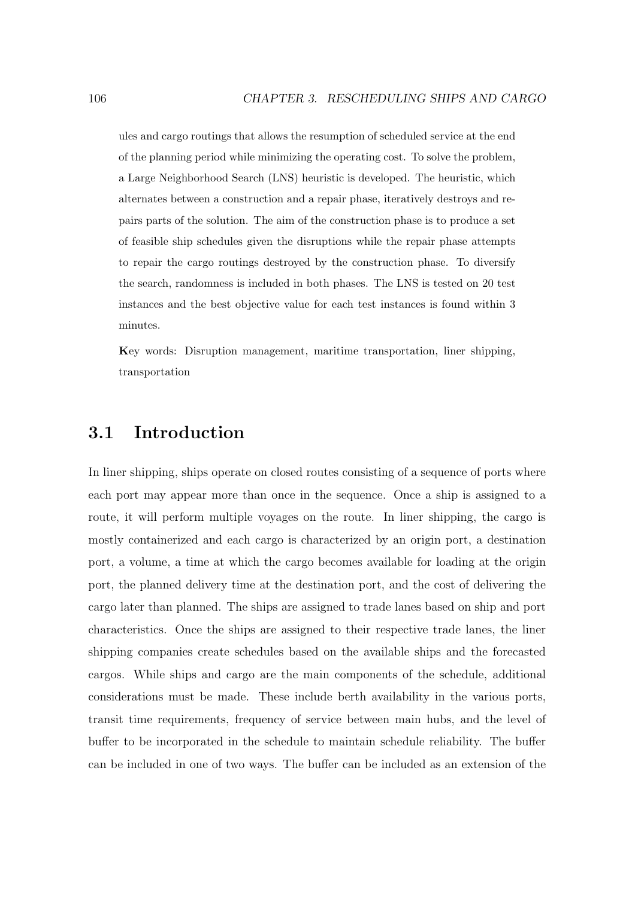ules and cargo routings that allows the resumption of scheduled service at the end of the planning period while minimizing the operating cost. To solve the problem, a Large Neighborhood Search (LNS) heuristic is developed. The heuristic, which alternates between a construction and a repair phase, iteratively destroys and repairs parts of the solution. The aim of the construction phase is to produce a set of feasible ship schedules given the disruptions while the repair phase attempts to repair the cargo routings destroyed by the construction phase. To diversify the search, randomness is included in both phases. The LNS is tested on 20 test instances and the best objective value for each test instances is found within 3 minutes.

**K**ey words: Disruption management, maritime transportation, liner shipping, transportation

## 3.1 Introduction

In liner shipping, ships operate on closed routes consisting of a sequence of ports where each port may appear more than once in the sequence. Once a ship is assigned to a route, it will perform multiple voyages on the route. In liner shipping, the cargo is mostly containerized and each cargo is characterized by an origin port, a destination port, a volume, a time at which the cargo becomes available for loading at the origin port, the planned delivery time at the destination port, and the cost of delivering the cargo later than planned. The ships are assigned to trade lanes based on ship and port characteristics. Once the ships are assigned to their respective trade lanes, the liner shipping companies create schedules based on the available ships and the forecasted cargos. While ships and cargo are the main components of the schedule, additional considerations must be made. These include berth availability in the various ports, transit time requirements, frequency of service between main hubs, and the level of buffer to be incorporated in the schedule to maintain schedule reliability. The buffer can be included in one of two ways. The buffer can be included as an extension of the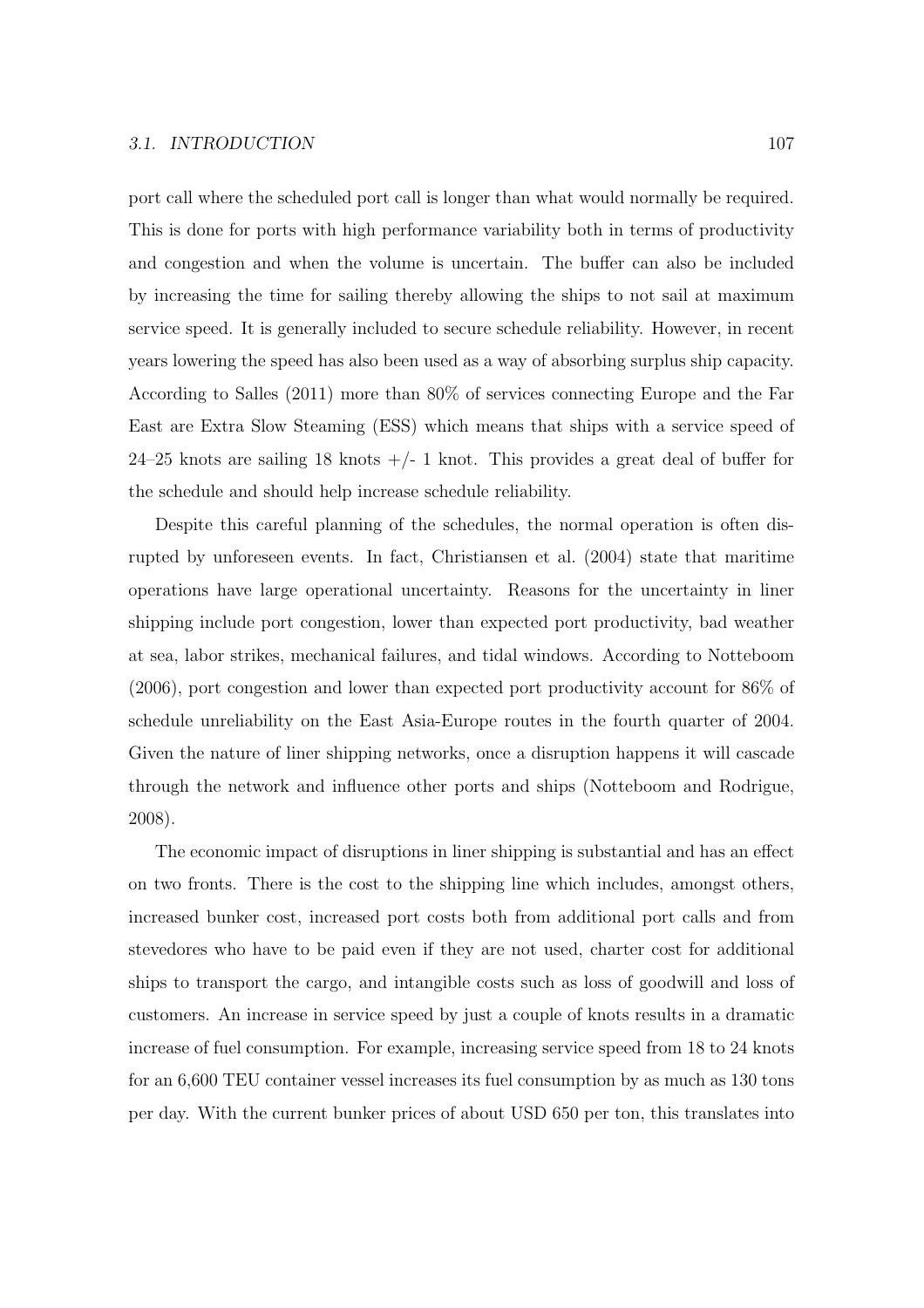port call where the scheduled port call is longer than what would normally be required. This is done for ports with high performance variability both in terms of productivity and congestion and when the volume is uncertain. The buffer can also be included by increasing the time for sailing thereby allowing the ships to not sail at maximum service speed. It is generally included to secure schedule reliability. However, in recent years lowering the speed has also been used as a way of absorbing surplus ship capacity. According to Salles (2011) more than 80% of services connecting Europe and the Far East are Extra Slow Steaming (ESS) which means that ships with a service speed of 24–25 knots are sailing 18 knots +/- 1 knot. This provides a great deal of buffer for the schedule and should help increase schedule reliability.

Despite this careful planning of the schedules, the normal operation is often disrupted by unforeseen events. In fact, Christiansen et al. (2004) state that maritime operations have large operational uncertainty. Reasons for the uncertainty in liner shipping include port congestion, lower than expected port productivity, bad weather at sea, labor strikes, mechanical failures, and tidal windows. According to Notteboom (2006), port congestion and lower than expected port productivity account for 86% of schedule unreliability on the East Asia-Europe routes in the fourth quarter of 2004. Given the nature of liner shipping networks, once a disruption happens it will cascade through the network and influence other ports and ships (Notteboom and Rodrigue, 2008).

The economic impact of disruptions in liner shipping is substantial and has an effect on two fronts. There is the cost to the shipping line which includes, amongst others, increased bunker cost, increased port costs both from additional port calls and from stevedores who have to be paid even if they are not used, charter cost for additional ships to transport the cargo, and intangible costs such as loss of goodwill and loss of customers. An increase in service speed by just a couple of knots results in a dramatic increase of fuel consumption. For example, increasing service speed from 18 to 24 knots for an 6,600 TEU container vessel increases its fuel consumption by as much as 130 tons per day. With the current bunker prices of about USD 650 per ton, this translates into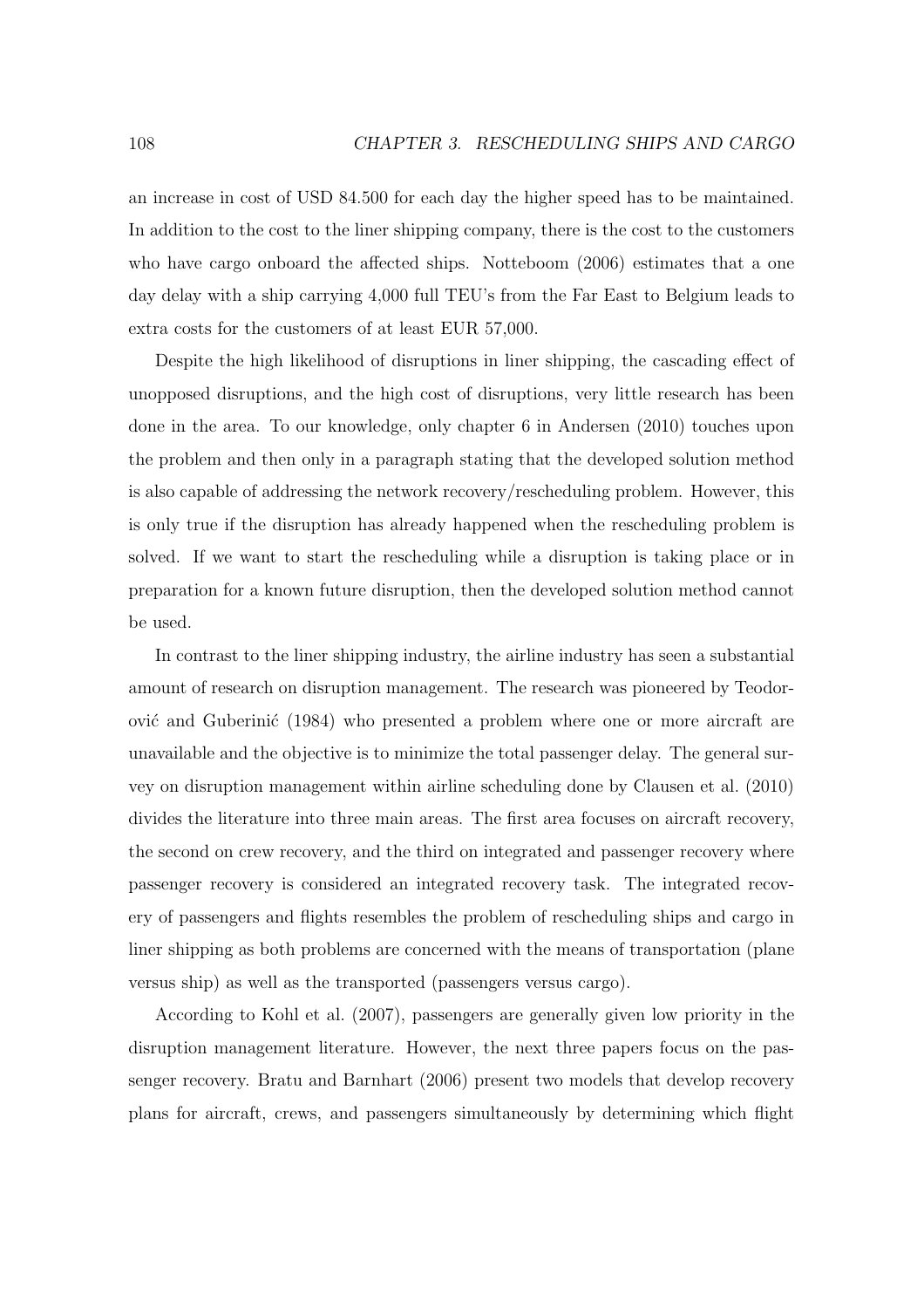an increase in cost of USD 84.500 for each day the higher speed has to be maintained. In addition to the cost to the liner shipping company, there is the cost to the customers who have cargo onboard the affected ships. Notteboom (2006) estimates that a one day delay with a ship carrying 4,000 full TEU's from the Far East to Belgium leads to extra costs for the customers of at least EUR 57,000.

Despite the high likelihood of disruptions in liner shipping, the cascading effect of unopposed disruptions, and the high cost of disruptions, very little research has been done in the area. To our knowledge, only chapter 6 in Andersen (2010) touches upon the problem and then only in a paragraph stating that the developed solution method is also capable of addressing the network recovery/rescheduling problem. However, this is only true if the disruption has already happened when the rescheduling problem is solved. If we want to start the rescheduling while a disruption is taking place or in preparation for a known future disruption, then the developed solution method cannot be used.

In contrast to the liner shipping industry, the airline industry has seen a substantial amount of research on disruption management. The research was pioneered by Teodorović and Guberinić (1984) who presented a problem where one or more aircraft are unavailable and the objective is to minimize the total passenger delay. The general survey on disruption management within airline scheduling done by Clausen et al. (2010) divides the literature into three main areas. The first area focuses on aircraft recovery, the second on crew recovery, and the third on integrated and passenger recovery where passenger recovery is considered an integrated recovery task. The integrated recovery of passengers and flights resembles the problem of rescheduling ships and cargo in liner shipping as both problems are concerned with the means of transportation (plane versus ship) as well as the transported (passengers versus cargo).

According to Kohl et al. (2007), passengers are generally given low priority in the disruption management literature. However, the next three papers focus on the passenger recovery. Bratu and Barnhart (2006) present two models that develop recovery plans for aircraft, crews, and passengers simultaneously by determining which flight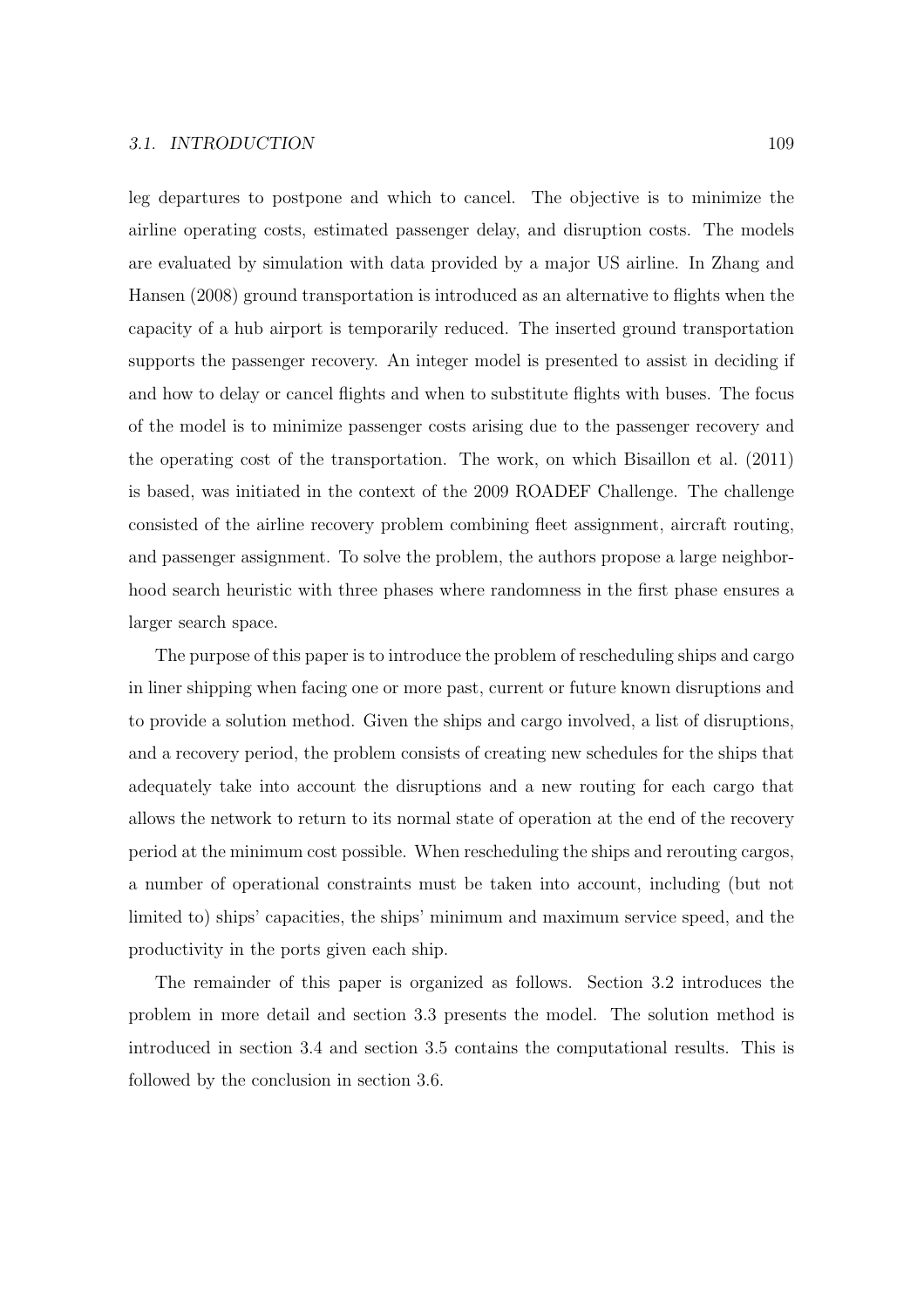leg departures to postpone and which to cancel. The objective is to minimize the airline operating costs, estimated passenger delay, and disruption costs. The models are evaluated by simulation with data provided by a major US airline. In Zhang and Hansen (2008) ground transportation is introduced as an alternative to flights when the capacity of a hub airport is temporarily reduced. The inserted ground transportation supports the passenger recovery. An integer model is presented to assist in deciding if and how to delay or cancel flights and when to substitute flights with buses. The focus of the model is to minimize passenger costs arising due to the passenger recovery and the operating cost of the transportation. The work, on which Bisaillon et al. (2011) is based, was initiated in the context of the 2009 ROADEF Challenge. The challenge consisted of the airline recovery problem combining fleet assignment, aircraft routing, and passenger assignment. To solve the problem, the authors propose a large neighborhood search heuristic with three phases where randomness in the first phase ensures a larger search space.

The purpose of this paper is to introduce the problem of rescheduling ships and cargo in liner shipping when facing one or more past, current or future known disruptions and to provide a solution method. Given the ships and cargo involved, a list of disruptions, and a recovery period, the problem consists of creating new schedules for the ships that adequately take into account the disruptions and a new routing for each cargo that allows the network to return to its normal state of operation at the end of the recovery period at the minimum cost possible. When rescheduling the ships and rerouting cargos, a number of operational constraints must be taken into account, including (but not limited to) ships' capacities, the ships' minimum and maximum service speed, and the productivity in the ports given each ship.

The remainder of this paper is organized as follows. Section 3.2 introduces the problem in more detail and section 3.3 presents the model. The solution method is introduced in section 3.4 and section 3.5 contains the computational results. This is followed by the conclusion in section 3.6.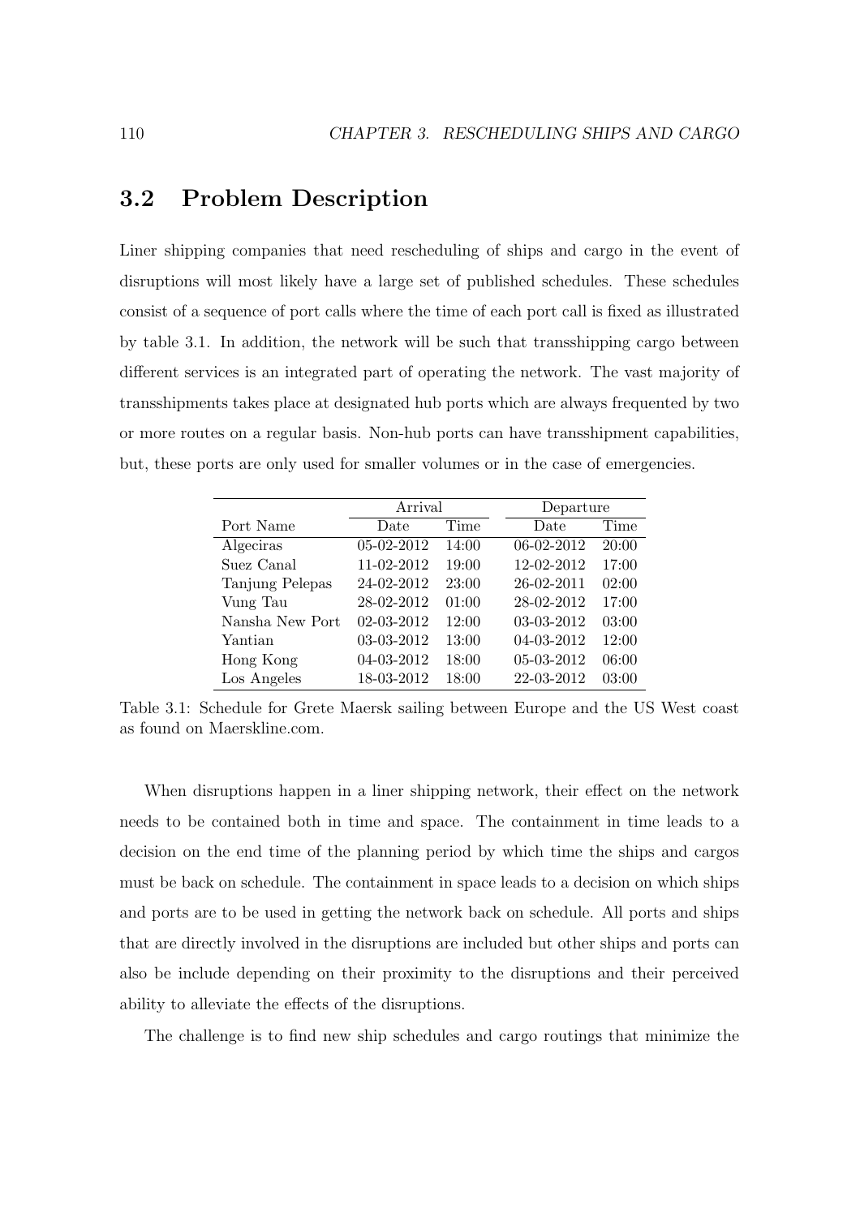## 3.2 Problem Description

Liner shipping companies that need rescheduling of ships and cargo in the event of disruptions will most likely have a large set of published schedules. These schedules consist of a sequence of port calls where the time of each port call is fixed as illustrated by table 3.1. In addition, the network will be such that transshipping cargo between different services is an integrated part of operating the network. The vast majority of transshipments takes place at designated hub ports which are always frequented by two or more routes on a regular basis. Non-hub ports can have transshipment capabilities, but, these ports are only used for smaller volumes or in the case of emergencies.

| | Arrival | | Departure | |
|---|---|---|---|---|
| Port Name | Date | Time | Date | Time |
| Algeciras | 05-02-2012 | 14:00 | 06-02-2012 | 20:00 |
| Suez Canal | 11-02-2012 | 19:00 | 12-02-2012 | 17:00 |
| Tanjung Pelepas | 24-02-2012 | 23:00 | 26-02-2011 | 02:00 |
| Vung Tau | 28-02-2012 | 01:00 | 28-02-2012 | 17:00 |
| Nansha New Port | 02-03-2012 | 12:00 | 03-03-2012 | 03:00 |
| Yantian | 03-03-2012 | 13:00 | 04-03-2012 | 12:00 |
| Hong Kong | 04-03-2012 | 18:00 | 05-03-2012 | 06:00 |
| Los Angeles | 18-03-2012 | 18:00 | 22-03-2012 | 03:00 |

Table 3.1: Schedule for Grete Maersk sailing between Europe and the US West coast as found on Maerskline.com.

When disruptions happen in a liner shipping network, their effect on the network needs to be contained both in time and space. The containment in time leads to a decision on the end time of the planning period by which time the ships and cargos must be back on schedule. The containment in space leads to a decision on which ships and ports are to be used in getting the network back on schedule. All ports and ships that are directly involved in the disruptions are included but other ships and ports can also be include depending on their proximity to the disruptions and their perceived ability to alleviate the effects of the disruptions.

The challenge is to find new ship schedules and cargo routings that minimize the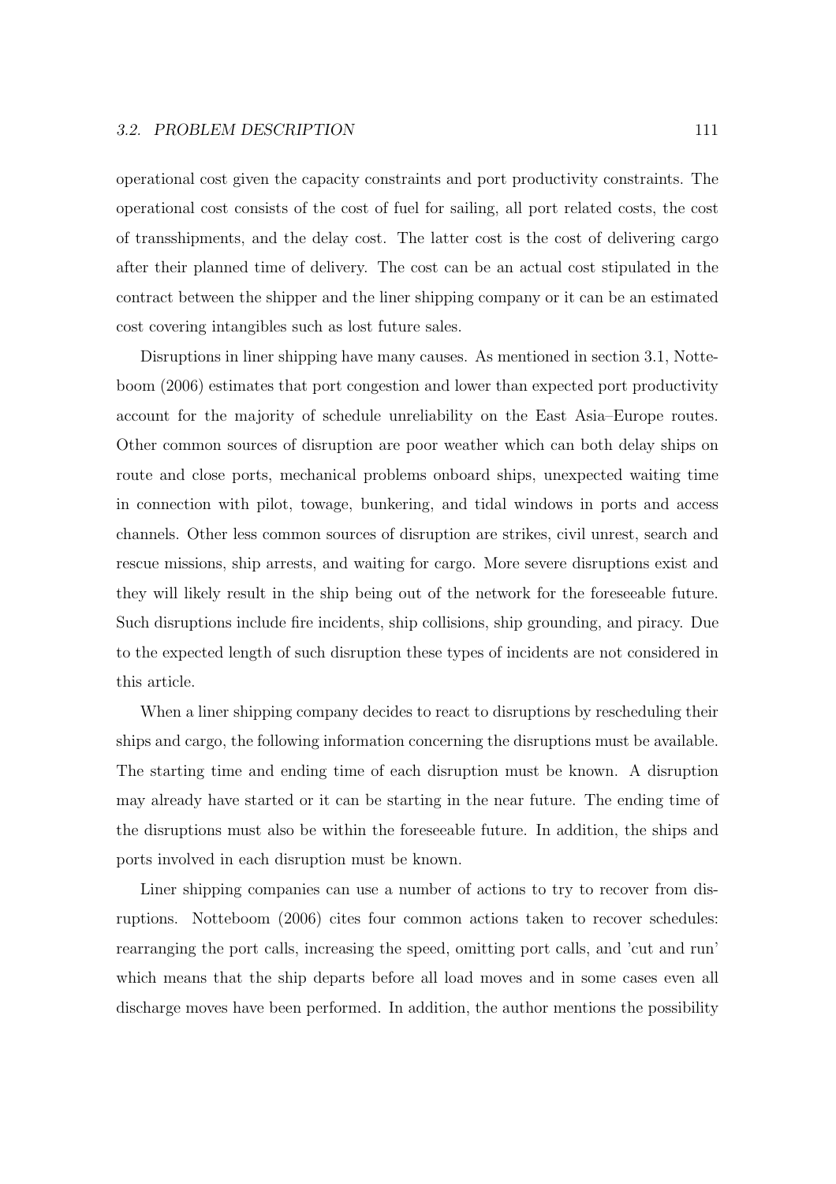operational cost given the capacity constraints and port productivity constraints. The operational cost consists of the cost of fuel for sailing, all port related costs, the cost of transshipments, and the delay cost. The latter cost is the cost of delivering cargo after their planned time of delivery. The cost can be an actual cost stipulated in the contract between the shipper and the liner shipping company or it can be an estimated cost covering intangibles such as lost future sales.

Disruptions in liner shipping have many causes. As mentioned in section 3.1, Notteboom (2006) estimates that port congestion and lower than expected port productivity account for the majority of schedule unreliability on the East Asia–Europe routes. Other common sources of disruption are poor weather which can both delay ships on route and close ports, mechanical problems onboard ships, unexpected waiting time in connection with pilot, towage, bunkering, and tidal windows in ports and access channels. Other less common sources of disruption are strikes, civil unrest, search and rescue missions, ship arrests, and waiting for cargo. More severe disruptions exist and they will likely result in the ship being out of the network for the foreseeable future. Such disruptions include fire incidents, ship collisions, ship grounding, and piracy. Due to the expected length of such disruption these types of incidents are not considered in this article.

When a liner shipping company decides to react to disruptions by rescheduling their ships and cargo, the following information concerning the disruptions must be available. The starting time and ending time of each disruption must be known. A disruption may already have started or it can be starting in the near future. The ending time of the disruptions must also be within the foreseeable future. In addition, the ships and ports involved in each disruption must be known.

Liner shipping companies can use a number of actions to try to recover from disruptions. Notteboom (2006) cites four common actions taken to recover schedules: rearranging the port calls, increasing the speed, omitting port calls, and 'cut and run' which means that the ship departs before all load moves and in some cases even all discharge moves have been performed. In addition, the author mentions the possibility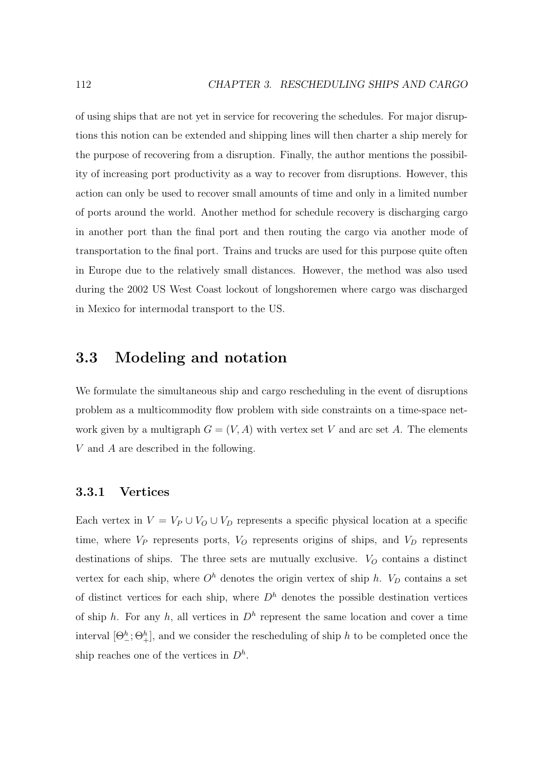of using ships that are not yet in service for recovering the schedules. For major disruptions this notion can be extended and shipping lines will then charter a ship merely for the purpose of recovering from a disruption. Finally, the author mentions the possibility of increasing port productivity as a way to recover from disruptions. However, this action can only be used to recover small amounts of time and only in a limited number of ports around the world. Another method for schedule recovery is discharging cargo in another port than the final port and then routing the cargo via another mode of transportation to the final port. Trains and trucks are used for this purpose quite often in Europe due to the relatively small distances. However, the method was also used during the 2002 US West Coast lockout of longshoremen where cargo was discharged in Mexico for intermodal transport to the US.

## 3.3 Modeling and notation

We formulate the simultaneous ship and cargo rescheduling in the event of disruptions problem as a multicommodity flow problem with side constraints on a time-space network given by a multigraph $G = (V, A)$ with vertex set $V$ and arc set $A$. The elements $V$ and $A$ are described in the following.

### 3.3.1 Vertices

Each vertex in $V = V_P \cup V_O \cup V_D$ represents a specific physical location at a specific time, where $V_P$ represents ports, $V_O$ represents origins of ships, and $V_D$ represents destinations of ships. The three sets are mutually exclusive. $V_O$ contains a distinct vertex for each ship, where $O^h$ denotes the origin vertex of ship $h$. $V_D$ contains a set of distinct vertices for each ship, where $D^h$ denotes the possible destination vertices of ship $h$. For any $h$, all vertices in $D^h$ represent the same location and cover a time interval $[\Theta_-^h; \Theta_+^h]$, and we consider the rescheduling of ship $h$ to be completed once the ship reaches one of the vertices in $D^h$.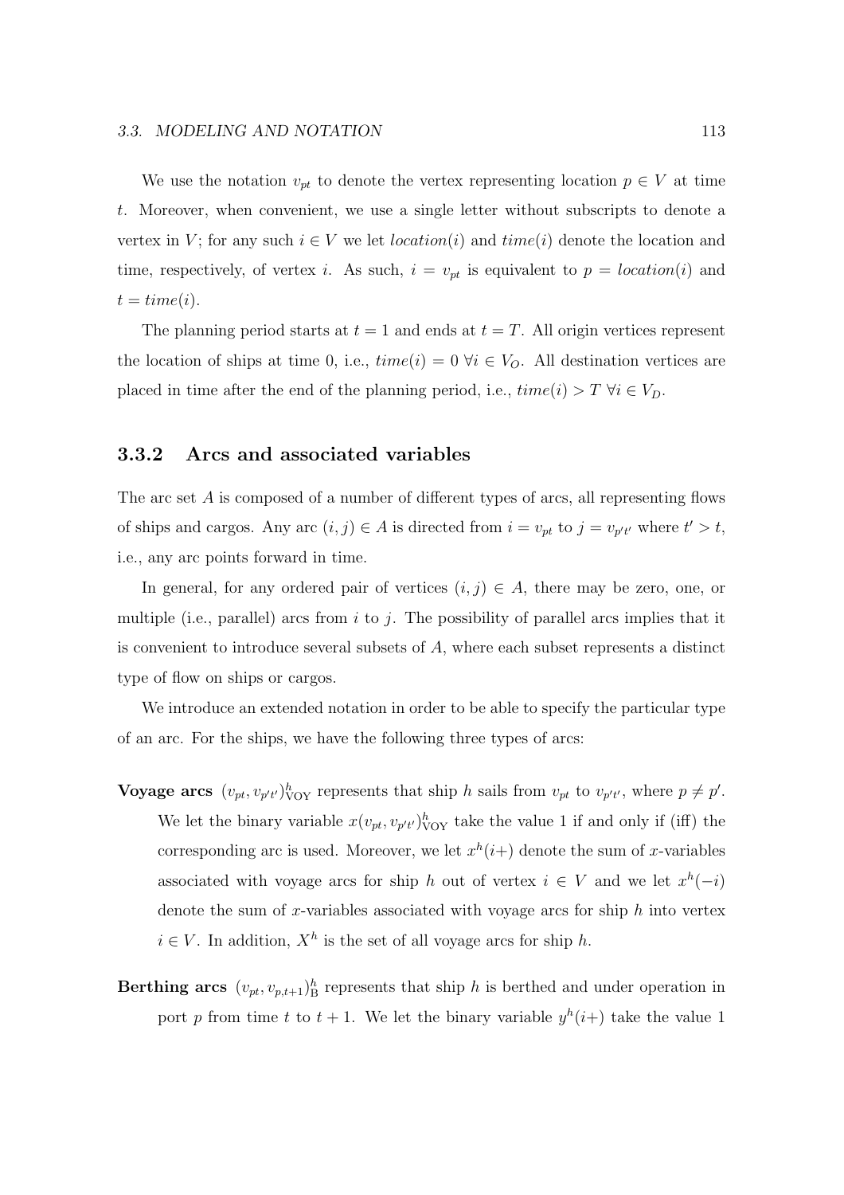We use the notation $v_{pt}$ to denote the vertex representing location $p \in V$ at time $t$. Moreover, when convenient, we use a single letter without subscripts to denote a vertex in $V$; for any such $i \in V$ we let $location(i)$ and $time(i)$ denote the location and time, respectively, of vertex $i$. As such, $i = v_{pt}$ is equivalent to $p = location(i)$ and $t = time(i)$.

The planning period starts at $t = 1$ and ends at $t = T$. All origin vertices represent the location of ships at time 0, i.e., $time(i) = 0 \ \forall i \in V_O$. All destination vertices are placed in time after the end of the planning period, i.e., $time(i) > T \ \forall i \in V_D$.

### 3.3.2 Arcs and associated variables

The arc set $A$ is composed of a number of different types of arcs, all representing flows of ships and cargos. Any arc $(i, j) \in A$ is directed from $i = v_{pt}$ to $j = v_{p't'}$ where $t' > t$, i.e., any arc points forward in time.

In general, for any ordered pair of vertices $(i, j) \in A$, there may be zero, one, or multiple (i.e., parallel) arcs from $i$ to $j$. The possibility of parallel arcs implies that it is convenient to introduce several subsets of $A$, where each subset represents a distinct type of flow on ships or cargos.

We introduce an extended notation in order to be able to specify the particular type of an arc. For the ships, we have the following three types of arcs:

**Voyage arcs** $(v_{pt}, v_{p't'})^h_{\text{VOY}}$ represents that ship $h$ sails from $v_{pt}$ to $v_{p't'}$, where $p \neq p'$. We let the binary variable $x(v_{pt}, v_{p't'})^h_{\text{VOY}}$ take the value 1 if and only if (iff) the corresponding arc is used. Moreover, we let $x^h(i+)$ denote the sum of $x$-variables associated with voyage arcs for ship $h$ out of vertex $i \in V$ and we let $x^h(-i)$ denote the sum of $x$-variables associated with voyage arcs for ship $h$ into vertex $i \in V$. In addition, $X^h$ is the set of all voyage arcs for ship $h$.

**Berthing arcs** $(v_{pt}, v_{p,t+1})^h_{\text{B}}$ represents that ship $h$ is berthed and under operation in port $p$ from time $t$ to $t + 1$. We let the binary variable $y^h(i+)$ take the value 1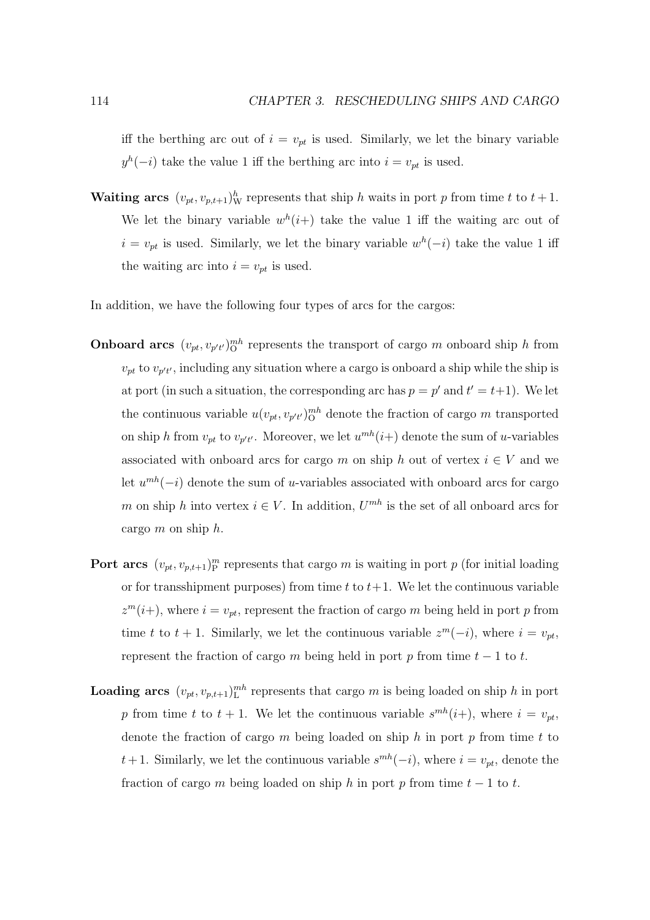iff the berthing arc out of $i = v_{pt}$ is used. Similarly, we let the binary variable $y^h(-i)$ take the value 1 iff the berthing arc into $i = v_{pt}$ is used.

**Waiting arcs** $(v_{pt}, v_{p,t+1})^h_{\mathrm{W}}$ represents that ship $h$ waits in port $p$ from time $t$ to $t+1$. We let the binary variable $w^h(i+)$ take the value 1 iff the waiting arc out of $i = v_{pt}$ is used. Similarly, we let the binary variable $w^h(-i)$ take the value 1 iff the waiting arc into $i = v_{pt}$ is used.

In addition, we have the following four types of arcs for the cargos:

**Onboard arcs** $(v_{pt}, v_{p't'})^{mh}_{\mathrm{O}}$ represents the transport of cargo $m$ onboard ship $h$ from $v_{pt}$ to $v_{p't'}$, including any situation where a cargo is onboard a ship while the ship is at port (in such a situation, the corresponding arc has $p = p'$ and $t' = t+1$). We let the continuous variable $u(v_{pt}, v_{p't'})^{mh}_{\mathrm{O}}$ denote the fraction of cargo $m$ transported on ship $h$ from $v_{pt}$ to $v_{p't'}$. Moreover, we let $u^{mh}(i+)$ denote the sum of $u$-variables associated with onboard arcs for cargo $m$ on ship $h$ out of vertex $i \in V$ and we let $u^{mh}(-i)$ denote the sum of $u$-variables associated with onboard arcs for cargo $m$ on ship $h$ into vertex $i \in V$. In addition, $U^{mh}$ is the set of all onboard arcs for cargo $m$ on ship $h$.

**Port arcs** $(v_{pt}, v_{p,t+1})^m_{\mathrm{P}}$ represents that cargo $m$ is waiting in port $p$ (for initial loading or for transshipment purposes) from time $t$ to $t+1$. We let the continuous variable $z^m(i+)$, where $i = v_{pt}$, represent the fraction of cargo $m$ being held in port $p$ from time $t$ to $t+1$. Similarly, we let the continuous variable $z^m(-i)$, where $i = v_{pt}$, represent the fraction of cargo $m$ being held in port $p$ from time $t-1$ to $t$.

**Loading arcs** $(v_{pt}, v_{p,t+1})^{mh}_{\mathrm{L}}$ represents that cargo $m$ is being loaded on ship $h$ in port $p$ from time $t$ to $t+1$. We let the continuous variable $s^{mh}(i+)$, where $i = v_{pt}$, denote the fraction of cargo $m$ being loaded on ship $h$ in port $p$ from time $t$ to $t+1$. Similarly, we let the continuous variable $s^{mh}(-i)$, where $i = v_{pt}$, denote the fraction of cargo $m$ being loaded on ship $h$ in port $p$ from time $t-1$ to $t$.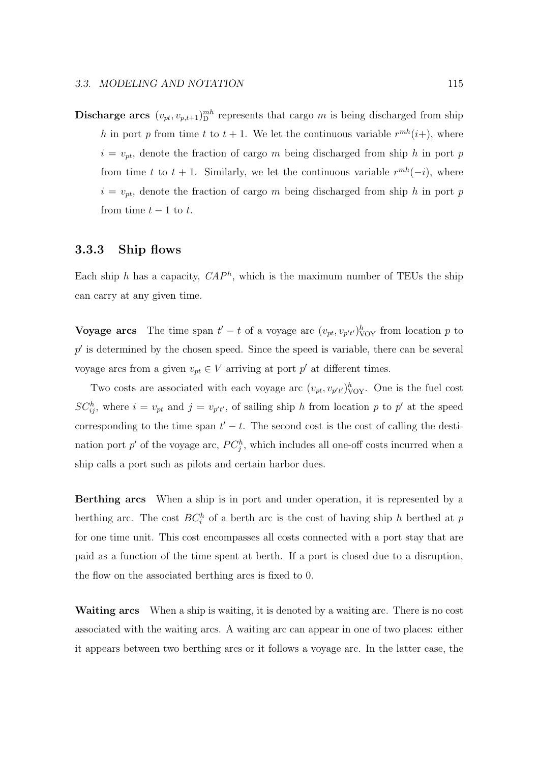**Discharge arcs** $(v_{pt}, v_{p,t+1})^{mh}_{\text{D}}$ represents that cargo $m$ is being discharged from ship $h$ in port $p$ from time $t$ to $t+1$. We let the continuous variable $r^{mh}(i+)$, where $i = v_{pt}$, denote the fraction of cargo $m$ being discharged from ship $h$ in port $p$ from time $t$ to $t+1$. Similarly, we let the continuous variable $r^{mh}(-i)$, where $i = v_{pt}$, denote the fraction of cargo $m$ being discharged from ship $h$ in port $p$ from time $t-1$ to $t$.

### 3.3.3 Ship flows

Each ship $h$ has a capacity, $CAP^h$, which is the maximum number of TEUs the ship can carry at any given time.

**Voyage arcs** The time span $t' - t$ of a voyage arc $(v_{pt}, v_{p't'})^h_{\text{VOY}}$ from location $p$ to $p'$ is determined by the chosen speed. Since the speed is variable, there can be several voyage arcs from a given $v_{pt} \in V$ arriving at port $p'$ at different times.

Two costs are associated with each voyage arc $(v_{pt}, v_{p't'})^h_{\text{VOY}}$. One is the fuel cost $SC^h_{ij}$, where $i = v_{pt}$ and $j = v_{p't'}$, of sailing ship $h$ from location $p$ to $p'$ at the speed corresponding to the time span $t' - t$. The second cost is the cost of calling the destination port $p'$ of the voyage arc, $PC^h_j$, which includes all one-off costs incurred when a ship calls a port such as pilots and certain harbor dues.

**Berthing arcs** When a ship is in port and under operation, it is represented by a berthing arc. The cost $BC^h_i$ of a berth arc is the cost of having ship $h$ berthed at $p$ for one time unit. This cost encompasses all costs connected with a port stay that are paid as a function of the time spent at berth. If a port is closed due to a disruption, the flow on the associated berthing arcs is fixed to 0.

**Waiting arcs** When a ship is waiting, it is denoted by a waiting arc. There is no cost associated with the waiting arcs. A waiting arc can appear in one of two places: either it appears between two berthing arcs or it follows a voyage arc. In the latter case, the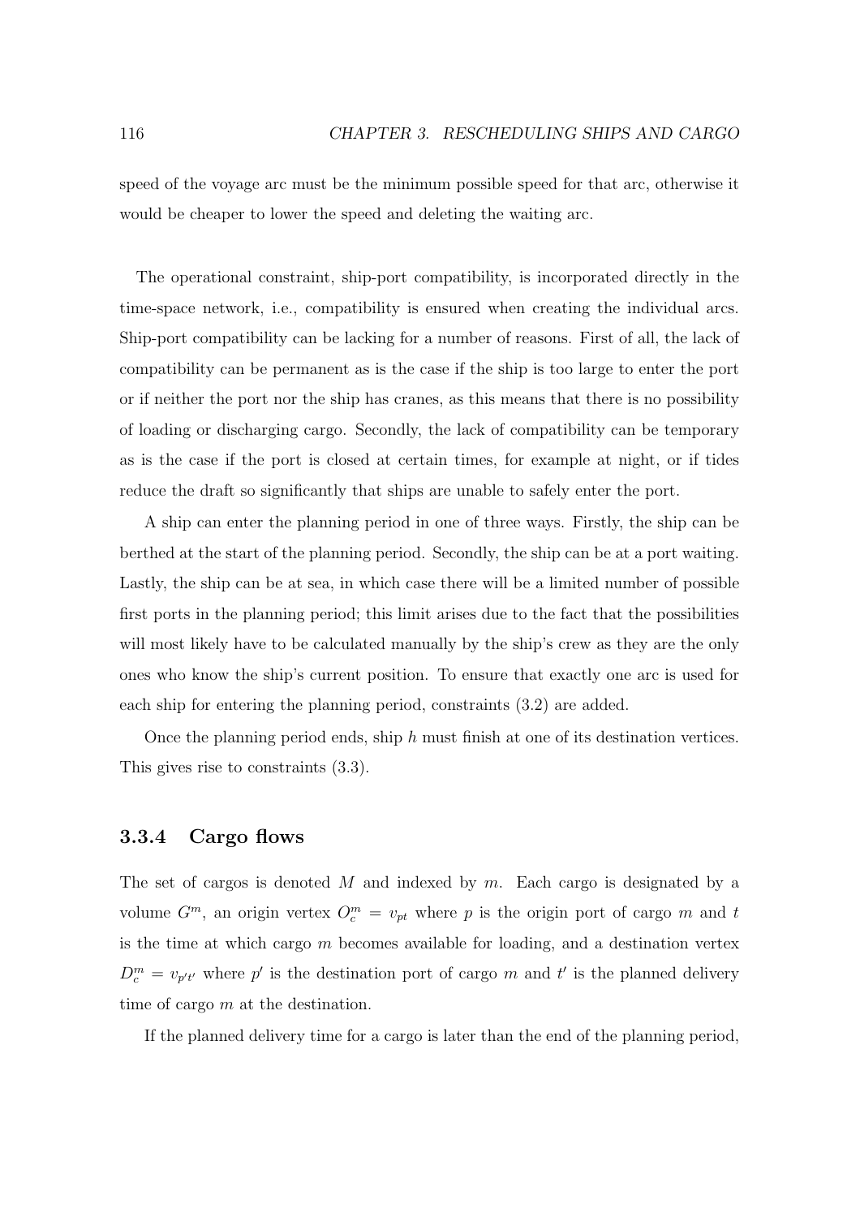speed of the voyage arc must be the minimum possible speed for that arc, otherwise it would be cheaper to lower the speed and deleting the waiting arc.

The operational constraint, ship-port compatibility, is incorporated directly in the time-space network, i.e., compatibility is ensured when creating the individual arcs. Ship-port compatibility can be lacking for a number of reasons. First of all, the lack of compatibility can be permanent as is the case if the ship is too large to enter the port or if neither the port nor the ship has cranes, as this means that there is no possibility of loading or discharging cargo. Secondly, the lack of compatibility can be temporary as is the case if the port is closed at certain times, for example at night, or if tides reduce the draft so significantly that ships are unable to safely enter the port.

A ship can enter the planning period in one of three ways. Firstly, the ship can be berthed at the start of the planning period. Secondly, the ship can be at a port waiting. Lastly, the ship can be at sea, in which case there will be a limited number of possible first ports in the planning period; this limit arises due to the fact that the possibilities will most likely have to be calculated manually by the ship's crew as they are the only ones who know the ship's current position. To ensure that exactly one arc is used for each ship for entering the planning period, constraints (3.2) are added.

Once the planning period ends, ship $h$ must finish at one of its destination vertices. This gives rise to constraints (3.3).

### 3.3.4 Cargo flows

The set of cargos is denoted $M$ and indexed by $m$. Each cargo is designated by a volume $G^m$, an origin vertex $O_c^m = v_{pt}$ where $p$ is the origin port of cargo $m$ and $t$ is the time at which cargo $m$ becomes available for loading, and a destination vertex $D_c^m = v_{p't'}$ where $p'$ is the destination port of cargo $m$ and $t'$ is the planned delivery time of cargo $m$ at the destination.

If the planned delivery time for a cargo is later than the end of the planning period,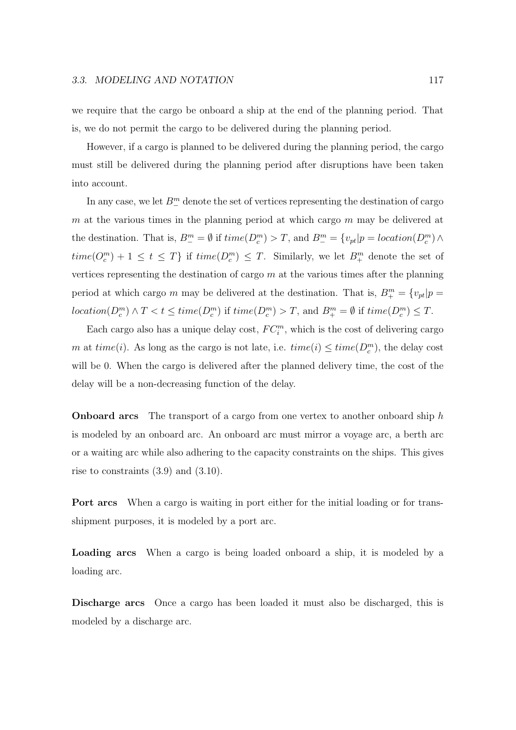we require that the cargo be onboard a ship at the end of the planning period. That is, we do not permit the cargo to be delivered during the planning period.

However, if a cargo is planned to be delivered during the planning period, the cargo must still be delivered during the planning period after disruptions have been taken into account.

In any case, we let $B^m_-$ denote the set of vertices representing the destination of cargo $m$ at the various times in the planning period at which cargo $m$ may be delivered at the destination. That is, $B^m_- = \emptyset$ if $time(D^m_c) > T$, and $B^m_- = \{v_{pt} | p = location(D^m_c) \wedge time(O^m_c) + 1 \leq t \leq T\}$ if $time(D^m_c) \leq T$. Similarly, we let $B^m_+$ denote the set of vertices representing the destination of cargo $m$ at the various times after the planning period at which cargo $m$ may be delivered at the destination. That is, $B^m_+ = \{v_{pt} | p = location(D^m_c) \wedge T < t \leq time(D^m_c)$ if $time(D^m_c) > T$, and $B^m_+ = \emptyset$ if $time(D^m_c) \leq T$.

Each cargo also has a unique delay cost, $FC^m_i$, which is the cost of delivering cargo $m$ at $time(i)$. As long as the cargo is not late, i.e. $time(i) \leq time(D^m_c)$, the delay cost will be 0. When the cargo is delivered after the planned delivery time, the cost of the delay will be a non-decreasing function of the delay.

**Onboard arcs** The transport of a cargo from one vertex to another onboard ship $h$ is modeled by an onboard arc. An onboard arc must mirror a voyage arc, a berth arc or a waiting arc while also adhering to the capacity constraints on the ships. This gives rise to constraints (3.9) and (3.10).

**Port arcs** When a cargo is waiting in port either for the initial loading or for transshipment purposes, it is modeled by a port arc.

**Loading arcs** When a cargo is being loaded onboard a ship, it is modeled by a loading arc.

**Discharge arcs** Once a cargo has been loaded it must also be discharged, this is modeled by a discharge arc.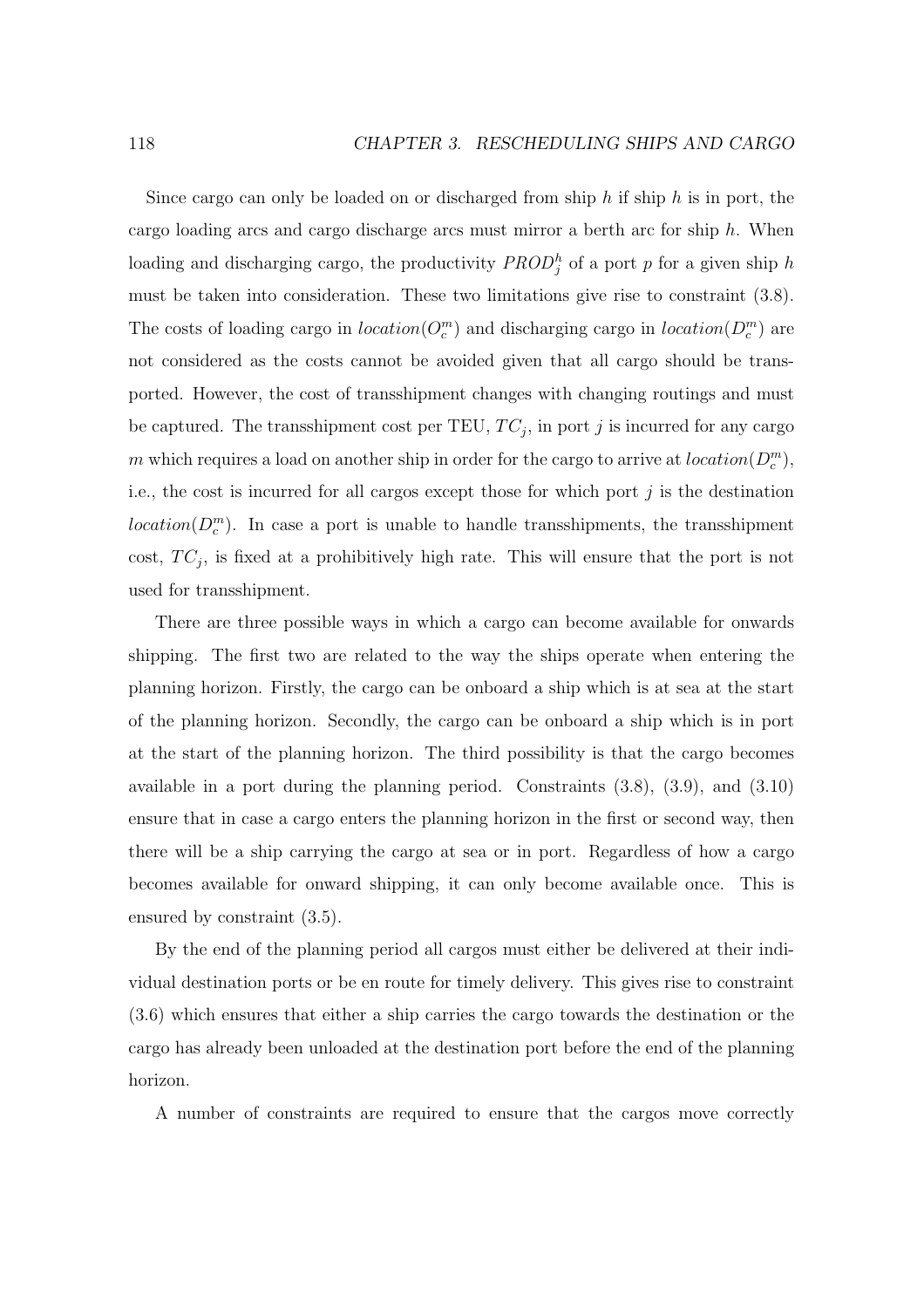Since cargo can only be loaded on or discharged from ship $h$ if ship $h$ is in port, the cargo loading arcs and cargo discharge arcs must mirror a berth arc for ship $h$. When loading and discharging cargo, the productivity $PROD_j^h$ of a port $p$ for a given ship $h$ must be taken into consideration. These two limitations give rise to constraint (3.8). The costs of loading cargo in $location(O_c^m)$ and discharging cargo in $location(D_c^m)$ are not considered as the costs cannot be avoided given that all cargo should be transported. However, the cost of transshipment changes with changing routings and must be captured. The transshipment cost per TEU, $TC_j$, in port $j$ is incurred for any cargo $m$ which requires a load on another ship in order for the cargo to arrive at $location(D_c^m)$, i.e., the cost is incurred for all cargos except those for which port $j$ is the destination $location(D_c^m)$. In case a port is unable to handle transshipments, the transshipment cost, $TC_j$, is fixed at a prohibitively high rate. This will ensure that the port is not used for transshipment.

There are three possible ways in which a cargo can become available for onwards shipping. The first two are related to the way the ships operate when entering the planning horizon. Firstly, the cargo can be onboard a ship which is at sea at the start of the planning horizon. Secondly, the cargo can be onboard a ship which is in port at the start of the planning horizon. The third possibility is that the cargo becomes available in a port during the planning period. Constraints (3.8), (3.9), and (3.10) ensure that in case a cargo enters the planning horizon in the first or second way, then there will be a ship carrying the cargo at sea or in port. Regardless of how a cargo becomes available for onward shipping, it can only become available once. This is ensured by constraint (3.5).

By the end of the planning period all cargos must either be delivered at their individual destination ports or be en route for timely delivery. This gives rise to constraint (3.6) which ensures that either a ship carries the cargo towards the destination or the cargo has already been unloaded at the destination port before the end of the planning horizon.

A number of constraints are required to ensure that the cargos move correctly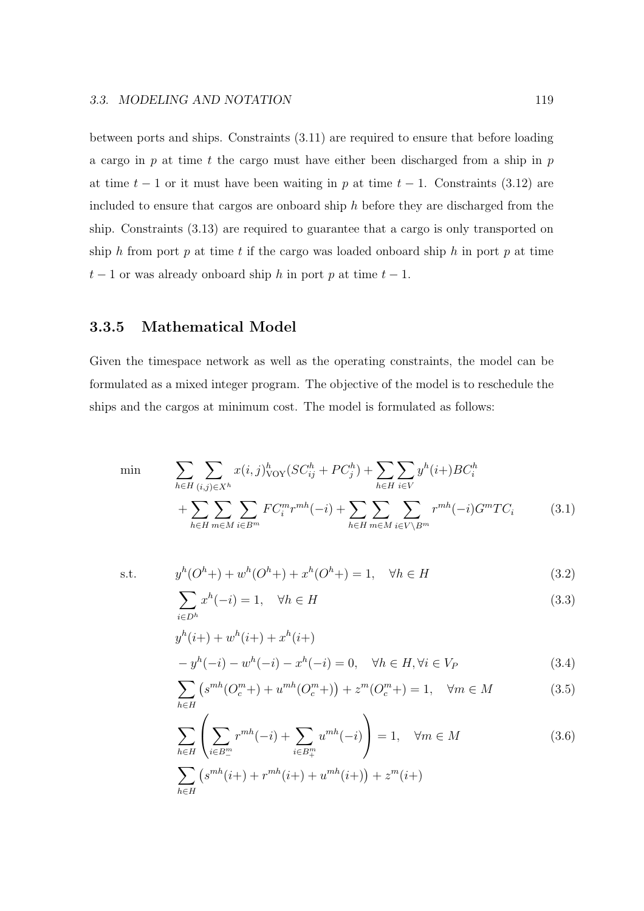between ports and ships. Constraints (3.11) are required to ensure that before loading a cargo in $p$ at time $t$ the cargo must have either been discharged from a ship in $p$ at time $t-1$ or it must have been waiting in $p$ at time $t-1$. Constraints (3.12) are included to ensure that cargos are onboard ship $h$ before they are discharged from the ship. Constraints (3.13) are required to guarantee that a cargo is only transported on ship $h$ from port $p$ at time $t$ if the cargo was loaded onboard ship $h$ in port $p$ at time $t-1$ or was already onboard ship $h$ in port $p$ at time $t-1$.

### 3.3.5 Mathematical Model

Given the timespace network as well as the operating constraints, the model can be formulated as a mixed integer program. The objective of the model is to reschedule the ships and the cargos at minimum cost. The model is formulated as follows:

$$
\begin{aligned}
\min \quad & \sum_{h \in H} \sum_{(i,j) \in X^h} x(i,j)^h_{\text{VOY}} (SC^h_{ij} + PC^h_j) + \sum_{h \in H} \sum_{i \in V} y^h(i+) BC^h_i \\
& + \sum_{h \in H} \sum_{m \in M} \sum_{i \in B^m} FC^m_i r^{mh}(-i) + \sum_{h \in H} \sum_{m \in M} \sum_{i \in V \setminus B^m} r^{mh}(-i) G^m TC_i \qquad (3.1)
\end{aligned}
$$

$$
\begin{aligned}
\text{s.t.} \quad & y^h(O^h+) + w^h(O^h+) + x^h(O^h+) = 1, \quad \forall h \in H \qquad (3.2) \\
& \sum_{i \in D^h} x^h(-i) = 1, \quad \forall h \in H \qquad (3.3) \\
& y^h(i+) + w^h(i+) + x^h(i+) \\
& - y^h(-i) - w^h(-i) - x^h(-i) = 0, \quad \forall h \in H, \forall i \in V_P \qquad (3.4) \\
& \sum_{h \in H} \left( s^{mh}(O^m_c+) + u^{mh}(O^m_c+) \right) + z^m(O^m_c+) = 1, \quad \forall m \in M \qquad (3.5) \\
& \sum_{h \in H} \left( \sum_{i \in B^m_-} r^{mh}(-i) + \sum_{i \in B^m_+} u^{mh}(-i) \right) = 1, \quad \forall m \in M \qquad (3.6) \\
& \sum_{h \in H} \left( s^{mh}(i+) + r^{mh}(i+) + u^{mh}(i+) \right) + z^m(i+)
\end{aligned}
$$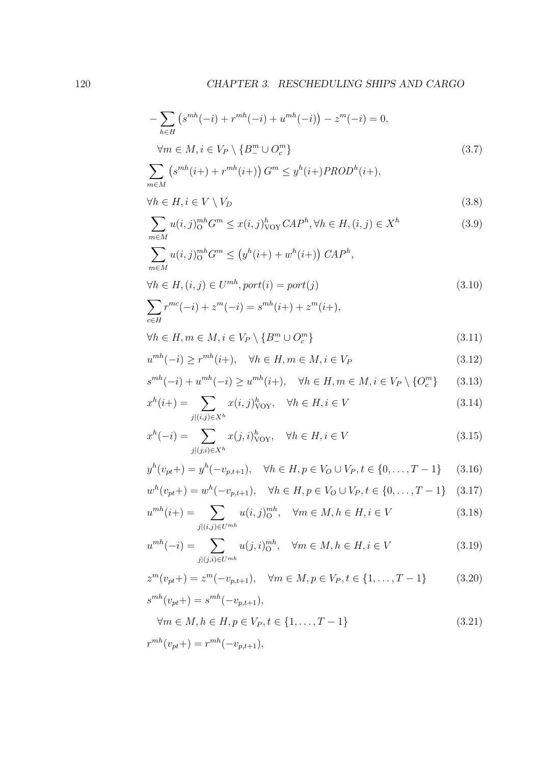$$-\sum_{h \in H} \left( s^{mh}(-i) + r^{mh}(-i) + u^{mh}(-i) \right) - z^{m}(-i) = 0,$$

$$\forall m \in M, i \in V_P \setminus \{B_{-}^{m} \cup O_{c}^{m}\} \tag{3.7}$$

$$\sum_{m \in M} \left( s^{mh}(i+) + r^{mh}(i+) \right) G^{m} \leq y^{h}(i+) PROD^{h}(i+),$$

$$\forall h \in H, i \in V \setminus V_D \tag{3.8}$$

$$\sum_{m \in M} u(i,j)_{\mathrm{O}}^{mh} G^{m} \leq x(i,j)_{\mathrm{VOY}}^{h} CAP^{h}, \forall h \in H, (i,j) \in X^{h} \tag{3.9}$$

$$\sum_{m \in M} u(i,j)_{\mathrm{O}}^{mh} G^{m} \leq \left( y^{h}(i+) + w^{h}(i+) \right) CAP^{h},$$

$$\forall h \in H, (i,j) \in U^{mh}, port(i) = port(j) \tag{3.10}$$

$$\sum_{c \in H} r^{mc}(-i) + z^{m}(-i) = s^{mh}(i+) + z^{m}(i+),$$

$$\forall h \in H, m \in M, i \in V_P \setminus \{B_{-}^{m} \cup O_{c}^{m}\} \tag{3.11}$$

$$u^{mh}(-i) \geq r^{mh}(i+), \quad \forall h \in H, m \in M, i \in V_P \tag{3.12}$$

$$s^{mh}(-i) + u^{mh}(-i) \geq u^{mh}(i+), \quad \forall h \in H, m \in M, i \in V_P \setminus \{O_{c}^{m}\} \tag{3.13}$$

$$x^{h}(i+) = \sum_{j|(i,j) \in X^{h}} x(i,j)_{\mathrm{VOY}}^{h}, \quad \forall h \in H, i \in V \tag{3.14}$$

$$x^{h}(-i) = \sum_{j|(j,i) \in X^{h}} x(j,i)_{\mathrm{VOY}}^{h}, \quad \forall h \in H, i \in V \tag{3.15}$$

$$y^{h}(v_{pt}+) = y^{h}(-v_{p,t+1}), \quad \forall h \in H, p \in V_O \cup V_P, t \in \{0, \ldots, T-1\} \tag{3.16}$$

$$w^{h}(v_{pt}+) = w^{h}(-v_{p,t+1}), \quad \forall h \in H, p \in V_O \cup V_P, t \in \{0, \ldots, T-1\} \tag{3.17}$$

$$u^{mh}(i+) = \sum_{j|(i,j) \in U^{mh}} u(i,j)_{\mathrm{O}}^{mh}, \quad \forall m \in M, h \in H, i \in V \tag{3.18}$$

$$u^{mh}(-i) = \sum_{j|(j,i) \in U^{mh}} u(j,i)_{\mathrm{O}}^{mh}, \quad \forall m \in M, h \in H, i \in V \tag{3.19}$$

$$z^{m}(v_{pt}+) = z^{m}(-v_{p,t+1}), \quad \forall m \in M, p \in V_P, t \in \{1, \ldots, T-1\} \tag{3.20}$$

$$s^{mh}(v_{pt}+) = s^{mh}(-v_{p,t+1}),$$

$$\forall m \in M, h \in H, p \in V_P, t \in \{1, \ldots, T-1\} \tag{3.21}$$

$$r^{mh}(v_{pt}+) = r^{mh}(-v_{p,t+1}),$$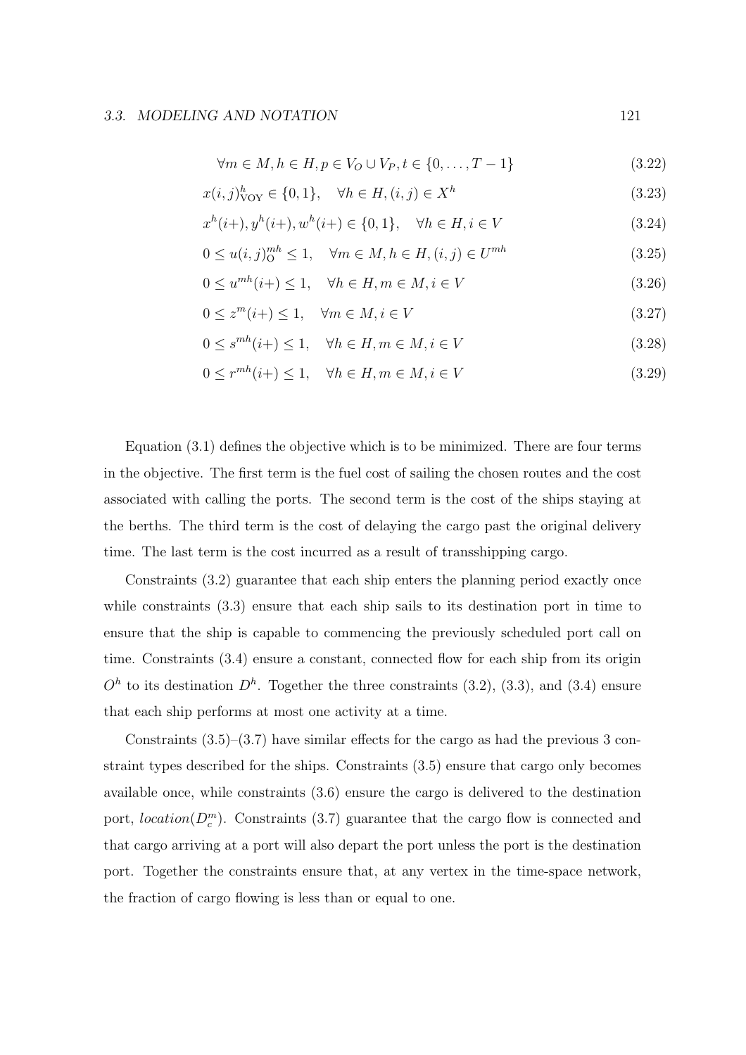$$\forall m \in M, h \in H, p \in V_O \cup V_P, t \in \{0, \dots, T-1\} \tag{3.22}$$

$$x(i,j)^h_{\text{VOY}} \in \{0,1\}, \quad \forall h \in H, (i,j) \in X^h \tag{3.23}$$

$$x^h(i+), y^h(i+), w^h(i+) \in \{0,1\}, \quad \forall h \in H, i \in V \tag{3.24}$$

$$0 \leq u(i,j)^{mh}_{\text{O}} \leq 1, \quad \forall m \in M, h \in H, (i,j) \in U^{mh} \tag{3.25}$$

$$0 \leq u^{mh}(i+) \leq 1, \quad \forall h \in H, m \in M, i \in V \tag{3.26}$$

$$0 \leq z^m(i+) \leq 1, \quad \forall m \in M, i \in V \tag{3.27}$$

$$0 \leq s^{mh}(i+) \leq 1, \quad \forall h \in H, m \in M, i \in V \tag{3.28}$$

$$0 \leq r^{mh}(i+) \leq 1, \quad \forall h \in H, m \in M, i \in V \tag{3.29}$$

Equation (3.1) defines the objective which is to be minimized. There are four terms in the objective. The first term is the fuel cost of sailing the chosen routes and the cost associated with calling the ports. The second term is the cost of the ships staying at the berths. The third term is the cost of delaying the cargo past the original delivery time. The last term is the cost incurred as a result of transshipping cargo.

Constraints (3.2) guarantee that each ship enters the planning period exactly once while constraints (3.3) ensure that each ship sails to its destination port in time to ensure that the ship is capable to commencing the previously scheduled port call on time. Constraints (3.4) ensure a constant, connected flow for each ship from its origin $O^h$ to its destination $D^h$. Together the three constraints (3.2), (3.3), and (3.4) ensure that each ship performs at most one activity at a time.

Constraints (3.5)–(3.7) have similar effects for the cargo as had the previous 3 constraint types described for the ships. Constraints (3.5) ensure that cargo only becomes available once, while constraints (3.6) ensure the cargo is delivered to the destination port, $location(D^m_c)$. Constraints (3.7) guarantee that the cargo flow is connected and that cargo arriving at a port will also depart the port unless the port is the destination port. Together the constraints ensure that, at any vertex in the time-space network, the fraction of cargo flowing is less than or equal to one.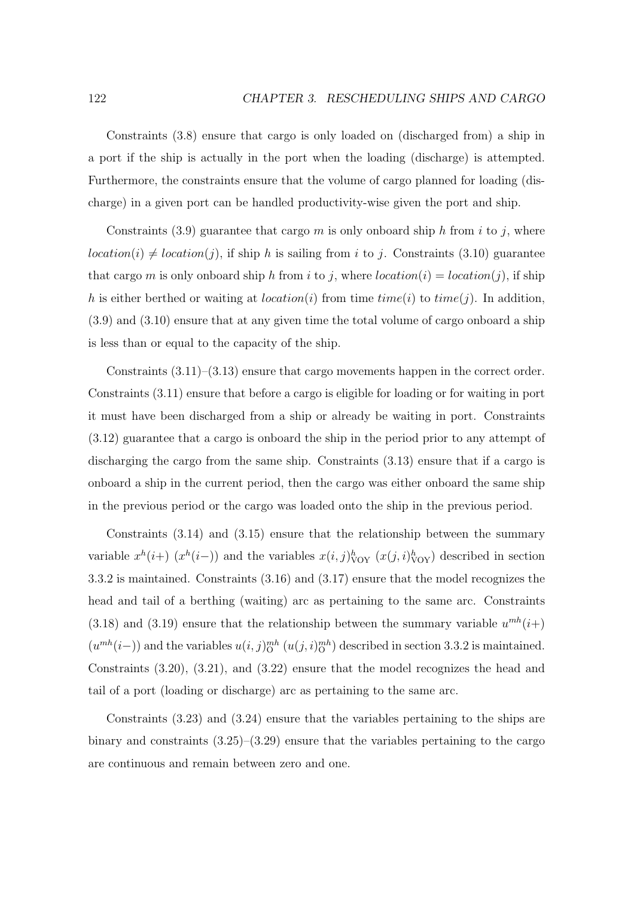Constraints (3.8) ensure that cargo is only loaded on (discharged from) a ship in a port if the ship is actually in the port when the loading (discharge) is attempted. Furthermore, the constraints ensure that the volume of cargo planned for loading (discharge) in a given port can be handled productivity-wise given the port and ship.

Constraints (3.9) guarantee that cargo $m$ is only onboard ship $h$ from $i$ to $j$, where $location(i) \neq location(j)$, if ship $h$ is sailing from $i$ to $j$. Constraints (3.10) guarantee that cargo $m$ is only onboard ship $h$ from $i$ to $j$, where $location(i) = location(j)$, if ship $h$ is either berthed or waiting at $location(i)$ from time $time(i)$ to $time(j)$. In addition, (3.9) and (3.10) ensure that at any given time the total volume of cargo onboard a ship is less than or equal to the capacity of the ship.

Constraints (3.11)–(3.13) ensure that cargo movements happen in the correct order. Constraints (3.11) ensure that before a cargo is eligible for loading or for waiting in port it must have been discharged from a ship or already be waiting in port. Constraints (3.12) guarantee that a cargo is onboard the ship in the period prior to any attempt of discharging the cargo from the same ship. Constraints (3.13) ensure that if a cargo is onboard a ship in the current period, then the cargo was either onboard the same ship in the previous period or the cargo was loaded onto the ship in the previous period.

Constraints (3.14) and (3.15) ensure that the relationship between the summary variable $x^h(i+)$ ($x^h(i-)$) and the variables $x(i,j)^h_{\mathrm{VOY}}$ ($x(j,i)^h_{\mathrm{VOY}}$) described in section 3.3.2 is maintained. Constraints (3.16) and (3.17) ensure that the model recognizes the head and tail of a berthing (waiting) arc as pertaining to the same arc. Constraints (3.18) and (3.19) ensure that the relationship between the summary variable $u^{mh}(i+)$ ($u^{mh}(i-)$) and the variables $u(i,j)^{mh}_{\mathrm{O}}$ ($u(j,i)^{mh}_{\mathrm{O}}$) described in section 3.3.2 is maintained. Constraints (3.20), (3.21), and (3.22) ensure that the model recognizes the head and tail of a port (loading or discharge) arc as pertaining to the same arc.

Constraints (3.23) and (3.24) ensure that the variables pertaining to the ships are binary and constraints (3.25)–(3.29) ensure that the variables pertaining to the cargo are continuous and remain between zero and one.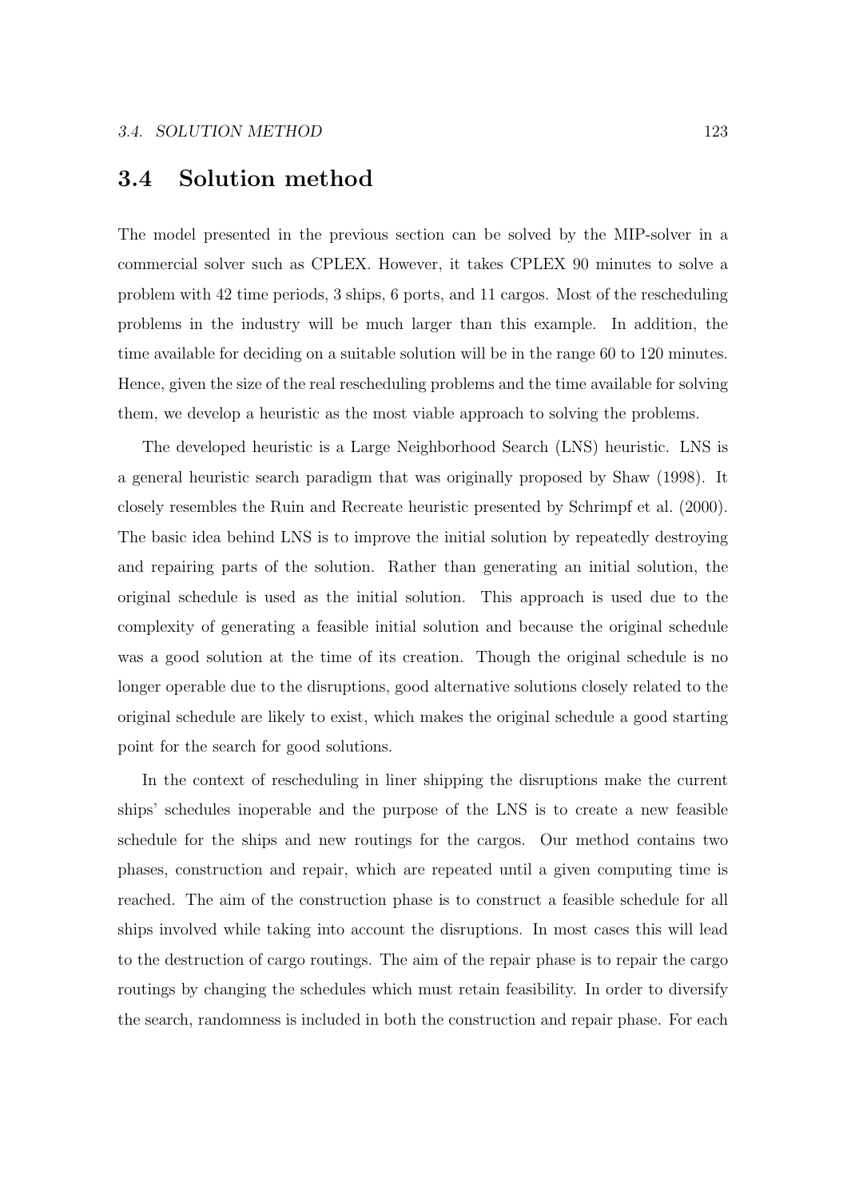## 3.4 Solution method

The model presented in the previous section can be solved by the MIP-solver in a commercial solver such as CPLEX. However, it takes CPLEX 90 minutes to solve a problem with 42 time periods, 3 ships, 6 ports, and 11 cargos. Most of the rescheduling problems in the industry will be much larger than this example. In addition, the time available for deciding on a suitable solution will be in the range 60 to 120 minutes. Hence, given the size of the real rescheduling problems and the time available for solving them, we develop a heuristic as the most viable approach to solving the problems.

The developed heuristic is a Large Neighborhood Search (LNS) heuristic. LNS is a general heuristic search paradigm that was originally proposed by Shaw (1998). It closely resembles the Ruin and Recreate heuristic presented by Schrimpf et al. (2000). The basic idea behind LNS is to improve the initial solution by repeatedly destroying and repairing parts of the solution. Rather than generating an initial solution, the original schedule is used as the initial solution. This approach is used due to the complexity of generating a feasible initial solution and because the original schedule was a good solution at the time of its creation. Though the original schedule is no longer operable due to the disruptions, good alternative solutions closely related to the original schedule are likely to exist, which makes the original schedule a good starting point for the search for good solutions.

In the context of rescheduling in liner shipping the disruptions make the current ships' schedules inoperable and the purpose of the LNS is to create a new feasible schedule for the ships and new routings for the cargos. Our method contains two phases, construction and repair, which are repeated until a given computing time is reached. The aim of the construction phase is to construct a feasible schedule for all ships involved while taking into account the disruptions. In most cases this will lead to the destruction of cargo routings. The aim of the repair phase is to repair the cargo routings by changing the schedules which must retain feasibility. In order to diversify the search, randomness is included in both the construction and repair phase. For each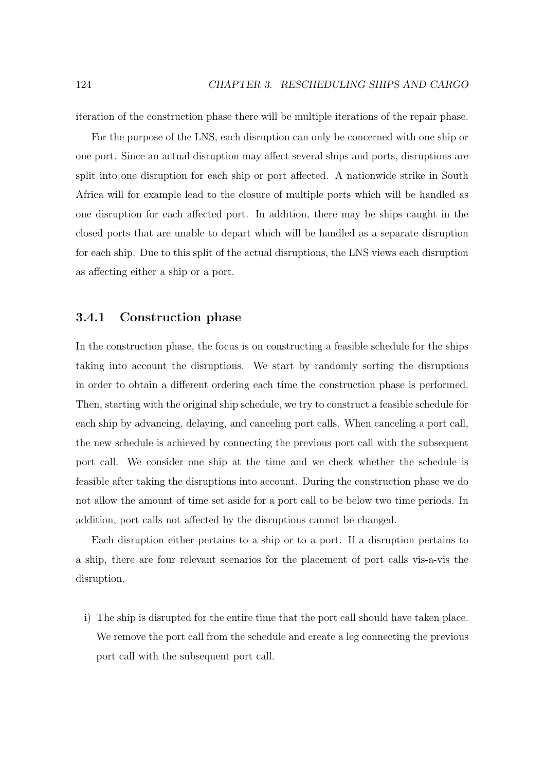iteration of the construction phase there will be multiple iterations of the repair phase.

For the purpose of the LNS, each disruption can only be concerned with one ship or one port. Since an actual disruption may affect several ships and ports, disruptions are split into one disruption for each ship or port affected. A nationwide strike in South Africa will for example lead to the closure of multiple ports which will be handled as one disruption for each affected port. In addition, there may be ships caught in the closed ports that are unable to depart which will be handled as a separate disruption for each ship. Due to this split of the actual disruptions, the LNS views each disruption as affecting either a ship or a port.

### 3.4.1 Construction phase

In the construction phase, the focus is on constructing a feasible schedule for the ships taking into account the disruptions. We start by randomly sorting the disruptions in order to obtain a different ordering each time the construction phase is performed. Then, starting with the original ship schedule, we try to construct a feasible schedule for each ship by advancing, delaying, and canceling port calls. When canceling a port call, the new schedule is achieved by connecting the previous port call with the subsequent port call. We consider one ship at the time and we check whether the schedule is feasible after taking the disruptions into account. During the construction phase we do not allow the amount of time set aside for a port call to be below two time periods. In addition, port calls not affected by the disruptions cannot be changed.

Each disruption either pertains to a ship or to a port. If a disruption pertains to a ship, there are four relevant scenarios for the placement of port calls vis-a-vis the disruption.

i) The ship is disrupted for the entire time that the port call should have taken place. We remove the port call from the schedule and create a leg connecting the previous port call with the subsequent port call.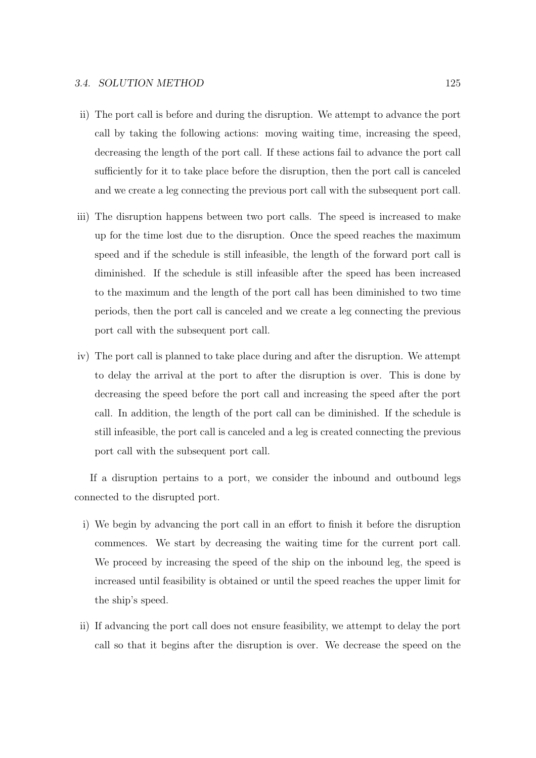ii) The port call is before and during the disruption. We attempt to advance the port call by taking the following actions: moving waiting time, increasing the speed, decreasing the length of the port call. If these actions fail to advance the port call sufficiently for it to take place before the disruption, then the port call is canceled and we create a leg connecting the previous port call with the subsequent port call.

iii) The disruption happens between two port calls. The speed is increased to make up for the time lost due to the disruption. Once the speed reaches the maximum speed and if the schedule is still infeasible, the length of the forward port call is diminished. If the schedule is still infeasible after the speed has been increased to the maximum and the length of the port call has been diminished to two time periods, then the port call is canceled and we create a leg connecting the previous port call with the subsequent port call.

iv) The port call is planned to take place during and after the disruption. We attempt to delay the arrival at the port to after the disruption is over. This is done by decreasing the speed before the port call and increasing the speed after the port call. In addition, the length of the port call can be diminished. If the schedule is still infeasible, the port call is canceled and a leg is created connecting the previous port call with the subsequent port call.

If a disruption pertains to a port, we consider the inbound and outbound legs connected to the disrupted port.

i) We begin by advancing the port call in an effort to finish it before the disruption commences. We start by decreasing the waiting time for the current port call. We proceed by increasing the speed of the ship on the inbound leg, the speed is increased until feasibility is obtained or until the speed reaches the upper limit for the ship's speed.

ii) If advancing the port call does not ensure feasibility, we attempt to delay the port call so that it begins after the disruption is over. We decrease the speed on the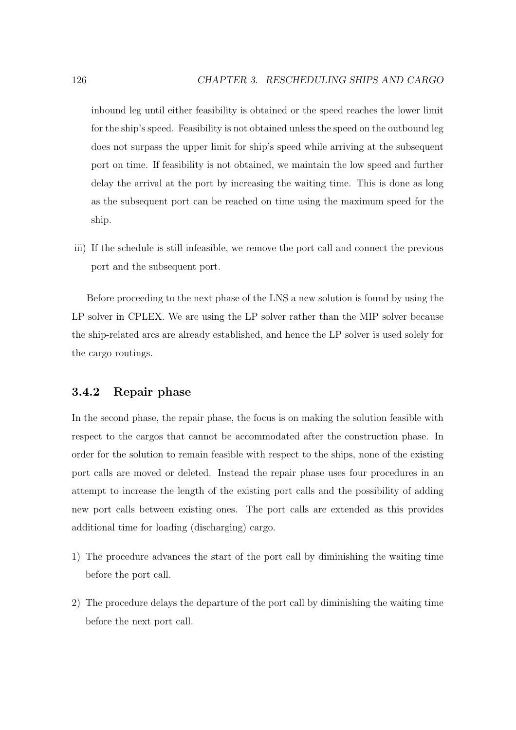inbound leg until either feasibility is obtained or the speed reaches the lower limit for the ship's speed. Feasibility is not obtained unless the speed on the outbound leg does not surpass the upper limit for ship's speed while arriving at the subsequent port on time. If feasibility is not obtained, we maintain the low speed and further delay the arrival at the port by increasing the waiting time. This is done as long as the subsequent port can be reached on time using the maximum speed for the ship.

iii) If the schedule is still infeasible, we remove the port call and connect the previous port and the subsequent port.

Before proceeding to the next phase of the LNS a new solution is found by using the LP solver in CPLEX. We are using the LP solver rather than the MIP solver because the ship-related arcs are already established, and hence the LP solver is used solely for the cargo routings.

### 3.4.2 Repair phase

In the second phase, the repair phase, the focus is on making the solution feasible with respect to the cargos that cannot be accommodated after the construction phase. In order for the solution to remain feasible with respect to the ships, none of the existing port calls are moved or deleted. Instead the repair phase uses four procedures in an attempt to increase the length of the existing port calls and the possibility of adding new port calls between existing ones. The port calls are extended as this provides additional time for loading (discharging) cargo.

1) The procedure advances the start of the port call by diminishing the waiting time before the port call.

2) The procedure delays the departure of the port call by diminishing the waiting time before the next port call.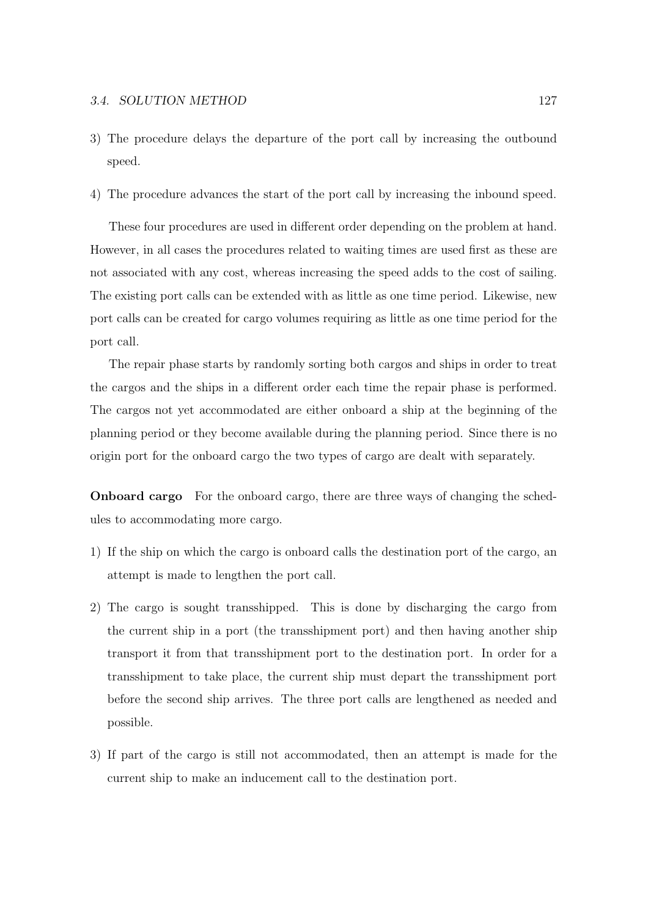3) The procedure delays the departure of the port call by increasing the outbound speed.

4) The procedure advances the start of the port call by increasing the inbound speed.

These four procedures are used in different order depending on the problem at hand. However, in all cases the procedures related to waiting times are used first as these are not associated with any cost, whereas increasing the speed adds to the cost of sailing. The existing port calls can be extended with as little as one time period. Likewise, new port calls can be created for cargo volumes requiring as little as one time period for the port call.

The repair phase starts by randomly sorting both cargos and ships in order to treat the cargos and the ships in a different order each time the repair phase is performed. The cargos not yet accommodated are either onboard a ship at the beginning of the planning period or they become available during the planning period. Since there is no origin port for the onboard cargo the two types of cargo are dealt with separately.

**Onboard cargo** For the onboard cargo, there are three ways of changing the schedules to accommodating more cargo.

1) If the ship on which the cargo is onboard calls the destination port of the cargo, an attempt is made to lengthen the port call.

2) The cargo is sought transshipped. This is done by discharging the cargo from the current ship in a port (the transshipment port) and then having another ship transport it from that transshipment port to the destination port. In order for a transshipment to take place, the current ship must depart the transshipment port before the second ship arrives. The three port calls are lengthened as needed and possible.

3) If part of the cargo is still not accommodated, then an attempt is made for the current ship to make an inducement call to the destination port.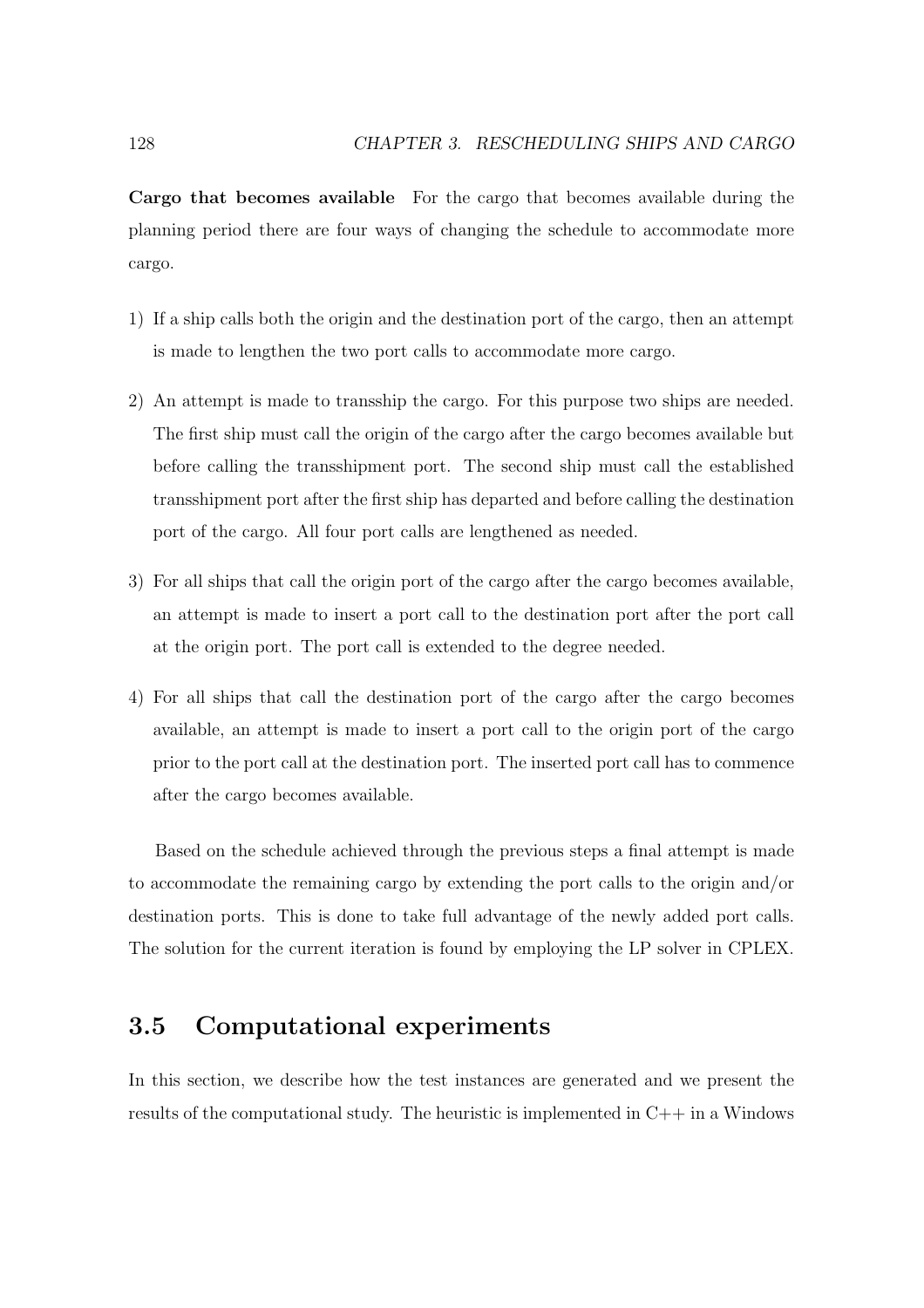**Cargo that becomes available** For the cargo that becomes available during the planning period there are four ways of changing the schedule to accommodate more cargo.

1) If a ship calls both the origin and the destination port of the cargo, then an attempt is made to lengthen the two port calls to accommodate more cargo.

2) An attempt is made to transship the cargo. For this purpose two ships are needed. The first ship must call the origin of the cargo after the cargo becomes available but before calling the transshipment port. The second ship must call the established transshipment port after the first ship has departed and before calling the destination port of the cargo. All four port calls are lengthened as needed.

3) For all ships that call the origin port of the cargo after the cargo becomes available, an attempt is made to insert a port call to the destination port after the port call at the origin port. The port call is extended to the degree needed.

4) For all ships that call the destination port of the cargo after the cargo becomes available, an attempt is made to insert a port call to the origin port of the cargo prior to the port call at the destination port. The inserted port call has to commence after the cargo becomes available.

Based on the schedule achieved through the previous steps a final attempt is made to accommodate the remaining cargo by extending the port calls to the origin and/or destination ports. This is done to take full advantage of the newly added port calls. The solution for the current iteration is found by employing the LP solver in CPLEX.

## 3.5 Computational experiments

In this section, we describe how the test instances are generated and we present the results of the computational study. The heuristic is implemented in C++ in a Windows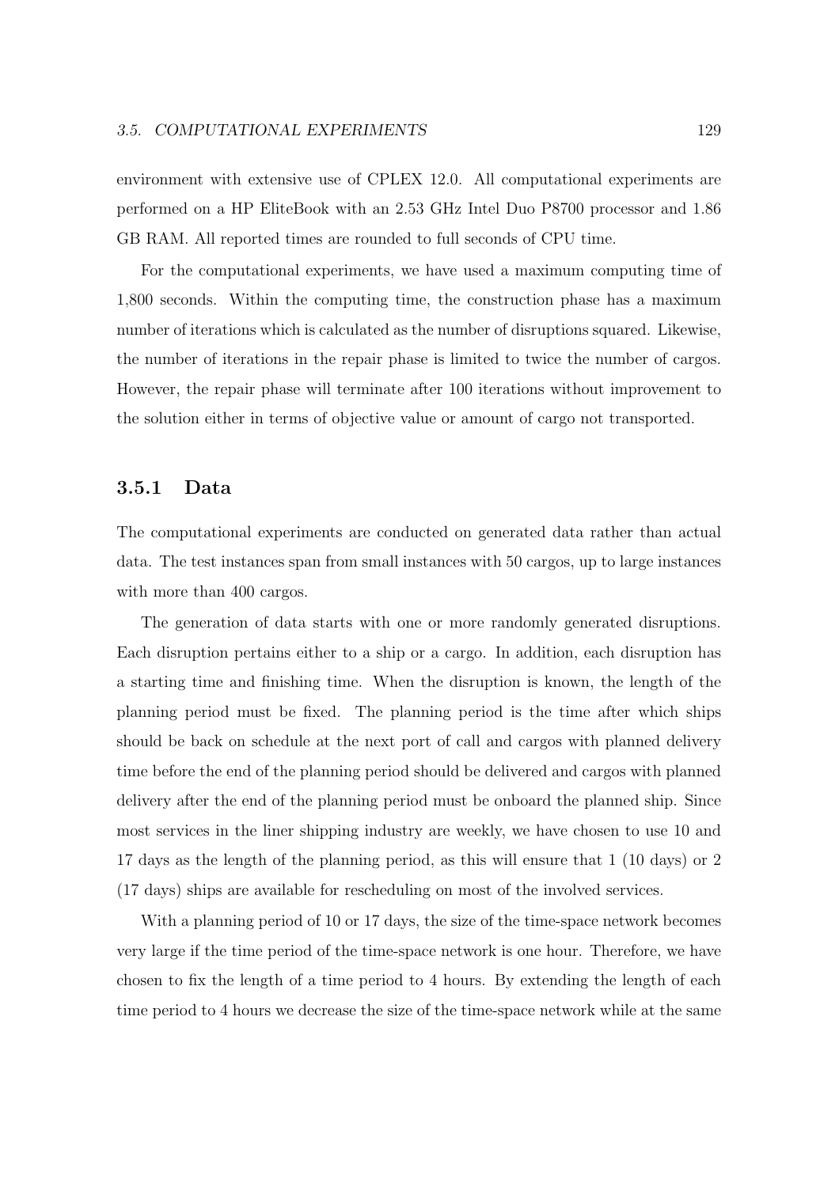environment with extensive use of CPLEX 12.0. All computational experiments are performed on a HP EliteBook with an 2.53 GHz Intel Duo P8700 processor and 1.86 GB RAM. All reported times are rounded to full seconds of CPU time.

For the computational experiments, we have used a maximum computing time of 1,800 seconds. Within the computing time, the construction phase has a maximum number of iterations which is calculated as the number of disruptions squared. Likewise, the number of iterations in the repair phase is limited to twice the number of cargos. However, the repair phase will terminate after 100 iterations without improvement to the solution either in terms of objective value or amount of cargo not transported.

### 3.5.1 Data

The computational experiments are conducted on generated data rather than actual data. The test instances span from small instances with 50 cargos, up to large instances with more than 400 cargos.

The generation of data starts with one or more randomly generated disruptions. Each disruption pertains either to a ship or a cargo. In addition, each disruption has a starting time and finishing time. When the disruption is known, the length of the planning period must be fixed. The planning period is the time after which ships should be back on schedule at the next port of call and cargos with planned delivery time before the end of the planning period should be delivered and cargos with planned delivery after the end of the planning period must be onboard the planned ship. Since most services in the liner shipping industry are weekly, we have chosen to use 10 and 17 days as the length of the planning period, as this will ensure that 1 (10 days) or 2 (17 days) ships are available for rescheduling on most of the involved services.

With a planning period of 10 or 17 days, the size of the time-space network becomes very large if the time period of the time-space network is one hour. Therefore, we have chosen to fix the length of a time period to 4 hours. By extending the length of each time period to 4 hours we decrease the size of the time-space network while at the same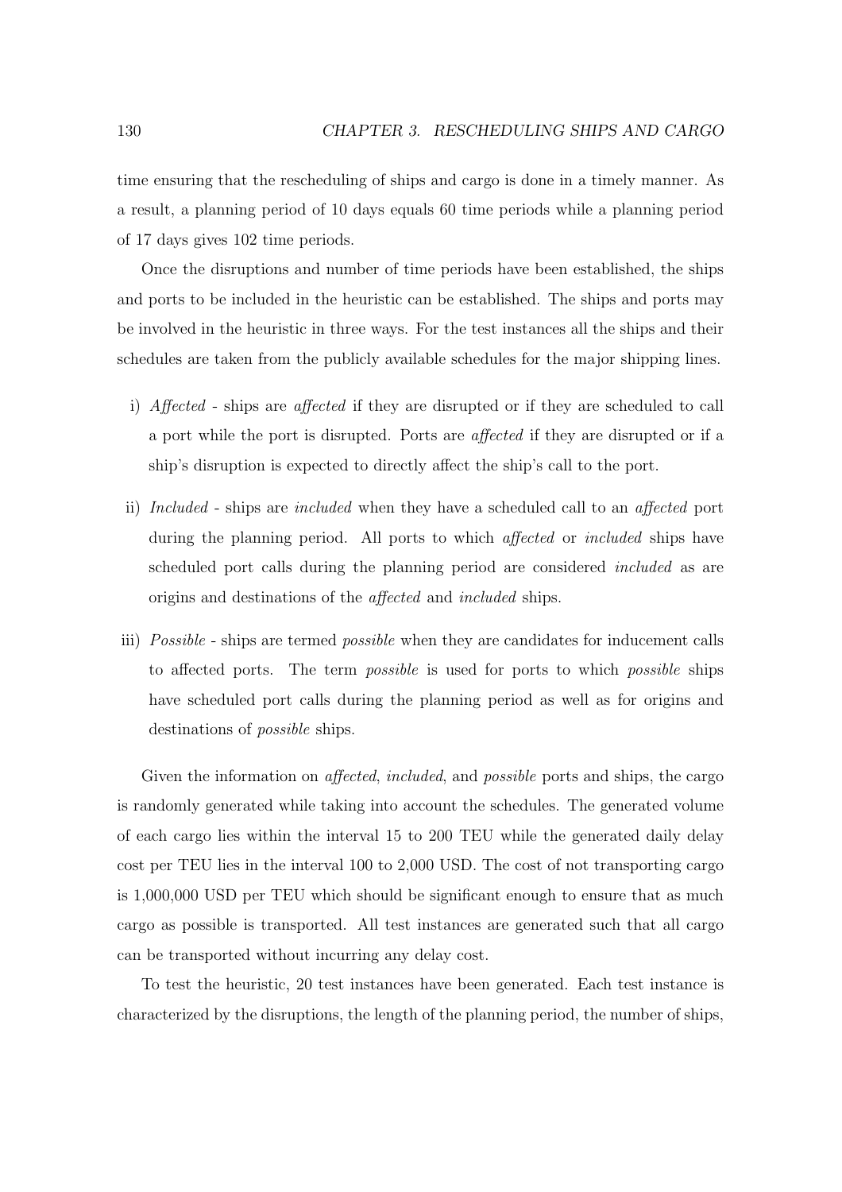time ensuring that the rescheduling of ships and cargo is done in a timely manner. As a result, a planning period of 10 days equals 60 time periods while a planning period of 17 days gives 102 time periods.

Once the disruptions and number of time periods have been established, the ships and ports to be included in the heuristic can be established. The ships and ports may be involved in the heuristic in three ways. For the test instances all the ships and their schedules are taken from the publicly available schedules for the major shipping lines.

i) *Affected* - ships are *affected* if they are disrupted or if they are scheduled to call a port while the port is disrupted. Ports are *affected* if they are disrupted or if a ship's disruption is expected to directly affect the ship's call to the port.

ii) *Included* - ships are *included* when they have a scheduled call to an *affected* port during the planning period. All ports to which *affected* or *included* ships have scheduled port calls during the planning period are considered *included* as are origins and destinations of the *affected* and *included* ships.

iii) *Possible* - ships are termed *possible* when they are candidates for inducement calls to affected ports. The term *possible* is used for ports to which *possible* ships have scheduled port calls during the planning period as well as for origins and destinations of *possible* ships.

Given the information on *affected*, *included*, and *possible* ports and ships, the cargo is randomly generated while taking into account the schedules. The generated volume of each cargo lies within the interval 15 to 200 TEU while the generated daily delay cost per TEU lies in the interval 100 to 2,000 USD. The cost of not transporting cargo is 1,000,000 USD per TEU which should be significant enough to ensure that as much cargo as possible is transported. All test instances are generated such that all cargo can be transported without incurring any delay cost.

To test the heuristic, 20 test instances have been generated. Each test instance is characterized by the disruptions, the length of the planning period, the number of ships,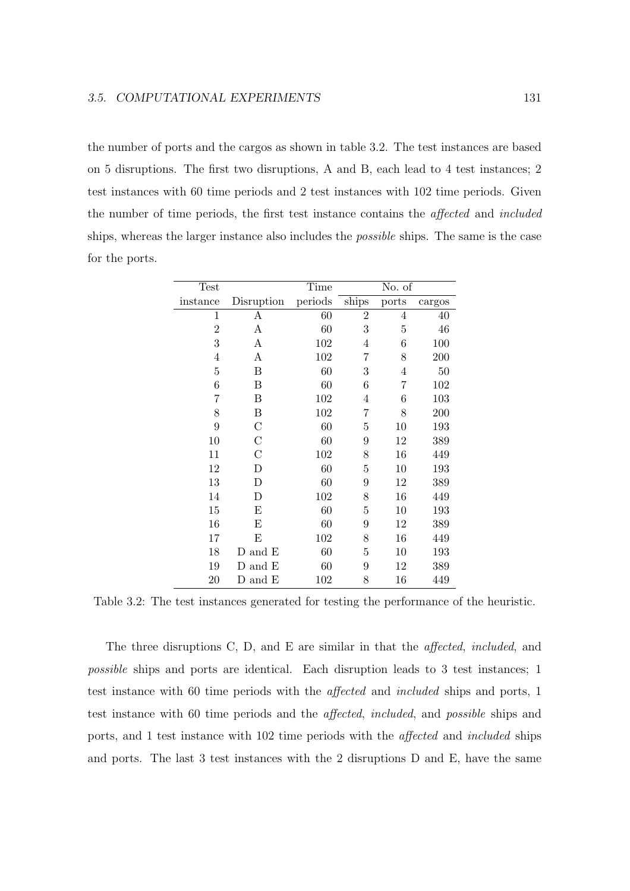the number of ports and the cargos as shown in table 3.2. The test instances are based on 5 disruptions. The first two disruptions, A and B, each lead to 4 test instances; 2 test instances with 60 time periods and 2 test instances with 102 time periods. Given the number of time periods, the first test instance contains the *affected* and *included* ships, whereas the larger instance also includes the *possible* ships. The same is the case for the ports.

| Test | | Time | No. of | | |
|---|---|---|---|---|---|
| instance | Disruption | periods | ships | ports | cargos |
| 1 | A | 60 | 2 | 4 | 40 |
| 2 | A | 60 | 3 | 5 | 46 |
| 3 | A | 102 | 4 | 6 | 100 |
| 4 | A | 102 | 7 | 8 | 200 |
| 5 | B | 60 | 3 | 4 | 50 |
| 6 | B | 60 | 6 | 7 | 102 |
| 7 | B | 102 | 4 | 6 | 103 |
| 8 | B | 102 | 7 | 8 | 200 |
| 9 | C | 60 | 5 | 10 | 193 |
| 10 | C | 60 | 9 | 12 | 389 |
| 11 | C | 102 | 8 | 16 | 449 |
| 12 | D | 60 | 5 | 10 | 193 |
| 13 | D | 60 | 9 | 12 | 389 |
| 14 | D | 102 | 8 | 16 | 449 |
| 15 | E | 60 | 5 | 10 | 193 |
| 16 | E | 60 | 9 | 12 | 389 |
| 17 | E | 102 | 8 | 16 | 449 |
| 18 | D and E | 60 | 5 | 10 | 193 |
| 19 | D and E | 60 | 9 | 12 | 389 |
| 20 | D and E | 102 | 8 | 16 | 449 |

Table 3.2: The test instances generated for testing the performance of the heuristic.

The three disruptions C, D, and E are similar in that the *affected*, *included*, and *possible* ships and ports are identical. Each disruption leads to 3 test instances; 1 test instance with 60 time periods with the *affected* and *included* ships and ports, 1 test instance with 60 time periods and the *affected*, *included*, and *possible* ships and ports, and 1 test instance with 102 time periods with the *affected* and *included* ships and ports. The last 3 test instances with the 2 disruptions D and E, have the same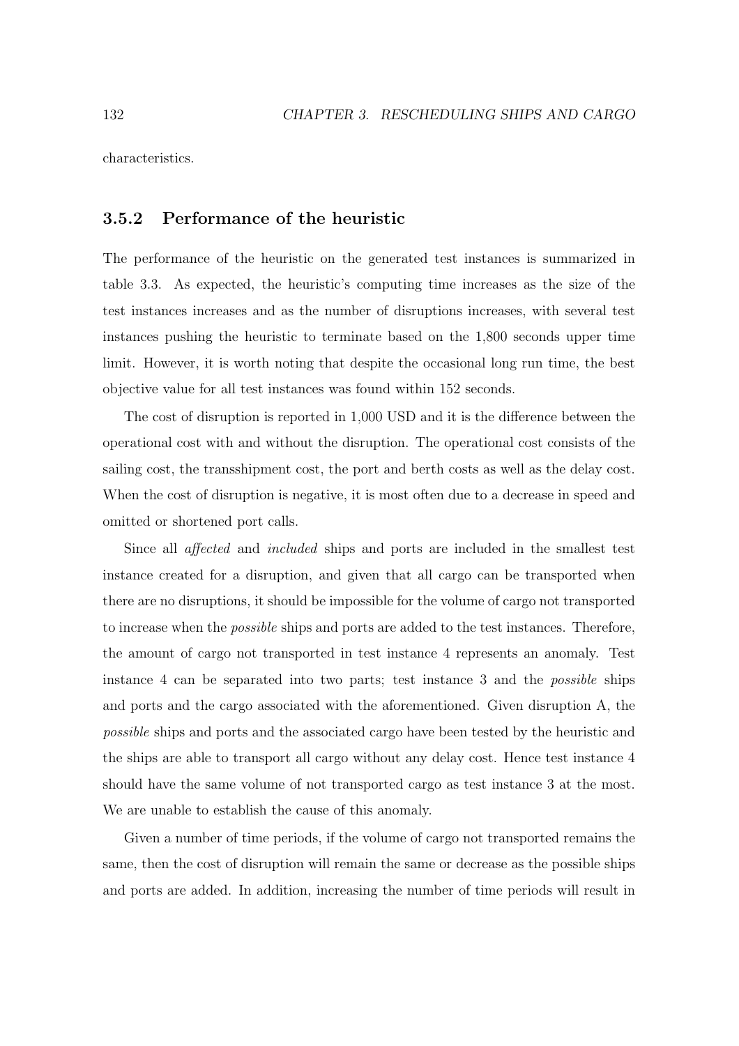characteristics.

### 3.5.2 Performance of the heuristic

The performance of the heuristic on the generated test instances is summarized in table 3.3. As expected, the heuristic's computing time increases as the size of the test instances increases and as the number of disruptions increases, with several test instances pushing the heuristic to terminate based on the 1,800 seconds upper time limit. However, it is worth noting that despite the occasional long run time, the best objective value for all test instances was found within 152 seconds.

The cost of disruption is reported in 1,000 USD and it is the difference between the operational cost with and without the disruption. The operational cost consists of the sailing cost, the transshipment cost, the port and berth costs as well as the delay cost. When the cost of disruption is negative, it is most often due to a decrease in speed and omitted or shortened port calls.

Since all *affected* and *included* ships and ports are included in the smallest test instance created for a disruption, and given that all cargo can be transported when there are no disruptions, it should be impossible for the volume of cargo not transported to increase when the *possible* ships and ports are added to the test instances. Therefore, the amount of cargo not transported in test instance 4 represents an anomaly. Test instance 4 can be separated into two parts; test instance 3 and the *possible* ships and ports and the cargo associated with the aforementioned. Given disruption A, the *possible* ships and ports and the associated cargo have been tested by the heuristic and the ships are able to transport all cargo without any delay cost. Hence test instance 4 should have the same volume of not transported cargo as test instance 3 at the most. We are unable to establish the cause of this anomaly.

Given a number of time periods, if the volume of cargo not transported remains the same, then the cost of disruption will remain the same or decrease as the possible ships and ports are added. In addition, increasing the number of time periods will result in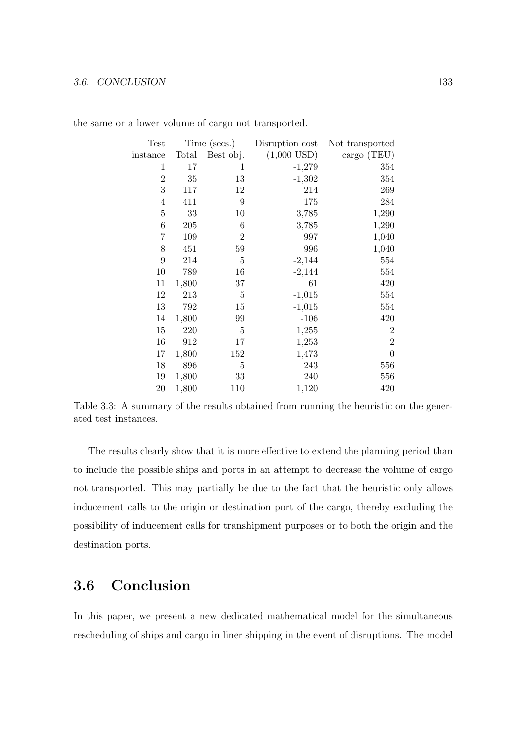the same or a lower volume of cargo not transported.

| Test | Time (secs.) | | Disruption cost | Not transported |
|---|---|---|---|---|
| instance | Total | Best obj. | (1,000 USD) | cargo (TEU) |
| 1 | 17 | 1 | -1,279 | 354 |
| 2 | 35 | 13 | -1,302 | 354 |
| 3 | 117 | 12 | 214 | 269 |
| 4 | 411 | 9 | 175 | 284 |
| 5 | 33 | 10 | 3,785 | 1,290 |
| 6 | 205 | 6 | 3,785 | 1,290 |
| 7 | 109 | 2 | 997 | 1,040 |
| 8 | 451 | 59 | 996 | 1,040 |
| 9 | 214 | 5 | -2,144 | 554 |
| 10 | 789 | 16 | -2,144 | 554 |
| 11 | 1,800 | 37 | 61 | 420 |
| 12 | 213 | 5 | -1,015 | 554 |
| 13 | 792 | 15 | -1,015 | 554 |
| 14 | 1,800 | 99 | -106 | 420 |
| 15 | 220 | 5 | 1,255 | 2 |
| 16 | 912 | 17 | 1,253 | 2 |
| 17 | 1,800 | 152 | 1,473 | 0 |
| 18 | 896 | 5 | 243 | 556 |
| 19 | 1,800 | 33 | 240 | 556 |
| 20 | 1,800 | 110 | 1,120 | 420 |

Table 3.3: A summary of the results obtained from running the heuristic on the generated test instances.

The results clearly show that it is more effective to extend the planning period than to include the possible ships and ports in an attempt to decrease the volume of cargo not transported. This may partially be due to the fact that the heuristic only allows inducement calls to the origin or destination port of the cargo, thereby excluding the possibility of inducement calls for transhipment purposes or to both the origin and the destination ports.

## 3.6 Conclusion

In this paper, we present a new dedicated mathematical model for the simultaneous rescheduling of ships and cargo in liner shipping in the event of disruptions. The model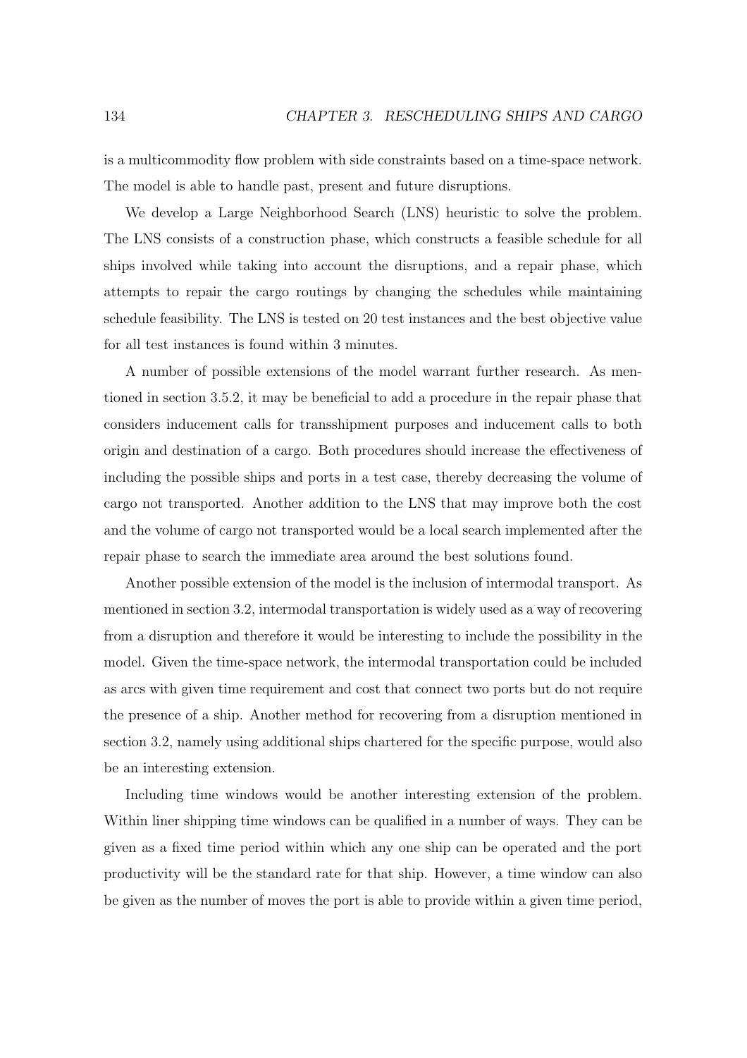is a multicommodity flow problem with side constraints based on a time-space network. The model is able to handle past, present and future disruptions.

We develop a Large Neighborhood Search (LNS) heuristic to solve the problem. The LNS consists of a construction phase, which constructs a feasible schedule for all ships involved while taking into account the disruptions, and a repair phase, which attempts to repair the cargo routings by changing the schedules while maintaining schedule feasibility. The LNS is tested on 20 test instances and the best objective value for all test instances is found within 3 minutes.

A number of possible extensions of the model warrant further research. As mentioned in section 3.5.2, it may be beneficial to add a procedure in the repair phase that considers inducement calls for transshipment purposes and inducement calls to both origin and destination of a cargo. Both procedures should increase the effectiveness of including the possible ships and ports in a test case, thereby decreasing the volume of cargo not transported. Another addition to the LNS that may improve both the cost and the volume of cargo not transported would be a local search implemented after the repair phase to search the immediate area around the best solutions found.

Another possible extension of the model is the inclusion of intermodal transport. As mentioned in section 3.2, intermodal transportation is widely used as a way of recovering from a disruption and therefore it would be interesting to include the possibility in the model. Given the time-space network, the intermodal transportation could be included as arcs with given time requirement and cost that connect two ports but do not require the presence of a ship. Another method for recovering from a disruption mentioned in section 3.2, namely using additional ships chartered for the specific purpose, would also be an interesting extension.

Including time windows would be another interesting extension of the problem. Within liner shipping time windows can be qualified in a number of ways. They can be given as a fixed time period within which any one ship can be operated and the port productivity will be the standard rate for that ship. However, a time window can also be given as the number of moves the port is able to provide within a given time period,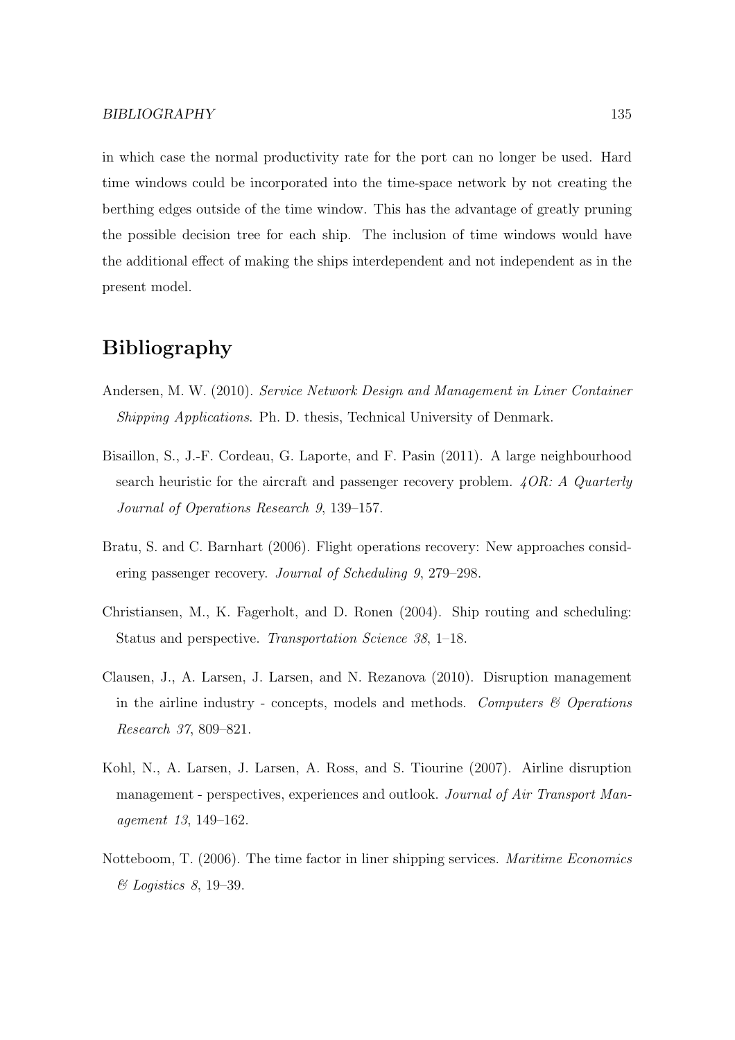in which case the normal productivity rate for the port can no longer be used. Hard time windows could be incorporated into the time-space network by not creating the berthing edges outside of the time window. This has the advantage of greatly pruning the possible decision tree for each ship. The inclusion of time windows would have the additional effect of making the ships interdependent and not independent as in the present model.

# Bibliography

Andersen, M. W. (2010). *Service Network Design and Management in Liner Container Shipping Applications*. Ph. D. thesis, Technical University of Denmark.

Bisaillon, S., J.-F. Cordeau, G. Laporte, and F. Pasin (2011). A large neighbourhood search heuristic for the aircraft and passenger recovery problem. *4OR: A Quarterly Journal of Operations Research 9*, 139–157.

Bratu, S. and C. Barnhart (2006). Flight operations recovery: New approaches considering passenger recovery. *Journal of Scheduling 9*, 279–298.

Christiansen, M., K. Fagerholt, and D. Ronen (2004). Ship routing and scheduling: Status and perspective. *Transportation Science 38*, 1–18.

Clausen, J., A. Larsen, J. Larsen, and N. Rezanova (2010). Disruption management in the airline industry - concepts, models and methods. *Computers & Operations Research 37*, 809–821.

Kohl, N., A. Larsen, J. Larsen, A. Ross, and S. Tiourine (2007). Airline disruption management - perspectives, experiences and outlook. *Journal of Air Transport Management 13*, 149–162.

Notteboom, T. (2006). The time factor in liner shipping services. *Maritime Economics & Logistics 8*, 19–39.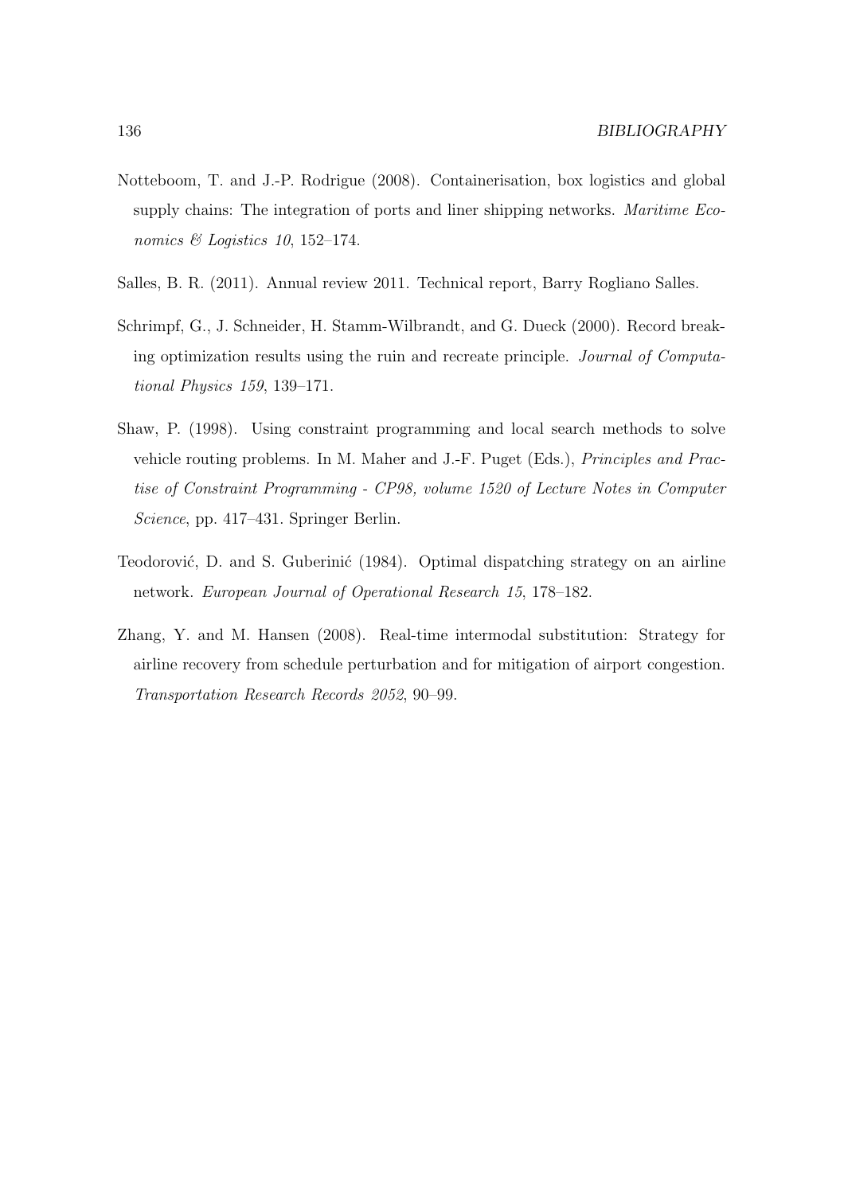Notteboom, T. and J.-P. Rodrigue (2008). Containerisation, box logistics and global supply chains: The integration of ports and liner shipping networks. *Maritime Economics & Logistics 10*, 152–174.

Salles, B. R. (2011). Annual review 2011. Technical report, Barry Rogliano Salles.

Schrimpf, G., J. Schneider, H. Stamm-Wilbrandt, and G. Dueck (2000). Record breaking optimization results using the ruin and recreate principle. *Journal of Computational Physics 159*, 139–171.

Shaw, P. (1998). Using constraint programming and local search methods to solve vehicle routing problems. In M. Maher and J.-F. Puget (Eds.), *Principles and Practise of Constraint Programming - CP98, volume 1520 of Lecture Notes in Computer Science*, pp. 417–431. Springer Berlin.

Teodorović, D. and S. Guberinić (1984). Optimal dispatching strategy on an airline network. *European Journal of Operational Research 15*, 178–182.

Zhang, Y. and M. Hansen (2008). Real-time intermodal substitution: Strategy for airline recovery from schedule perturbation and for mitigation of airport congestion. *Transportation Research Records 2052*, 90–99.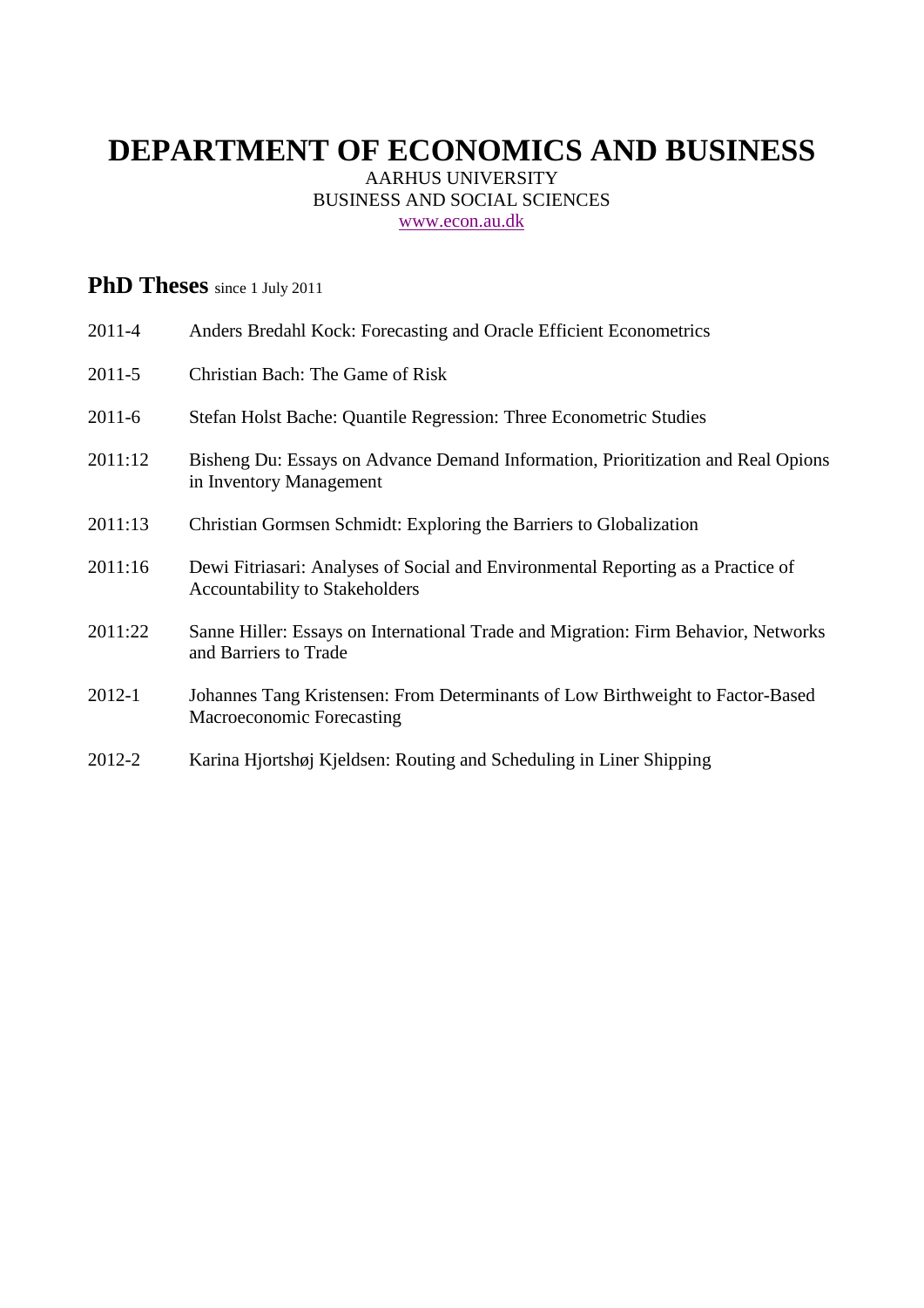# DEPARTMENT OF ECONOMICS AND BUSINESS

AARHUS UNIVERSITY
BUSINESS AND SOCIAL SCIENCES
www.econ.au.dk

## PhD Theses since 1 July 2011

2011-4 Anders Bredahl Kock: Forecasting and Oracle Efficient Econometrics

2011-5 Christian Bach: The Game of Risk

2011-6 Stefan Holst Bache: Quantile Regression: Three Econometric Studies

2011:12 Bisheng Du: Essays on Advance Demand Information, Prioritization and Real Opions in Inventory Management

2011:13 Christian Gormsen Schmidt: Exploring the Barriers to Globalization

2011:16 Dewi Fitriasari: Analyses of Social and Environmental Reporting as a Practice of Accountability to Stakeholders

2011:22 Sanne Hiller: Essays on International Trade and Migration: Firm Behavior, Networks and Barriers to Trade

2012-1 Johannes Tang Kristensen: From Determinants of Low Birthweight to Factor-Based Macroeconomic Forecasting

2012-2 Karina Hjortshøj Kjeldsen: Routing and Scheduling in Liner Shipping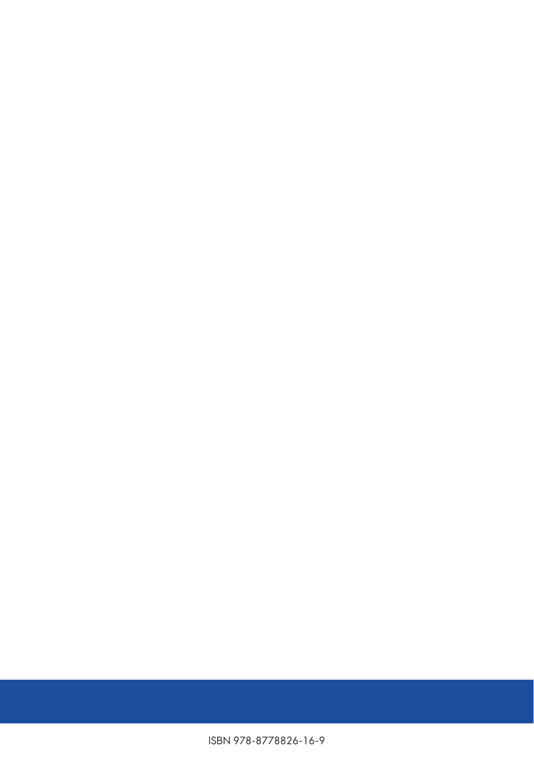ISBN 978-8778826-16-9